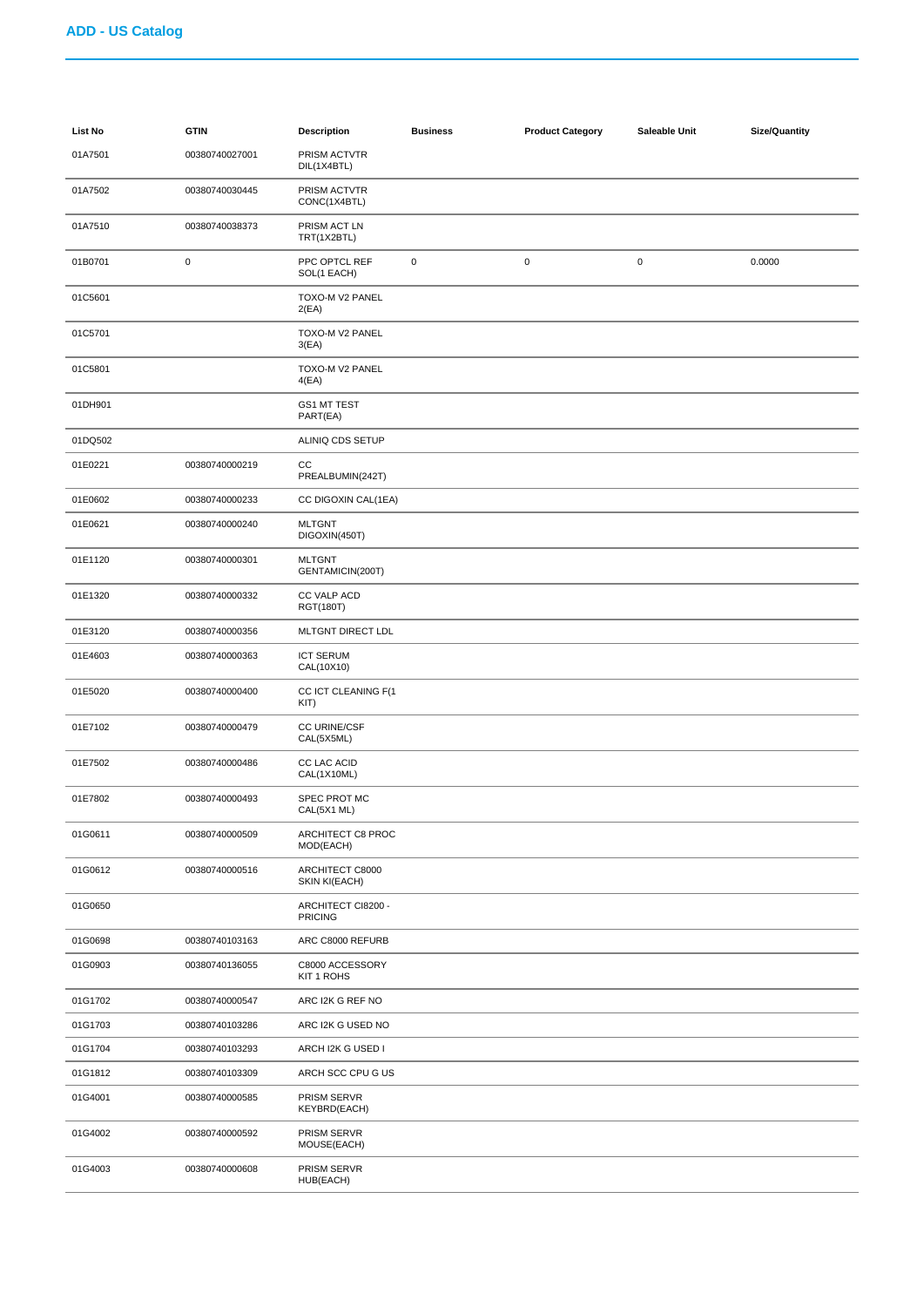## ADD - US Catalog

| List No | GTIN | Description | Business | Product Category | Saleable Unit | Size/Quantity |
|---|---|---|---|---|---|---|
| 01A7501 | 00380740027001 | PRISM ACTVTR DIL(1X4BTL) | | | | |
| 01A7502 | 00380740030445 | PRISM ACTVTR CONC(1X4BTL) | | | | |
| 01A7510 | 00380740038373 | PRISM ACT LN TRT(1X2BTL) | | | | |
| 01B0701 | 0 | PPC OPTCL REF SOL(1 EACH) | 0 | 0 | 0 | 0.0000 |
| 01C5601 | | TOXO-M V2 PANEL 2(EA) | | | | |
| 01C5701 | | TOXO-M V2 PANEL 3(EA) | | | | |
| 01C5801 | | TOXO-M V2 PANEL 4(EA) | | | | |
| 01DH901 | | GS1 MT TEST PART(EA) | | | | |
| 01DQ502 | | ALINIQ CDS SETUP | | | | |
| 01E0221 | 00380740000219 | CC PREALBUMIN(242T) | | | | |
| 01E0602 | 00380740000233 | CC DIGOXIN CAL(1EA) | | | | |
| 01E0621 | 00380740000240 | MLTGNT DIGOXIN(450T) | | | | |
| 01E1120 | 00380740000301 | MLTGNT GENTAMICIN(200T) | | | | |
| 01E1320 | 00380740000332 | CC VALP ACD RGT(180T) | | | | |
| 01E3120 | 00380740000356 | MLTGNT DIRECT LDL | | | | |
| 01E4603 | 00380740000363 | ICT SERUM CAL(10X10) | | | | |
| 01E5020 | 00380740000400 | CC ICT CLEANING F(1 KIT) | | | | |
| 01E7102 | 00380740000479 | CC URINE/CSF CAL(5X5ML) | | | | |
| 01E7502 | 00380740000486 | CC LAC ACID CAL(1X10ML) | | | | |
| 01E7802 | 00380740000493 | SPEC PROT MC CAL(5X1 ML) | | | | |
| 01G0611 | 00380740000509 | ARCHITECT C8 PROC MOD(EACH) | | | | |
| 01G0612 | 00380740000516 | ARCHITECT C8000 SKIN KI(EACH) | | | | |
| 01G0650 | | ARCHITECT CI8200 - PRICING | | | | |
| 01G0698 | 00380740103163 | ARC C8000 REFURB | | | | |
| 01G0903 | 00380740136055 | C8000 ACCESSORY KIT 1 ROHS | | | | |
| 01G1702 | 00380740000547 | ARC I2K G REF NO | | | | |
| 01G1703 | 00380740103286 | ARC I2K G USED NO | | | | |
| 01G1704 | 00380740103293 | ARCH I2K G USED I | | | | |
| 01G1812 | 00380740103309 | ARCH SCC CPU G US | | | | |
| 01G4001 | 00380740000585 | PRISM SERVR KEYBRD(EACH) | | | | |
| 01G4002 | 00380740000592 | PRISM SERVR MOUSE(EACH) | | | | |
| 01G4003 | 00380740000608 | PRISM SERVR HUB(EACH) | | | | |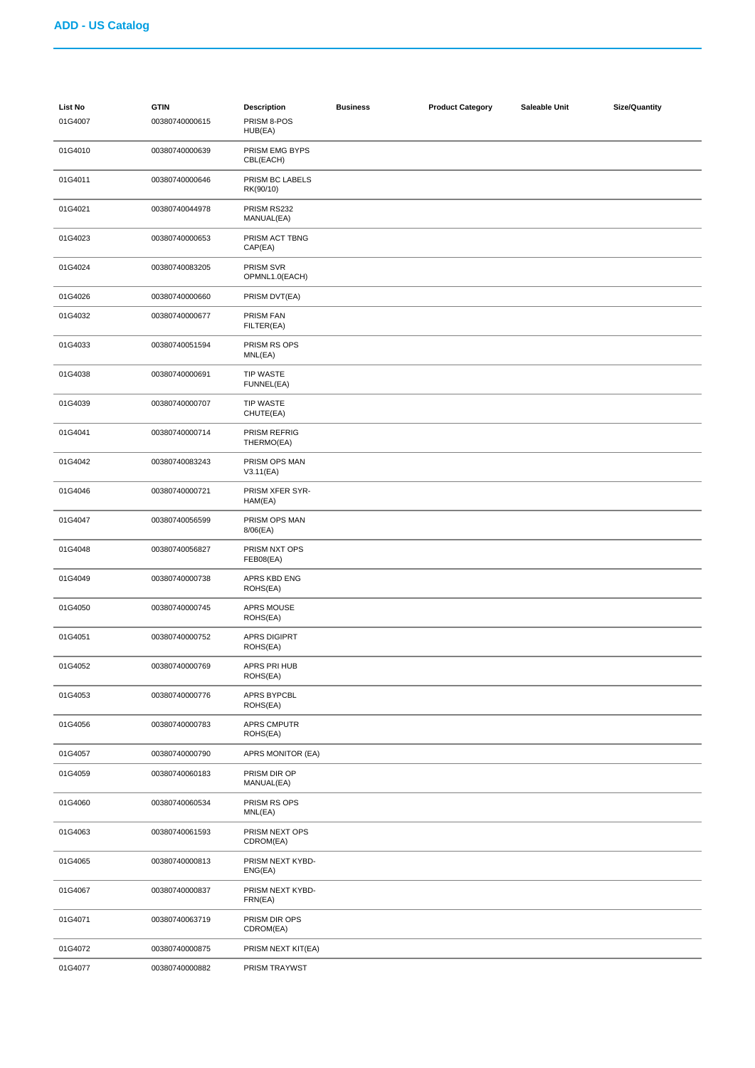## ADD - US Catalog

| List No | GTIN | Description | Business | Product Category | Saleable Unit | Size/Quantity |
|---|---|---|---|---|---|---|
| 01G4007 | 00380740000615 | PRISM 8-POS HUB(EA) | | | | |
| 01G4010 | 00380740000639 | PRISM EMG BYPS CBL(EACH) | | | | |
| 01G4011 | 00380740000646 | PRISM BC LABELS RK(90/10) | | | | |
| 01G4021 | 00380740044978 | PRISM RS232 MANUAL(EA) | | | | |
| 01G4023 | 00380740000653 | PRISM ACT TBNG CAP(EA) | | | | |
| 01G4024 | 00380740083205 | PRISM SVR OPMNL1.0(EACH) | | | | |
| 01G4026 | 00380740000660 | PRISM DVT(EA) | | | | |
| 01G4032 | 00380740000677 | PRISM FAN FILTER(EA) | | | | |
| 01G4033 | 00380740051594 | PRISM RS OPS MNL(EA) | | | | |
| 01G4038 | 00380740000691 | TIP WASTE FUNNEL(EA) | | | | |
| 01G4039 | 00380740000707 | TIP WASTE CHUTE(EA) | | | | |
| 01G4041 | 00380740000714 | PRISM REFRIG THERMO(EA) | | | | |
| 01G4042 | 00380740083243 | PRISM OPS MAN V3.11(EA) | | | | |
| 01G4046 | 00380740000721 | PRISM XFER SYR-HAM(EA) | | | | |
| 01G4047 | 00380740056599 | PRISM OPS MAN 8/06(EA) | | | | |
| 01G4048 | 00380740056827 | PRISM NXT OPS FEB08(EA) | | | | |
| 01G4049 | 00380740000738 | APRS KBD ENG ROHS(EA) | | | | |
| 01G4050 | 00380740000745 | APRS MOUSE ROHS(EA) | | | | |
| 01G4051 | 00380740000752 | APRS DIGIPRT ROHS(EA) | | | | |
| 01G4052 | 00380740000769 | APRS PRI HUB ROHS(EA) | | | | |
| 01G4053 | 00380740000776 | APRS BYPCBL ROHS(EA) | | | | |
| 01G4056 | 00380740000783 | APRS CMPUTR ROHS(EA) | | | | |
| 01G4057 | 00380740000790 | APRS MONITOR (EA) | | | | |
| 01G4059 | 00380740060183 | PRISM DIR OP MANUAL(EA) | | | | |
| 01G4060 | 00380740060534 | PRISM RS OPS MNL(EA) | | | | |
| 01G4063 | 00380740061593 | PRISM NEXT OPS CDROM(EA) | | | | |
| 01G4065 | 00380740000813 | PRISM NEXT KYBD-ENG(EA) | | | | |
| 01G4067 | 00380740000837 | PRISM NEXT KYBD-FRN(EA) | | | | |
| 01G4071 | 00380740063719 | PRISM DIR OPS CDROM(EA) | | | | |
| 01G4072 | 00380740000875 | PRISM NEXT KIT(EA) | | | | |
| 01G4077 | 00380740000882 | PRISM TRAYWST | | | | |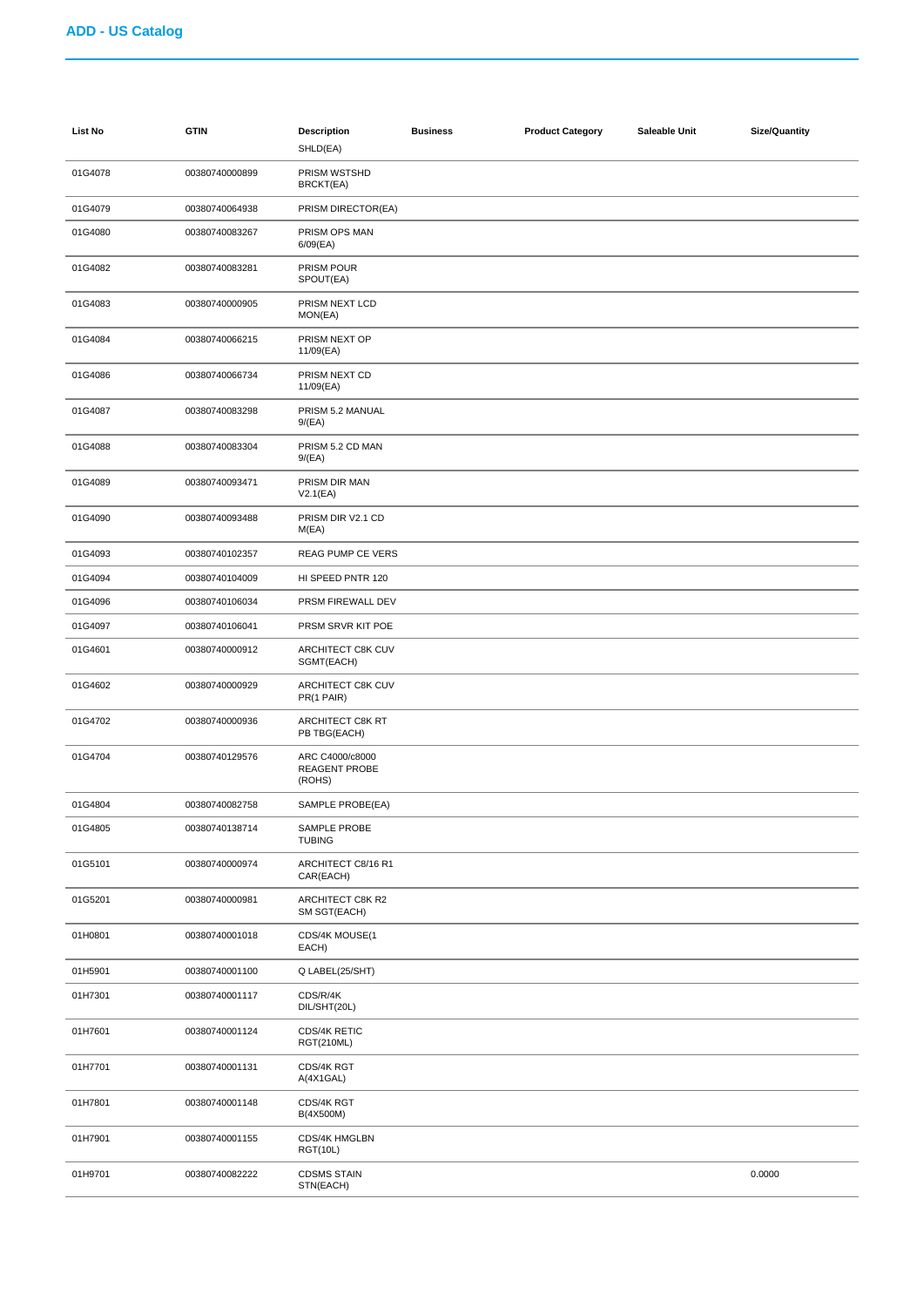| List No | GTIN | Description | Business | Product Category | Saleable Unit | Size/Quantity |
|---|---|---|---|---|---|---|
| | | SHLD(EA) | | | | |
| 01G4078 | 00380740000899 | PRISM WSTSHD BRCKT(EA) | | | | |
| 01G4079 | 00380740064938 | PRISM DIRECTOR(EA) | | | | |
| 01G4080 | 00380740083267 | PRISM OPS MAN 6/09(EA) | | | | |
| 01G4082 | 00380740083281 | PRISM POUR SPOUT(EA) | | | | |
| 01G4083 | 00380740000905 | PRISM NEXT LCD MON(EA) | | | | |
| 01G4084 | 00380740066215 | PRISM NEXT OP 11/09(EA) | | | | |
| 01G4086 | 00380740066734 | PRISM NEXT CD 11/09(EA) | | | | |
| 01G4087 | 00380740083298 | PRISM 5.2 MANUAL 9/(EA) | | | | |
| 01G4088 | 00380740083304 | PRISM 5.2 CD MAN 9/(EA) | | | | |
| 01G4089 | 00380740093471 | PRISM DIR MAN V2.1(EA) | | | | |
| 01G4090 | 00380740093488 | PRISM DIR V2.1 CD M(EA) | | | | |
| 01G4093 | 00380740102357 | REAG PUMP CE VERS | | | | |
| 01G4094 | 00380740104009 | HI SPEED PNTR 120 | | | | |
| 01G4096 | 00380740106034 | PRSM FIREWALL DEV | | | | |
| 01G4097 | 00380740106041 | PRSM SRVR KIT POE | | | | |
| 01G4601 | 00380740000912 | ARCHITECT C8K CUV SGMT(EACH) | | | | |
| 01G4602 | 00380740000929 | ARCHITECT C8K CUV PR(1 PAIR) | | | | |
| 01G4702 | 00380740000936 | ARCHITECT C8K RT PB TBG(EACH) | | | | |
| 01G4704 | 00380740129576 | ARC C4000/c8000 REAGENT PROBE (ROHS) | | | | |
| 01G4804 | 00380740082758 | SAMPLE PROBE(EA) | | | | |
| 01G4805 | 00380740138714 | SAMPLE PROBE TUBING | | | | |
| 01G5101 | 00380740000974 | ARCHITECT C8/16 R1 CAR(EACH) | | | | |
| 01G5201 | 00380740000981 | ARCHITECT C8K R2 SM SGT(EACH) | | | | |
| 01H0801 | 00380740001018 | CDS/4K MOUSE(1 EACH) | | | | |
| 01H5901 | 00380740001100 | Q LABEL(25/SHT) | | | | |
| 01H7301 | 00380740001117 | CDS/R/4K DIL/SHT(20L) | | | | |
| 01H7601 | 00380740001124 | CDS/4K RETIC RGT(210ML) | | | | |
| 01H7701 | 00380740001131 | CDS/4K RGT A(4X1GAL) | | | | |
| 01H7801 | 00380740001148 | CDS/4K RGT B(4X500M) | | | | |
| 01H7901 | 00380740001155 | CDS/4K HMGLBN RGT(10L) | | | | |
| 01H9701 | 00380740082222 | CDSMS STAIN STN(EACH) | | | | 0.0000 |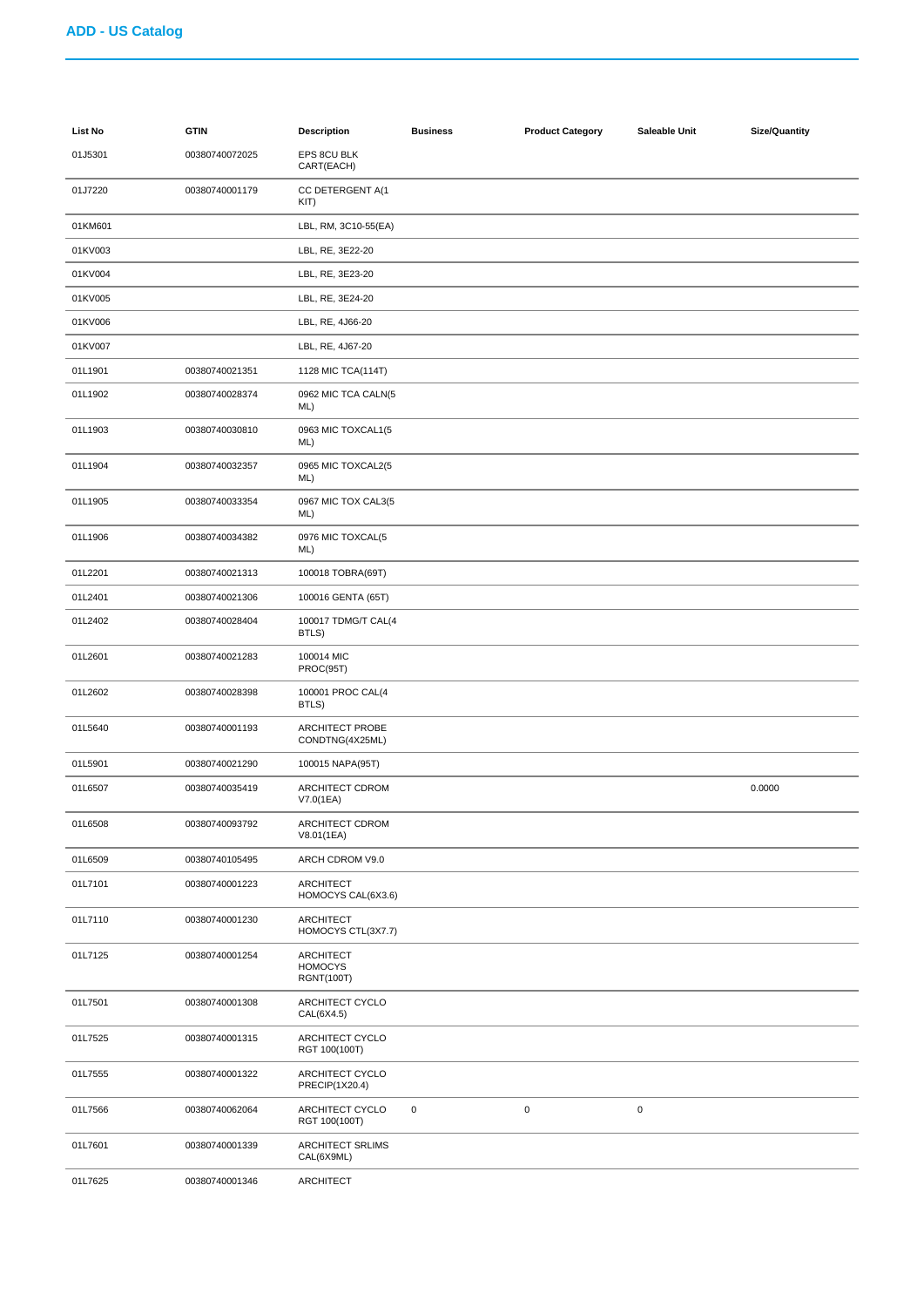## ADD - US Catalog

| List No | GTIN | Description | Business | Product Category | Saleable Unit | Size/Quantity |
|---|---|---|---|---|---|---|
| 01J5301 | 00380740072025 | EPS 8CU BLK CART(EACH) | | | | |
| 01J7220 | 00380740001179 | CC DETERGENT A(1 KIT) | | | | |
| 01KM601 | | LBL, RM, 3C10-55(EA) | | | | |
| 01KV003 | | LBL, RE, 3E22-20 | | | | |
| 01KV004 | | LBL, RE, 3E23-20 | | | | |
| 01KV005 | | LBL, RE, 3E24-20 | | | | |
| 01KV006 | | LBL, RE, 4J66-20 | | | | |
| 01KV007 | | LBL, RE, 4J67-20 | | | | |
| 01L1901 | 00380740021351 | 1128 MIC TCA(114T) | | | | |
| 01L1902 | 00380740028374 | 0962 MIC TCA CALN(5 ML) | | | | |
| 01L1903 | 00380740030810 | 0963 MIC TOXCAL1(5 ML) | | | | |
| 01L1904 | 00380740032357 | 0965 MIC TOXCAL2(5 ML) | | | | |
| 01L1905 | 00380740033354 | 0967 MIC TOX CAL3(5 ML) | | | | |
| 01L1906 | 00380740034382 | 0976 MIC TOXCAL(5 ML) | | | | |
| 01L2201 | 00380740021313 | 100018 TOBRA(69T) | | | | |
| 01L2401 | 00380740021306 | 100016 GENTA (65T) | | | | |
| 01L2402 | 00380740028404 | 100017 TDMG/T CAL(4 BTLS) | | | | |
| 01L2601 | 00380740021283 | 100014 MIC PROC(95T) | | | | |
| 01L2602 | 00380740028398 | 100001 PROC CAL(4 BTLS) | | | | |
| 01L5640 | 00380740001193 | ARCHITECT PROBE CONDTNG(4X25ML) | | | | |
| 01L5901 | 00380740021290 | 100015 NAPA(95T) | | | | |
| 01L6507 | 00380740035419 | ARCHITECT CDROM V7.0(1EA) | | | | 0.0000 |
| 01L6508 | 00380740093792 | ARCHITECT CDROM V8.01(1EA) | | | | |
| 01L6509 | 00380740105495 | ARCH CDROM V9.0 | | | | |
| 01L7101 | 00380740001223 | ARCHITECT HOMOCYS CAL(6X3.6) | | | | |
| 01L7110 | 00380740001230 | ARCHITECT HOMOCYS CTL(3X7.7) | | | | |
| 01L7125 | 00380740001254 | ARCHITECT HOMOCYS RGNT(100T) | | | | |
| 01L7501 | 00380740001308 | ARCHITECT CYCLO CAL(6X4.5) | | | | |
| 01L7525 | 00380740001315 | ARCHITECT CYCLO RGT 100(100T) | | | | |
| 01L7555 | 00380740001322 | ARCHITECT CYCLO PRECIP(1X20.4) | | | | |
| 01L7566 | 00380740062064 | ARCHITECT CYCLO RGT 100(100T) | 0 | 0 | 0 | |
| 01L7601 | 00380740001339 | ARCHITECT SRLIMS CAL(6X9ML) | | | | |
| 01L7625 | 00380740001346 | ARCHITECT | | | | |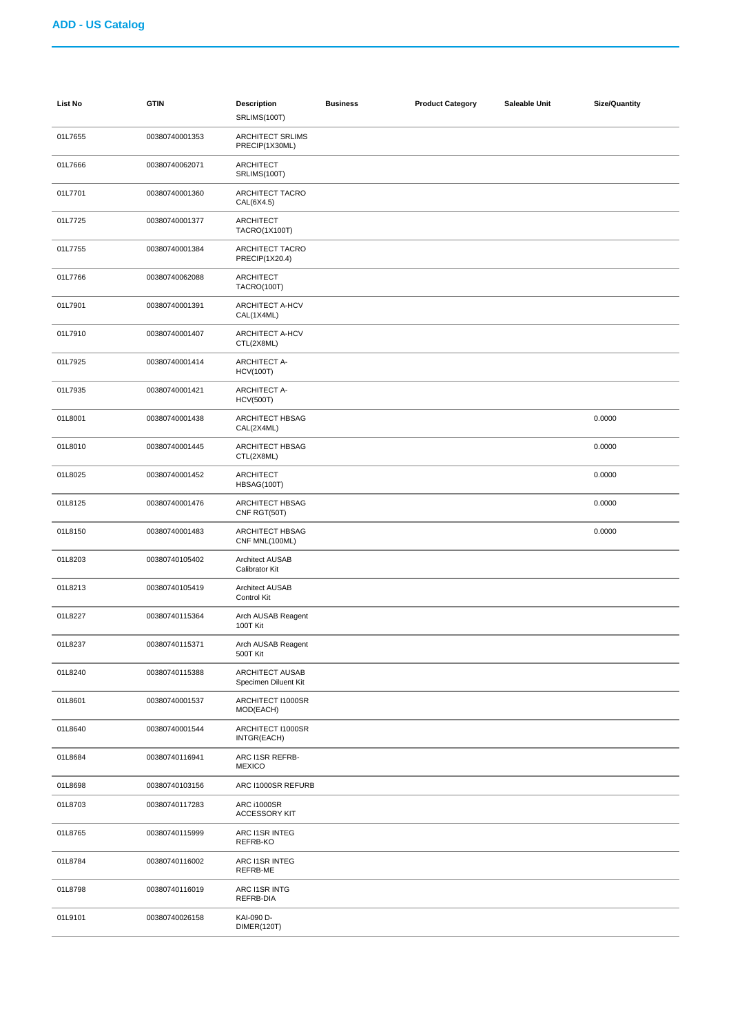## ADD - US Catalog

| List No | GTIN | Description | Business | Product Category | Saleable Unit | Size/Quantity |
| --- | --- | --- | --- | --- | --- | --- |
| | | SRLIMS(100T) | | | | |
| 01L7655 | 00380740001353 | ARCHITECT SRLIMS PRECIP(1X30ML) | | | | |
| 01L7666 | 00380740062071 | ARCHITECT SRLIMS(100T) | | | | |
| 01L7701 | 00380740001360 | ARCHITECT TACRO CAL(6X4.5) | | | | |
| 01L7725 | 00380740001377 | ARCHITECT TACRO(1X100T) | | | | |
| 01L7755 | 00380740001384 | ARCHITECT TACRO PRECIP(1X20.4) | | | | |
| 01L7766 | 00380740062088 | ARCHITECT TACRO(100T) | | | | |
| 01L7901 | 00380740001391 | ARCHITECT A-HCV CAL(1X4ML) | | | | |
| 01L7910 | 00380740001407 | ARCHITECT A-HCV CTL(2X8ML) | | | | |
| 01L7925 | 00380740001414 | ARCHITECT A-HCV(100T) | | | | |
| 01L7935 | 00380740001421 | ARCHITECT A-HCV(500T) | | | | |
| 01L8001 | 00380740001438 | ARCHITECT HBSAG CAL(2X4ML) | | | | 0.0000 |
| 01L8010 | 00380740001445 | ARCHITECT HBSAG CTL(2X8ML) | | | | 0.0000 |
| 01L8025 | 00380740001452 | ARCHITECT HBSAG(100T) | | | | 0.0000 |
| 01L8125 | 00380740001476 | ARCHITECT HBSAG CNF RGT(50T) | | | | 0.0000 |
| 01L8150 | 00380740001483 | ARCHITECT HBSAG CNF MNL(100ML) | | | | 0.0000 |
| 01L8203 | 00380740105402 | Architect AUSAB Calibrator Kit | | | | |
| 01L8213 | 00380740105419 | Architect AUSAB Control Kit | | | | |
| 01L8227 | 00380740115364 | Arch AUSAB Reagent 100T Kit | | | | |
| 01L8237 | 00380740115371 | Arch AUSAB Reagent 500T Kit | | | | |
| 01L8240 | 00380740115388 | ARCHITECT AUSAB Specimen Diluent Kit | | | | |
| 01L8601 | 00380740001537 | ARCHITECT I1000SR MOD(EACH) | | | | |
| 01L8640 | 00380740001544 | ARCHITECT I1000SR INTGR(EACH) | | | | |
| 01L8684 | 00380740116941 | ARC I1SR REFRB-MEXICO | | | | |
| 01L8698 | 00380740103156 | ARC I1000SR REFURB | | | | |
| 01L8703 | 00380740117283 | ARC i1000SR ACCESSORY KIT | | | | |
| 01L8765 | 00380740115999 | ARC I1SR INTEG REFRB-KO | | | | |
| 01L8784 | 00380740116002 | ARC I1SR INTEG REFRB-ME | | | | |
| 01L8798 | 00380740116019 | ARC I1SR INTG REFRB-DIA | | | | |
| 01L9101 | 00380740026158 | KAI-090 D-DIMER(120T) | | | | |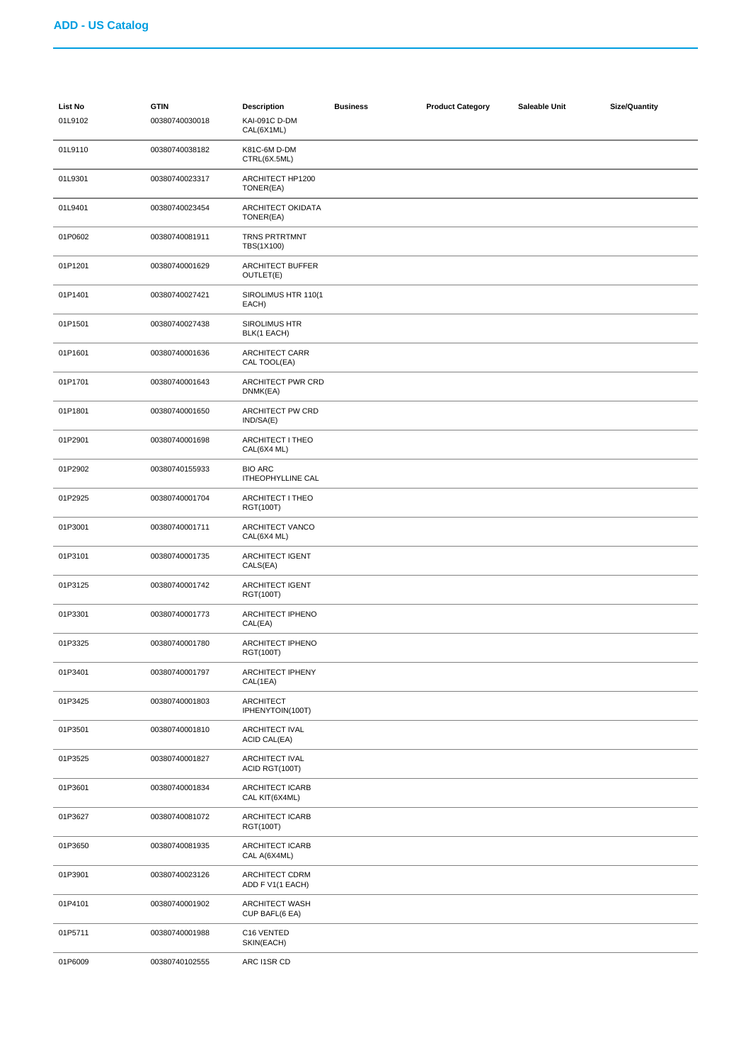## ADD - US Catalog

| List No | GTIN | Description | Business | Product Category | Saleable Unit | Size/Quantity |
|---|---|---|---|---|---|---|
| 01L9102 | 00380740030018 | KAI-091C D-DM CAL(6X1ML) | | | | |
| 01L9110 | 00380740038182 | K81C-6M D-DM CTRL(6X.5ML) | | | | |
| 01L9301 | 00380740023317 | ARCHITECT HP1200 TONER(EA) | | | | |
| 01L9401 | 00380740023454 | ARCHITECT OKIDATA TONER(EA) | | | | |
| 01P0602 | 00380740081911 | TRNS PRTRTMNT TBS(1X100) | | | | |
| 01P1201 | 00380740001629 | ARCHITECT BUFFER OUTLET(E) | | | | |
| 01P1401 | 00380740027421 | SIROLIMUS HTR 110(1 EACH) | | | | |
| 01P1501 | 00380740027438 | SIROLIMUS HTR BLK(1 EACH) | | | | |
| 01P1601 | 00380740001636 | ARCHITECT CARR CAL TOOL(EA) | | | | |
| 01P1701 | 00380740001643 | ARCHITECT PWR CRD DNMK(EA) | | | | |
| 01P1801 | 00380740001650 | ARCHITECT PW CRD IND/SA(E) | | | | |
| 01P2901 | 00380740001698 | ARCHITECT I THEO CAL(6X4 ML) | | | | |
| 01P2902 | 00380740155933 | BIO ARC ITHEOPHYLLINE CAL | | | | |
| 01P2925 | 00380740001704 | ARCHITECT I THEO RGT(100T) | | | | |
| 01P3001 | 00380740001711 | ARCHITECT VANCO CAL(6X4 ML) | | | | |
| 01P3101 | 00380740001735 | ARCHITECT IGENT CALS(EA) | | | | |
| 01P3125 | 00380740001742 | ARCHITECT IGENT RGT(100T) | | | | |
| 01P3301 | 00380740001773 | ARCHITECT IPHENO CAL(EA) | | | | |
| 01P3325 | 00380740001780 | ARCHITECT IPHENO RGT(100T) | | | | |
| 01P3401 | 00380740001797 | ARCHITECT IPHENY CAL(1EA) | | | | |
| 01P3425 | 00380740001803 | ARCHITECT IPHENYTOIN(100T) | | | | |
| 01P3501 | 00380740001810 | ARCHITECT IVAL ACID CAL(EA) | | | | |
| 01P3525 | 00380740001827 | ARCHITECT IVAL ACID RGT(100T) | | | | |
| 01P3601 | 00380740001834 | ARCHITECT ICARB CAL KIT(6X4ML) | | | | |
| 01P3627 | 00380740081072 | ARCHITECT ICARB RGT(100T) | | | | |
| 01P3650 | 00380740081935 | ARCHITECT ICARB CAL A(6X4ML) | | | | |
| 01P3901 | 00380740023126 | ARCHITECT CDRM ADD F V1(1 EACH) | | | | |
| 01P4101 | 00380740001902 | ARCHITECT WASH CUP BAFL(6 EA) | | | | |
| 01P5711 | 00380740001988 | C16 VENTED SKIN(EACH) | | | | |
| 01P6009 | 00380740102555 | ARC I1SR CD | | | | |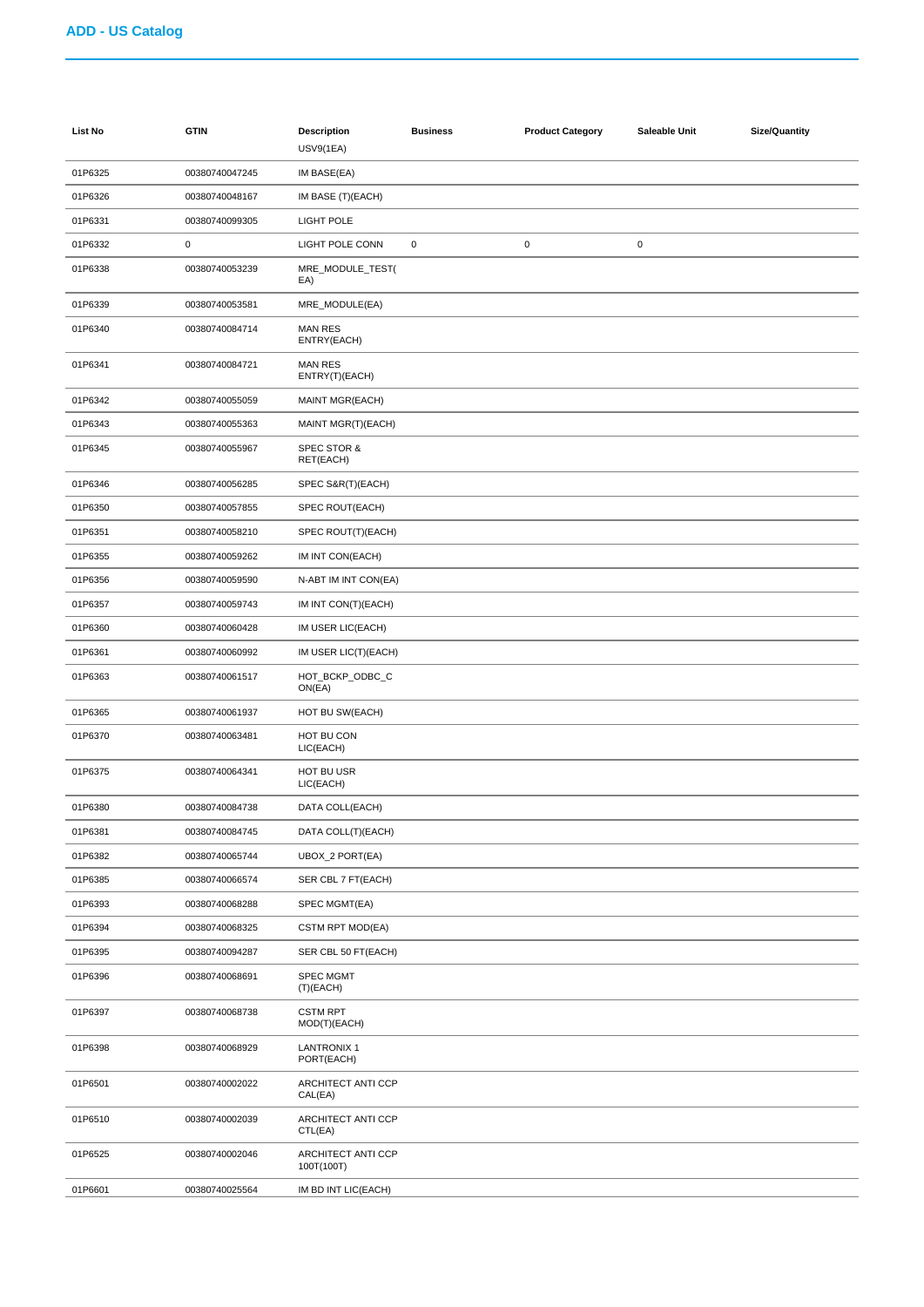## ADD - US Catalog

| List No | GTIN | Description | Business | Product Category | Saleable Unit | Size/Quantity |
|---|---|---|---|---|---|---|
| | | USV9(1EA) | | | | |
| 01P6325 | 00380740047245 | IM BASE(EA) | | | | |
| 01P6326 | 00380740048167 | IM BASE (T)(EACH) | | | | |
| 01P6331 | 00380740099305 | LIGHT POLE | | | | |
| 01P6332 | 0 | LIGHT POLE CONN | 0 | 0 | 0 | |
| 01P6338 | 00380740053239 | MRE_MODULE_TEST(EA) | | | | |
| 01P6339 | 00380740053581 | MRE_MODULE(EA) | | | | |
| 01P6340 | 00380740084714 | MAN RES ENTRY(EACH) | | | | |
| 01P6341 | 00380740084721 | MAN RES ENTRY(T)(EACH) | | | | |
| 01P6342 | 00380740055059 | MAINT MGR(EACH) | | | | |
| 01P6343 | 00380740055363 | MAINT MGR(T)(EACH) | | | | |
| 01P6345 | 00380740055967 | SPEC STOR & RET(EACH) | | | | |
| 01P6346 | 00380740056285 | SPEC S&R(T)(EACH) | | | | |
| 01P6350 | 00380740057855 | SPEC ROUT(EACH) | | | | |
| 01P6351 | 00380740058210 | SPEC ROUT(T)(EACH) | | | | |
| 01P6355 | 00380740059262 | IM INT CON(EACH) | | | | |
| 01P6356 | 00380740059590 | N-ABT IM INT CON(EA) | | | | |
| 01P6357 | 00380740059743 | IM INT CON(T)(EACH) | | | | |
| 01P6360 | 00380740060428 | IM USER LIC(EACH) | | | | |
| 01P6361 | 00380740060992 | IM USER LIC(T)(EACH) | | | | |
| 01P6363 | 00380740061517 | HOT_BCKP_ODBC_CON(EA) | | | | |
| 01P6365 | 00380740061937 | HOT BU SW(EACH) | | | | |
| 01P6370 | 00380740063481 | HOT BU CON LIC(EACH) | | | | |
| 01P6375 | 00380740064341 | HOT BU USR LIC(EACH) | | | | |
| 01P6380 | 00380740084738 | DATA COLL(EACH) | | | | |
| 01P6381 | 00380740084745 | DATA COLL(T)(EACH) | | | | |
| 01P6382 | 00380740065744 | UBOX_2 PORT(EA) | | | | |
| 01P6385 | 00380740066574 | SER CBL 7 FT(EACH) | | | | |
| 01P6393 | 00380740068288 | SPEC MGMT(EA) | | | | |
| 01P6394 | 00380740068325 | CSTM RPT MOD(EA) | | | | |
| 01P6395 | 00380740094287 | SER CBL 50 FT(EACH) | | | | |
| 01P6396 | 00380740068691 | SPEC MGMT (T)(EACH) | | | | |
| 01P6397 | 00380740068738 | CSTM RPT MOD(T)(EACH) | | | | |
| 01P6398 | 00380740068929 | LANTRONIX 1 PORT(EACH) | | | | |
| 01P6501 | 00380740002022 | ARCHITECT ANTI CCP CAL(EA) | | | | |
| 01P6510 | 00380740002039 | ARCHITECT ANTI CCP CTL(EA) | | | | |
| 01P6525 | 00380740002046 | ARCHITECT ANTI CCP 100T(100T) | | | | |
| 01P6601 | 00380740025564 | IM BD INT LIC(EACH) | | | | |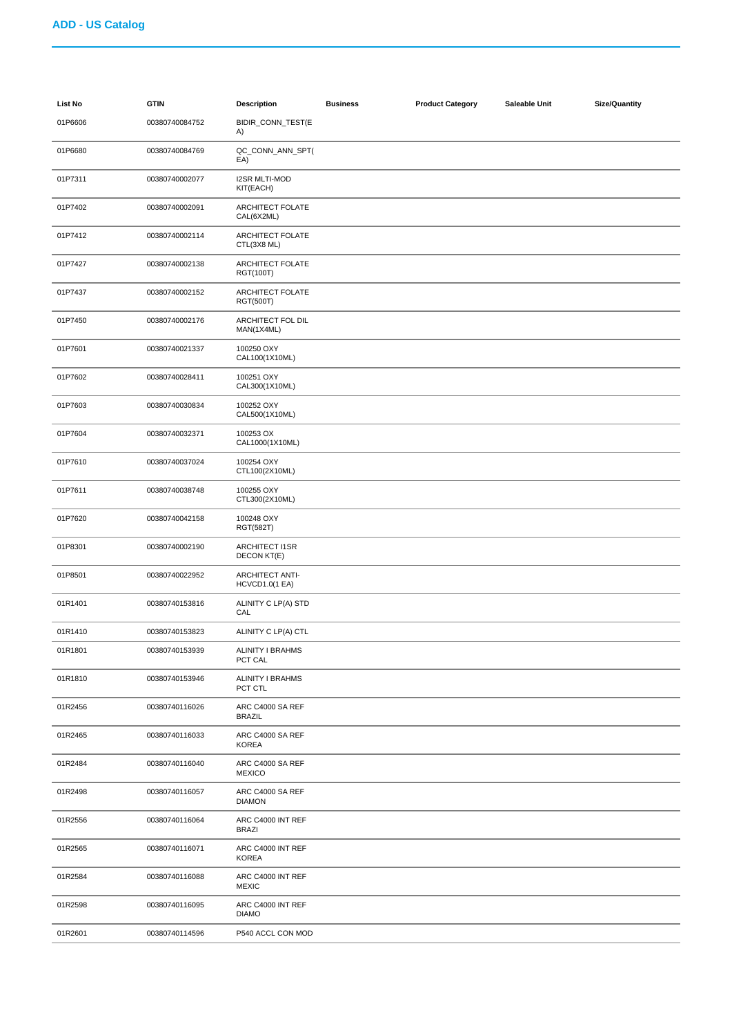## ADD - US Catalog

| List No | GTIN | Description | Business | Product Category | Saleable Unit | Size/Quantity |
|---|---|---|---|---|---|---|
| 01P6606 | 00380740084752 | BIDIR_CONN_TEST(EA) | | | | |
| 01P6680 | 00380740084769 | QC_CONN_ANN_SPT(EA) | | | | |
| 01P7311 | 00380740002077 | I2SR MLTI-MOD KIT(EACH) | | | | |
| 01P7402 | 00380740002091 | ARCHITECT FOLATE CAL(6X2ML) | | | | |
| 01P7412 | 00380740002114 | ARCHITECT FOLATE CTL(3X8 ML) | | | | |
| 01P7427 | 00380740002138 | ARCHITECT FOLATE RGT(100T) | | | | |
| 01P7437 | 00380740002152 | ARCHITECT FOLATE RGT(500T) | | | | |
| 01P7450 | 00380740002176 | ARCHITECT FOL DIL MAN(1X4ML) | | | | |
| 01P7601 | 00380740021337 | 100250 OXY CAL100(1X10ML) | | | | |
| 01P7602 | 00380740028411 | 100251 OXY CAL300(1X10ML) | | | | |
| 01P7603 | 00380740030834 | 100252 OXY CAL500(1X10ML) | | | | |
| 01P7604 | 00380740032371 | 100253 OX CAL1000(1X10ML) | | | | |
| 01P7610 | 00380740037024 | 100254 OXY CTL100(2X10ML) | | | | |
| 01P7611 | 00380740038748 | 100255 OXY CTL300(2X10ML) | | | | |
| 01P7620 | 00380740042158 | 100248 OXY RGT(582T) | | | | |
| 01P8301 | 00380740002190 | ARCHITECT I1SR DECON KT(E) | | | | |
| 01P8501 | 00380740022952 | ARCHITECT ANTI-HCVCD1.0(1 EA) | | | | |
| 01R1401 | 00380740153816 | ALINITY C LP(A) STD CAL | | | | |
| 01R1410 | 00380740153823 | ALINITY C LP(A) CTL | | | | |
| 01R1801 | 00380740153939 | ALINITY I BRAHMS PCT CAL | | | | |
| 01R1810 | 00380740153946 | ALINITY I BRAHMS PCT CTL | | | | |
| 01R2456 | 00380740116026 | ARC C4000 SA REF BRAZIL | | | | |
| 01R2465 | 00380740116033 | ARC C4000 SA REF KOREA | | | | |
| 01R2484 | 00380740116040 | ARC C4000 SA REF MEXICO | | | | |
| 01R2498 | 00380740116057 | ARC C4000 SA REF DIAMON | | | | |
| 01R2556 | 00380740116064 | ARC C4000 INT REF BRAZI | | | | |
| 01R2565 | 00380740116071 | ARC C4000 INT REF KOREA | | | | |
| 01R2584 | 00380740116088 | ARC C4000 INT REF MEXIC | | | | |
| 01R2598 | 00380740116095 | ARC C4000 INT REF DIAMO | | | | |
| 01R2601 | 00380740114596 | P540 ACCL CON MOD | | | | |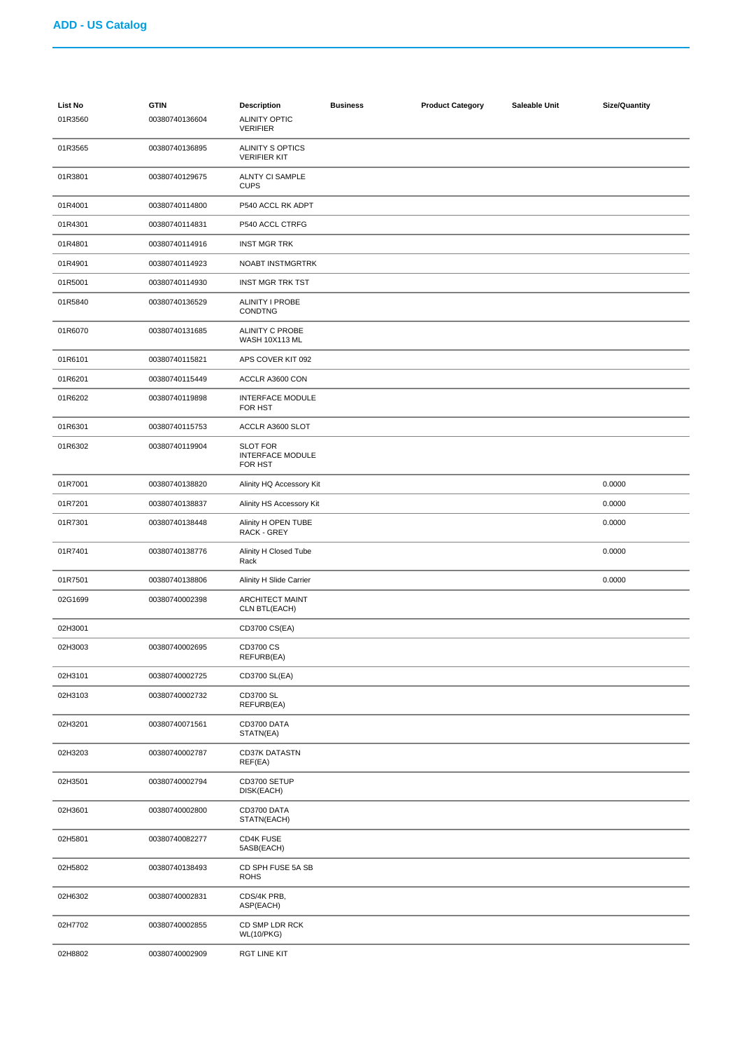## ADD - US Catalog

| List No | GTIN | Description | Business | Product Category | Saleable Unit | Size/Quantity |
|---|---|---|---|---|---|---|
| 01R3560 | 00380740136604 | ALINITY OPTIC VERIFIER | | | | |
| 01R3565 | 00380740136895 | ALINITY S OPTICS VERIFIER KIT | | | | |
| 01R3801 | 00380740129675 | ALNTY CI SAMPLE CUPS | | | | |
| 01R4001 | 00380740114800 | P540 ACCL RK ADPT | | | | |
| 01R4301 | 00380740114831 | P540 ACCL CTRFG | | | | |
| 01R4801 | 00380740114916 | INST MGR TRK | | | | |
| 01R4901 | 00380740114923 | NOABT INSTMGRTRK | | | | |
| 01R5001 | 00380740114930 | INST MGR TRK TST | | | | |
| 01R5840 | 00380740136529 | ALINITY I PROBE CONDTNG | | | | |
| 01R6070 | 00380740131685 | ALINITY C PROBE WASH 10X113 ML | | | | |
| 01R6101 | 00380740115821 | APS COVER KIT 092 | | | | |
| 01R6201 | 00380740115449 | ACCLR A3600 CON | | | | |
| 01R6202 | 00380740119898 | INTERFACE MODULE FOR HST | | | | |
| 01R6301 | 00380740115753 | ACCLR A3600 SLOT | | | | |
| 01R6302 | 00380740119904 | SLOT FOR INTERFACE MODULE FOR HST | | | | |
| 01R7001 | 00380740138820 | Alinity HQ Accessory Kit | | | | 0.0000 |
| 01R7201 | 00380740138837 | Alinity HS Accessory Kit | | | | 0.0000 |
| 01R7301 | 00380740138448 | Alinity H OPEN TUBE RACK - GREY | | | | 0.0000 |
| 01R7401 | 00380740138776 | Alinity H Closed Tube Rack | | | | 0.0000 |
| 01R7501 | 00380740138806 | Alinity H Slide Carrier | | | | 0.0000 |
| 02G1699 | 00380740002398 | ARCHITECT MAINT CLN BTL(EACH) | | | | |
| 02H3001 | | CD3700 CS(EA) | | | | |
| 02H3003 | 00380740002695 | CD3700 CS REFURB(EA) | | | | |
| 02H3101 | 00380740002725 | CD3700 SL(EA) | | | | |
| 02H3103 | 00380740002732 | CD3700 SL REFURB(EA) | | | | |
| 02H3201 | 00380740071561 | CD3700 DATA STATN(EA) | | | | |
| 02H3203 | 00380740002787 | CD37K DATASTN REF(EA) | | | | |
| 02H3501 | 00380740002794 | CD3700 SETUP DISK(EACH) | | | | |
| 02H3601 | 00380740002800 | CD3700 DATA STATN(EACH) | | | | |
| 02H5801 | 00380740082277 | CD4K FUSE 5ASB(EACH) | | | | |
| 02H5802 | 00380740138493 | CD SPH FUSE 5A SB ROHS | | | | |
| 02H6302 | 00380740002831 | CDS/4K PRB, ASP(EACH) | | | | |
| 02H7702 | 00380740002855 | CD SMP LDR RCK WL(10/PKG) | | | | |
| 02H8802 | 00380740002909 | RGT LINE KIT | | | | |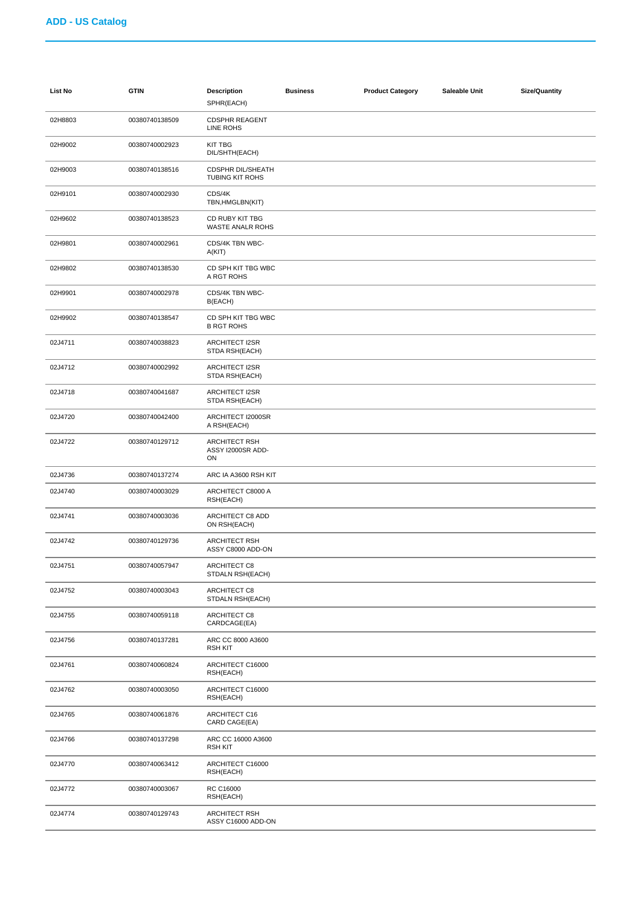## ADD - US Catalog

| List No | GTIN | Description | Business | Product Category | Saleable Unit | Size/Quantity |
|---|---|---|---|---|---|---|
| | | SPHR(EACH) | | | | |
| 02H8803 | 00380740138509 | CDSPHR REAGENT LINE ROHS | | | | |
| 02H9002 | 00380740002923 | KIT TBG DIL/SHTH(EACH) | | | | |
| 02H9003 | 00380740138516 | CDSPHR DIL/SHEATH TUBING KIT ROHS | | | | |
| 02H9101 | 00380740002930 | CDS/4K TBN,HMGLBN(KIT) | | | | |
| 02H9602 | 00380740138523 | CD RUBY KIT TBG WASTE ANALR ROHS | | | | |
| 02H9801 | 00380740002961 | CDS/4K TBN WBC-A(KIT) | | | | |
| 02H9802 | 00380740138530 | CD SPH KIT TBG WBC A RGT ROHS | | | | |
| 02H9901 | 00380740002978 | CDS/4K TBN WBC-B(EACH) | | | | |
| 02H9902 | 00380740138547 | CD SPH KIT TBG WBC B RGT ROHS | | | | |
| 02J4711 | 00380740038823 | ARCHITECT I2SR STDA RSH(EACH) | | | | |
| 02J4712 | 00380740002992 | ARCHITECT I2SR STDA RSH(EACH) | | | | |
| 02J4718 | 00380740041687 | ARCHITECT I2SR STDA RSH(EACH) | | | | |
| 02J4720 | 00380740042400 | ARCHITECT I2000SR A RSH(EACH) | | | | |
| 02J4722 | 00380740129712 | ARCHITECT RSH ASSY I2000SR ADD-ON | | | | |
| 02J4736 | 00380740137274 | ARC IA A3600 RSH KIT | | | | |
| 02J4740 | 00380740003029 | ARCHITECT C8000 A RSH(EACH) | | | | |
| 02J4741 | 00380740003036 | ARCHITECT C8 ADD ON RSH(EACH) | | | | |
| 02J4742 | 00380740129736 | ARCHITECT RSH ASSY C8000 ADD-ON | | | | |
| 02J4751 | 00380740057947 | ARCHITECT C8 STDALN RSH(EACH) | | | | |
| 02J4752 | 00380740003043 | ARCHITECT C8 STDALN RSH(EACH) | | | | |
| 02J4755 | 00380740059118 | ARCHITECT C8 CARDCAGE(EA) | | | | |
| 02J4756 | 00380740137281 | ARC CC 8000 A3600 RSH KIT | | | | |
| 02J4761 | 00380740060824 | ARCHITECT C16000 RSH(EACH) | | | | |
| 02J4762 | 00380740003050 | ARCHITECT C16000 RSH(EACH) | | | | |
| 02J4765 | 00380740061876 | ARCHITECT C16 CARD CAGE(EA) | | | | |
| 02J4766 | 00380740137298 | ARC CC 16000 A3600 RSH KIT | | | | |
| 02J4770 | 00380740063412 | ARCHITECT C16000 RSH(EACH) | | | | |
| 02J4772 | 00380740003067 | RC C16000 RSH(EACH) | | | | |
| 02J4774 | 00380740129743 | ARCHITECT RSH ASSY C16000 ADD-ON | | | | |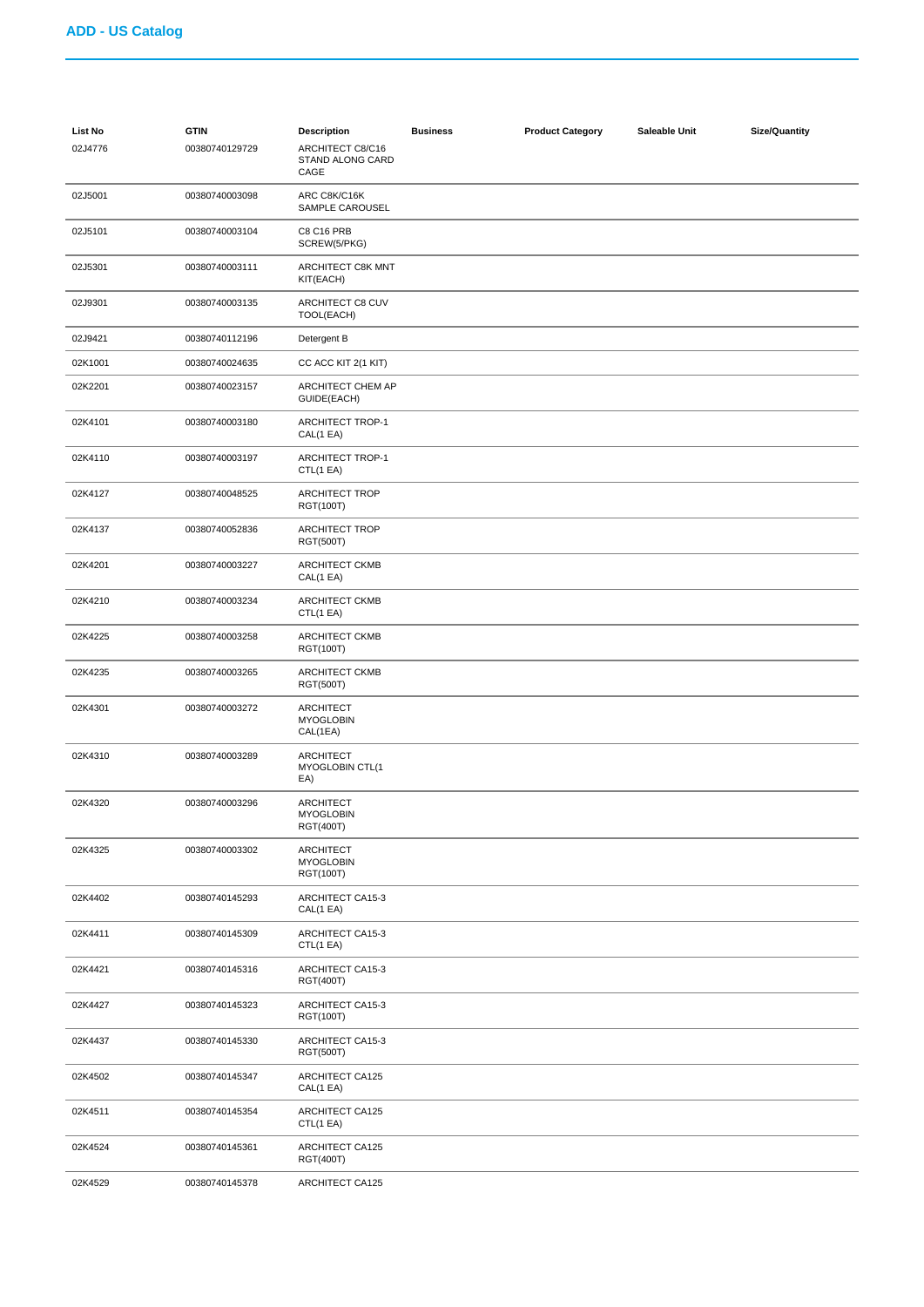## ADD - US Catalog

| List No | GTIN | Description | Business | Product Category | Saleable Unit | Size/Quantity |
|---|---|---|---|---|---|---|
| 02J4776 | 00380740129729 | ARCHITECT C8/C16 STAND ALONG CARD CAGE | | | | |
| 02J5001 | 00380740003098 | ARC C8K/C16K SAMPLE CAROUSEL | | | | |
| 02J5101 | 00380740003104 | C8 C16 PRB SCREW(5/PKG) | | | | |
| 02J5301 | 00380740003111 | ARCHITECT C8K MNT KIT(EACH) | | | | |
| 02J9301 | 00380740003135 | ARCHITECT C8 CUV TOOL(EACH) | | | | |
| 02J9421 | 00380740112196 | Detergent B | | | | |
| 02K1001 | 00380740024635 | CC ACC KIT 2(1 KIT) | | | | |
| 02K2201 | 00380740023157 | ARCHITECT CHEM AP GUIDE(EACH) | | | | |
| 02K4101 | 00380740003180 | ARCHITECT TROP-1 CAL(1 EA) | | | | |
| 02K4110 | 00380740003197 | ARCHITECT TROP-1 CTL(1 EA) | | | | |
| 02K4127 | 00380740048525 | ARCHITECT TROP RGT(100T) | | | | |
| 02K4137 | 00380740052836 | ARCHITECT TROP RGT(500T) | | | | |
| 02K4201 | 00380740003227 | ARCHITECT CKMB CAL(1 EA) | | | | |
| 02K4210 | 00380740003234 | ARCHITECT CKMB CTL(1 EA) | | | | |
| 02K4225 | 00380740003258 | ARCHITECT CKMB RGT(100T) | | | | |
| 02K4235 | 00380740003265 | ARCHITECT CKMB RGT(500T) | | | | |
| 02K4301 | 00380740003272 | ARCHITECT MYOGLOBIN CAL(1EA) | | | | |
| 02K4310 | 00380740003289 | ARCHITECT MYOGLOBIN CTL(1 EA) | | | | |
| 02K4320 | 00380740003296 | ARCHITECT MYOGLOBIN RGT(400T) | | | | |
| 02K4325 | 00380740003302 | ARCHITECT MYOGLOBIN RGT(100T) | | | | |
| 02K4402 | 00380740145293 | ARCHITECT CA15-3 CAL(1 EA) | | | | |
| 02K4411 | 00380740145309 | ARCHITECT CA15-3 CTL(1 EA) | | | | |
| 02K4421 | 00380740145316 | ARCHITECT CA15-3 RGT(400T) | | | | |
| 02K4427 | 00380740145323 | ARCHITECT CA15-3 RGT(100T) | | | | |
| 02K4437 | 00380740145330 | ARCHITECT CA15-3 RGT(500T) | | | | |
| 02K4502 | 00380740145347 | ARCHITECT CA125 CAL(1 EA) | | | | |
| 02K4511 | 00380740145354 | ARCHITECT CA125 CTL(1 EA) | | | | |
| 02K4524 | 00380740145361 | ARCHITECT CA125 RGT(400T) | | | | |
| 02K4529 | 00380740145378 | ARCHITECT CA125 | | | | |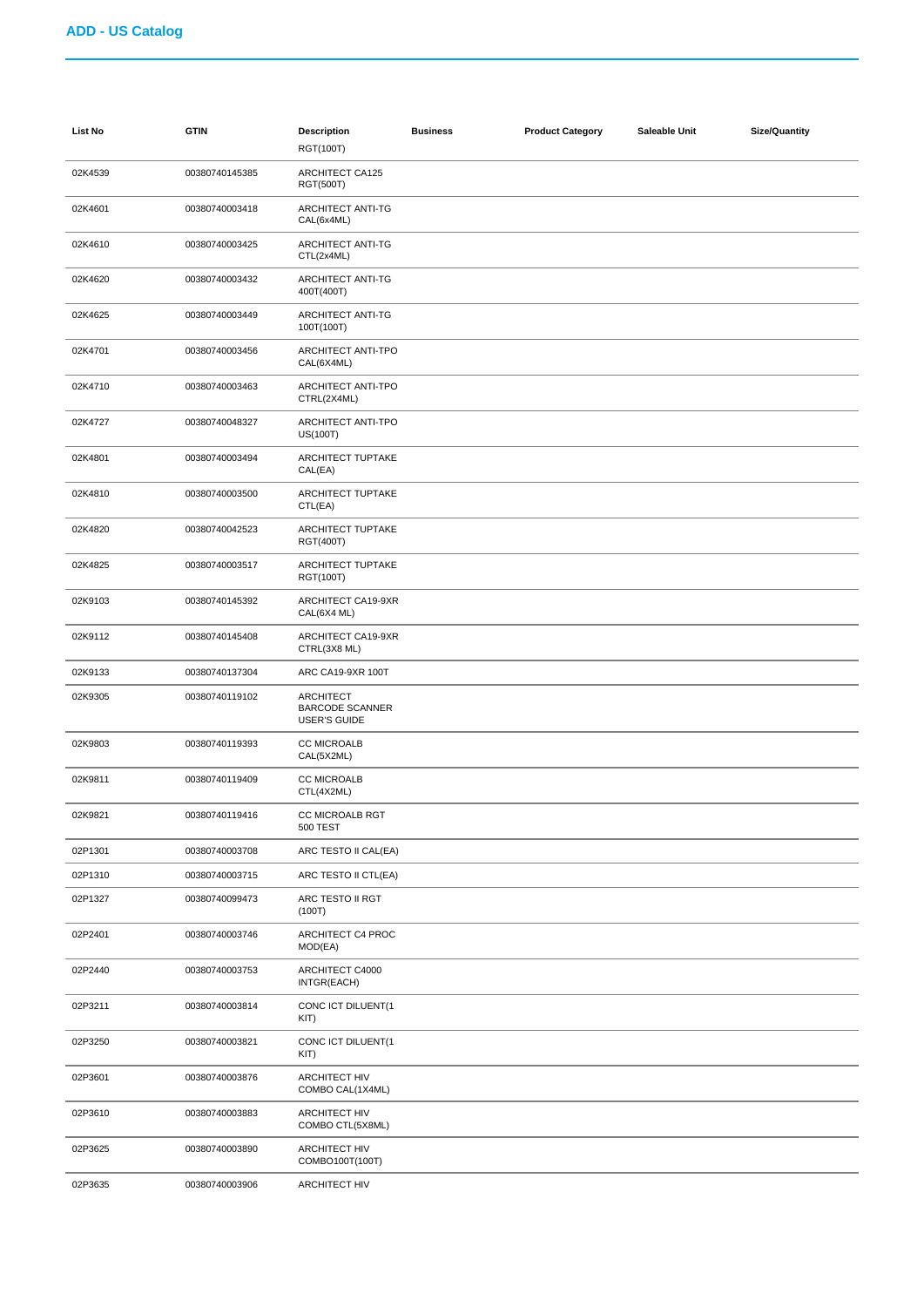## ADD - US Catalog

| List No | GTIN | Description | Business | Product Category | Saleable Unit | Size/Quantity |
|---|---|---|---|---|---|---|
| | | RGT(100T) | | | | |
| 02K4539 | 00380740145385 | ARCHITECT CA125 RGT(500T) | | | | |
| 02K4601 | 00380740003418 | ARCHITECT ANTI-TG CAL(6x4ML) | | | | |
| 02K4610 | 00380740003425 | ARCHITECT ANTI-TG CTL(2x4ML) | | | | |
| 02K4620 | 00380740003432 | ARCHITECT ANTI-TG 400T(400T) | | | | |
| 02K4625 | 00380740003449 | ARCHITECT ANTI-TG 100T(100T) | | | | |
| 02K4701 | 00380740003456 | ARCHITECT ANTI-TPO CAL(6X4ML) | | | | |
| 02K4710 | 00380740003463 | ARCHITECT ANTI-TPO CTRL(2X4ML) | | | | |
| 02K4727 | 00380740048327 | ARCHITECT ANTI-TPO US(100T) | | | | |
| 02K4801 | 00380740003494 | ARCHITECT TUPTAKE CAL(EA) | | | | |
| 02K4810 | 00380740003500 | ARCHITECT TUPTAKE CTL(EA) | | | | |
| 02K4820 | 00380740042523 | ARCHITECT TUPTAKE RGT(400T) | | | | |
| 02K4825 | 00380740003517 | ARCHITECT TUPTAKE RGT(100T) | | | | |
| 02K9103 | 00380740145392 | ARCHITECT CA19-9XR CAL(6X4 ML) | | | | |
| 02K9112 | 00380740145408 | ARCHITECT CA19-9XR CTRL(3X8 ML) | | | | |
| 02K9133 | 00380740137304 | ARC CA19-9XR 100T | | | | |
| 02K9305 | 00380740119102 | ARCHITECT BARCODE SCANNER USER'S GUIDE | | | | |
| 02K9803 | 00380740119393 | CC MICROALB CAL(5X2ML) | | | | |
| 02K9811 | 00380740119409 | CC MICROALB CTL(4X2ML) | | | | |
| 02K9821 | 00380740119416 | CC MICROALB RGT 500 TEST | | | | |
| 02P1301 | 00380740003708 | ARC TESTO II CAL(EA) | | | | |
| 02P1310 | 00380740003715 | ARC TESTO II CTL(EA) | | | | |
| 02P1327 | 00380740099473 | ARC TESTO II RGT (100T) | | | | |
| 02P2401 | 00380740003746 | ARCHITECT C4 PROC MOD(EA) | | | | |
| 02P2440 | 00380740003753 | ARCHITECT C4000 INTGR(EACH) | | | | |
| 02P3211 | 00380740003814 | CONC ICT DILUENT(1 KIT) | | | | |
| 02P3250 | 00380740003821 | CONC ICT DILUENT(1 KIT) | | | | |
| 02P3601 | 00380740003876 | ARCHITECT HIV COMBO CAL(1X4ML) | | | | |
| 02P3610 | 00380740003883 | ARCHITECT HIV COMBO CTL(5X8ML) | | | | |
| 02P3625 | 00380740003890 | ARCHITECT HIV COMBO100T(100T) | | | | |
| 02P3635 | 00380740003906 | ARCHITECT HIV | | | | |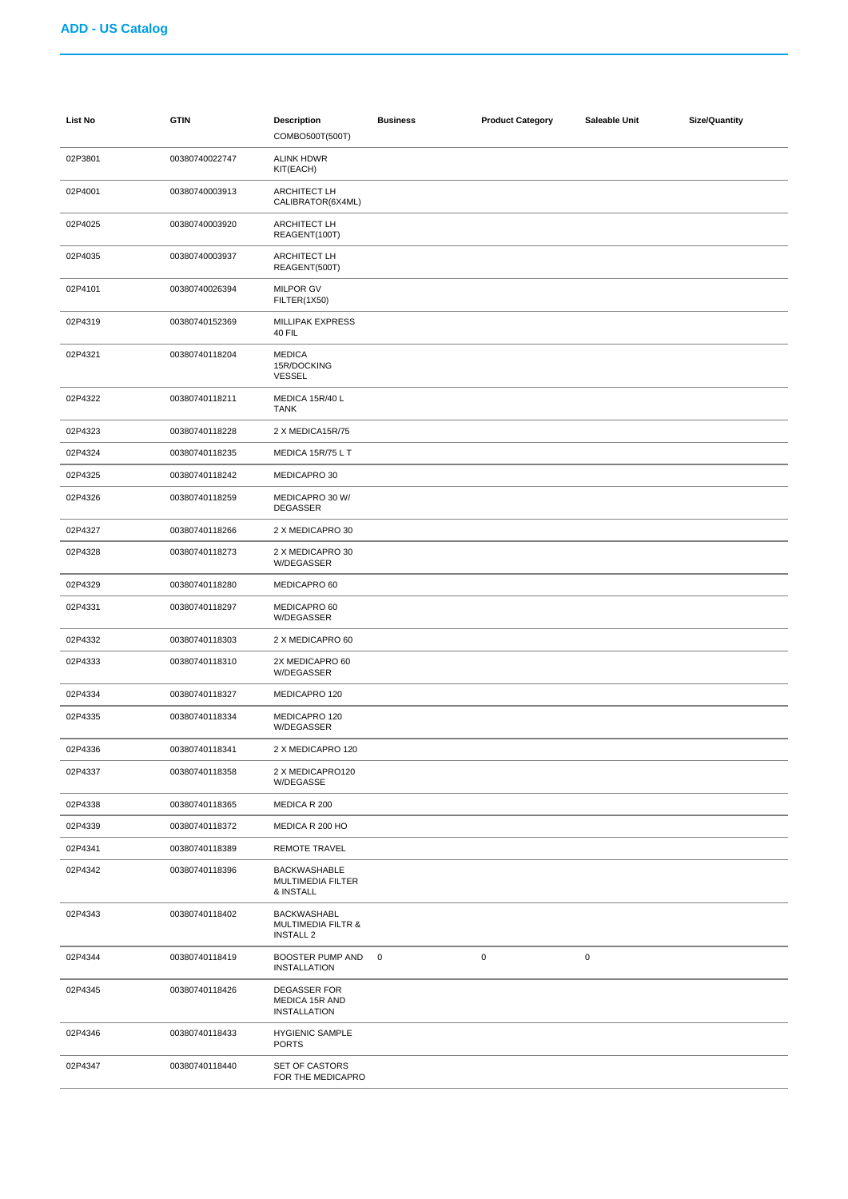## ADD - US Catalog

| List No | GTIN | Description | Business | Product Category | Saleable Unit | Size/Quantity |
|---|---|---|---|---|---|---|
| | | COMBO500T(500T) | | | | |
| 02P3801 | 00380740022747 | ALINK HDWR KIT(EACH) | | | | |
| 02P4001 | 00380740003913 | ARCHITECT LH CALIBRATOR(6X4ML) | | | | |
| 02P4025 | 00380740003920 | ARCHITECT LH REAGENT(100T) | | | | |
| 02P4035 | 00380740003937 | ARCHITECT LH REAGENT(500T) | | | | |
| 02P4101 | 00380740026394 | MILPOR GV FILTER(1X50) | | | | |
| 02P4319 | 00380740152369 | MILLIPAK EXPRESS 40 FIL | | | | |
| 02P4321 | 00380740118204 | MEDICA 15R/DOCKING VESSEL | | | | |
| 02P4322 | 00380740118211 | MEDICA 15R/40 L TANK | | | | |
| 02P4323 | 00380740118228 | 2 X MEDICA15R/75 | | | | |
| 02P4324 | 00380740118235 | MEDICA 15R/75 L T | | | | |
| 02P4325 | 00380740118242 | MEDICAPRO 30 | | | | |
| 02P4326 | 00380740118259 | MEDICAPRO 30 W/ DEGASSER | | | | |
| 02P4327 | 00380740118266 | 2 X MEDICAPRO 30 | | | | |
| 02P4328 | 00380740118273 | 2 X MEDICAPRO 30 W/DEGASSER | | | | |
| 02P4329 | 00380740118280 | MEDICAPRO 60 | | | | |
| 02P4331 | 00380740118297 | MEDICAPRO 60 W/DEGASSER | | | | |
| 02P4332 | 00380740118303 | 2 X MEDICAPRO 60 | | | | |
| 02P4333 | 00380740118310 | 2X MEDICAPRO 60 W/DEGASSER | | | | |
| 02P4334 | 00380740118327 | MEDICAPRO 120 | | | | |
| 02P4335 | 00380740118334 | MEDICAPRO 120 W/DEGASSER | | | | |
| 02P4336 | 00380740118341 | 2 X MEDICAPRO 120 | | | | |
| 02P4337 | 00380740118358 | 2 X MEDICAPRO120 W/DEGASSE | | | | |
| 02P4338 | 00380740118365 | MEDICA R 200 | | | | |
| 02P4339 | 00380740118372 | MEDICA R 200 HO | | | | |
| 02P4341 | 00380740118389 | REMOTE TRAVEL | | | | |
| 02P4342 | 00380740118396 | BACKWASHABLE MULTIMEDIA FILTER & INSTALL | | | | |
| 02P4343 | 00380740118402 | BACKWASHABL MULTIMEDIA FILTR & INSTALL 2 | | | | |
| 02P4344 | 00380740118419 | BOOSTER PUMP AND INSTALLATION | 0 | 0 | 0 | |
| 02P4345 | 00380740118426 | DEGASSER FOR MEDICA 15R AND INSTALLATION | | | | |
| 02P4346 | 00380740118433 | HYGIENIC SAMPLE PORTS | | | | |
| 02P4347 | 00380740118440 | SET OF CASTORS FOR THE MEDICAPRO | | | | |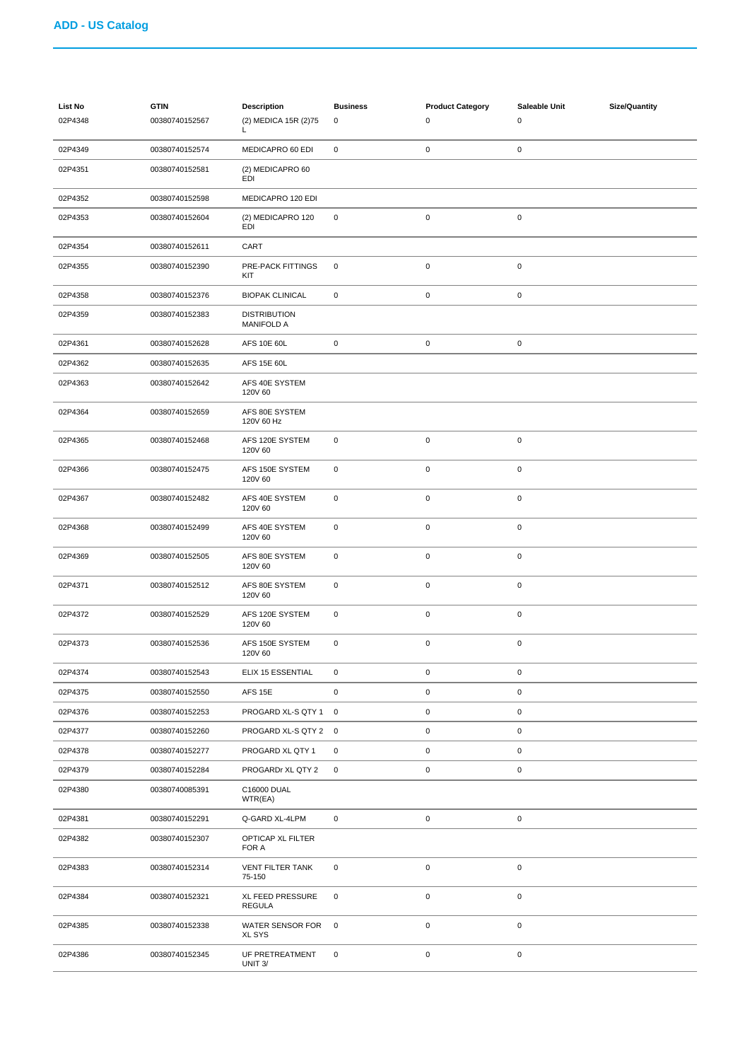## ADD - US Catalog

| List No | GTIN | Description | Business | Product Category | Saleable Unit | Size/Quantity |
|---|---|---|---|---|---|---|
| 02P4348 | 00380740152567 | (2) MEDICA 15R (2)75 L | 0 | 0 | 0 | |
| 02P4349 | 00380740152574 | MEDICAPRO 60 EDI | 0 | 0 | 0 | |
| 02P4351 | 00380740152581 | (2) MEDICAPRO 60 EDI | | | | |
| 02P4352 | 00380740152598 | MEDICAPRO 120 EDI | | | | |
| 02P4353 | 00380740152604 | (2) MEDICAPRO 120 EDI | 0 | 0 | 0 | |
| 02P4354 | 00380740152611 | CART | | | | |
| 02P4355 | 00380740152390 | PRE-PACK FITTINGS KIT | 0 | 0 | 0 | |
| 02P4358 | 00380740152376 | BIOPAK CLINICAL | 0 | 0 | 0 | |
| 02P4359 | 00380740152383 | DISTRIBUTION MANIFOLD A | | | | |
| 02P4361 | 00380740152628 | AFS 10E 60L | 0 | 0 | 0 | |
| 02P4362 | 00380740152635 | AFS 15E 60L | | | | |
| 02P4363 | 00380740152642 | AFS 40E SYSTEM 120V 60 | | | | |
| 02P4364 | 00380740152659 | AFS 80E SYSTEM 120V 60 Hz | | | | |
| 02P4365 | 00380740152468 | AFS 120E SYSTEM 120V 60 | 0 | 0 | 0 | |
| 02P4366 | 00380740152475 | AFS 150E SYSTEM 120V 60 | 0 | 0 | 0 | |
| 02P4367 | 00380740152482 | AFS 40E SYSTEM 120V 60 | 0 | 0 | 0 | |
| 02P4368 | 00380740152499 | AFS 40E SYSTEM 120V 60 | 0 | 0 | 0 | |
| 02P4369 | 00380740152505 | AFS 80E SYSTEM 120V 60 | 0 | 0 | 0 | |
| 02P4371 | 00380740152512 | AFS 80E SYSTEM 120V 60 | 0 | 0 | 0 | |
| 02P4372 | 00380740152529 | AFS 120E SYSTEM 120V 60 | 0 | 0 | 0 | |
| 02P4373 | 00380740152536 | AFS 150E SYSTEM 120V 60 | 0 | 0 | 0 | |
| 02P4374 | 00380740152543 | ELIX 15 ESSENTIAL | 0 | 0 | 0 | |
| 02P4375 | 00380740152550 | AFS 15E | 0 | 0 | 0 | |
| 02P4376 | 00380740152253 | PROGARD XL-S QTY 1 | 0 | 0 | 0 | |
| 02P4377 | 00380740152260 | PROGARD XL-S QTY 2 | 0 | 0 | 0 | |
| 02P4378 | 00380740152277 | PROGARD XL QTY 1 | 0 | 0 | 0 | |
| 02P4379 | 00380740152284 | PROGARDr XL QTY 2 | 0 | 0 | 0 | |
| 02P4380 | 00380740085391 | C16000 DUAL WTR(EA) | | | | |
| 02P4381 | 00380740152291 | Q-GARD XL-4LPM | 0 | 0 | 0 | |
| 02P4382 | 00380740152307 | OPTICAP XL FILTER FOR A | | | | |
| 02P4383 | 00380740152314 | VENT FILTER TANK 75-150 | 0 | 0 | 0 | |
| 02P4384 | 00380740152321 | XL FEED PRESSURE REGULA | 0 | 0 | 0 | |
| 02P4385 | 00380740152338 | WATER SENSOR FOR XL SYS | 0 | 0 | 0 | |
| 02P4386 | 00380740152345 | UF PRETREATMENT UNIT 3/ | 0 | 0 | 0 | |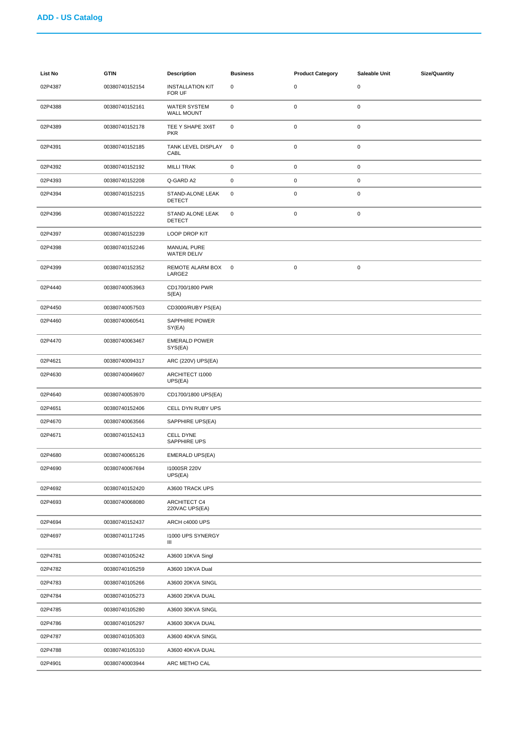## ADD - US Catalog

| List No | GTIN | Description | Business | Product Category | Saleable Unit | Size/Quantity |
|---|---|---|---|---|---|---|
| 02P4387 | 00380740152154 | INSTALLATION KIT FOR UF | 0 | 0 | 0 | |
| 02P4388 | 00380740152161 | WATER SYSTEM WALL MOUNT | 0 | 0 | 0 | |
| 02P4389 | 00380740152178 | TEE Y SHAPE 3X6T PKR | 0 | 0 | 0 | |
| 02P4391 | 00380740152185 | TANK LEVEL DISPLAY CABL | 0 | 0 | 0 | |
| 02P4392 | 00380740152192 | MILLI TRAK | 0 | 0 | 0 | |
| 02P4393 | 00380740152208 | Q-GARD A2 | 0 | 0 | 0 | |
| 02P4394 | 00380740152215 | STAND-ALONE LEAK DETECT | 0 | 0 | 0 | |
| 02P4396 | 00380740152222 | STAND ALONE LEAK DETECT | 0 | 0 | 0 | |
| 02P4397 | 00380740152239 | LOOP DROP KIT | | | | |
| 02P4398 | 00380740152246 | MANUAL PURE WATER DELIV | | | | |
| 02P4399 | 00380740152352 | REMOTE ALARM BOX LARGE2 | 0 | 0 | 0 | |
| 02P4440 | 00380740053963 | CD1700/1800 PWR S(EA) | | | | |
| 02P4450 | 00380740057503 | CD3000/RUBY PS(EA) | | | | |
| 02P4460 | 00380740060541 | SAPPHIRE POWER SY(EA) | | | | |
| 02P4470 | 00380740063467 | EMERALD POWER SYS(EA) | | | | |
| 02P4621 | 00380740094317 | ARC (220V) UPS(EA) | | | | |
| 02P4630 | 00380740049607 | ARCHITECT I1000 UPS(EA) | | | | |
| 02P4640 | 00380740053970 | CD1700/1800 UPS(EA) | | | | |
| 02P4651 | 00380740152406 | CELL DYN RUBY UPS | | | | |
| 02P4670 | 00380740063566 | SAPPHIRE UPS(EA) | | | | |
| 02P4671 | 00380740152413 | CELL DYNE SAPPHIRE UPS | | | | |
| 02P4680 | 00380740065126 | EMERALD UPS(EA) | | | | |
| 02P4690 | 00380740067694 | I1000SR 220V UPS(EA) | | | | |
| 02P4692 | 00380740152420 | A3600 TRACK UPS | | | | |
| 02P4693 | 00380740068080 | ARCHITECT C4 220VAC UPS(EA) | | | | |
| 02P4694 | 00380740152437 | ARCH c4000 UPS | | | | |
| 02P4697 | 00380740117245 | I1000 UPS SYNERGY III | | | | |
| 02P4781 | 00380740105242 | A3600 10KVA Singl | | | | |
| 02P4782 | 00380740105259 | A3600 10KVA Dual | | | | |
| 02P4783 | 00380740105266 | A3600 20KVA SINGL | | | | |
| 02P4784 | 00380740105273 | A3600 20KVA DUAL | | | | |
| 02P4785 | 00380740105280 | A3600 30KVA SINGL | | | | |
| 02P4786 | 00380740105297 | A3600 30KVA DUAL | | | | |
| 02P4787 | 00380740105303 | A3600 40KVA SINGL | | | | |
| 02P4788 | 00380740105310 | A3600 40KVA DUAL | | | | |
| 02P4901 | 00380740003944 | ARC METHO CAL | | | | |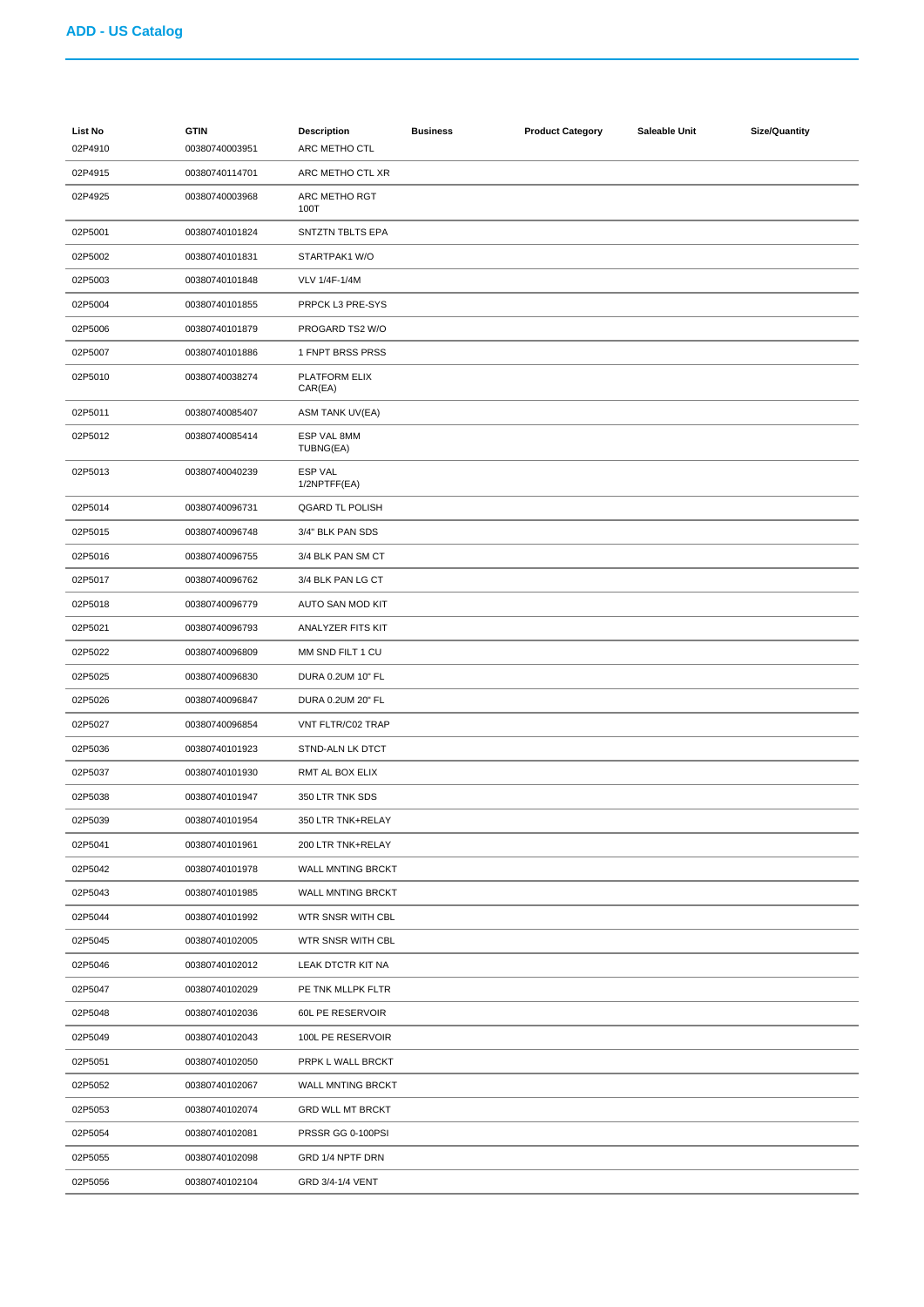## ADD - US Catalog

| List No | GTIN | Description | Business | Product Category | Saleable Unit | Size/Quantity |
|---|---|---|---|---|---|---|
| 02P4910 | 00380740003951 | ARC METHO CTL | | | | |
| 02P4915 | 00380740114701 | ARC METHO CTL XR | | | | |
| 02P4925 | 00380740003968 | ARC METHO RGT 100T | | | | |
| 02P5001 | 00380740101824 | SNTZTN TBLTS EPA | | | | |
| 02P5002 | 00380740101831 | STARTPAK1 W/O | | | | |
| 02P5003 | 00380740101848 | VLV 1/4F-1/4M | | | | |
| 02P5004 | 00380740101855 | PRPCK L3 PRE-SYS | | | | |
| 02P5006 | 00380740101879 | PROGARD TS2 W/O | | | | |
| 02P5007 | 00380740101886 | 1 FNPT BRSS PRSS | | | | |
| 02P5010 | 00380740038274 | PLATFORM ELIX CAR(EA) | | | | |
| 02P5011 | 00380740085407 | ASM TANK UV(EA) | | | | |
| 02P5012 | 00380740085414 | ESP VAL 8MM TUBNG(EA) | | | | |
| 02P5013 | 00380740040239 | ESP VAL 1/2NPTFF(EA) | | | | |
| 02P5014 | 00380740096731 | QGARD TL POLISH | | | | |
| 02P5015 | 00380740096748 | 3/4" BLK PAN SDS | | | | |
| 02P5016 | 00380740096755 | 3/4 BLK PAN SM CT | | | | |
| 02P5017 | 00380740096762 | 3/4 BLK PAN LG CT | | | | |
| 02P5018 | 00380740096779 | AUTO SAN MOD KIT | | | | |
| 02P5021 | 00380740096793 | ANALYZER FITS KIT | | | | |
| 02P5022 | 00380740096809 | MM SND FILT 1 CU | | | | |
| 02P5025 | 00380740096830 | DURA 0.2UM 10" FL | | | | |
| 02P5026 | 00380740096847 | DURA 0.2UM 20" FL | | | | |
| 02P5027 | 00380740096854 | VNT FLTR/C02 TRAP | | | | |
| 02P5036 | 00380740101923 | STND-ALN LK DTCT | | | | |
| 02P5037 | 00380740101930 | RMT AL BOX ELIX | | | | |
| 02P5038 | 00380740101947 | 350 LTR TNK SDS | | | | |
| 02P5039 | 00380740101954 | 350 LTR TNK+RELAY | | | | |
| 02P5041 | 00380740101961 | 200 LTR TNK+RELAY | | | | |
| 02P5042 | 00380740101978 | WALL MNTING BRCKT | | | | |
| 02P5043 | 00380740101985 | WALL MNTING BRCKT | | | | |
| 02P5044 | 00380740101992 | WTR SNSR WITH CBL | | | | |
| 02P5045 | 00380740102005 | WTR SNSR WITH CBL | | | | |
| 02P5046 | 00380740102012 | LEAK DTCTR KIT NA | | | | |
| 02P5047 | 00380740102029 | PE TNK MLLPK FLTR | | | | |
| 02P5048 | 00380740102036 | 60L PE RESERVOIR | | | | |
| 02P5049 | 00380740102043 | 100L PE RESERVOIR | | | | |
| 02P5051 | 00380740102050 | PRPK L WALL BRCKT | | | | |
| 02P5052 | 00380740102067 | WALL MNTING BRCKT | | | | |
| 02P5053 | 00380740102074 | GRD WLL MT BRCKT | | | | |
| 02P5054 | 00380740102081 | PRSSR GG 0-100PSI | | | | |
| 02P5055 | 00380740102098 | GRD 1/4 NPTF DRN | | | | |
| 02P5056 | 00380740102104 | GRD 3/4-1/4 VENT | | | | |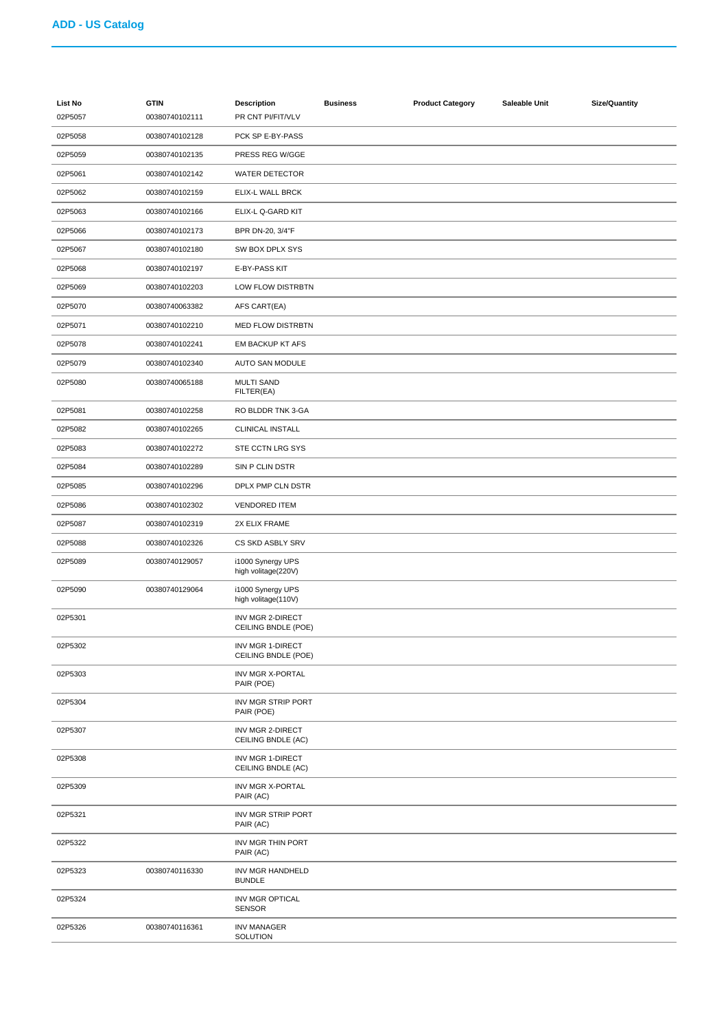## ADD - US Catalog

| List No | GTIN | Description | Business | Product Category | Saleable Unit | Size/Quantity |
|---|---|---|---|---|---|---|
| 02P5057 | 00380740102111 | PR CNT PI/FIT/VLV | | | | |
| 02P5058 | 00380740102128 | PCK SP E-BY-PASS | | | | |
| 02P5059 | 00380740102135 | PRESS REG W/GGE | | | | |
| 02P5061 | 00380740102142 | WATER DETECTOR | | | | |
| 02P5062 | 00380740102159 | ELIX-L WALL BRCK | | | | |
| 02P5063 | 00380740102166 | ELIX-L Q-GARD KIT | | | | |
| 02P5066 | 00380740102173 | BPR DN-20, 3/4"F | | | | |
| 02P5067 | 00380740102180 | SW BOX DPLX SYS | | | | |
| 02P5068 | 00380740102197 | E-BY-PASS KIT | | | | |
| 02P5069 | 00380740102203 | LOW FLOW DISTRBTN | | | | |
| 02P5070 | 00380740063382 | AFS CART(EA) | | | | |
| 02P5071 | 00380740102210 | MED FLOW DISTRBTN | | | | |
| 02P5078 | 00380740102241 | EM BACKUP KT AFS | | | | |
| 02P5079 | 00380740102340 | AUTO SAN MODULE | | | | |
| 02P5080 | 00380740065188 | MULTI SAND FILTER(EA) | | | | |
| 02P5081 | 00380740102258 | RO BLDDR TNK 3-GA | | | | |
| 02P5082 | 00380740102265 | CLINICAL INSTALL | | | | |
| 02P5083 | 00380740102272 | STE CCTN LRG SYS | | | | |
| 02P5084 | 00380740102289 | SIN P CLIN DSTR | | | | |
| 02P5085 | 00380740102296 | DPLX PMP CLN DSTR | | | | |
| 02P5086 | 00380740102302 | VENDORED ITEM | | | | |
| 02P5087 | 00380740102319 | 2X ELIX FRAME | | | | |
| 02P5088 | 00380740102326 | CS SKD ASBLY SRV | | | | |
| 02P5089 | 00380740129057 | i1000 Synergy UPS high voltage(220V) | | | | |
| 02P5090 | 00380740129064 | i1000 Synergy UPS high voltage(110V) | | | | |
| 02P5301 | | INV MGR 2-DIRECT CEILING BNDLE (POE) | | | | |
| 02P5302 | | INV MGR 1-DIRECT CEILING BNDLE (POE) | | | | |
| 02P5303 | | INV MGR X-PORTAL PAIR (POE) | | | | |
| 02P5304 | | INV MGR STRIP PORT PAIR (POE) | | | | |
| 02P5307 | | INV MGR 2-DIRECT CEILING BNDLE (AC) | | | | |
| 02P5308 | | INV MGR 1-DIRECT CEILING BNDLE (AC) | | | | |
| 02P5309 | | INV MGR X-PORTAL PAIR (AC) | | | | |
| 02P5321 | | INV MGR STRIP PORT PAIR (AC) | | | | |
| 02P5322 | | INV MGR THIN PORT PAIR (AC) | | | | |
| 02P5323 | 00380740116330 | INV MGR HANDHELD BUNDLE | | | | |
| 02P5324 | | INV MGR OPTICAL SENSOR | | | | |
| 02P5326 | 00380740116361 | INV MANAGER SOLUTION | | | | |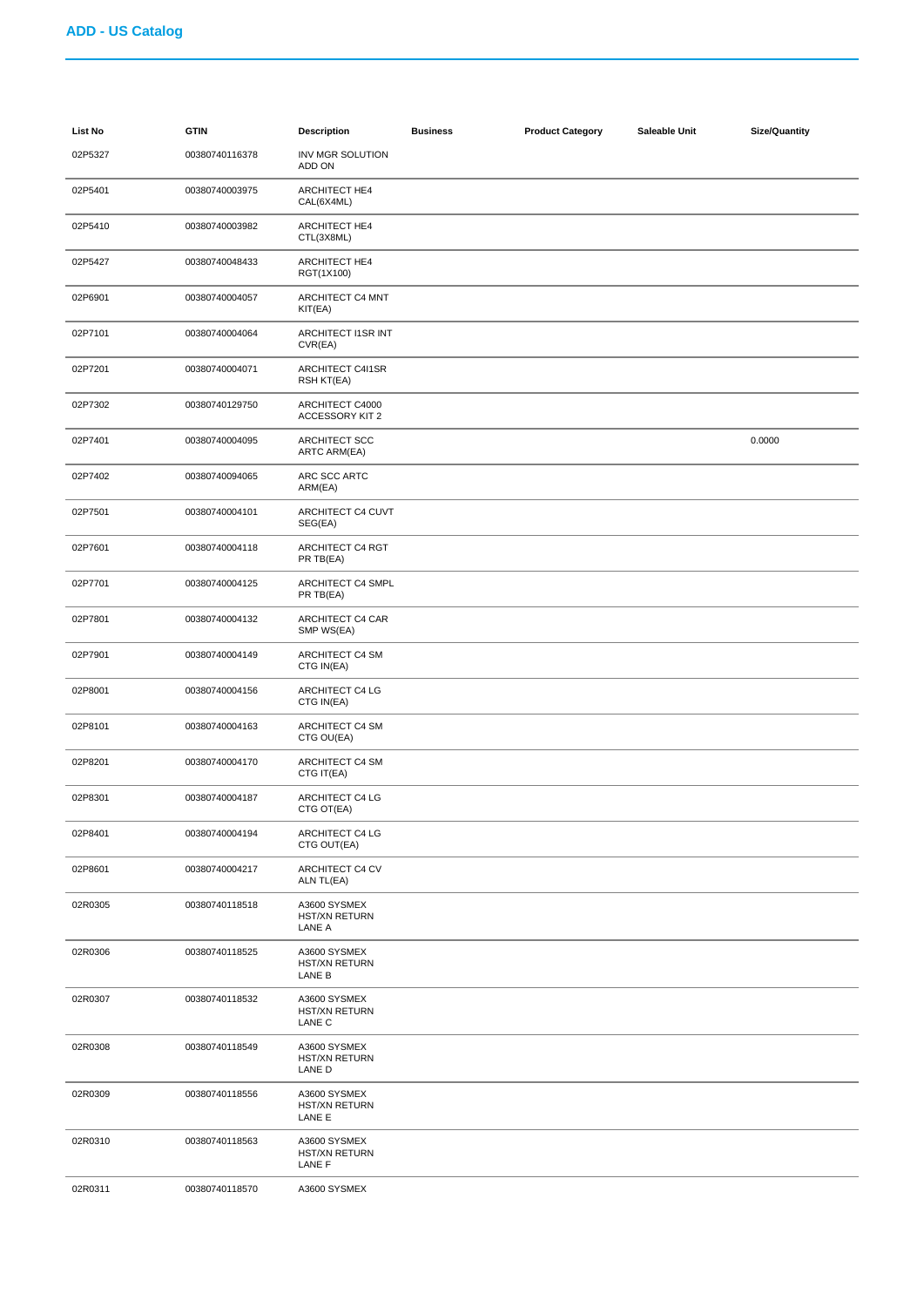## ADD - US Catalog

| List No | GTIN | Description | Business | Product Category | Saleable Unit | Size/Quantity |
|---|---|---|---|---|---|---|
| 02P5327 | 00380740116378 | INV MGR SOLUTION ADD ON | | | | |
| 02P5401 | 00380740003975 | ARCHITECT HE4 CAL(6X4ML) | | | | |
| 02P5410 | 00380740003982 | ARCHITECT HE4 CTL(3X8ML) | | | | |
| 02P5427 | 00380740048433 | ARCHITECT HE4 RGT(1X100) | | | | |
| 02P6901 | 00380740004057 | ARCHITECT C4 MNT KIT(EA) | | | | |
| 02P7101 | 00380740004064 | ARCHITECT I1SR INT CVR(EA) | | | | |
| 02P7201 | 00380740004071 | ARCHITECT C4I1SR RSH KT(EA) | | | | |
| 02P7302 | 00380740129750 | ARCHITECT C4000 ACCESSORY KIT 2 | | | | |
| 02P7401 | 00380740004095 | ARCHITECT SCC ARTC ARM(EA) | | | | 0.0000 |
| 02P7402 | 00380740094065 | ARC SCC ARTC ARM(EA) | | | | |
| 02P7501 | 00380740004101 | ARCHITECT C4 CUVT SEG(EA) | | | | |
| 02P7601 | 00380740004118 | ARCHITECT C4 RGT PR TB(EA) | | | | |
| 02P7701 | 00380740004125 | ARCHITECT C4 SMPL PR TB(EA) | | | | |
| 02P7801 | 00380740004132 | ARCHITECT C4 CAR SMP WS(EA) | | | | |
| 02P7901 | 00380740004149 | ARCHITECT C4 SM CTG IN(EA) | | | | |
| 02P8001 | 00380740004156 | ARCHITECT C4 LG CTG IN(EA) | | | | |
| 02P8101 | 00380740004163 | ARCHITECT C4 SM CTG OU(EA) | | | | |
| 02P8201 | 00380740004170 | ARCHITECT C4 SM CTG IT(EA) | | | | |
| 02P8301 | 00380740004187 | ARCHITECT C4 LG CTG OT(EA) | | | | |
| 02P8401 | 00380740004194 | ARCHITECT C4 LG CTG OUT(EA) | | | | |
| 02P8601 | 00380740004217 | ARCHITECT C4 CV ALN TL(EA) | | | | |
| 02R0305 | 00380740118518 | A3600 SYSMEX HST/XN RETURN LANE A | | | | |
| 02R0306 | 00380740118525 | A3600 SYSMEX HST/XN RETURN LANE B | | | | |
| 02R0307 | 00380740118532 | A3600 SYSMEX HST/XN RETURN LANE C | | | | |
| 02R0308 | 00380740118549 | A3600 SYSMEX HST/XN RETURN LANE D | | | | |
| 02R0309 | 00380740118556 | A3600 SYSMEX HST/XN RETURN LANE E | | | | |
| 02R0310 | 00380740118563 | A3600 SYSMEX HST/XN RETURN LANE F | | | | |
| 02R0311 | 00380740118570 | A3600 SYSMEX | | | | |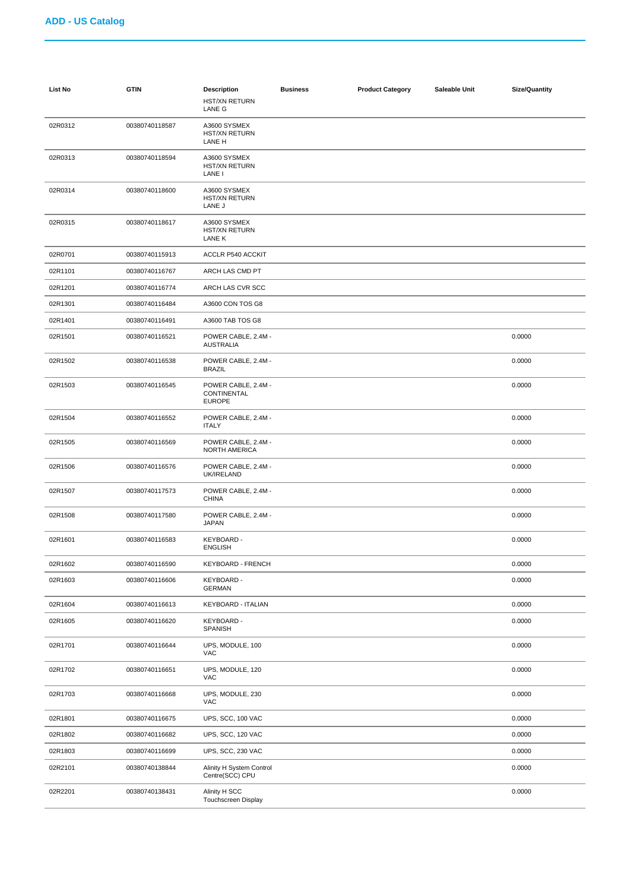## ADD - US Catalog

| List No | GTIN | Description | Business | Product Category | Saleable Unit | Size/Quantity |
|---|---|---|---|---|---|---|
| | | HST/XN RETURN LANE G | | | | |
| 02R0312 | 00380740118587 | A3600 SYSMEX HST/XN RETURN LANE H | | | | |
| 02R0313 | 00380740118594 | A3600 SYSMEX HST/XN RETURN LANE I | | | | |
| 02R0314 | 00380740118600 | A3600 SYSMEX HST/XN RETURN LANE J | | | | |
| 02R0315 | 00380740118617 | A3600 SYSMEX HST/XN RETURN LANE K | | | | |
| 02R0701 | 00380740115913 | ACCLR P540 ACCKIT | | | | |
| 02R1101 | 00380740116767 | ARCH LAS CMD PT | | | | |
| 02R1201 | 00380740116774 | ARCH LAS CVR SCC | | | | |
| 02R1301 | 00380740116484 | A3600 CON TOS G8 | | | | |
| 02R1401 | 00380740116491 | A3600 TAB TOS G8 | | | | |
| 02R1501 | 00380740116521 | POWER CABLE, 2.4M - AUSTRALIA | | | | 0.0000 |
| 02R1502 | 00380740116538 | POWER CABLE, 2.4M - BRAZIL | | | | 0.0000 |
| 02R1503 | 00380740116545 | POWER CABLE, 2.4M - CONTINENTAL EUROPE | | | | 0.0000 |
| 02R1504 | 00380740116552 | POWER CABLE, 2.4M - ITALY | | | | 0.0000 |
| 02R1505 | 00380740116569 | POWER CABLE, 2.4M - NORTH AMERICA | | | | 0.0000 |
| 02R1506 | 00380740116576 | POWER CABLE, 2.4M - UK/IRELAND | | | | 0.0000 |
| 02R1507 | 00380740117573 | POWER CABLE, 2.4M - CHINA | | | | 0.0000 |
| 02R1508 | 00380740117580 | POWER CABLE, 2.4M - JAPAN | | | | 0.0000 |
| 02R1601 | 00380740116583 | KEYBOARD - ENGLISH | | | | 0.0000 |
| 02R1602 | 00380740116590 | KEYBOARD - FRENCH | | | | 0.0000 |
| 02R1603 | 00380740116606 | KEYBOARD - GERMAN | | | | 0.0000 |
| 02R1604 | 00380740116613 | KEYBOARD - ITALIAN | | | | 0.0000 |
| 02R1605 | 00380740116620 | KEYBOARD - SPANISH | | | | 0.0000 |
| 02R1701 | 00380740116644 | UPS, MODULE, 100 VAC | | | | 0.0000 |
| 02R1702 | 00380740116651 | UPS, MODULE, 120 VAC | | | | 0.0000 |
| 02R1703 | 00380740116668 | UPS, MODULE, 230 VAC | | | | 0.0000 |
| 02R1801 | 00380740116675 | UPS, SCC, 100 VAC | | | | 0.0000 |
| 02R1802 | 00380740116682 | UPS, SCC, 120 VAC | | | | 0.0000 |
| 02R1803 | 00380740116699 | UPS, SCC, 230 VAC | | | | 0.0000 |
| 02R2101 | 00380740138844 | Alinity H System Control Centre(SCC) CPU | | | | 0.0000 |
| 02R2201 | 00380740138431 | Alinity H SCC Touchscreen Display | | | | 0.0000 |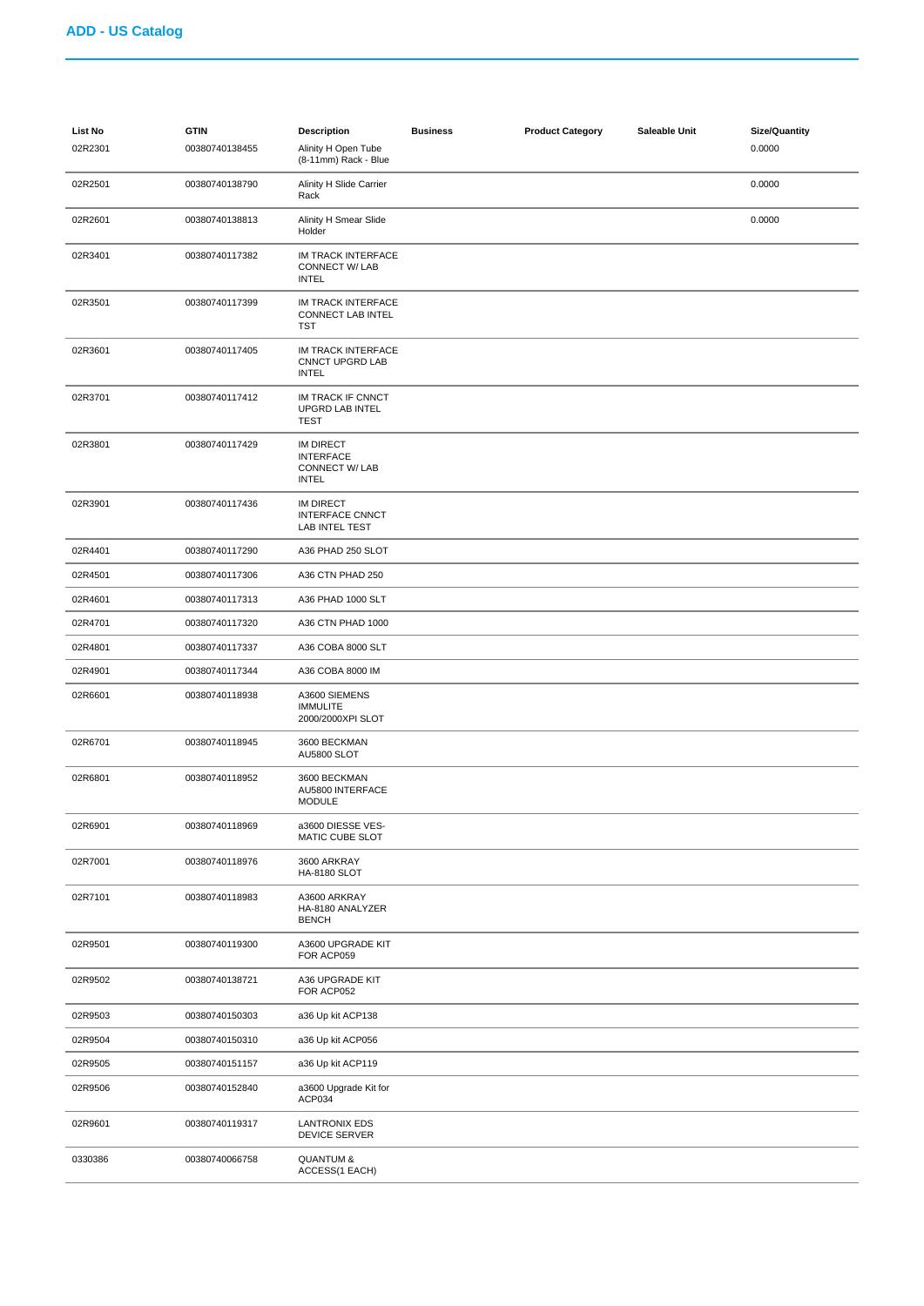## ADD - US Catalog

| List No | GTIN | Description | Business | Product Category | Saleable Unit | Size/Quantity |
|---|---|---|---|---|---|---|
| 02R2301 | 00380740138455 | Alinity H Open Tube (8-11mm) Rack - Blue | | | | 0.0000 |
| 02R2501 | 00380740138790 | Alinity H Slide Carrier Rack | | | | 0.0000 |
| 02R2601 | 00380740138813 | Alinity H Smear Slide Holder | | | | 0.0000 |
| 02R3401 | 00380740117382 | IM TRACK INTERFACE CONNECT W/ LAB INTEL | | | | |
| 02R3501 | 00380740117399 | IM TRACK INTERFACE CONNECT LAB INTEL TST | | | | |
| 02R3601 | 00380740117405 | IM TRACK INTERFACE CNNCT UPGRD LAB INTEL | | | | |
| 02R3701 | 00380740117412 | IM TRACK IF CNNCT UPGRD LAB INTEL TEST | | | | |
| 02R3801 | 00380740117429 | IM DIRECT INTERFACE CONNECT W/ LAB INTEL | | | | |
| 02R3901 | 00380740117436 | IM DIRECT INTERFACE CNNCT LAB INTEL TEST | | | | |
| 02R4401 | 00380740117290 | A36 PHAD 250 SLOT | | | | |
| 02R4501 | 00380740117306 | A36 CTN PHAD 250 | | | | |
| 02R4601 | 00380740117313 | A36 PHAD 1000 SLT | | | | |
| 02R4701 | 00380740117320 | A36 CTN PHAD 1000 | | | | |
| 02R4801 | 00380740117337 | A36 COBA 8000 SLT | | | | |
| 02R4901 | 00380740117344 | A36 COBA 8000 IM | | | | |
| 02R6601 | 00380740118938 | A3600 SIEMENS IMMULITE 2000/2000XPI SLOT | | | | |
| 02R6701 | 00380740118945 | 3600 BECKMAN AU5800 SLOT | | | | |
| 02R6801 | 00380740118952 | 3600 BECKMAN AU5800 INTERFACE MODULE | | | | |
| 02R6901 | 00380740118969 | a3600 DIESSE VES-MATIC CUBE SLOT | | | | |
| 02R7001 | 00380740118976 | 3600 ARKRAY HA-8180 SLOT | | | | |
| 02R7101 | 00380740118983 | A3600 ARKRAY HA-8180 ANALYZER BENCH | | | | |
| 02R9501 | 00380740119300 | A3600 UPGRADE KIT FOR ACP059 | | | | |
| 02R9502 | 00380740138721 | A36 UPGRADE KIT FOR ACP052 | | | | |
| 02R9503 | 00380740150303 | a36 Up kit ACP138 | | | | |
| 02R9504 | 00380740150310 | a36 Up kit ACP056 | | | | |
| 02R9505 | 00380740151157 | a36 Up kit ACP119 | | | | |
| 02R9506 | 00380740152840 | a3600 Upgrade Kit for ACP034 | | | | |
| 02R9601 | 00380740119317 | LANTRONIX EDS DEVICE SERVER | | | | |
| 0330386 | 00380740066758 | QUANTUM & ACCESS(1 EACH) | | | | |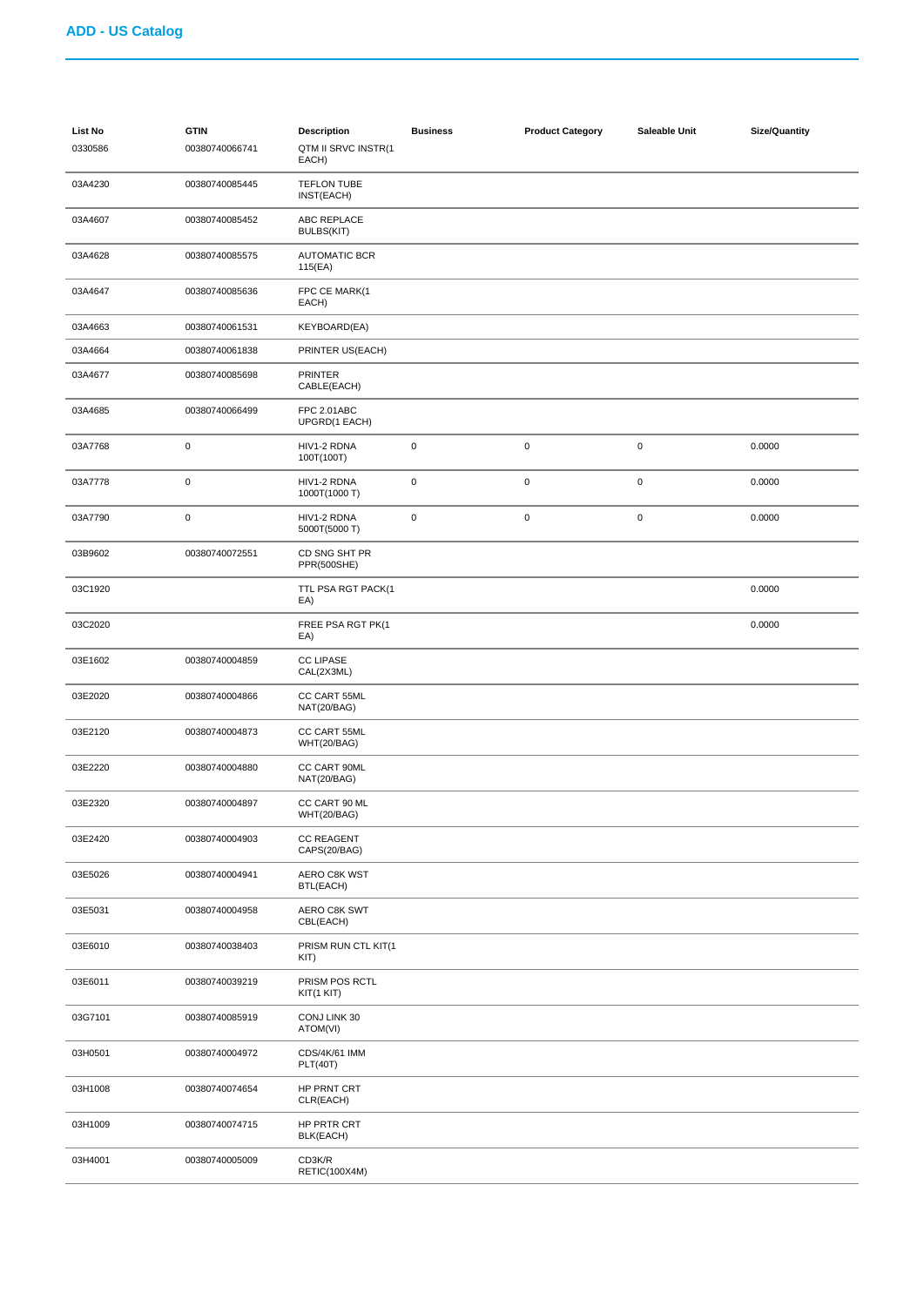| List No | GTIN | Description | Business | Product Category | Saleable Unit | Size/Quantity |
| --- | --- | --- | --- | --- | --- | --- |
| 0330586 | 00380740066741 | QTM II SRVC INSTR(1 EACH) | | | | |
| 03A4230 | 00380740085445 | TEFLON TUBE INST(EACH) | | | | |
| 03A4607 | 00380740085452 | ABC REPLACE BULBS(KIT) | | | | |
| 03A4628 | 00380740085575 | AUTOMATIC BCR 115(EA) | | | | |
| 03A4647 | 00380740085636 | FPC CE MARK(1 EACH) | | | | |
| 03A4663 | 00380740061531 | KEYBOARD(EA) | | | | |
| 03A4664 | 00380740061838 | PRINTER US(EACH) | | | | |
| 03A4677 | 00380740085698 | PRINTER CABLE(EACH) | | | | |
| 03A4685 | 00380740066499 | FPC 2.01ABC UPGRD(1 EACH) | | | | |
| 03A7768 | 0 | HIV1-2 RDNA 100T(100T) | 0 | 0 | 0 | 0.0000 |
| 03A7778 | 0 | HIV1-2 RDNA 1000T(1000 T) | 0 | 0 | 0 | 0.0000 |
| 03A7790 | 0 | HIV1-2 RDNA 5000T(5000 T) | 0 | 0 | 0 | 0.0000 |
| 03B9602 | 00380740072551 | CD SNG SHT PR PPR(500SHE) | | | | |
| 03C1920 | | TTL PSA RGT PACK(1 EA) | | | | 0.0000 |
| 03C2020 | | FREE PSA RGT PK(1 EA) | | | | 0.0000 |
| 03E1602 | 00380740004859 | CC LIPASE CAL(2X3ML) | | | | |
| 03E2020 | 00380740004866 | CC CART 55ML NAT(20/BAG) | | | | |
| 03E2120 | 00380740004873 | CC CART 55ML WHT(20/BAG) | | | | |
| 03E2220 | 00380740004880 | CC CART 90ML NAT(20/BAG) | | | | |
| 03E2320 | 00380740004897 | CC CART 90 ML WHT(20/BAG) | | | | |
| 03E2420 | 00380740004903 | CC REAGENT CAPS(20/BAG) | | | | |
| 03E5026 | 00380740004941 | AERO C8K WST BTL(EACH) | | | | |
| 03E5031 | 00380740004958 | AERO C8K SWT CBL(EACH) | | | | |
| 03E6010 | 00380740038403 | PRISM RUN CTL KIT(1 KIT) | | | | |
| 03E6011 | 00380740039219 | PRISM POS RCTL KIT(1 KIT) | | | | |
| 03G7101 | 00380740085919 | CONJ LINK 30 ATOM(VI) | | | | |
| 03H0501 | 00380740004972 | CDS/4K/61 IMM PLT(40T) | | | | |
| 03H1008 | 00380740074654 | HP PRNT CRT CLR(EACH) | | | | |
| 03H1009 | 00380740074715 | HP PRTR CRT BLK(EACH) | | | | |
| 03H4001 | 00380740005009 | CD3K/R RETIC(100X4M) | | | | |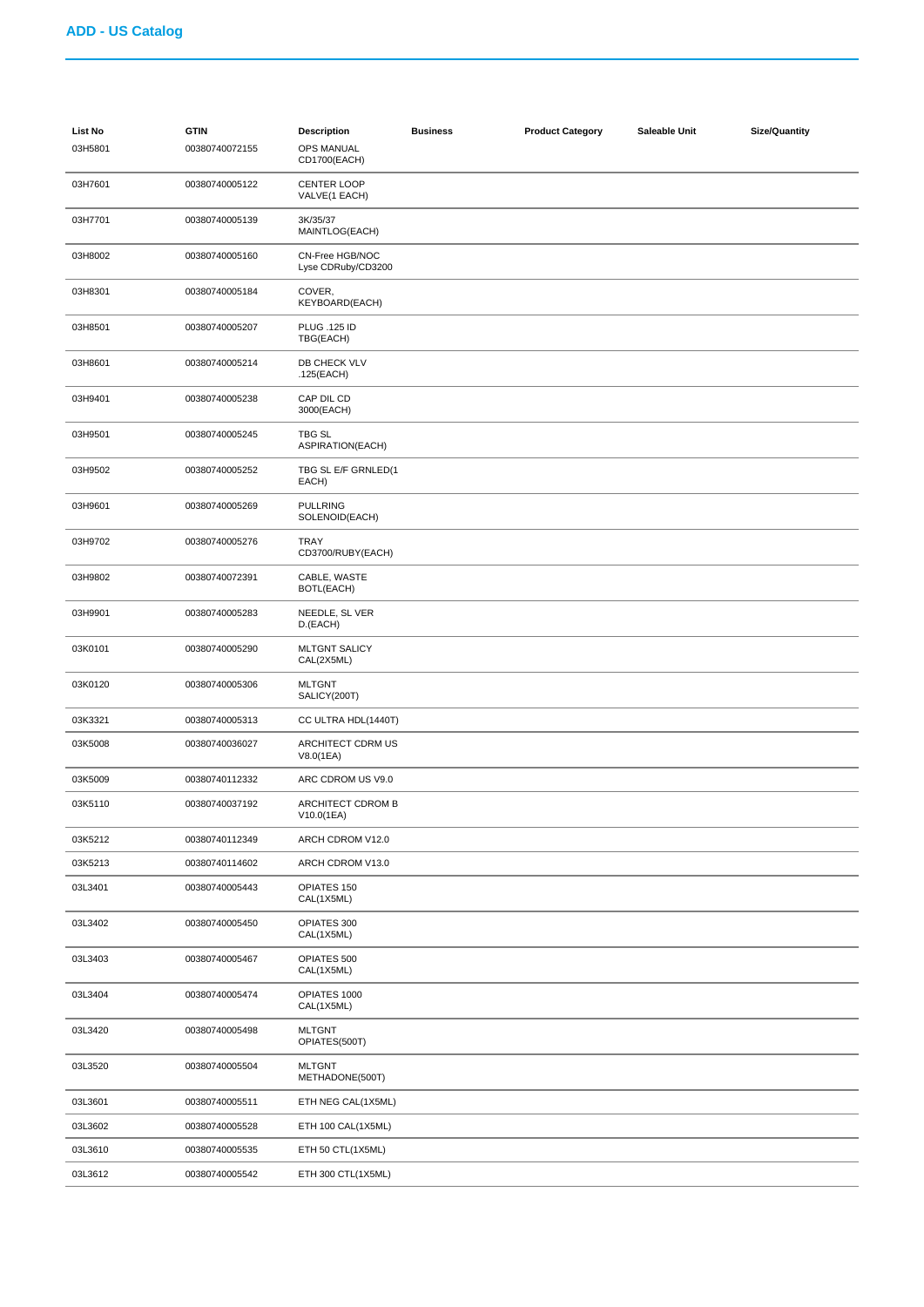## ADD - US Catalog

| List No | GTIN | Description | Business | Product Category | Saleable Unit | Size/Quantity |
|---|---|---|---|---|---|---|
| 03H5801 | 00380740072155 | OPS MANUAL CD1700(EACH) | | | | |
| 03H7601 | 00380740005122 | CENTER LOOP VALVE(1 EACH) | | | | |
| 03H7701 | 00380740005139 | 3K/35/37 MAINTLOG(EACH) | | | | |
| 03H8002 | 00380740005160 | CN-Free HGB/NOC Lyse CDRuby/CD3200 | | | | |
| 03H8301 | 00380740005184 | COVER, KEYBOARD(EACH) | | | | |
| 03H8501 | 00380740005207 | PLUG .125 ID TBG(EACH) | | | | |
| 03H8601 | 00380740005214 | DB CHECK VLV .125(EACH) | | | | |
| 03H9401 | 00380740005238 | CAP DIL CD 3000(EACH) | | | | |
| 03H9501 | 00380740005245 | TBG SL ASPIRATION(EACH) | | | | |
| 03H9502 | 00380740005252 | TBG SL E/F GRNLED(1 EACH) | | | | |
| 03H9601 | 00380740005269 | PULLRING SOLENOID(EACH) | | | | |
| 03H9702 | 00380740005276 | TRAY CD3700/RUBY(EACH) | | | | |
| 03H9802 | 00380740072391 | CABLE, WASTE BOTL(EACH) | | | | |
| 03H9901 | 00380740005283 | NEEDLE, SL VER D.(EACH) | | | | |
| 03K0101 | 00380740005290 | MLTGNT SALICY CAL(2X5ML) | | | | |
| 03K0120 | 00380740005306 | MLTGNT SALICY(200T) | | | | |
| 03K3321 | 00380740005313 | CC ULTRA HDL(1440T) | | | | |
| 03K5008 | 00380740036027 | ARCHITECT CDRM US V8.0(1EA) | | | | |
| 03K5009 | 00380740112332 | ARC CDROM US V9.0 | | | | |
| 03K5110 | 00380740037192 | ARCHITECT CDROM B V10.0(1EA) | | | | |
| 03K5212 | 00380740112349 | ARCH CDROM V12.0 | | | | |
| 03K5213 | 00380740114602 | ARCH CDROM V13.0 | | | | |
| 03L3401 | 00380740005443 | OPIATES 150 CAL(1X5ML) | | | | |
| 03L3402 | 00380740005450 | OPIATES 300 CAL(1X5ML) | | | | |
| 03L3403 | 00380740005467 | OPIATES 500 CAL(1X5ML) | | | | |
| 03L3404 | 00380740005474 | OPIATES 1000 CAL(1X5ML) | | | | |
| 03L3420 | 00380740005498 | MLTGNT OPIATES(500T) | | | | |
| 03L3520 | 00380740005504 | MLTGNT METHADONE(500T) | | | | |
| 03L3601 | 00380740005511 | ETH NEG CAL(1X5ML) | | | | |
| 03L3602 | 00380740005528 | ETH 100 CAL(1X5ML) | | | | |
| 03L3610 | 00380740005535 | ETH 50 CTL(1X5ML) | | | | |
| 03L3612 | 00380740005542 | ETH 300 CTL(1X5ML) | | | | |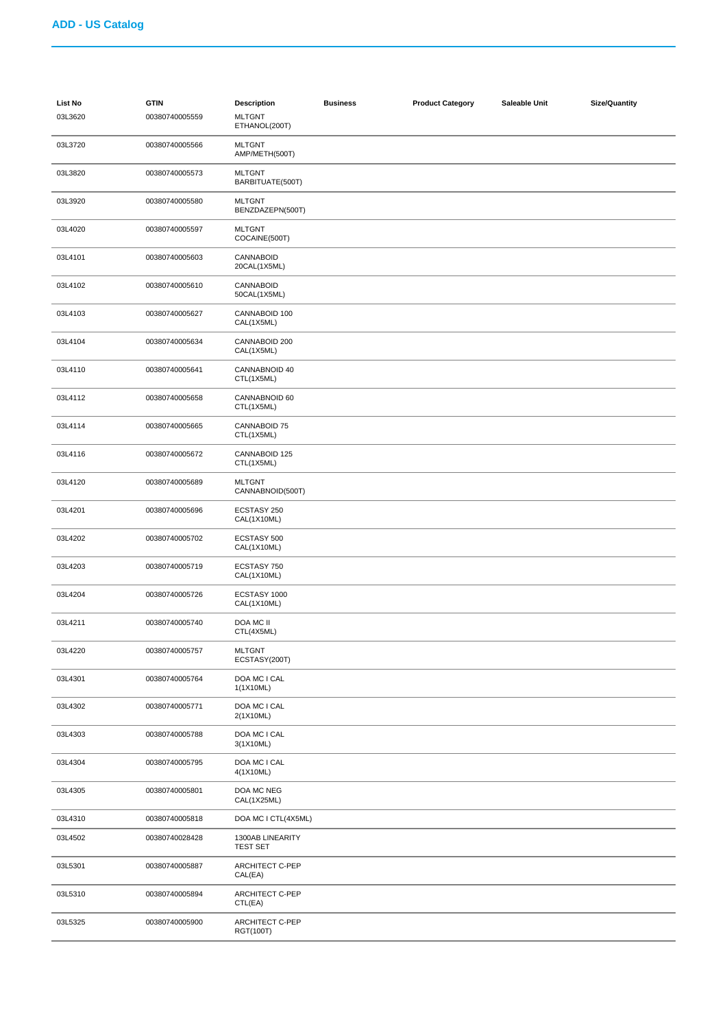## ADD - US Catalog

| List No | GTIN | Description | Business | Product Category | Saleable Unit | Size/Quantity |
|---|---|---|---|---|---|---|
| 03L3620 | 00380740005559 | MLTGNT ETHANOL(200T) | | | | |
| 03L3720 | 00380740005566 | MLTGNT AMP/METH(500T) | | | | |
| 03L3820 | 00380740005573 | MLTGNT BARBITUATE(500T) | | | | |
| 03L3920 | 00380740005580 | MLTGNT BENZDAZEPN(500T) | | | | |
| 03L4020 | 00380740005597 | MLTGNT COCAINE(500T) | | | | |
| 03L4101 | 00380740005603 | CANNABOID 20CAL(1X5ML) | | | | |
| 03L4102 | 00380740005610 | CANNABOID 50CAL(1X5ML) | | | | |
| 03L4103 | 00380740005627 | CANNABOID 100 CAL(1X5ML) | | | | |
| 03L4104 | 00380740005634 | CANNABOID 200 CAL(1X5ML) | | | | |
| 03L4110 | 00380740005641 | CANNABNOID 40 CTL(1X5ML) | | | | |
| 03L4112 | 00380740005658 | CANNABNOID 60 CTL(1X5ML) | | | | |
| 03L4114 | 00380740005665 | CANNABOID 75 CTL(1X5ML) | | | | |
| 03L4116 | 00380740005672 | CANNABOID 125 CTL(1X5ML) | | | | |
| 03L4120 | 00380740005689 | MLTGNT CANNABNOID(500T) | | | | |
| 03L4201 | 00380740005696 | ECSTASY 250 CAL(1X10ML) | | | | |
| 03L4202 | 00380740005702 | ECSTASY 500 CAL(1X10ML) | | | | |
| 03L4203 | 00380740005719 | ECSTASY 750 CAL(1X10ML) | | | | |
| 03L4204 | 00380740005726 | ECSTASY 1000 CAL(1X10ML) | | | | |
| 03L4211 | 00380740005740 | DOA MC II CTL(4X5ML) | | | | |
| 03L4220 | 00380740005757 | MLTGNT ECSTASY(200T) | | | | |
| 03L4301 | 00380740005764 | DOA MC I CAL 1(1X10ML) | | | | |
| 03L4302 | 00380740005771 | DOA MC I CAL 2(1X10ML) | | | | |
| 03L4303 | 00380740005788 | DOA MC I CAL 3(1X10ML) | | | | |
| 03L4304 | 00380740005795 | DOA MC I CAL 4(1X10ML) | | | | |
| 03L4305 | 00380740005801 | DOA MC NEG CAL(1X25ML) | | | | |
| 03L4310 | 00380740005818 | DOA MC I CTL(4X5ML) | | | | |
| 03L4502 | 00380740028428 | 1300AB LINEARITY TEST SET | | | | |
| 03L5301 | 00380740005887 | ARCHITECT C-PEP CAL(EA) | | | | |
| 03L5310 | 00380740005894 | ARCHITECT C-PEP CTL(EA) | | | | |
| 03L5325 | 00380740005900 | ARCHITECT C-PEP RGT(100T) | | | | |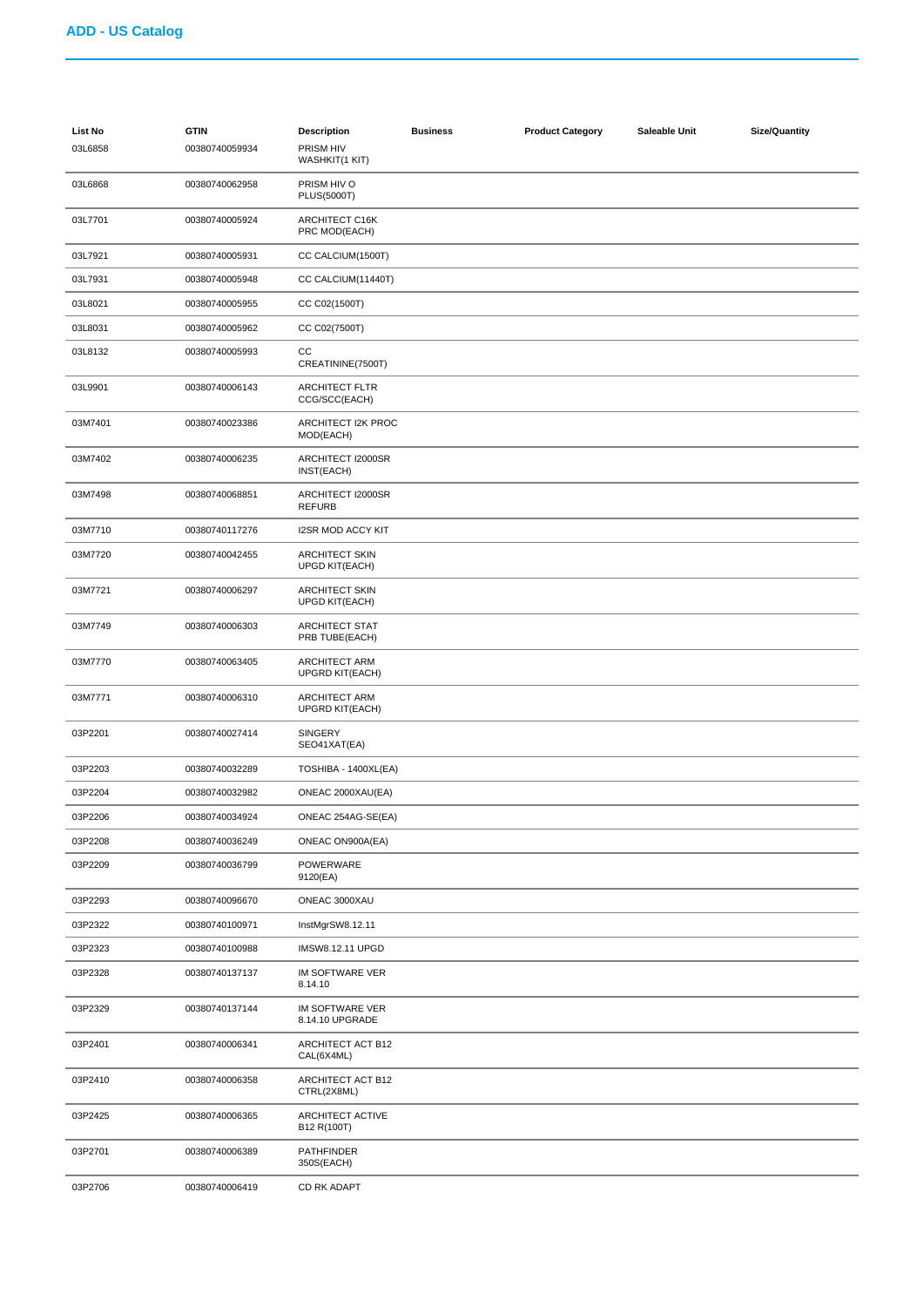## ADD - US Catalog

| List No | GTIN | Description | Business | Product Category | Saleable Unit | Size/Quantity |
|---|---|---|---|---|---|---|
| 03L6858 | 00380740059934 | PRISM HIV WASHKIT(1 KIT) | | | | |
| 03L6868 | 00380740062958 | PRISM HIV O PLUS(5000T) | | | | |
| 03L7701 | 00380740005924 | ARCHITECT C16K PRC MOD(EACH) | | | | |
| 03L7921 | 00380740005931 | CC CALCIUM(1500T) | | | | |
| 03L7931 | 00380740005948 | CC CALCIUM(11440T) | | | | |
| 03L8021 | 00380740005955 | CC C02(1500T) | | | | |
| 03L8031 | 00380740005962 | CC C02(7500T) | | | | |
| 03L8132 | 00380740005993 | CC CREATININE(7500T) | | | | |
| 03L9901 | 00380740006143 | ARCHITECT FLTR CCG/SCC(EACH) | | | | |
| 03M7401 | 00380740023386 | ARCHITECT I2K PROC MOD(EACH) | | | | |
| 03M7402 | 00380740006235 | ARCHITECT I2000SR INST(EACH) | | | | |
| 03M7498 | 00380740068851 | ARCHITECT I2000SR REFURB | | | | |
| 03M7710 | 00380740117276 | I2SR MOD ACCY KIT | | | | |
| 03M7720 | 00380740042455 | ARCHITECT SKIN UPGD KIT(EACH) | | | | |
| 03M7721 | 00380740006297 | ARCHITECT SKIN UPGD KIT(EACH) | | | | |
| 03M7749 | 00380740006303 | ARCHITECT STAT PRB TUBE(EACH) | | | | |
| 03M7770 | 00380740063405 | ARCHITECT ARM UPGRD KIT(EACH) | | | | |
| 03M7771 | 00380740006310 | ARCHITECT ARM UPGRD KIT(EACH) | | | | |
| 03P2201 | 00380740027414 | SINGERY SEO41XAT(EA) | | | | |
| 03P2203 | 00380740032289 | TOSHIBA - 1400XL(EA) | | | | |
| 03P2204 | 00380740032982 | ONEAC 2000XAU(EA) | | | | |
| 03P2206 | 00380740034924 | ONEAC 254AG-SE(EA) | | | | |
| 03P2208 | 00380740036249 | ONEAC ON900A(EA) | | | | |
| 03P2209 | 00380740036799 | POWERWARE 9120(EA) | | | | |
| 03P2293 | 00380740096670 | ONEAC 3000XAU | | | | |
| 03P2322 | 00380740100971 | InstMgrSW8.12.11 | | | | |
| 03P2323 | 00380740100988 | IMSW8.12.11 UPGD | | | | |
| 03P2328 | 00380740137137 | IM SOFTWARE VER 8.14.10 | | | | |
| 03P2329 | 00380740137144 | IM SOFTWARE VER 8.14.10 UPGRADE | | | | |
| 03P2401 | 00380740006341 | ARCHITECT ACT B12 CAL(6X4ML) | | | | |
| 03P2410 | 00380740006358 | ARCHITECT ACT B12 CTRL(2X8ML) | | | | |
| 03P2425 | 00380740006365 | ARCHITECT ACTIVE B12 R(100T) | | | | |
| 03P2701 | 00380740006389 | PATHFINDER 350S(EACH) | | | | |
| 03P2706 | 00380740006419 | CD RK ADAPT | | | | |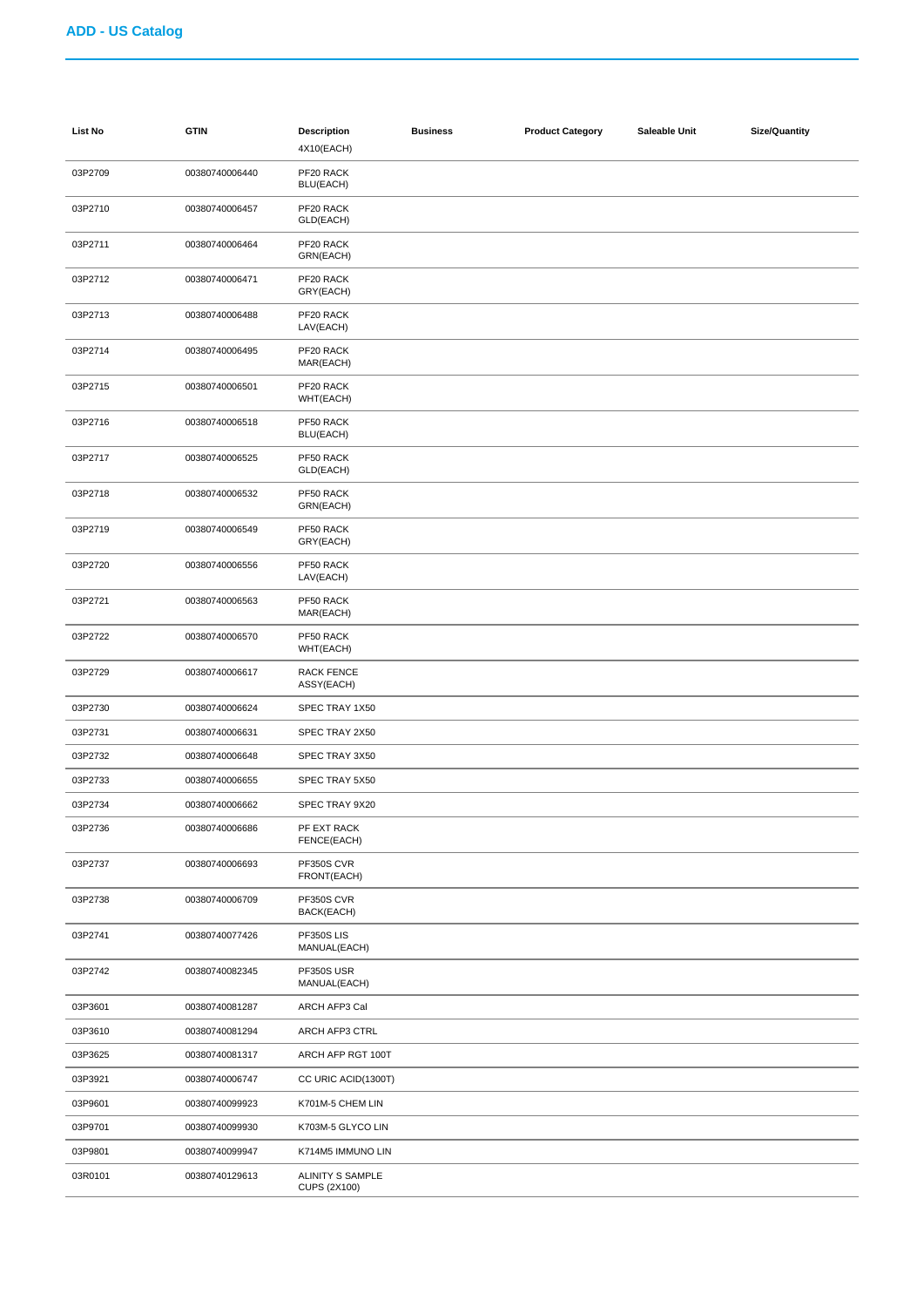## ADD - US Catalog

| List No | GTIN | Description | Business | Product Category | Saleable Unit | Size/Quantity |
|---|---|---|---|---|---|---|
| | | 4X10(EACH) | | | | |
| 03P2709 | 00380740006440 | PF20 RACK BLU(EACH) | | | | |
| 03P2710 | 00380740006457 | PF20 RACK GLD(EACH) | | | | |
| 03P2711 | 00380740006464 | PF20 RACK GRN(EACH) | | | | |
| 03P2712 | 00380740006471 | PF20 RACK GRY(EACH) | | | | |
| 03P2713 | 00380740006488 | PF20 RACK LAV(EACH) | | | | |
| 03P2714 | 00380740006495 | PF20 RACK MAR(EACH) | | | | |
| 03P2715 | 00380740006501 | PF20 RACK WHT(EACH) | | | | |
| 03P2716 | 00380740006518 | PF50 RACK BLU(EACH) | | | | |
| 03P2717 | 00380740006525 | PF50 RACK GLD(EACH) | | | | |
| 03P2718 | 00380740006532 | PF50 RACK GRN(EACH) | | | | |
| 03P2719 | 00380740006549 | PF50 RACK GRY(EACH) | | | | |
| 03P2720 | 00380740006556 | PF50 RACK LAV(EACH) | | | | |
| 03P2721 | 00380740006563 | PF50 RACK MAR(EACH) | | | | |
| 03P2722 | 00380740006570 | PF50 RACK WHT(EACH) | | | | |
| 03P2729 | 00380740006617 | RACK FENCE ASSY(EACH) | | | | |
| 03P2730 | 00380740006624 | SPEC TRAY 1X50 | | | | |
| 03P2731 | 00380740006631 | SPEC TRAY 2X50 | | | | |
| 03P2732 | 00380740006648 | SPEC TRAY 3X50 | | | | |
| 03P2733 | 00380740006655 | SPEC TRAY 5X50 | | | | |
| 03P2734 | 00380740006662 | SPEC TRAY 9X20 | | | | |
| 03P2736 | 00380740006686 | PF EXT RACK FENCE(EACH) | | | | |
| 03P2737 | 00380740006693 | PF350S CVR FRONT(EACH) | | | | |
| 03P2738 | 00380740006709 | PF350S CVR BACK(EACH) | | | | |
| 03P2741 | 00380740077426 | PF350S LIS MANUAL(EACH) | | | | |
| 03P2742 | 00380740082345 | PF350S USR MANUAL(EACH) | | | | |
| 03P3601 | 00380740081287 | ARCH AFP3 Cal | | | | |
| 03P3610 | 00380740081294 | ARCH AFP3 CTRL | | | | |
| 03P3625 | 00380740081317 | ARCH AFP RGT 100T | | | | |
| 03P3921 | 00380740006747 | CC URIC ACID(1300T) | | | | |
| 03P9601 | 00380740099923 | K701M-5 CHEM LIN | | | | |
| 03P9701 | 00380740099930 | K703M-5 GLYCO LIN | | | | |
| 03P9801 | 00380740099947 | K714M5 IMMUNO LIN | | | | |
| 03R0101 | 00380740129613 | ALINITY S SAMPLE CUPS (2X100) | | | | |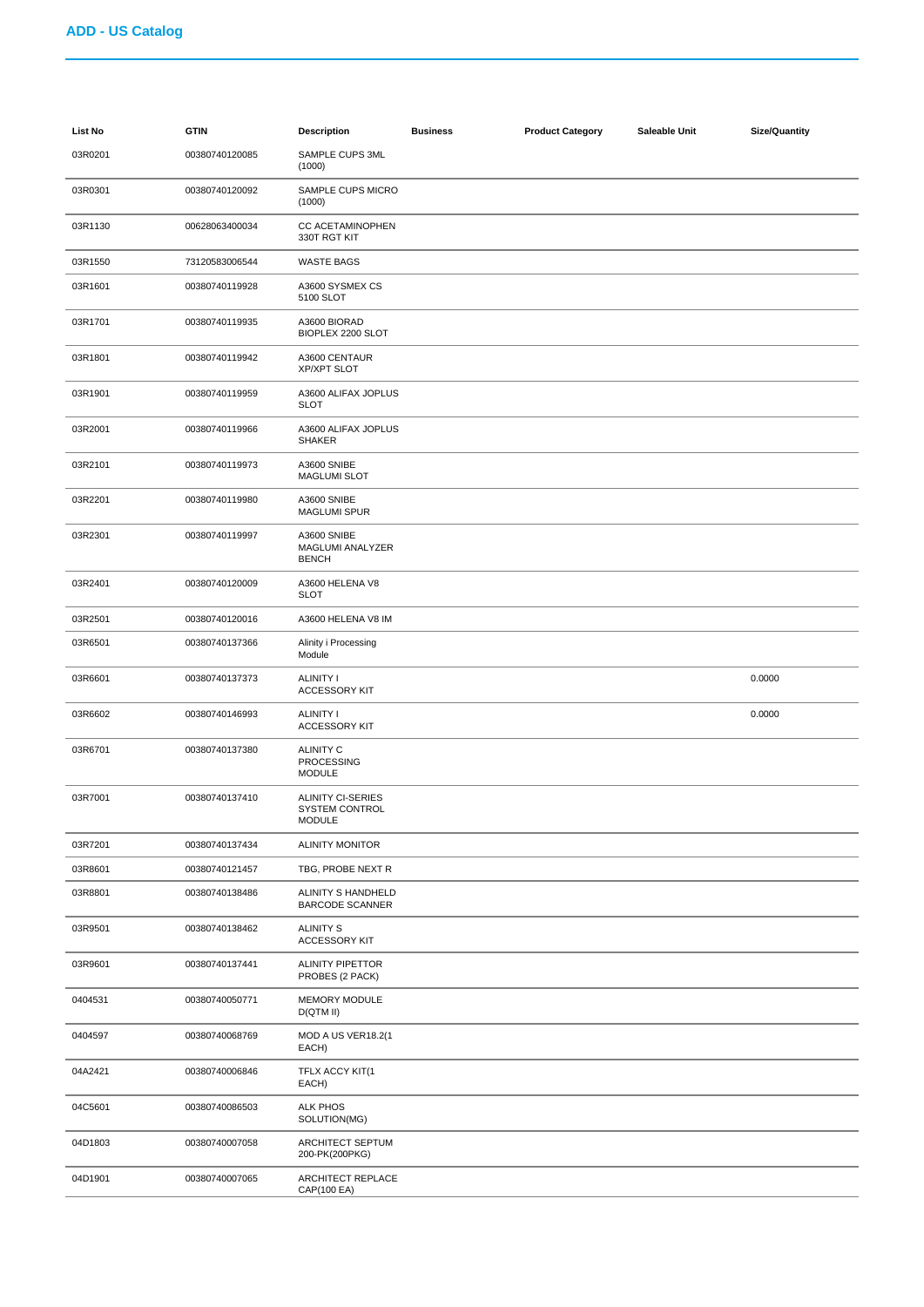## ADD - US Catalog

| List No | GTIN | Description | Business | Product Category | Saleable Unit | Size/Quantity |
|---|---|---|---|---|---|---|
| 03R0201 | 00380740120085 | SAMPLE CUPS 3ML (1000) | | | | |
| 03R0301 | 00380740120092 | SAMPLE CUPS MICRO (1000) | | | | |
| 03R1130 | 00628063400034 | CC ACETAMINOPHEN 330T RGT KIT | | | | |
| 03R1550 | 73120583006544 | WASTE BAGS | | | | |
| 03R1601 | 00380740119928 | A3600 SYSMEX CS 5100 SLOT | | | | |
| 03R1701 | 00380740119935 | A3600 BIORAD BIOPLEX 2200 SLOT | | | | |
| 03R1801 | 00380740119942 | A3600 CENTAUR XP/XPT SLOT | | | | |
| 03R1901 | 00380740119959 | A3600 ALIFAX JOPLUS SLOT | | | | |
| 03R2001 | 00380740119966 | A3600 ALIFAX JOPLUS SHAKER | | | | |
| 03R2101 | 00380740119973 | A3600 SNIBE MAGLUMI SLOT | | | | |
| 03R2201 | 00380740119980 | A3600 SNIBE MAGLUMI SPUR | | | | |
| 03R2301 | 00380740119997 | A3600 SNIBE MAGLUMI ANALYZER BENCH | | | | |
| 03R2401 | 00380740120009 | A3600 HELENA V8 SLOT | | | | |
| 03R2501 | 00380740120016 | A3600 HELENA V8 IM | | | | |
| 03R6501 | 00380740137366 | Alinity i Processing Module | | | | |
| 03R6601 | 00380740137373 | ALINITY I ACCESSORY KIT | | | | 0.0000 |
| 03R6602 | 00380740146993 | ALINITY I ACCESSORY KIT | | | | 0.0000 |
| 03R6701 | 00380740137380 | ALINITY C PROCESSING MODULE | | | | |
| 03R7001 | 00380740137410 | ALINITY CI-SERIES SYSTEM CONTROL MODULE | | | | |
| 03R7201 | 00380740137434 | ALINITY MONITOR | | | | |
| 03R8601 | 00380740121457 | TBG, PROBE NEXT R | | | | |
| 03R8801 | 00380740138486 | ALINITY S HANDHELD BARCODE SCANNER | | | | |
| 03R9501 | 00380740138462 | ALINITY S ACCESSORY KIT | | | | |
| 03R9601 | 00380740137441 | ALINITY PIPETTOR PROBES (2 PACK) | | | | |
| 0404531 | 00380740050771 | MEMORY MODULE D(QTM II) | | | | |
| 0404597 | 00380740068769 | MOD A US VER18.2(1 EACH) | | | | |
| 04A2421 | 00380740006846 | TFLX ACCY KIT(1 EACH) | | | | |
| 04C5601 | 00380740086503 | ALK PHOS SOLUTION(MG) | | | | |
| 04D1803 | 00380740007058 | ARCHITECT SEPTUM 200-PK(200PKG) | | | | |
| 04D1901 | 00380740007065 | ARCHITECT REPLACE CAP(100 EA) | | | | |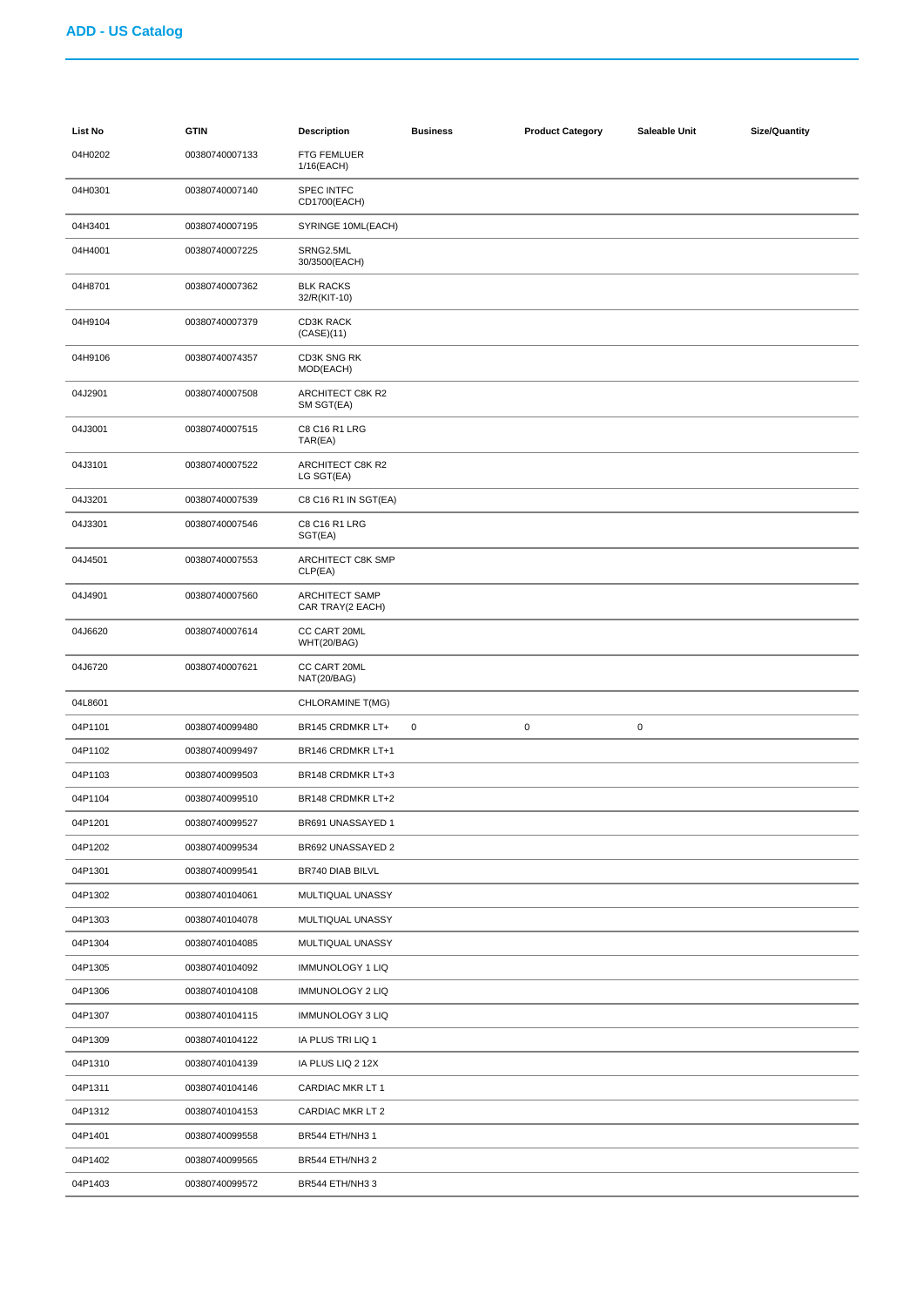## ADD - US Catalog

| List No | GTIN | Description | Business | Product Category | Saleable Unit | Size/Quantity |
|---|---|---|---|---|---|---|
| 04H0202 | 00380740007133 | FTG FEMLUER 1/16(EACH) | | | | |
| 04H0301 | 00380740007140 | SPEC INTFC CD1700(EACH) | | | | |
| 04H3401 | 00380740007195 | SYRINGE 10ML(EACH) | | | | |
| 04H4001 | 00380740007225 | SRNG2.5ML 30/3500(EACH) | | | | |
| 04H8701 | 00380740007362 | BLK RACKS 32/R(KIT-10) | | | | |
| 04H9104 | 00380740007379 | CD3K RACK (CASE)(11) | | | | |
| 04H9106 | 00380740074357 | CD3K SNG RK MOD(EACH) | | | | |
| 04J2901 | 00380740007508 | ARCHITECT C8K R2 SM SGT(EA) | | | | |
| 04J3001 | 00380740007515 | C8 C16 R1 LRG TAR(EA) | | | | |
| 04J3101 | 00380740007522 | ARCHITECT C8K R2 LG SGT(EA) | | | | |
| 04J3201 | 00380740007539 | C8 C16 R1 IN SGT(EA) | | | | |
| 04J3301 | 00380740007546 | C8 C16 R1 LRG SGT(EA) | | | | |
| 04J4501 | 00380740007553 | ARCHITECT C8K SMP CLP(EA) | | | | |
| 04J4901 | 00380740007560 | ARCHITECT SAMP CAR TRAY(2 EACH) | | | | |
| 04J6620 | 00380740007614 | CC CART 20ML WHT(20/BAG) | | | | |
| 04J6720 | 00380740007621 | CC CART 20ML NAT(20/BAG) | | | | |
| 04L8601 | | CHLORAMINE T(MG) | | | | |
| 04P1101 | 00380740099480 | BR145 CRDMKR LT+ | 0 | 0 | 0 | |
| 04P1102 | 00380740099497 | BR146 CRDMKR LT+1 | | | | |
| 04P1103 | 00380740099503 | BR148 CRDMKR LT+3 | | | | |
| 04P1104 | 00380740099510 | BR148 CRDMKR LT+2 | | | | |
| 04P1201 | 00380740099527 | BR691 UNASSAYED 1 | | | | |
| 04P1202 | 00380740099534 | BR692 UNASSAYED 2 | | | | |
| 04P1301 | 00380740099541 | BR740 DIAB BILVL | | | | |
| 04P1302 | 00380740104061 | MULTIQUAL UNASSY | | | | |
| 04P1303 | 00380740104078 | MULTIQUAL UNASSY | | | | |
| 04P1304 | 00380740104085 | MULTIQUAL UNASSY | | | | |
| 04P1305 | 00380740104092 | IMMUNOLOGY 1 LIQ | | | | |
| 04P1306 | 00380740104108 | IMMUNOLOGY 2 LIQ | | | | |
| 04P1307 | 00380740104115 | IMMUNOLOGY 3 LIQ | | | | |
| 04P1309 | 00380740104122 | IA PLUS TRI LIQ 1 | | | | |
| 04P1310 | 00380740104139 | IA PLUS LIQ 2 12X | | | | |
| 04P1311 | 00380740104146 | CARDIAC MKR LT 1 | | | | |
| 04P1312 | 00380740104153 | CARDIAC MKR LT 2 | | | | |
| 04P1401 | 00380740099558 | BR544 ETH/NH3 1 | | | | |
| 04P1402 | 00380740099565 | BR544 ETH/NH3 2 | | | | |
| 04P1403 | 00380740099572 | BR544 ETH/NH3 3 | | | | |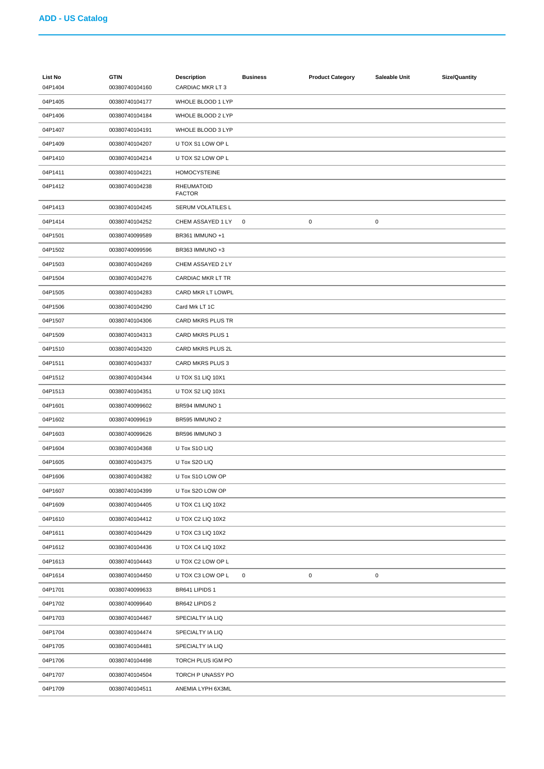## ADD - US Catalog

| List No | GTIN | Description | Business | Product Category | Saleable Unit | Size/Quantity |
|---|---|---|---|---|---|---|
| 04P1404 | 00380740104160 | CARDIAC MKR LT 3 | | | | |
| 04P1405 | 00380740104177 | WHOLE BLOOD 1 LYP | | | | |
| 04P1406 | 00380740104184 | WHOLE BLOOD 2 LYP | | | | |
| 04P1407 | 00380740104191 | WHOLE BLOOD 3 LYP | | | | |
| 04P1409 | 00380740104207 | U TOX S1 LOW OP L | | | | |
| 04P1410 | 00380740104214 | U TOX S2 LOW OP L | | | | |
| 04P1411 | 00380740104221 | HOMOCYSTEINE | | | | |
| 04P1412 | 00380740104238 | RHEUMATOID FACTOR | | | | |
| 04P1413 | 00380740104245 | SERUM VOLATILES L | | | | |
| 04P1414 | 00380740104252 | CHEM ASSAYED 1 LY | 0 | 0 | 0 | |
| 04P1501 | 00380740099589 | BR361 IMMUNO +1 | | | | |
| 04P1502 | 00380740099596 | BR363 IMMUNO +3 | | | | |
| 04P1503 | 00380740104269 | CHEM ASSAYED 2 LY | | | | |
| 04P1504 | 00380740104276 | CARDIAC MKR LT TR | | | | |
| 04P1505 | 00380740104283 | CARD MKR LT LOWPL | | | | |
| 04P1506 | 00380740104290 | Card Mrk LT 1C | | | | |
| 04P1507 | 00380740104306 | CARD MKRS PLUS TR | | | | |
| 04P1509 | 00380740104313 | CARD MKRS PLUS 1 | | | | |
| 04P1510 | 00380740104320 | CARD MKRS PLUS 2L | | | | |
| 04P1511 | 00380740104337 | CARD MKRS PLUS 3 | | | | |
| 04P1512 | 00380740104344 | U TOX S1 LIQ 10X1 | | | | |
| 04P1513 | 00380740104351 | U TOX S2 LIQ 10X1 | | | | |
| 04P1601 | 00380740099602 | BR594 IMMUNO 1 | | | | |
| 04P1602 | 00380740099619 | BR595 IMMUNO 2 | | | | |
| 04P1603 | 00380740099626 | BR596 IMMUNO 3 | | | | |
| 04P1604 | 00380740104368 | U Tox S1O LIQ | | | | |
| 04P1605 | 00380740104375 | U Tox S2O LIQ | | | | |
| 04P1606 | 00380740104382 | U Tox S1O LOW OP | | | | |
| 04P1607 | 00380740104399 | U Tox S2O LOW OP | | | | |
| 04P1609 | 00380740104405 | U TOX C1 LIQ 10X2 | | | | |
| 04P1610 | 00380740104412 | U TOX C2 LIQ 10X2 | | | | |
| 04P1611 | 00380740104429 | U TOX C3 LIQ 10X2 | | | | |
| 04P1612 | 00380740104436 | U TOX C4 LIQ 10X2 | | | | |
| 04P1613 | 00380740104443 | U TOX C2 LOW OP L | | | | |
| 04P1614 | 00380740104450 | U TOX C3 LOW OP L | 0 | 0 | 0 | |
| 04P1701 | 00380740099633 | BR641 LIPIDS 1 | | | | |
| 04P1702 | 00380740099640 | BR642 LIPIDS 2 | | | | |
| 04P1703 | 00380740104467 | SPECIALTY IA LIQ | | | | |
| 04P1704 | 00380740104474 | SPECIALTY IA LIQ | | | | |
| 04P1705 | 00380740104481 | SPECIALTY IA LIQ | | | | |
| 04P1706 | 00380740104498 | TORCH PLUS IGM PO | | | | |
| 04P1707 | 00380740104504 | TORCH P UNASSY PO | | | | |
| 04P1709 | 00380740104511 | ANEMIA LYPH 6X3ML | | | | |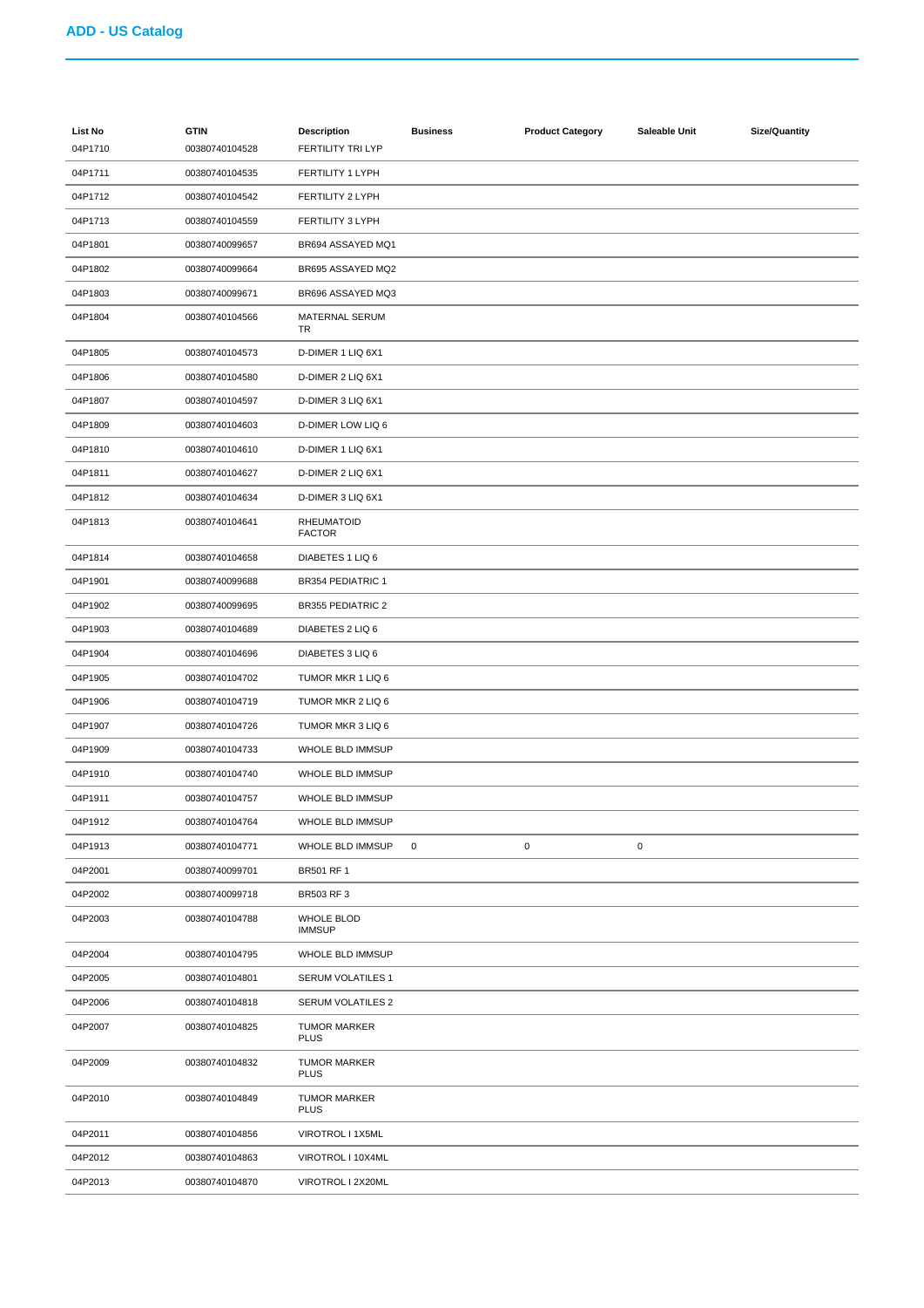## ADD - US Catalog

| List No | GTIN | Description | Business | Product Category | Saleable Unit | Size/Quantity |
|---|---|---|---|---|---|---|
| 04P1710 | 00380740104528 | FERTILITY TRI LYP | | | | |
| 04P1711 | 00380740104535 | FERTILITY 1 LYPH | | | | |
| 04P1712 | 00380740104542 | FERTILITY 2 LYPH | | | | |
| 04P1713 | 00380740104559 | FERTILITY 3 LYPH | | | | |
| 04P1801 | 00380740099657 | BR694 ASSAYED MQ1 | | | | |
| 04P1802 | 00380740099664 | BR695 ASSAYED MQ2 | | | | |
| 04P1803 | 00380740099671 | BR696 ASSAYED MQ3 | | | | |
| 04P1804 | 00380740104566 | MATERNAL SERUM TR | | | | |
| 04P1805 | 00380740104573 | D-DIMER 1 LIQ 6X1 | | | | |
| 04P1806 | 00380740104580 | D-DIMER 2 LIQ 6X1 | | | | |
| 04P1807 | 00380740104597 | D-DIMER 3 LIQ 6X1 | | | | |
| 04P1809 | 00380740104603 | D-DIMER LOW LIQ 6 | | | | |
| 04P1810 | 00380740104610 | D-DIMER 1 LIQ 6X1 | | | | |
| 04P1811 | 00380740104627 | D-DIMER 2 LIQ 6X1 | | | | |
| 04P1812 | 00380740104634 | D-DIMER 3 LIQ 6X1 | | | | |
| 04P1813 | 00380740104641 | RHEUMATOID FACTOR | | | | |
| 04P1814 | 00380740104658 | DIABETES 1 LIQ 6 | | | | |
| 04P1901 | 00380740099688 | BR354 PEDIATRIC 1 | | | | |
| 04P1902 | 00380740099695 | BR355 PEDIATRIC 2 | | | | |
| 04P1903 | 00380740104689 | DIABETES 2 LIQ 6 | | | | |
| 04P1904 | 00380740104696 | DIABETES 3 LIQ 6 | | | | |
| 04P1905 | 00380740104702 | TUMOR MKR 1 LIQ 6 | | | | |
| 04P1906 | 00380740104719 | TUMOR MKR 2 LIQ 6 | | | | |
| 04P1907 | 00380740104726 | TUMOR MKR 3 LIQ 6 | | | | |
| 04P1909 | 00380740104733 | WHOLE BLD IMMSUP | | | | |
| 04P1910 | 00380740104740 | WHOLE BLD IMMSUP | | | | |
| 04P1911 | 00380740104757 | WHOLE BLD IMMSUP | | | | |
| 04P1912 | 00380740104764 | WHOLE BLD IMMSUP | | | | |
| 04P1913 | 00380740104771 | WHOLE BLD IMMSUP | 0 | 0 | 0 | |
| 04P2001 | 00380740099701 | BR501 RF 1 | | | | |
| 04P2002 | 00380740099718 | BR503 RF 3 | | | | |
| 04P2003 | 00380740104788 | WHOLE BLOD IMMSUP | | | | |
| 04P2004 | 00380740104795 | WHOLE BLD IMMSUP | | | | |
| 04P2005 | 00380740104801 | SERUM VOLATILES 1 | | | | |
| 04P2006 | 00380740104818 | SERUM VOLATILES 2 | | | | |
| 04P2007 | 00380740104825 | TUMOR MARKER PLUS | | | | |
| 04P2009 | 00380740104832 | TUMOR MARKER PLUS | | | | |
| 04P2010 | 00380740104849 | TUMOR MARKER PLUS | | | | |
| 04P2011 | 00380740104856 | VIROTROL I 1X5ML | | | | |
| 04P2012 | 00380740104863 | VIROTROL I 10X4ML | | | | |
| 04P2013 | 00380740104870 | VIROTROL I 2X20ML | | | | |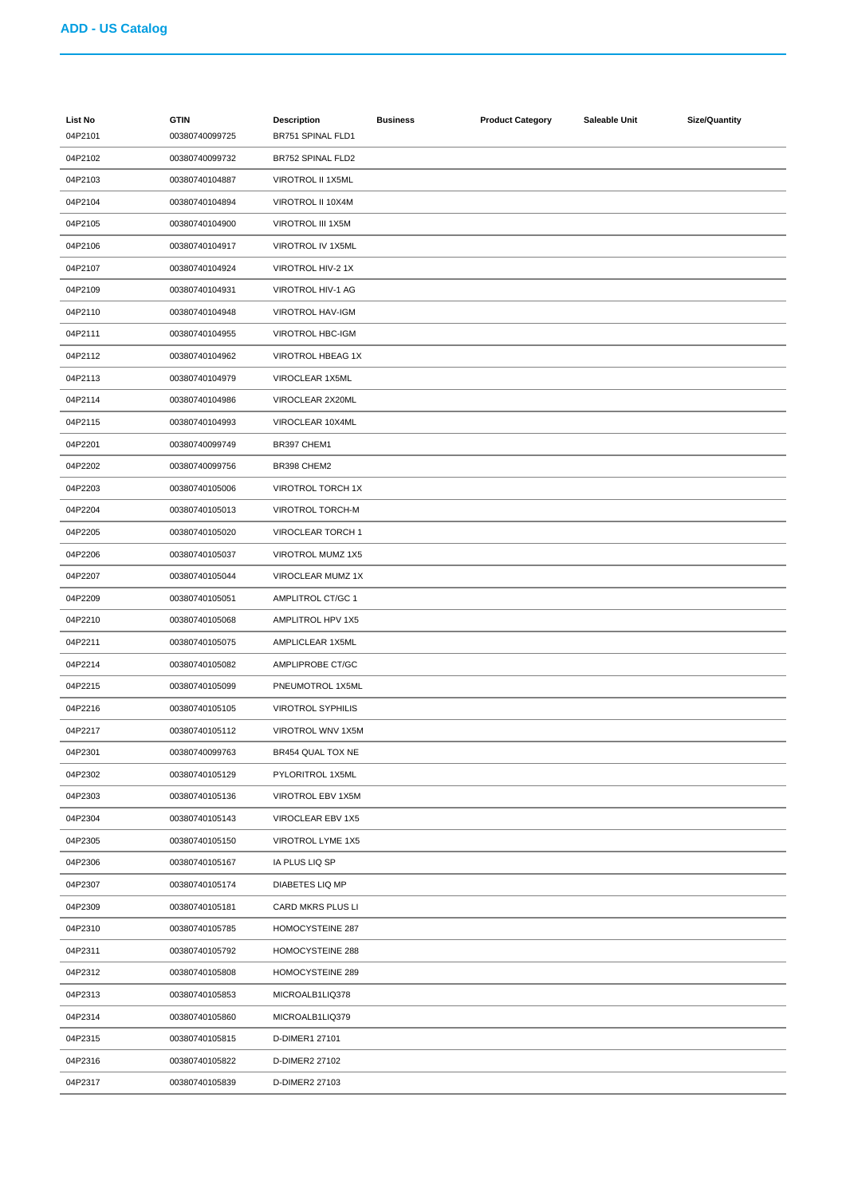## ADD - US Catalog

| List No | GTIN | Description | Business | Product Category | Saleable Unit | Size/Quantity |
|---|---|---|---|---|---|---|
| 04P2101 | 00380740099725 | BR751 SPINAL FLD1 | | | | |
| 04P2102 | 00380740099732 | BR752 SPINAL FLD2 | | | | |
| 04P2103 | 00380740104887 | VIROTROL II 1X5ML | | | | |
| 04P2104 | 00380740104894 | VIROTROL II 10X4M | | | | |
| 04P2105 | 00380740104900 | VIROTROL III 1X5M | | | | |
| 04P2106 | 00380740104917 | VIROTROL IV 1X5ML | | | | |
| 04P2107 | 00380740104924 | VIROTROL HIV-2 1X | | | | |
| 04P2109 | 00380740104931 | VIROTROL HIV-1 AG | | | | |
| 04P2110 | 00380740104948 | VIROTROL HAV-IGM | | | | |
| 04P2111 | 00380740104955 | VIROTROL HBC-IGM | | | | |
| 04P2112 | 00380740104962 | VIROTROL HBEAG 1X | | | | |
| 04P2113 | 00380740104979 | VIROCLEAR 1X5ML | | | | |
| 04P2114 | 00380740104986 | VIROCLEAR 2X20ML | | | | |
| 04P2115 | 00380740104993 | VIROCLEAR 10X4ML | | | | |
| 04P2201 | 00380740099749 | BR397 CHEM1 | | | | |
| 04P2202 | 00380740099756 | BR398 CHEM2 | | | | |
| 04P2203 | 00380740105006 | VIROTROL TORCH 1X | | | | |
| 04P2204 | 00380740105013 | VIROTROL TORCH-M | | | | |
| 04P2205 | 00380740105020 | VIROCLEAR TORCH 1 | | | | |
| 04P2206 | 00380740105037 | VIROTROL MUMZ 1X5 | | | | |
| 04P2207 | 00380740105044 | VIROCLEAR MUMZ 1X | | | | |
| 04P2209 | 00380740105051 | AMPLITROL CT/GC 1 | | | | |
| 04P2210 | 00380740105068 | AMPLITROL HPV 1X5 | | | | |
| 04P2211 | 00380740105075 | AMPLICLEAR 1X5ML | | | | |
| 04P2214 | 00380740105082 | AMPLIPROBE CT/GC | | | | |
| 04P2215 | 00380740105099 | PNEUMOTROL 1X5ML | | | | |
| 04P2216 | 00380740105105 | VIROTROL SYPHILIS | | | | |
| 04P2217 | 00380740105112 | VIROTROL WNV 1X5M | | | | |
| 04P2301 | 00380740099763 | BR454 QUAL TOX NE | | | | |
| 04P2302 | 00380740105129 | PYLORITROL 1X5ML | | | | |
| 04P2303 | 00380740105136 | VIROTROL EBV 1X5M | | | | |
| 04P2304 | 00380740105143 | VIROCLEAR EBV 1X5 | | | | |
| 04P2305 | 00380740105150 | VIROTROL LYME 1X5 | | | | |
| 04P2306 | 00380740105167 | IA PLUS LIQ SP | | | | |
| 04P2307 | 00380740105174 | DIABETES LIQ MP | | | | |
| 04P2309 | 00380740105181 | CARD MKRS PLUS LI | | | | |
| 04P2310 | 00380740105785 | HOMOCYSTEINE 287 | | | | |
| 04P2311 | 00380740105792 | HOMOCYSTEINE 288 | | | | |
| 04P2312 | 00380740105808 | HOMOCYSTEINE 289 | | | | |
| 04P2313 | 00380740105853 | MICROALB1LIQ378 | | | | |
| 04P2314 | 00380740105860 | MICROALB1LIQ379 | | | | |
| 04P2315 | 00380740105815 | D-DIMER1 27101 | | | | |
| 04P2316 | 00380740105822 | D-DIMER2 27102 | | | | |
| 04P2317 | 00380740105839 | D-DIMER2 27103 | | | | |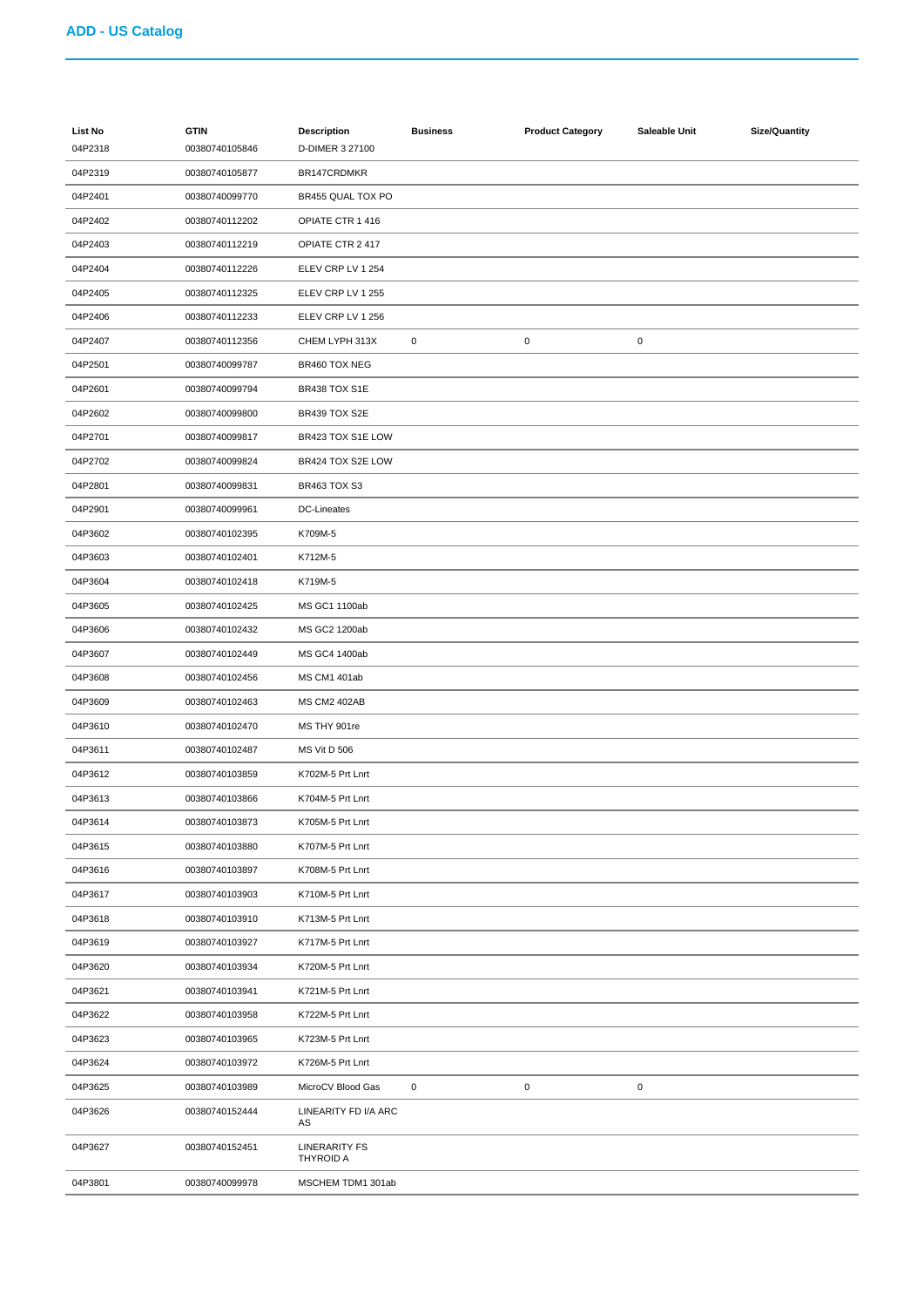## ADD - US Catalog

| List No | GTIN | Description | Business | Product Category | Saleable Unit | Size/Quantity |
|---|---|---|---|---|---|---|
| 04P2318 | 00380740105846 | D-DIMER 3 27100 | | | | |
| 04P2319 | 00380740105877 | BR147CRDMKR | | | | |
| 04P2401 | 00380740099770 | BR455 QUAL TOX PO | | | | |
| 04P2402 | 00380740112202 | OPIATE CTR 1 416 | | | | |
| 04P2403 | 00380740112219 | OPIATE CTR 2 417 | | | | |
| 04P2404 | 00380740112226 | ELEV CRP LV 1 254 | | | | |
| 04P2405 | 00380740112325 | ELEV CRP LV 1 255 | | | | |
| 04P2406 | 00380740112233 | ELEV CRP LV 1 256 | | | | |
| 04P2407 | 00380740112356 | CHEM LYPH 313X | 0 | 0 | 0 | |
| 04P2501 | 00380740099787 | BR460 TOX NEG | | | | |
| 04P2601 | 00380740099794 | BR438 TOX S1E | | | | |
| 04P2602 | 00380740099800 | BR439 TOX S2E | | | | |
| 04P2701 | 00380740099817 | BR423 TOX S1E LOW | | | | |
| 04P2702 | 00380740099824 | BR424 TOX S2E LOW | | | | |
| 04P2801 | 00380740099831 | BR463 TOX S3 | | | | |
| 04P2901 | 00380740099961 | DC-Lineates | | | | |
| 04P3602 | 00380740102395 | K709M-5 | | | | |
| 04P3603 | 00380740102401 | K712M-5 | | | | |
| 04P3604 | 00380740102418 | K719M-5 | | | | |
| 04P3605 | 00380740102425 | MS GC1 1100ab | | | | |
| 04P3606 | 00380740102432 | MS GC2 1200ab | | | | |
| 04P3607 | 00380740102449 | MS GC4 1400ab | | | | |
| 04P3608 | 00380740102456 | MS CM1 401ab | | | | |
| 04P3609 | 00380740102463 | MS CM2 402AB | | | | |
| 04P3610 | 00380740102470 | MS THY 901re | | | | |
| 04P3611 | 00380740102487 | MS Vit D 506 | | | | |
| 04P3612 | 00380740103859 | K702M-5 Prt Lnrt | | | | |
| 04P3613 | 00380740103866 | K704M-5 Prt Lnrt | | | | |
| 04P3614 | 00380740103873 | K705M-5 Prt Lnrt | | | | |
| 04P3615 | 00380740103880 | K707M-5 Prt Lnrt | | | | |
| 04P3616 | 00380740103897 | K708M-5 Prt Lnrt | | | | |
| 04P3617 | 00380740103903 | K710M-5 Prt Lnrt | | | | |
| 04P3618 | 00380740103910 | K713M-5 Prt Lnrt | | | | |
| 04P3619 | 00380740103927 | K717M-5 Prt Lnrt | | | | |
| 04P3620 | 00380740103934 | K720M-5 Prt Lnrt | | | | |
| 04P3621 | 00380740103941 | K721M-5 Prt Lnrt | | | | |
| 04P3622 | 00380740103958 | K722M-5 Prt Lnrt | | | | |
| 04P3623 | 00380740103965 | K723M-5 Prt Lnrt | | | | |
| 04P3624 | 00380740103972 | K726M-5 Prt Lnrt | | | | |
| 04P3625 | 00380740103989 | MicroCV Blood Gas | 0 | 0 | 0 | |
| 04P3626 | 00380740152444 | LINEARITY FD I/A ARC AS | | | | |
| 04P3627 | 00380740152451 | LINERARITY FS THYROID A | | | | |
| 04P3801 | 00380740099978 | MSCHEM TDM1 301ab | | | | |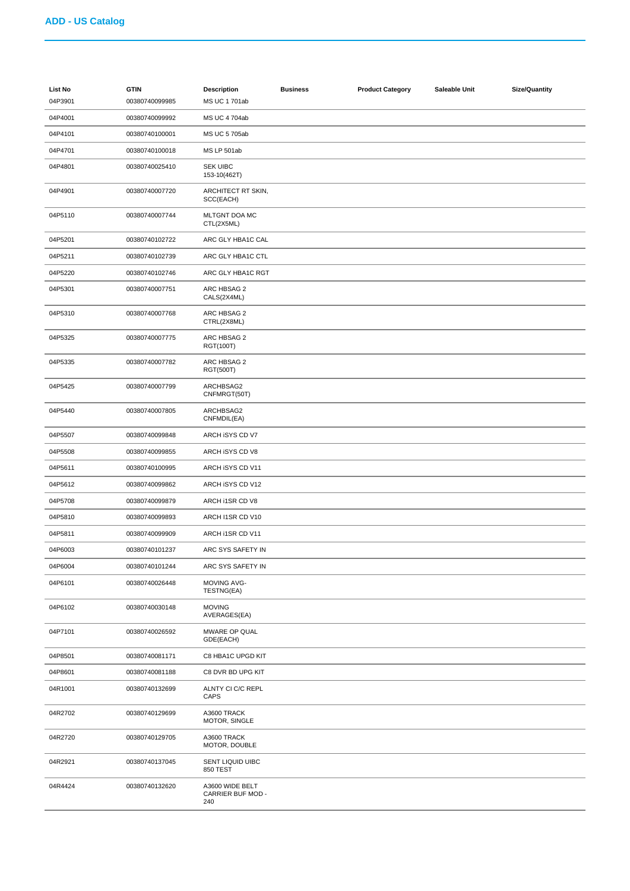## ADD - US Catalog

| List No | GTIN | Description | Business | Product Category | Saleable Unit | Size/Quantity |
|---|---|---|---|---|---|---|
| 04P3901 | 00380740099985 | MS UC 1 701ab | | | | |
| 04P4001 | 00380740099992 | MS UC 4 704ab | | | | |
| 04P4101 | 00380740100001 | MS UC 5 705ab | | | | |
| 04P4701 | 00380740100018 | MS LP 501ab | | | | |
| 04P4801 | 00380740025410 | SEK UIBC 153-10(462T) | | | | |
| 04P4901 | 00380740007720 | ARCHITECT RT SKIN, SCC(EACH) | | | | |
| 04P5110 | 00380740007744 | MLTGNT DOA MC CTL(2X5ML) | | | | |
| 04P5201 | 00380740102722 | ARC GLY HBA1C CAL | | | | |
| 04P5211 | 00380740102739 | ARC GLY HBA1C CTL | | | | |
| 04P5220 | 00380740102746 | ARC GLY HBA1C RGT | | | | |
| 04P5301 | 00380740007751 | ARC HBSAG 2 CALS(2X4ML) | | | | |
| 04P5310 | 00380740007768 | ARC HBSAG 2 CTRL(2X8ML) | | | | |
| 04P5325 | 00380740007775 | ARC HBSAG 2 RGT(100T) | | | | |
| 04P5335 | 00380740007782 | ARC HBSAG 2 RGT(500T) | | | | |
| 04P5425 | 00380740007799 | ARCHBSAG2 CNFMRGT(50T) | | | | |
| 04P5440 | 00380740007805 | ARCHBSAG2 CNFMDIL(EA) | | | | |
| 04P5507 | 00380740099848 | ARCH iSYS CD V7 | | | | |
| 04P5508 | 00380740099855 | ARCH iSYS CD V8 | | | | |
| 04P5611 | 00380740100995 | ARCH iSYS CD V11 | | | | |
| 04P5612 | 00380740099862 | ARCH iSYS CD V12 | | | | |
| 04P5708 | 00380740099879 | ARCH i1SR CD V8 | | | | |
| 04P5810 | 00380740099893 | ARCH I1SR CD V10 | | | | |
| 04P5811 | 00380740099909 | ARCH i1SR CD V11 | | | | |
| 04P6003 | 00380740101237 | ARC SYS SAFETY IN | | | | |
| 04P6004 | 00380740101244 | ARC SYS SAFETY IN | | | | |
| 04P6101 | 00380740026448 | MOVING AVG-TESTNG(EA) | | | | |
| 04P6102 | 00380740030148 | MOVING AVERAGES(EA) | | | | |
| 04P7101 | 00380740026592 | MWARE OP QUAL GDE(EACH) | | | | |
| 04P8501 | 00380740081171 | C8 HBA1C UPGD KIT | | | | |
| 04P8601 | 00380740081188 | C8 DVR BD UPG KIT | | | | |
| 04R1001 | 00380740132699 | ALNTY CI C/C REPL CAPS | | | | |
| 04R2702 | 00380740129699 | A3600 TRACK MOTOR, SINGLE | | | | |
| 04R2720 | 00380740129705 | A3600 TRACK MOTOR, DOUBLE | | | | |
| 04R2921 | 00380740137045 | SENT LIQUID UIBC 850 TEST | | | | |
| 04R4424 | 00380740132620 | A3600 WIDE BELT CARRIER BUF MOD - 240 | | | | |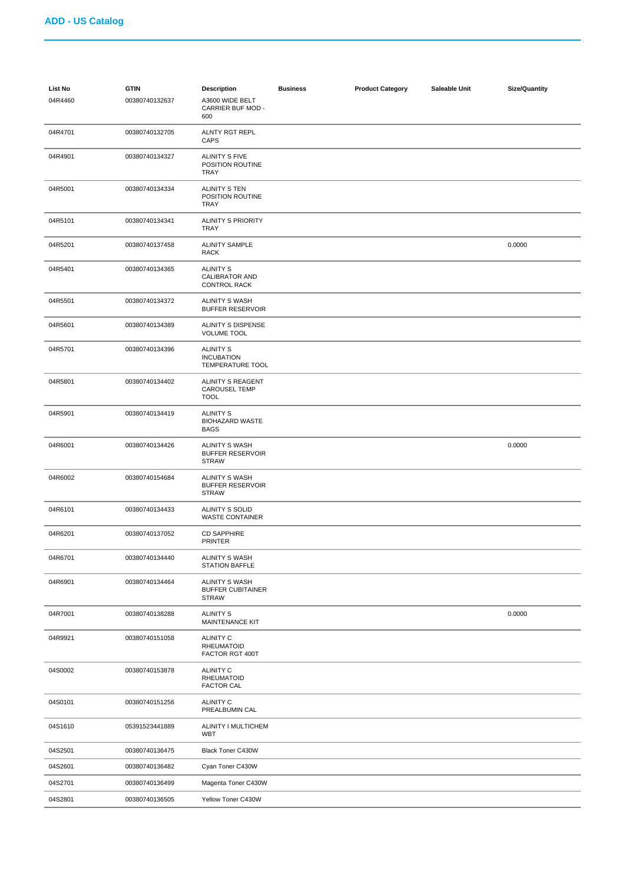## ADD - US Catalog

| List No | GTIN | Description | Business | Product Category | Saleable Unit | Size/Quantity |
|---|---|---|---|---|---|---|
| 04R4460 | 00380740132637 | A3600 WIDE BELT CARRIER BUF MOD - 600 | | | | |
| 04R4701 | 00380740132705 | ALNTY RGT REPL CAPS | | | | |
| 04R4901 | 00380740134327 | ALINITY S FIVE POSITION ROUTINE TRAY | | | | |
| 04R5001 | 00380740134334 | ALINITY S TEN POSITION ROUTINE TRAY | | | | |
| 04R5101 | 00380740134341 | ALINITY S PRIORITY TRAY | | | | |
| 04R5201 | 00380740137458 | ALINITY SAMPLE RACK | | | | 0.0000 |
| 04R5401 | 00380740134365 | ALINITY S CALIBRATOR AND CONTROL RACK | | | | |
| 04R5501 | 00380740134372 | ALINITY S WASH BUFFER RESERVOIR | | | | |
| 04R5601 | 00380740134389 | ALINITY S DISPENSE VOLUME TOOL | | | | |
| 04R5701 | 00380740134396 | ALINITY S INCUBATION TEMPERATURE TOOL | | | | |
| 04R5801 | 00380740134402 | ALINITY S REAGENT CAROUSEL TEMP TOOL | | | | |
| 04R5901 | 00380740134419 | ALINITY S BIOHAZARD WASTE BAGS | | | | |
| 04R6001 | 00380740134426 | ALINITY S WASH BUFFER RESERVOIR STRAW | | | | 0.0000 |
| 04R6002 | 00380740154684 | ALINITY S WASH BUFFER RESERVOIR STRAW | | | | |
| 04R6101 | 00380740134433 | ALINITY S SOLID WASTE CONTAINER | | | | |
| 04R6201 | 00380740137052 | CD SAPPHIRE PRINTER | | | | |
| 04R6701 | 00380740134440 | ALINITY S WASH STATION BAFFLE | | | | |
| 04R6901 | 00380740134464 | ALINITY S WASH BUFFER CUBITAINER STRAW | | | | |
| 04R7001 | 00380740138288 | ALINITY S MAINTENANCE KIT | | | | 0.0000 |
| 04R9921 | 00380740151058 | ALINITY C RHEUMATOID FACTOR RGT 400T | | | | |
| 04S0002 | 00380740153878 | ALINITY C RHEUMATOID FACTOR CAL | | | | |
| 04S0101 | 00380740151256 | ALINITY C PREALBUMIN CAL | | | | |
| 04S1610 | 05391523441889 | ALINITY I MULTICHEM WBT | | | | |
| 04S2501 | 00380740136475 | Black Toner C430W | | | | |
| 04S2601 | 00380740136482 | Cyan Toner C430W | | | | |
| 04S2701 | 00380740136499 | Magenta Toner C430W | | | | |
| 04S2801 | 00380740136505 | Yellow Toner C430W | | | | |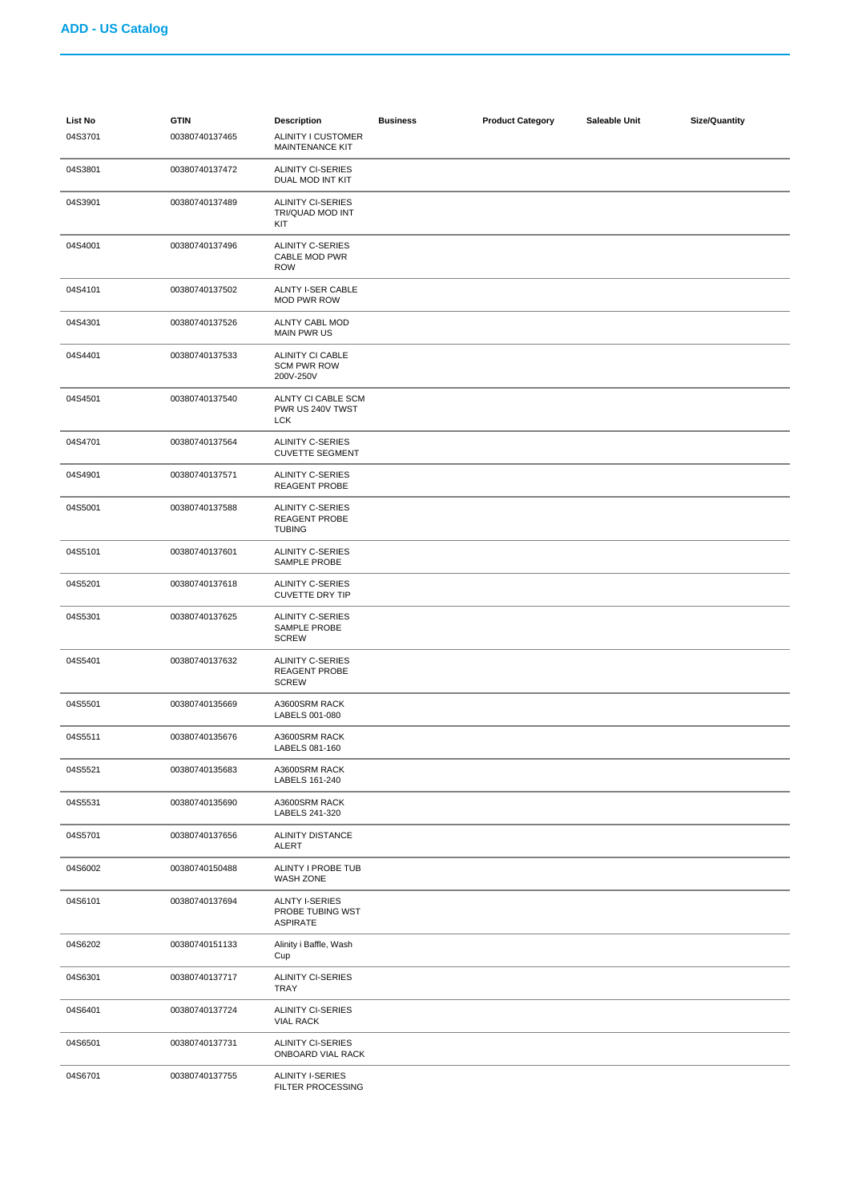## ADD - US Catalog

| List No | GTIN | Description | Business | Product Category | Saleable Unit | Size/Quantity |
|---|---|---|---|---|---|---|
| 04S3701 | 00380740137465 | ALINITY I CUSTOMER MAINTENANCE KIT | | | | |
| 04S3801 | 00380740137472 | ALINITY CI-SERIES DUAL MOD INT KIT | | | | |
| 04S3901 | 00380740137489 | ALINITY CI-SERIES TRI/QUAD MOD INT KIT | | | | |
| 04S4001 | 00380740137496 | ALINITY C-SERIES CABLE MOD PWR ROW | | | | |
| 04S4101 | 00380740137502 | ALNTY I-SER CABLE MOD PWR ROW | | | | |
| 04S4301 | 00380740137526 | ALNTY CABL MOD MAIN PWR US | | | | |
| 04S4401 | 00380740137533 | ALINITY CI CABLE SCM PWR ROW 200V-250V | | | | |
| 04S4501 | 00380740137540 | ALNTY CI CABLE SCM PWR US 240V TWST LCK | | | | |
| 04S4701 | 00380740137564 | ALINITY C-SERIES CUVETTE SEGMENT | | | | |
| 04S4901 | 00380740137571 | ALINITY C-SERIES REAGENT PROBE | | | | |
| 04S5001 | 00380740137588 | ALINITY C-SERIES REAGENT PROBE TUBING | | | | |
| 04S5101 | 00380740137601 | ALINITY C-SERIES SAMPLE PROBE | | | | |
| 04S5201 | 00380740137618 | ALINITY C-SERIES CUVETTE DRY TIP | | | | |
| 04S5301 | 00380740137625 | ALINITY C-SERIES SAMPLE PROBE SCREW | | | | |
| 04S5401 | 00380740137632 | ALINITY C-SERIES REAGENT PROBE SCREW | | | | |
| 04S5501 | 00380740135669 | A3600SRM RACK LABELS 001-080 | | | | |
| 04S5511 | 00380740135676 | A3600SRM RACK LABELS 081-160 | | | | |
| 04S5521 | 00380740135683 | A3600SRM RACK LABELS 161-240 | | | | |
| 04S5531 | 00380740135690 | A3600SRM RACK LABELS 241-320 | | | | |
| 04S5701 | 00380740137656 | ALINITY DISTANCE ALERT | | | | |
| 04S6002 | 00380740150488 | ALINTY I PROBE TUB WASH ZONE | | | | |
| 04S6101 | 00380740137694 | ALNTY I-SERIES PROBE TUBING WST ASPIRATE | | | | |
| 04S6202 | 00380740151133 | Alinity i Baffle, Wash Cup | | | | |
| 04S6301 | 00380740137717 | ALINITY CI-SERIES TRAY | | | | |
| 04S6401 | 00380740137724 | ALINITY CI-SERIES VIAL RACK | | | | |
| 04S6501 | 00380740137731 | ALINITY CI-SERIES ONBOARD VIAL RACK | | | | |
| 04S6701 | 00380740137755 | ALINITY I-SERIES FILTER PROCESSING | | | | |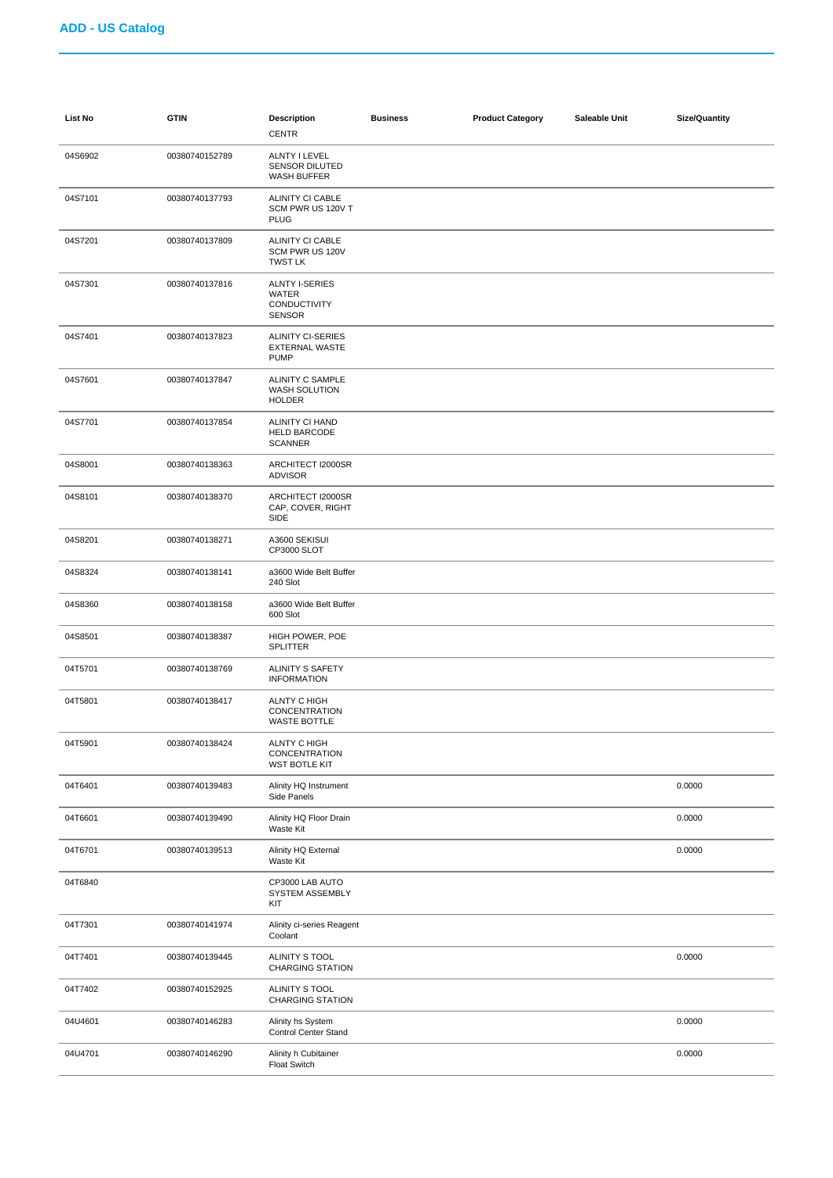## ADD - US Catalog

| List No | GTIN | Description | Business | Product Category | Saleable Unit | Size/Quantity |
|---|---|---|---|---|---|---|
| | | CENTR | | | | |
| 04S6902 | 00380740152789 | ALNTY I LEVEL SENSOR DILUTED WASH BUFFER | | | | |
| 04S7101 | 00380740137793 | ALINITY CI CABLE SCM PWR US 120V T PLUG | | | | |
| 04S7201 | 00380740137809 | ALINITY CI CABLE SCM PWR US 120V TWST LK | | | | |
| 04S7301 | 00380740137816 | ALNTY I-SERIES WATER CONDUCTIVITY SENSOR | | | | |
| 04S7401 | 00380740137823 | ALINITY CI-SERIES EXTERNAL WASTE PUMP | | | | |
| 04S7601 | 00380740137847 | ALINITY C SAMPLE WASH SOLUTION HOLDER | | | | |
| 04S7701 | 00380740137854 | ALINITY CI HAND HELD BARCODE SCANNER | | | | |
| 04S8001 | 00380740138363 | ARCHITECT I2000SR ADVISOR | | | | |
| 04S8101 | 00380740138370 | ARCHITECT I2000SR CAP, COVER, RIGHT SIDE | | | | |
| 04S8201 | 00380740138271 | A3600 SEKISUI CP3000 SLOT | | | | |
| 04S8324 | 00380740138141 | a3600 Wide Belt Buffer 240 Slot | | | | |
| 04S8360 | 00380740138158 | a3600 Wide Belt Buffer 600 Slot | | | | |
| 04S8501 | 00380740138387 | HIGH POWER, POE SPLITTER | | | | |
| 04T5701 | 00380740138769 | ALINITY S SAFETY INFORMATION | | | | |
| 04T5801 | 00380740138417 | ALNTY C HIGH CONCENTRATION WASTE BOTTLE | | | | |
| 04T5901 | 00380740138424 | ALNTY C HIGH CONCENTRATION WST BOTLE KIT | | | | |
| 04T6401 | 00380740139483 | Alinity HQ Instrument Side Panels | | | | 0.0000 |
| 04T6601 | 00380740139490 | Alinity HQ Floor Drain Waste Kit | | | | 0.0000 |
| 04T6701 | 00380740139513 | Alinity HQ External Waste Kit | | | | 0.0000 |
| 04T6840 | | CP3000 LAB AUTO SYSTEM ASSEMBLY KIT | | | | |
| 04T7301 | 00380740141974 | Alinity ci-series Reagent Coolant | | | | |
| 04T7401 | 00380740139445 | ALINITY S TOOL CHARGING STATION | | | | 0.0000 |
| 04T7402 | 00380740152925 | ALINITY S TOOL CHARGING STATION | | | | |
| 04U4601 | 00380740146283 | Alinity hs System Control Center Stand | | | | 0.0000 |
| 04U4701 | 00380740146290 | Alinity h Cubitainer Float Switch | | | | 0.0000 |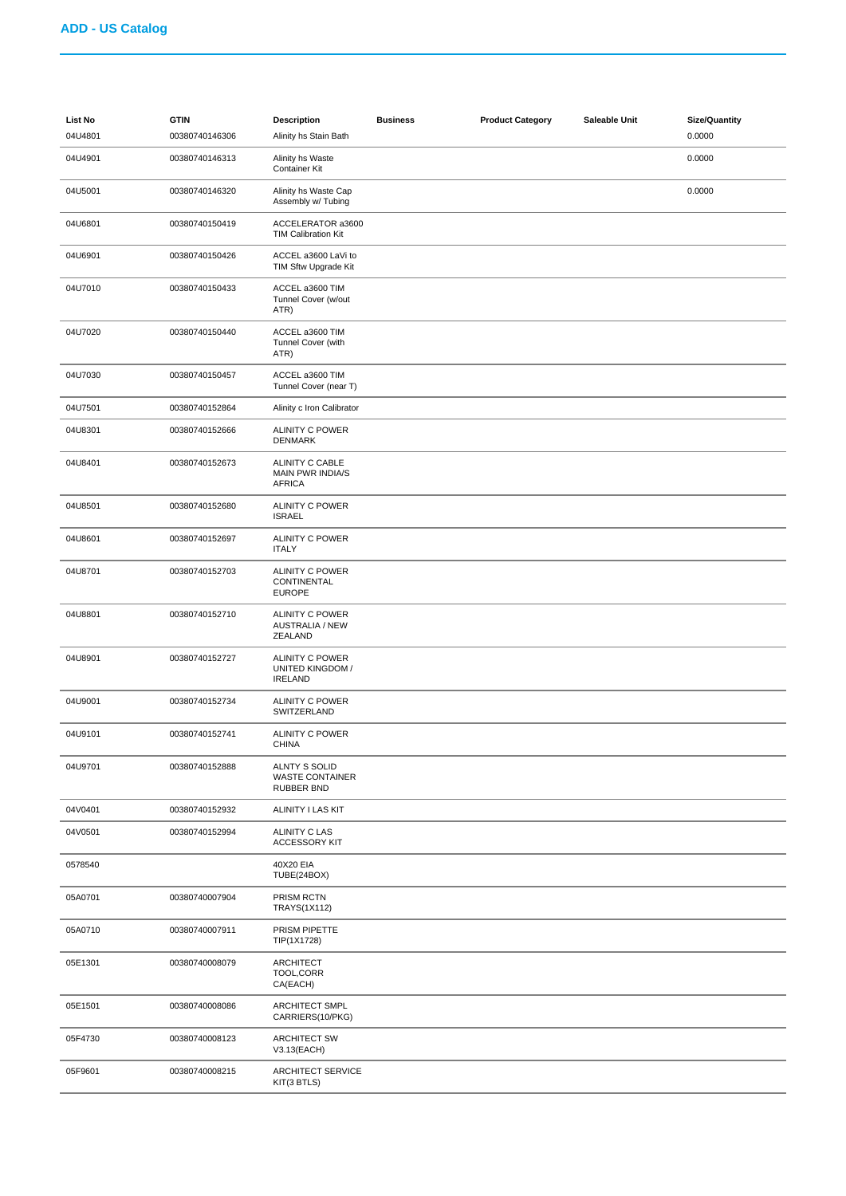## ADD - US Catalog

| List No | GTIN | Description | Business | Product Category | Saleable Unit | Size/Quantity |
|---|---|---|---|---|---|---|
| 04U4801 | 00380740146306 | Alinity hs Stain Bath | | | | 0.0000 |
| 04U4901 | 00380740146313 | Alinity hs Waste Container Kit | | | | 0.0000 |
| 04U5001 | 00380740146320 | Alinity hs Waste Cap Assembly w/ Tubing | | | | 0.0000 |
| 04U6801 | 00380740150419 | ACCELERATOR a3600 TIM Calibration Kit | | | | |
| 04U6901 | 00380740150426 | ACCEL a3600 LaVi to TIM Sftw Upgrade Kit | | | | |
| 04U7010 | 00380740150433 | ACCEL a3600 TIM Tunnel Cover (w/out ATR) | | | | |
| 04U7020 | 00380740150440 | ACCEL a3600 TIM Tunnel Cover (with ATR) | | | | |
| 04U7030 | 00380740150457 | ACCEL a3600 TIM Tunnel Cover (near T) | | | | |
| 04U7501 | 00380740152864 | Alinity c Iron Calibrator | | | | |
| 04U8301 | 00380740152666 | ALINITY C POWER DENMARK | | | | |
| 04U8401 | 00380740152673 | ALINITY C CABLE MAIN PWR INDIA/S AFRICA | | | | |
| 04U8501 | 00380740152680 | ALINITY C POWER ISRAEL | | | | |
| 04U8601 | 00380740152697 | ALINITY C POWER ITALY | | | | |
| 04U8701 | 00380740152703 | ALINITY C POWER CONTINENTAL EUROPE | | | | |
| 04U8801 | 00380740152710 | ALINITY C POWER AUSTRALIA / NEW ZEALAND | | | | |
| 04U8901 | 00380740152727 | ALINITY C POWER UNITED KINGDOM / IRELAND | | | | |
| 04U9001 | 00380740152734 | ALINITY C POWER SWITZERLAND | | | | |
| 04U9101 | 00380740152741 | ALINITY C POWER CHINA | | | | |
| 04U9701 | 00380740152888 | ALNTY S SOLID WASTE CONTAINER RUBBER BND | | | | |
| 04V0401 | 00380740152932 | ALINITY I LAS KIT | | | | |
| 04V0501 | 00380740152994 | ALINITY C LAS ACCESSORY KIT | | | | |
| 0578540 | | 40X20 EIA TUBE(24BOX) | | | | |
| 05A0701 | 00380740007904 | PRISM RCTN TRAYS(1X112) | | | | |
| 05A0710 | 00380740007911 | PRISM PIPETTE TIP(1X1728) | | | | |
| 05E1301 | 00380740008079 | ARCHITECT TOOL,CORR CA(EACH) | | | | |
| 05E1501 | 00380740008086 | ARCHITECT SMPL CARRIERS(10/PKG) | | | | |
| 05F4730 | 00380740008123 | ARCHITECT SW V3.13(EACH) | | | | |
| 05F9601 | 00380740008215 | ARCHITECT SERVICE KIT(3 BTLS) | | | | |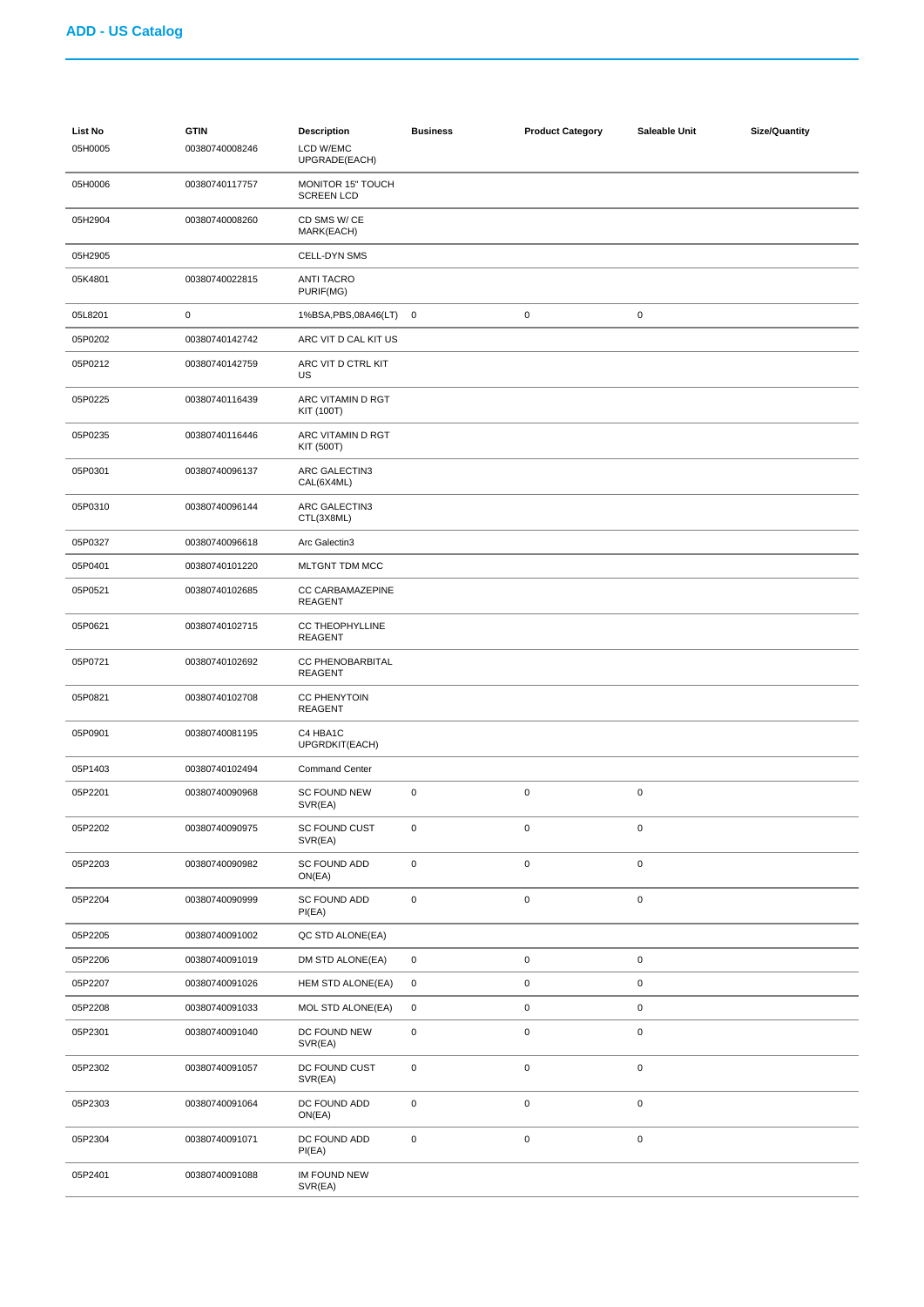## ADD - US Catalog

| List No | GTIN | Description | Business | Product Category | Saleable Unit | Size/Quantity |
|---|---|---|---|---|---|---|
| 05H0005 | 00380740008246 | LCD W/EMC UPGRADE(EACH) | | | | |
| 05H0006 | 00380740117757 | MONITOR 15" TOUCH SCREEN LCD | | | | |
| 05H2904 | 00380740008260 | CD SMS W/ CE MARK(EACH) | | | | |
| 05H2905 | | CELL-DYN SMS | | | | |
| 05K4801 | 00380740022815 | ANTI TACRO PURIF(MG) | | | | |
| 05L8201 | 0 | 1%BSA,PBS,08A46(LT) | 0 | 0 | 0 | |
| 05P0202 | 00380740142742 | ARC VIT D CAL KIT US | | | | |
| 05P0212 | 00380740142759 | ARC VIT D CTRL KIT US | | | | |
| 05P0225 | 00380740116439 | ARC VITAMIN D RGT KIT (100T) | | | | |
| 05P0235 | 00380740116446 | ARC VITAMIN D RGT KIT (500T) | | | | |
| 05P0301 | 00380740096137 | ARC GALECTIN3 CAL(6X4ML) | | | | |
| 05P0310 | 00380740096144 | ARC GALECTIN3 CTL(3X8ML) | | | | |
| 05P0327 | 00380740096618 | Arc Galectin3 | | | | |
| 05P0401 | 00380740101220 | MLTGNT TDM MCC | | | | |
| 05P0521 | 00380740102685 | CC CARBAMAZEPINE REAGENT | | | | |
| 05P0621 | 00380740102715 | CC THEOPHYLLINE REAGENT | | | | |
| 05P0721 | 00380740102692 | CC PHENOBARBITAL REAGENT | | | | |
| 05P0821 | 00380740102708 | CC PHENYTOIN REAGENT | | | | |
| 05P0901 | 00380740081195 | C4 HBA1C UPGRDKIT(EACH) | | | | |
| 05P1403 | 00380740102494 | Command Center | | | | |
| 05P2201 | 00380740090968 | SC FOUND NEW SVR(EA) | 0 | 0 | 0 | |
| 05P2202 | 00380740090975 | SC FOUND CUST SVR(EA) | 0 | 0 | 0 | |
| 05P2203 | 00380740090982 | SC FOUND ADD ON(EA) | 0 | 0 | 0 | |
| 05P2204 | 00380740090999 | SC FOUND ADD PI(EA) | 0 | 0 | 0 | |
| 05P2205 | 00380740091002 | QC STD ALONE(EA) | | | | |
| 05P2206 | 00380740091019 | DM STD ALONE(EA) | 0 | 0 | 0 | |
| 05P2207 | 00380740091026 | HEM STD ALONE(EA) | 0 | 0 | 0 | |
| 05P2208 | 00380740091033 | MOL STD ALONE(EA) | 0 | 0 | 0 | |
| 05P2301 | 00380740091040 | DC FOUND NEW SVR(EA) | 0 | 0 | 0 | |
| 05P2302 | 00380740091057 | DC FOUND CUST SVR(EA) | 0 | 0 | 0 | |
| 05P2303 | 00380740091064 | DC FOUND ADD ON(EA) | 0 | 0 | 0 | |
| 05P2304 | 00380740091071 | DC FOUND ADD PI(EA) | 0 | 0 | 0 | |
| 05P2401 | 00380740091088 | IM FOUND NEW SVR(EA) | | | | |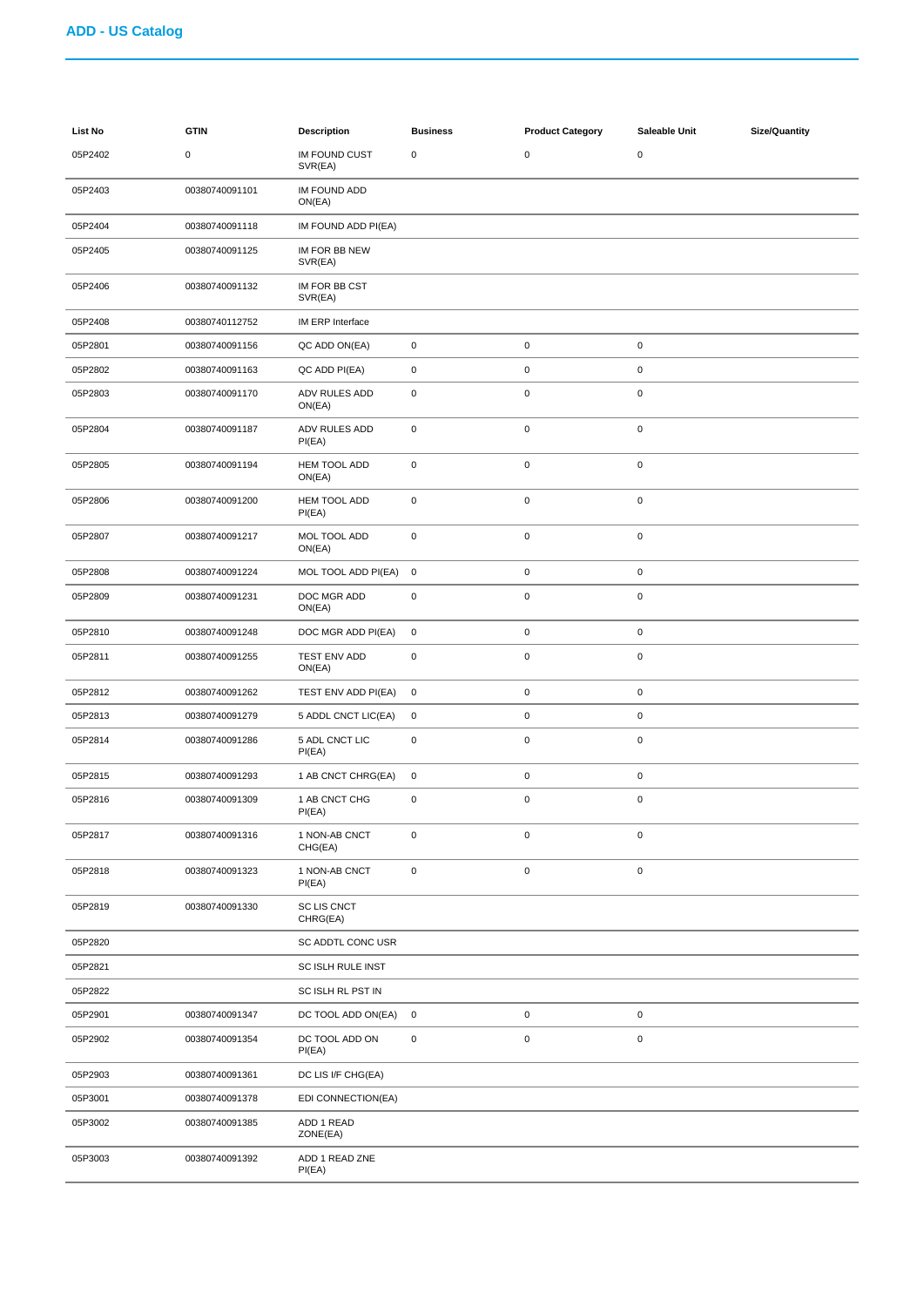## ADD - US Catalog

| List No | GTIN | Description | Business | Product Category | Saleable Unit | Size/Quantity |
|---|---|---|---|---|---|---|
| 05P2402 | 0 | IM FOUND CUST SVR(EA) | 0 | 0 | 0 | |
| 05P2403 | 00380740091101 | IM FOUND ADD ON(EA) | | | | |
| 05P2404 | 00380740091118 | IM FOUND ADD PI(EA) | | | | |
| 05P2405 | 00380740091125 | IM FOR BB NEW SVR(EA) | | | | |
| 05P2406 | 00380740091132 | IM FOR BB CST SVR(EA) | | | | |
| 05P2408 | 00380740112752 | IM ERP Interface | | | | |
| 05P2801 | 00380740091156 | QC ADD ON(EA) | 0 | 0 | 0 | |
| 05P2802 | 00380740091163 | QC ADD PI(EA) | 0 | 0 | 0 | |
| 05P2803 | 00380740091170 | ADV RULES ADD ON(EA) | 0 | 0 | 0 | |
| 05P2804 | 00380740091187 | ADV RULES ADD PI(EA) | 0 | 0 | 0 | |
| 05P2805 | 00380740091194 | HEM TOOL ADD ON(EA) | 0 | 0 | 0 | |
| 05P2806 | 00380740091200 | HEM TOOL ADD PI(EA) | 0 | 0 | 0 | |
| 05P2807 | 00380740091217 | MOL TOOL ADD ON(EA) | 0 | 0 | 0 | |
| 05P2808 | 00380740091224 | MOL TOOL ADD PI(EA) | 0 | 0 | 0 | |
| 05P2809 | 00380740091231 | DOC MGR ADD ON(EA) | 0 | 0 | 0 | |
| 05P2810 | 00380740091248 | DOC MGR ADD PI(EA) | 0 | 0 | 0 | |
| 05P2811 | 00380740091255 | TEST ENV ADD ON(EA) | 0 | 0 | 0 | |
| 05P2812 | 00380740091262 | TEST ENV ADD PI(EA) | 0 | 0 | 0 | |
| 05P2813 | 00380740091279 | 5 ADDL CNCT LIC(EA) | 0 | 0 | 0 | |
| 05P2814 | 00380740091286 | 5 ADL CNCT LIC PI(EA) | 0 | 0 | 0 | |
| 05P2815 | 00380740091293 | 1 AB CNCT CHRG(EA) | 0 | 0 | 0 | |
| 05P2816 | 00380740091309 | 1 AB CNCT CHG PI(EA) | 0 | 0 | 0 | |
| 05P2817 | 00380740091316 | 1 NON-AB CNCT CHG(EA) | 0 | 0 | 0 | |
| 05P2818 | 00380740091323 | 1 NON-AB CNCT PI(EA) | 0 | 0 | 0 | |
| 05P2819 | 00380740091330 | SC LIS CNCT CHRG(EA) | | | | |
| 05P2820 | | SC ADDTL CONC USR | | | | |
| 05P2821 | | SC ISLH RULE INST | | | | |
| 05P2822 | | SC ISLH RL PST IN | | | | |
| 05P2901 | 00380740091347 | DC TOOL ADD ON(EA) | 0 | 0 | 0 | |
| 05P2902 | 00380740091354 | DC TOOL ADD ON PI(EA) | 0 | 0 | 0 | |
| 05P2903 | 00380740091361 | DC LIS I/F CHG(EA) | | | | |
| 05P3001 | 00380740091378 | EDI CONNECTION(EA) | | | | |
| 05P3002 | 00380740091385 | ADD 1 READ ZONE(EA) | | | | |
| 05P3003 | 00380740091392 | ADD 1 READ ZNE PI(EA) | | | | |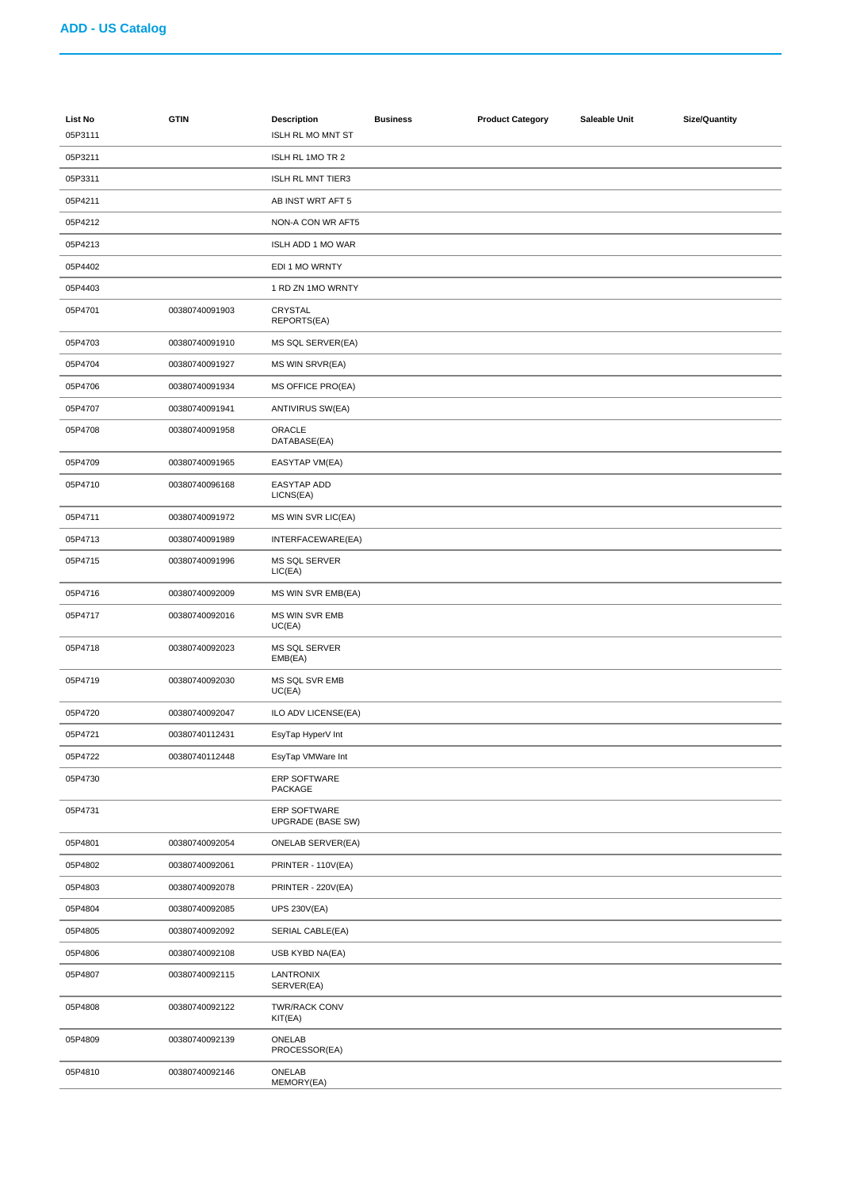## ADD - US Catalog

| List No | GTIN | Description | Business | Product Category | Saleable Unit | Size/Quantity |
|---|---|---|---|---|---|---|
| 05P3111 | | ISLH RL MO MNT ST | | | | |
| 05P3211 | | ISLH RL 1MO TR 2 | | | | |
| 05P3311 | | ISLH RL MNT TIER3 | | | | |
| 05P4211 | | AB INST WRT AFT 5 | | | | |
| 05P4212 | | NON-A CON WR AFT5 | | | | |
| 05P4213 | | ISLH ADD 1 MO WAR | | | | |
| 05P4402 | | EDI 1 MO WRNTY | | | | |
| 05P4403 | | 1 RD ZN 1MO WRNTY | | | | |
| 05P4701 | 00380740091903 | CRYSTAL REPORTS(EA) | | | | |
| 05P4703 | 00380740091910 | MS SQL SERVER(EA) | | | | |
| 05P4704 | 00380740091927 | MS WIN SRVR(EA) | | | | |
| 05P4706 | 00380740091934 | MS OFFICE PRO(EA) | | | | |
| 05P4707 | 00380740091941 | ANTIVIRUS SW(EA) | | | | |
| 05P4708 | 00380740091958 | ORACLE DATABASE(EA) | | | | |
| 05P4709 | 00380740091965 | EASYTAP VM(EA) | | | | |
| 05P4710 | 00380740096168 | EASYTAP ADD LICNS(EA) | | | | |
| 05P4711 | 00380740091972 | MS WIN SVR LIC(EA) | | | | |
| 05P4713 | 00380740091989 | INTERFACEWARE(EA) | | | | |
| 05P4715 | 00380740091996 | MS SQL SERVER LIC(EA) | | | | |
| 05P4716 | 00380740092009 | MS WIN SVR EMB(EA) | | | | |
| 05P4717 | 00380740092016 | MS WIN SVR EMB UC(EA) | | | | |
| 05P4718 | 00380740092023 | MS SQL SERVER EMB(EA) | | | | |
| 05P4719 | 00380740092030 | MS SQL SVR EMB UC(EA) | | | | |
| 05P4720 | 00380740092047 | ILO ADV LICENSE(EA) | | | | |
| 05P4721 | 00380740112431 | EsyTap HyperV Int | | | | |
| 05P4722 | 00380740112448 | EsyTap VMWare Int | | | | |
| 05P4730 | | ERP SOFTWARE PACKAGE | | | | |
| 05P4731 | | ERP SOFTWARE UPGRADE (BASE SW) | | | | |
| 05P4801 | 00380740092054 | ONELAB SERVER(EA) | | | | |
| 05P4802 | 00380740092061 | PRINTER - 110V(EA) | | | | |
| 05P4803 | 00380740092078 | PRINTER - 220V(EA) | | | | |
| 05P4804 | 00380740092085 | UPS 230V(EA) | | | | |
| 05P4805 | 00380740092092 | SERIAL CABLE(EA) | | | | |
| 05P4806 | 00380740092108 | USB KYBD NA(EA) | | | | |
| 05P4807 | 00380740092115 | LANTRONIX SERVER(EA) | | | | |
| 05P4808 | 00380740092122 | TWR/RACK CONV KIT(EA) | | | | |
| 05P4809 | 00380740092139 | ONELAB PROCESSOR(EA) | | | | |
| 05P4810 | 00380740092146 | ONELAB MEMORY(EA) | | | | |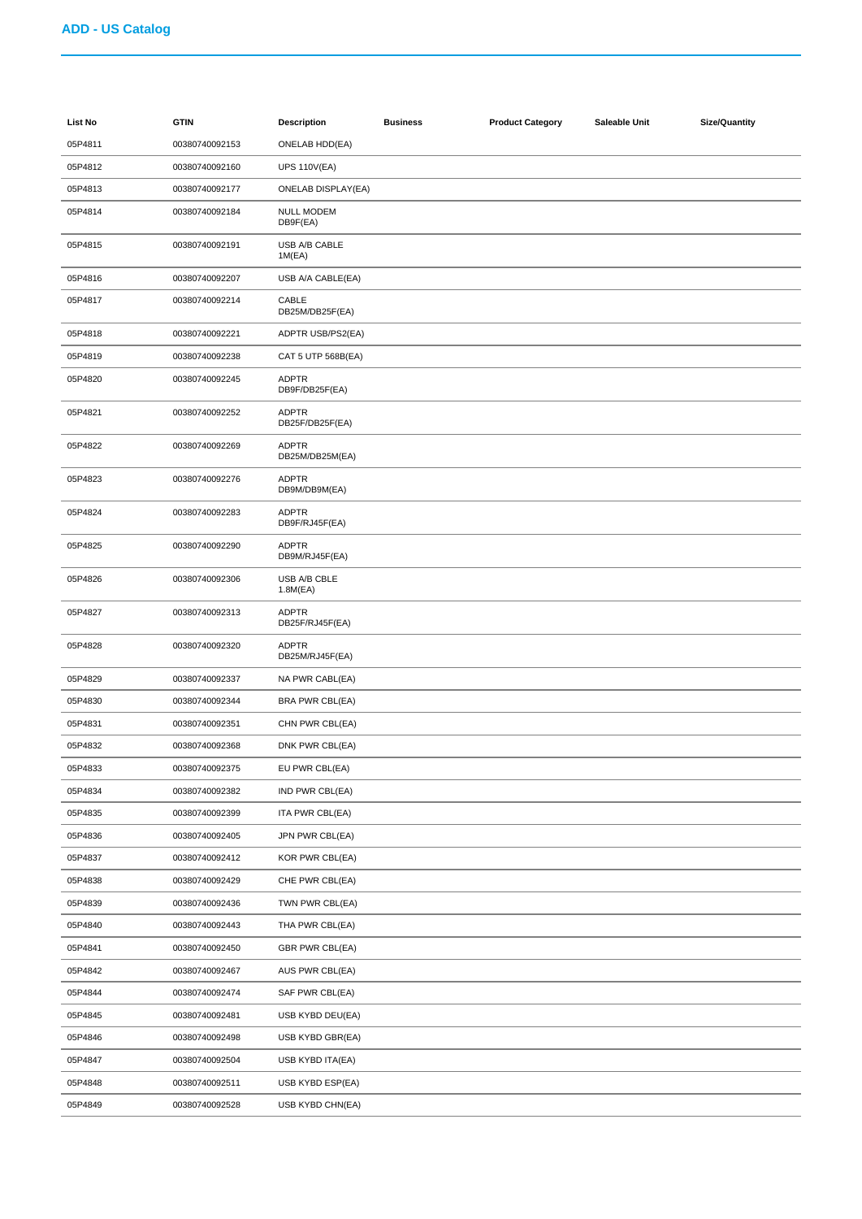## ADD - US Catalog

| List No | GTIN | Description | Business | Product Category | Saleable Unit | Size/Quantity |
|---|---|---|---|---|---|---|
| 05P4811 | 00380740092153 | ONELAB HDD(EA) | | | | |
| 05P4812 | 00380740092160 | UPS 110V(EA) | | | | |
| 05P4813 | 00380740092177 | ONELAB DISPLAY(EA) | | | | |
| 05P4814 | 00380740092184 | NULL MODEM DB9F(EA) | | | | |
| 05P4815 | 00380740092191 | USB A/B CABLE 1M(EA) | | | | |
| 05P4816 | 00380740092207 | USB A/A CABLE(EA) | | | | |
| 05P4817 | 00380740092214 | CABLE DB25M/DB25F(EA) | | | | |
| 05P4818 | 00380740092221 | ADPTR USB/PS2(EA) | | | | |
| 05P4819 | 00380740092238 | CAT 5 UTP 568B(EA) | | | | |
| 05P4820 | 00380740092245 | ADPTR DB9F/DB25F(EA) | | | | |
| 05P4821 | 00380740092252 | ADPTR DB25F/DB25F(EA) | | | | |
| 05P4822 | 00380740092269 | ADPTR DB25M/DB25M(EA) | | | | |
| 05P4823 | 00380740092276 | ADPTR DB9M/DB9M(EA) | | | | |
| 05P4824 | 00380740092283 | ADPTR DB9F/RJ45F(EA) | | | | |
| 05P4825 | 00380740092290 | ADPTR DB9M/RJ45F(EA) | | | | |
| 05P4826 | 00380740092306 | USB A/B CBLE 1.8M(EA) | | | | |
| 05P4827 | 00380740092313 | ADPTR DB25F/RJ45F(EA) | | | | |
| 05P4828 | 00380740092320 | ADPTR DB25M/RJ45F(EA) | | | | |
| 05P4829 | 00380740092337 | NA PWR CABL(EA) | | | | |
| 05P4830 | 00380740092344 | BRA PWR CBL(EA) | | | | |
| 05P4831 | 00380740092351 | CHN PWR CBL(EA) | | | | |
| 05P4832 | 00380740092368 | DNK PWR CBL(EA) | | | | |
| 05P4833 | 00380740092375 | EU PWR CBL(EA) | | | | |
| 05P4834 | 00380740092382 | IND PWR CBL(EA) | | | | |
| 05P4835 | 00380740092399 | ITA PWR CBL(EA) | | | | |
| 05P4836 | 00380740092405 | JPN PWR CBL(EA) | | | | |
| 05P4837 | 00380740092412 | KOR PWR CBL(EA) | | | | |
| 05P4838 | 00380740092429 | CHE PWR CBL(EA) | | | | |
| 05P4839 | 00380740092436 | TWN PWR CBL(EA) | | | | |
| 05P4840 | 00380740092443 | THA PWR CBL(EA) | | | | |
| 05P4841 | 00380740092450 | GBR PWR CBL(EA) | | | | |
| 05P4842 | 00380740092467 | AUS PWR CBL(EA) | | | | |
| 05P4844 | 00380740092474 | SAF PWR CBL(EA) | | | | |
| 05P4845 | 00380740092481 | USB KYBD DEU(EA) | | | | |
| 05P4846 | 00380740092498 | USB KYBD GBR(EA) | | | | |
| 05P4847 | 00380740092504 | USB KYBD ITA(EA) | | | | |
| 05P4848 | 00380740092511 | USB KYBD ESP(EA) | | | | |
| 05P4849 | 00380740092528 | USB KYBD CHN(EA) | | | | |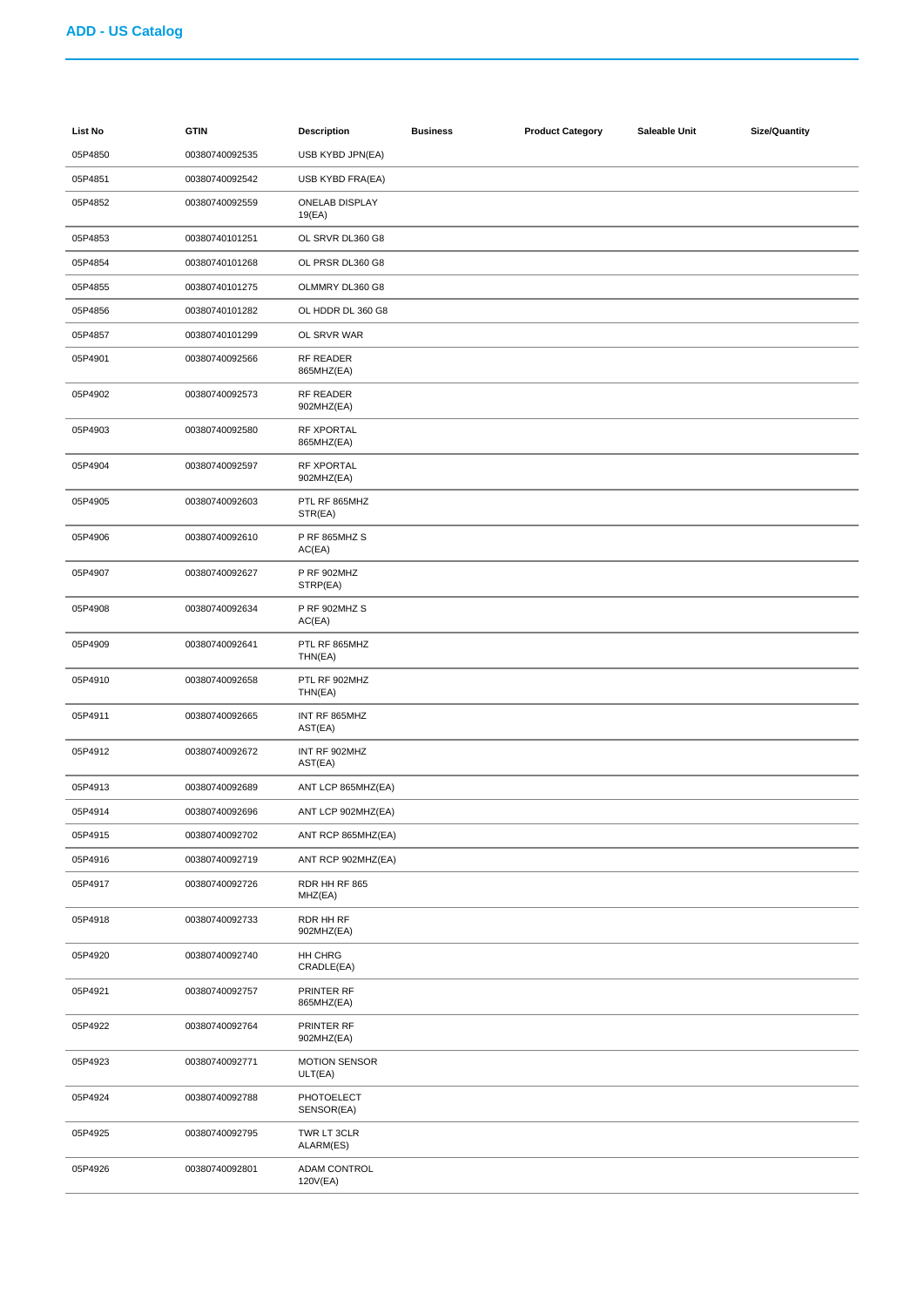## ADD - US Catalog

| List No | GTIN | Description | Business | Product Category | Saleable Unit | Size/Quantity |
|---|---|---|---|---|---|---|
| 05P4850 | 00380740092535 | USB KYBD JPN(EA) | | | | |
| 05P4851 | 00380740092542 | USB KYBD FRA(EA) | | | | |
| 05P4852 | 00380740092559 | ONELAB DISPLAY 19(EA) | | | | |
| 05P4853 | 00380740101251 | OL SRVR DL360 G8 | | | | |
| 05P4854 | 00380740101268 | OL PRSR DL360 G8 | | | | |
| 05P4855 | 00380740101275 | OLMMRY DL360 G8 | | | | |
| 05P4856 | 00380740101282 | OL HDDR DL 360 G8 | | | | |
| 05P4857 | 00380740101299 | OL SRVR WAR | | | | |
| 05P4901 | 00380740092566 | RF READER 865MHZ(EA) | | | | |
| 05P4902 | 00380740092573 | RF READER 902MHZ(EA) | | | | |
| 05P4903 | 00380740092580 | RF XPORTAL 865MHZ(EA) | | | | |
| 05P4904 | 00380740092597 | RF XPORTAL 902MHZ(EA) | | | | |
| 05P4905 | 00380740092603 | PTL RF 865MHZ STR(EA) | | | | |
| 05P4906 | 00380740092610 | P RF 865MHZ S AC(EA) | | | | |
| 05P4907 | 00380740092627 | P RF 902MHZ STRP(EA) | | | | |
| 05P4908 | 00380740092634 | P RF 902MHZ S AC(EA) | | | | |
| 05P4909 | 00380740092641 | PTL RF 865MHZ THN(EA) | | | | |
| 05P4910 | 00380740092658 | PTL RF 902MHZ THN(EA) | | | | |
| 05P4911 | 00380740092665 | INT RF 865MHZ AST(EA) | | | | |
| 05P4912 | 00380740092672 | INT RF 902MHZ AST(EA) | | | | |
| 05P4913 | 00380740092689 | ANT LCP 865MHZ(EA) | | | | |
| 05P4914 | 00380740092696 | ANT LCP 902MHZ(EA) | | | | |
| 05P4915 | 00380740092702 | ANT RCP 865MHZ(EA) | | | | |
| 05P4916 | 00380740092719 | ANT RCP 902MHZ(EA) | | | | |
| 05P4917 | 00380740092726 | RDR HH RF 865 MHZ(EA) | | | | |
| 05P4918 | 00380740092733 | RDR HH RF 902MHZ(EA) | | | | |
| 05P4920 | 00380740092740 | HH CHRG CRADLE(EA) | | | | |
| 05P4921 | 00380740092757 | PRINTER RF 865MHZ(EA) | | | | |
| 05P4922 | 00380740092764 | PRINTER RF 902MHZ(EA) | | | | |
| 05P4923 | 00380740092771 | MOTION SENSOR ULT(EA) | | | | |
| 05P4924 | 00380740092788 | PHOTOELECT SENSOR(EA) | | | | |
| 05P4925 | 00380740092795 | TWR LT 3CLR ALARM(ES) | | | | |
| 05P4926 | 00380740092801 | ADAM CONTROL 120V(EA) | | | | |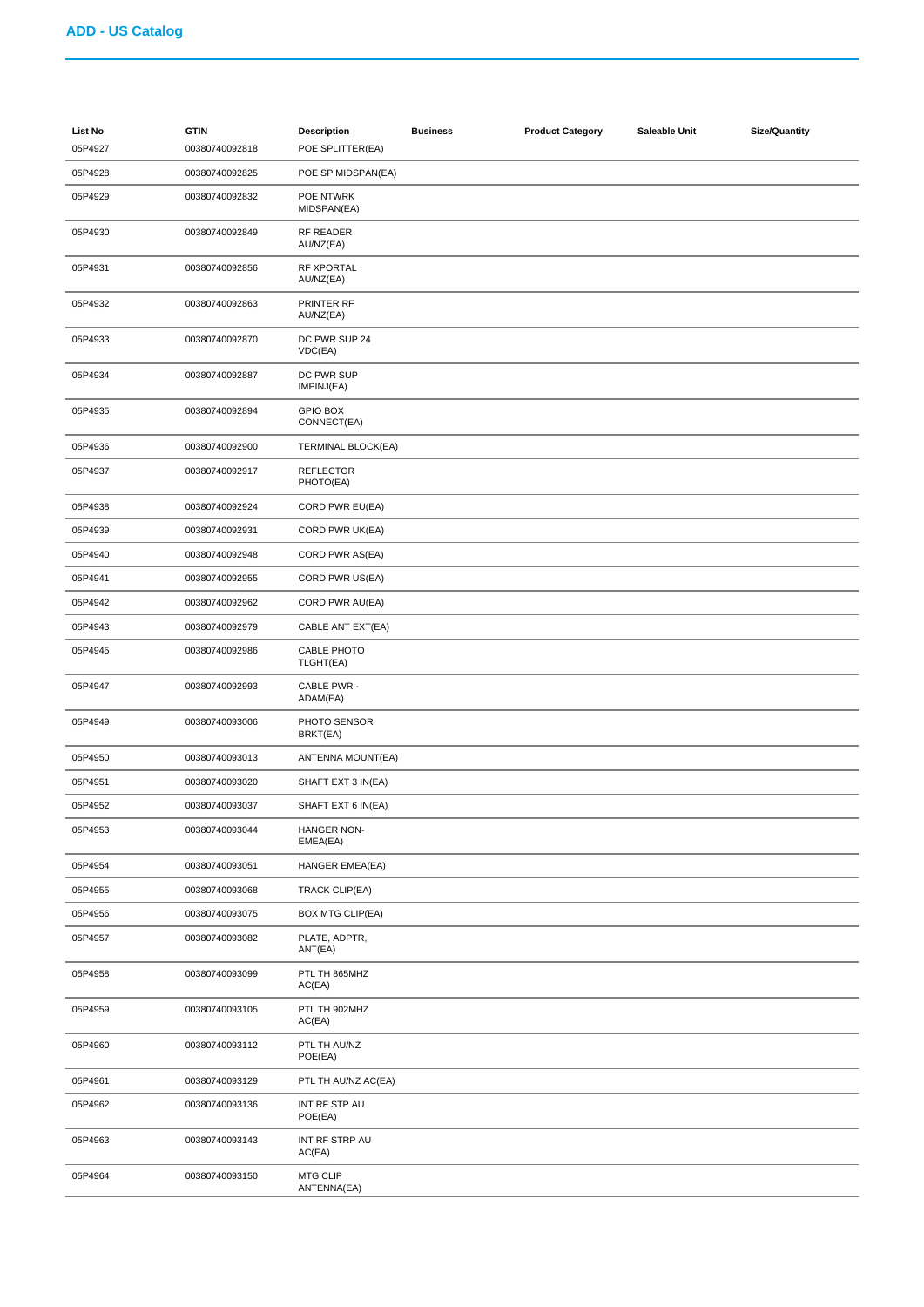## ADD - US Catalog

| List No | GTIN | Description | Business | Product Category | Saleable Unit | Size/Quantity |
|---|---|---|---|---|---|---|
| 05P4927 | 00380740092818 | POE SPLITTER(EA) | | | | |
| 05P4928 | 00380740092825 | POE SP MIDSPAN(EA) | | | | |
| 05P4929 | 00380740092832 | POE NTWRK MIDSPAN(EA) | | | | |
| 05P4930 | 00380740092849 | RF READER AU/NZ(EA) | | | | |
| 05P4931 | 00380740092856 | RF XPORTAL AU/NZ(EA) | | | | |
| 05P4932 | 00380740092863 | PRINTER RF AU/NZ(EA) | | | | |
| 05P4933 | 00380740092870 | DC PWR SUP 24 VDC(EA) | | | | |
| 05P4934 | 00380740092887 | DC PWR SUP IMPINJ(EA) | | | | |
| 05P4935 | 00380740092894 | GPIO BOX CONNECT(EA) | | | | |
| 05P4936 | 00380740092900 | TERMINAL BLOCK(EA) | | | | |
| 05P4937 | 00380740092917 | REFLECTOR PHOTO(EA) | | | | |
| 05P4938 | 00380740092924 | CORD PWR EU(EA) | | | | |
| 05P4939 | 00380740092931 | CORD PWR UK(EA) | | | | |
| 05P4940 | 00380740092948 | CORD PWR AS(EA) | | | | |
| 05P4941 | 00380740092955 | CORD PWR US(EA) | | | | |
| 05P4942 | 00380740092962 | CORD PWR AU(EA) | | | | |
| 05P4943 | 00380740092979 | CABLE ANT EXT(EA) | | | | |
| 05P4945 | 00380740092986 | CABLE PHOTO TLGHT(EA) | | | | |
| 05P4947 | 00380740092993 | CABLE PWR - ADAM(EA) | | | | |
| 05P4949 | 00380740093006 | PHOTO SENSOR BRKT(EA) | | | | |
| 05P4950 | 00380740093013 | ANTENNA MOUNT(EA) | | | | |
| 05P4951 | 00380740093020 | SHAFT EXT 3 IN(EA) | | | | |
| 05P4952 | 00380740093037 | SHAFT EXT 6 IN(EA) | | | | |
| 05P4953 | 00380740093044 | HANGER NON-EMEA(EA) | | | | |
| 05P4954 | 00380740093051 | HANGER EMEA(EA) | | | | |
| 05P4955 | 00380740093068 | TRACK CLIP(EA) | | | | |
| 05P4956 | 00380740093075 | BOX MTG CLIP(EA) | | | | |
| 05P4957 | 00380740093082 | PLATE, ADPTR, ANT(EA) | | | | |
| 05P4958 | 00380740093099 | PTL TH 865MHZ AC(EA) | | | | |
| 05P4959 | 00380740093105 | PTL TH 902MHZ AC(EA) | | | | |
| 05P4960 | 00380740093112 | PTL TH AU/NZ POE(EA) | | | | |
| 05P4961 | 00380740093129 | PTL TH AU/NZ AC(EA) | | | | |
| 05P4962 | 00380740093136 | INT RF STP AU POE(EA) | | | | |
| 05P4963 | 00380740093143 | INT RF STRP AU AC(EA) | | | | |
| 05P4964 | 00380740093150 | MTG CLIP ANTENNA(EA) | | | | |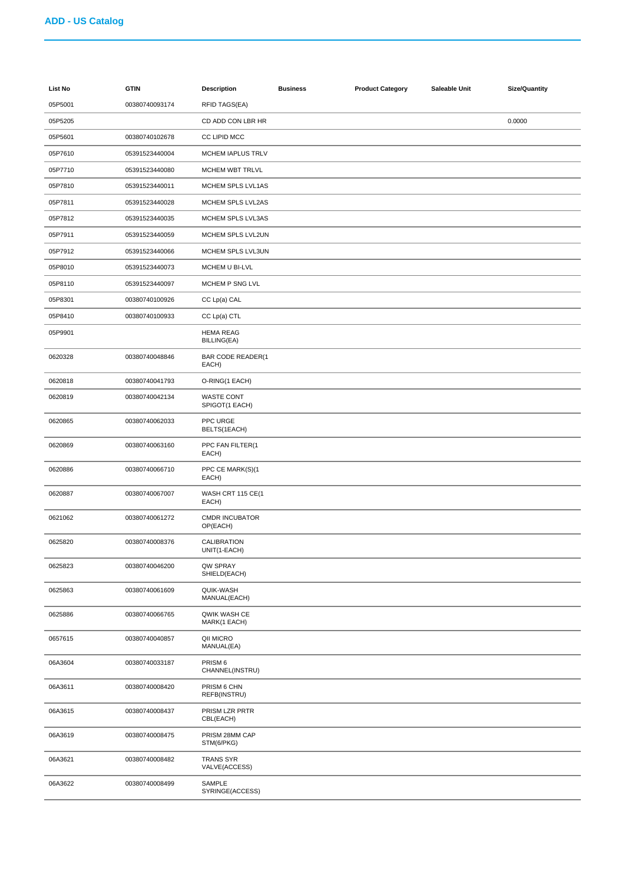## ADD - US Catalog

| List No | GTIN | Description | Business | Product Category | Saleable Unit | Size/Quantity |
|---|---|---|---|---|---|---|
| 05P5001 | 00380740093174 | RFID TAGS(EA) | | | | |
| 05P5205 | | CD ADD CON LBR HR | | | | 0.0000 |
| 05P5601 | 00380740102678 | CC LIPID MCC | | | | |
| 05P7610 | 05391523440004 | MCHEM IAPLUS TRLV | | | | |
| 05P7710 | 05391523440080 | MCHEM WBT TRLVL | | | | |
| 05P7810 | 05391523440011 | MCHEM SPLS LVL1AS | | | | |
| 05P7811 | 05391523440028 | MCHEM SPLS LVL2AS | | | | |
| 05P7812 | 05391523440035 | MCHEM SPLS LVL3AS | | | | |
| 05P7911 | 05391523440059 | MCHEM SPLS LVL2UN | | | | |
| 05P7912 | 05391523440066 | MCHEM SPLS LVL3UN | | | | |
| 05P8010 | 05391523440073 | MCHEM U BI-LVL | | | | |
| 05P8110 | 05391523440097 | MCHEM P SNG LVL | | | | |
| 05P8301 | 00380740100926 | CC Lp(a) CAL | | | | |
| 05P8410 | 00380740100933 | CC Lp(a) CTL | | | | |
| 05P9901 | | HEMA REAG BILLING(EA) | | | | |
| 0620328 | 00380740048846 | BAR CODE READER(1 EACH) | | | | |
| 0620818 | 00380740041793 | O-RING(1 EACH) | | | | |
| 0620819 | 00380740042134 | WASTE CONT SPIGOT(1 EACH) | | | | |
| 0620865 | 00380740062033 | PPC URGE BELTS(1EACH) | | | | |
| 0620869 | 00380740063160 | PPC FAN FILTER(1 EACH) | | | | |
| 0620886 | 00380740066710 | PPC CE MARK(S)(1 EACH) | | | | |
| 0620887 | 00380740067007 | WASH CRT 115 CE(1 EACH) | | | | |
| 0621062 | 00380740061272 | CMDR INCUBATOR OP(EACH) | | | | |
| 0625820 | 00380740008376 | CALIBRATION UNIT(1-EACH) | | | | |
| 0625823 | 00380740046200 | QW SPRAY SHIELD(EACH) | | | | |
| 0625863 | 00380740061609 | QUIK-WASH MANUAL(EACH) | | | | |
| 0625886 | 00380740066765 | QWIK WASH CE MARK(1 EACH) | | | | |
| 0657615 | 00380740040857 | QII MICRO MANUAL(EA) | | | | |
| 06A3604 | 00380740033187 | PRISM 6 CHANNEL(INSTRU) | | | | |
| 06A3611 | 00380740008420 | PRISM 6 CHN REFB(INSTRU) | | | | |
| 06A3615 | 00380740008437 | PRISM LZR PRTR CBL(EACH) | | | | |
| 06A3619 | 00380740008475 | PRISM 28MM CAP STM(6/PKG) | | | | |
| 06A3621 | 00380740008482 | TRANS SYR VALVE(ACCESS) | | | | |
| 06A3622 | 00380740008499 | SAMPLE SYRINGE(ACCESS) | | | | |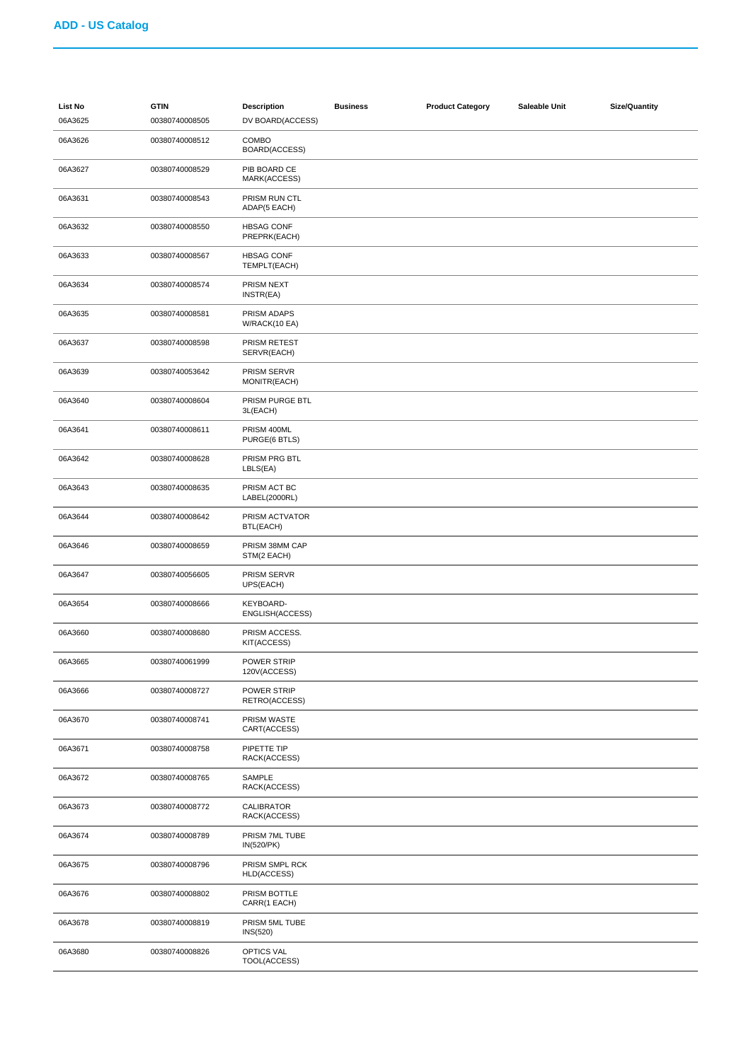## ADD - US Catalog

| List No | GTIN | Description | Business | Product Category | Saleable Unit | Size/Quantity |
|---|---|---|---|---|---|---|
| 06A3625 | 00380740008505 | DV BOARD(ACCESS) | | | | |
| 06A3626 | 00380740008512 | COMBO BOARD(ACCESS) | | | | |
| 06A3627 | 00380740008529 | PIB BOARD CE MARK(ACCESS) | | | | |
| 06A3631 | 00380740008543 | PRISM RUN CTL ADAP(5 EACH) | | | | |
| 06A3632 | 00380740008550 | HBSAG CONF PREPRK(EACH) | | | | |
| 06A3633 | 00380740008567 | HBSAG CONF TEMPLT(EACH) | | | | |
| 06A3634 | 00380740008574 | PRISM NEXT INSTR(EA) | | | | |
| 06A3635 | 00380740008581 | PRISM ADAPS W/RACK(10 EA) | | | | |
| 06A3637 | 00380740008598 | PRISM RETEST SERVR(EACH) | | | | |
| 06A3639 | 00380740053642 | PRISM SERVR MONITR(EACH) | | | | |
| 06A3640 | 00380740008604 | PRISM PURGE BTL 3L(EACH) | | | | |
| 06A3641 | 00380740008611 | PRISM 400ML PURGE(6 BTLS) | | | | |
| 06A3642 | 00380740008628 | PRISM PRG BTL LBLS(EA) | | | | |
| 06A3643 | 00380740008635 | PRISM ACT BC LABEL(2000RL) | | | | |
| 06A3644 | 00380740008642 | PRISM ACTVATOR BTL(EACH) | | | | |
| 06A3646 | 00380740008659 | PRISM 38MM CAP STM(2 EACH) | | | | |
| 06A3647 | 00380740056605 | PRISM SERVR UPS(EACH) | | | | |
| 06A3654 | 00380740008666 | KEYBOARD-ENGLISH(ACCESS) | | | | |
| 06A3660 | 00380740008680 | PRISM ACCESS. KIT(ACCESS) | | | | |
| 06A3665 | 00380740061999 | POWER STRIP 120V(ACCESS) | | | | |
| 06A3666 | 00380740008727 | POWER STRIP RETRO(ACCESS) | | | | |
| 06A3670 | 00380740008741 | PRISM WASTE CART(ACCESS) | | | | |
| 06A3671 | 00380740008758 | PIPETTE TIP RACK(ACCESS) | | | | |
| 06A3672 | 00380740008765 | SAMPLE RACK(ACCESS) | | | | |
| 06A3673 | 00380740008772 | CALIBRATOR RACK(ACCESS) | | | | |
| 06A3674 | 00380740008789 | PRISM 7ML TUBE IN(520/PK) | | | | |
| 06A3675 | 00380740008796 | PRISM SMPL RCK HLD(ACCESS) | | | | |
| 06A3676 | 00380740008802 | PRISM BOTTLE CARR(1 EACH) | | | | |
| 06A3678 | 00380740008819 | PRISM 5ML TUBE INS(520) | | | | |
| 06A3680 | 00380740008826 | OPTICS VAL TOOL(ACCESS) | | | | |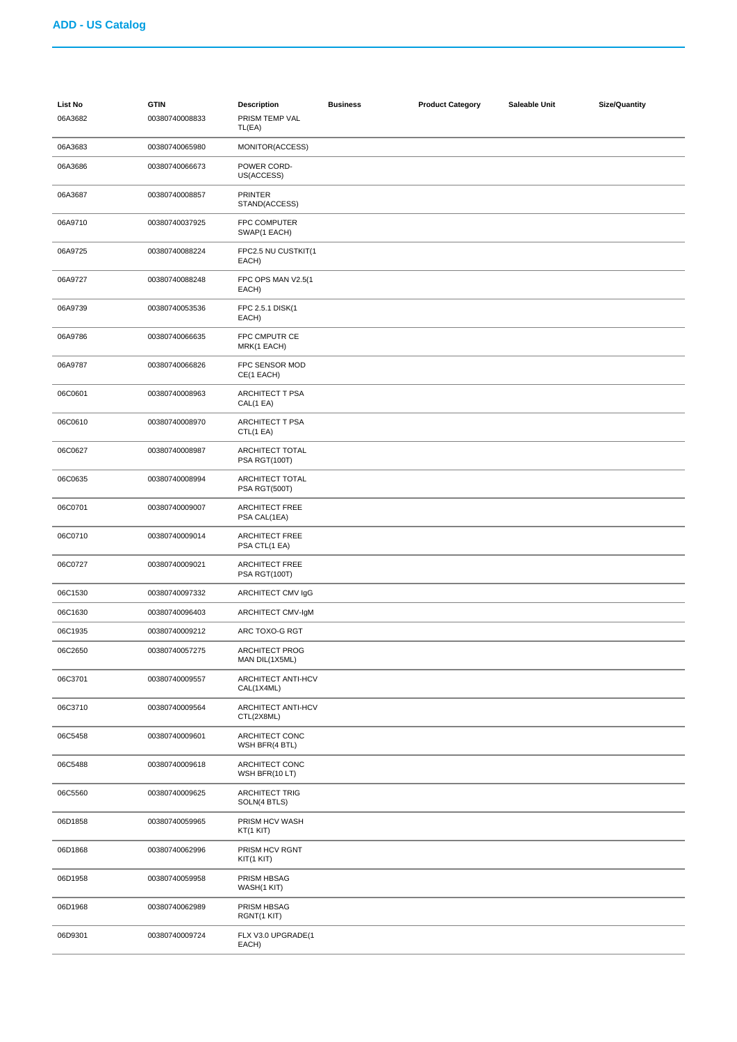## ADD - US Catalog

| List No | GTIN | Description | Business | Product Category | Saleable Unit | Size/Quantity |
|---|---|---|---|---|---|---|
| 06A3682 | 00380740008833 | PRISM TEMP VAL TL(EA) | | | | |
| 06A3683 | 00380740065980 | MONITOR(ACCESS) | | | | |
| 06A3686 | 00380740066673 | POWER CORD-US(ACCESS) | | | | |
| 06A3687 | 00380740008857 | PRINTER STAND(ACCESS) | | | | |
| 06A9710 | 00380740037925 | FPC COMPUTER SWAP(1 EACH) | | | | |
| 06A9725 | 00380740088224 | FPC2.5 NU CUSTKIT(1 EACH) | | | | |
| 06A9727 | 00380740088248 | FPC OPS MAN V2.5(1 EACH) | | | | |
| 06A9739 | 00380740053536 | FPC 2.5.1 DISK(1 EACH) | | | | |
| 06A9786 | 00380740066635 | FPC CMPUTR CE MRK(1 EACH) | | | | |
| 06A9787 | 00380740066826 | FPC SENSOR MOD CE(1 EACH) | | | | |
| 06C0601 | 00380740008963 | ARCHITECT T PSA CAL(1 EA) | | | | |
| 06C0610 | 00380740008970 | ARCHITECT T PSA CTL(1 EA) | | | | |
| 06C0627 | 00380740008987 | ARCHITECT TOTAL PSA RGT(100T) | | | | |
| 06C0635 | 00380740008994 | ARCHITECT TOTAL PSA RGT(500T) | | | | |
| 06C0701 | 00380740009007 | ARCHITECT FREE PSA CAL(1EA) | | | | |
| 06C0710 | 00380740009014 | ARCHITECT FREE PSA CTL(1 EA) | | | | |
| 06C0727 | 00380740009021 | ARCHITECT FREE PSA RGT(100T) | | | | |
| 06C1530 | 00380740097332 | ARCHITECT CMV IgG | | | | |
| 06C1630 | 00380740096403 | ARCHITECT CMV-IgM | | | | |
| 06C1935 | 00380740009212 | ARC TOXO-G RGT | | | | |
| 06C2650 | 00380740057275 | ARCHITECT PROG MAN DIL(1X5ML) | | | | |
| 06C3701 | 00380740009557 | ARCHITECT ANTI-HCV CAL(1X4ML) | | | | |
| 06C3710 | 00380740009564 | ARCHITECT ANTI-HCV CTL(2X8ML) | | | | |
| 06C5458 | 00380740009601 | ARCHITECT CONC WSH BFR(4 BTL) | | | | |
| 06C5488 | 00380740009618 | ARCHITECT CONC WSH BFR(10 LT) | | | | |
| 06C5560 | 00380740009625 | ARCHITECT TRIG SOLN(4 BTLS) | | | | |
| 06D1858 | 00380740059965 | PRISM HCV WASH KT(1 KIT) | | | | |
| 06D1868 | 00380740062996 | PRISM HCV RGNT KIT(1 KIT) | | | | |
| 06D1958 | 00380740059958 | PRISM HBSAG WASH(1 KIT) | | | | |
| 06D1968 | 00380740062989 | PRISM HBSAG RGNT(1 KIT) | | | | |
| 06D9301 | 00380740009724 | FLX V3.0 UPGRADE(1 EACH) | | | | |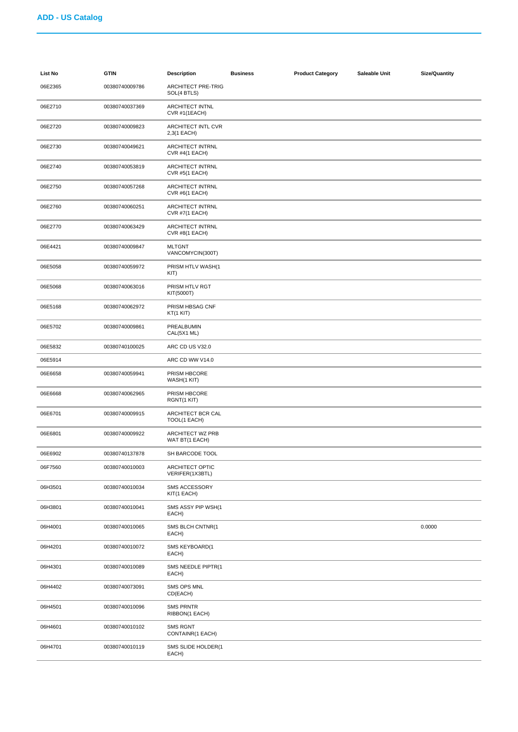## ADD - US Catalog

| List No | GTIN | Description | Business | Product Category | Saleable Unit | Size/Quantity |
|---|---|---|---|---|---|---|
| 06E2365 | 00380740009786 | ARCHITECT PRE-TRIG SOL(4 BTLS) | | | | |
| 06E2710 | 00380740037369 | ARCHITECT INTNL CVR #1(1EACH) | | | | |
| 06E2720 | 00380740009823 | ARCHITECT INTL CVR 2,3(1 EACH) | | | | |
| 06E2730 | 00380740049621 | ARCHITECT INTRNL CVR #4(1 EACH) | | | | |
| 06E2740 | 00380740053819 | ARCHITECT INTRNL CVR #5(1 EACH) | | | | |
| 06E2750 | 00380740057268 | ARCHITECT INTRNL CVR #6(1 EACH) | | | | |
| 06E2760 | 00380740060251 | ARCHITECT INTRNL CVR #7(1 EACH) | | | | |
| 06E2770 | 00380740063429 | ARCHITECT INTRNL CVR #8(1 EACH) | | | | |
| 06E4421 | 00380740009847 | MLTGNT VANCOMYCIN(300T) | | | | |
| 06E5058 | 00380740059972 | PRISM HTLV WASH(1 KIT) | | | | |
| 06E5068 | 00380740063016 | PRISM HTLV RGT KIT(5000T) | | | | |
| 06E5168 | 00380740062972 | PRISM HBSAG CNF KT(1 KIT) | | | | |
| 06E5702 | 00380740009861 | PREALBUMIN CAL(5X1 ML) | | | | |
| 06E5832 | 00380740100025 | ARC CD US V32.0 | | | | |
| 06E5914 | | ARC CD WW V14.0 | | | | |
| 06E6658 | 00380740059941 | PRISM HBCORE WASH(1 KIT) | | | | |
| 06E6668 | 00380740062965 | PRISM HBCORE RGNT(1 KIT) | | | | |
| 06E6701 | 00380740009915 | ARCHITECT BCR CAL TOOL(1 EACH) | | | | |
| 06E6801 | 00380740009922 | ARCHITECT WZ PRB WAT BT(1 EACH) | | | | |
| 06E6902 | 00380740137878 | SH BARCODE TOOL | | | | |
| 06F7560 | 00380740010003 | ARCHITECT OPTIC VERIFER(1X3BTL) | | | | |
| 06H3501 | 00380740010034 | SMS ACCESSORY KIT(1 EACH) | | | | |
| 06H3801 | 00380740010041 | SMS ASSY PIP WSH(1 EACH) | | | | |
| 06H4001 | 00380740010065 | SMS BLCH CNTNR(1 EACH) | | | | 0.0000 |
| 06H4201 | 00380740010072 | SMS KEYBOARD(1 EACH) | | | | |
| 06H4301 | 00380740010089 | SMS NEEDLE PIPTR(1 EACH) | | | | |
| 06H4402 | 00380740073091 | SMS OPS MNL CD(EACH) | | | | |
| 06H4501 | 00380740010096 | SMS PRNTR RIBBON(1 EACH) | | | | |
| 06H4601 | 00380740010102 | SMS RGNT CONTAINR(1 EACH) | | | | |
| 06H4701 | 00380740010119 | SMS SLIDE HOLDER(1 EACH) | | | | |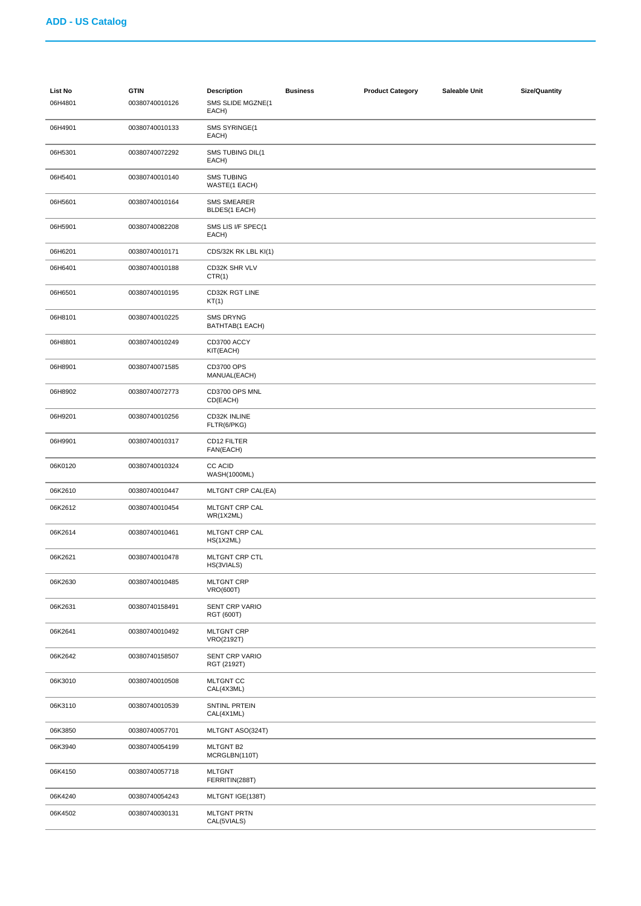## ADD - US Catalog

| List No | GTIN | Description | Business | Product Category | Saleable Unit | Size/Quantity |
|---|---|---|---|---|---|---|
| 06H4801 | 00380740010126 | SMS SLIDE MGZNE(1 EACH) | | | | |
| 06H4901 | 00380740010133 | SMS SYRINGE(1 EACH) | | | | |
| 06H5301 | 00380740072292 | SMS TUBING DIL(1 EACH) | | | | |
| 06H5401 | 00380740010140 | SMS TUBING WASTE(1 EACH) | | | | |
| 06H5601 | 00380740010164 | SMS SMEARER BLDES(1 EACH) | | | | |
| 06H5901 | 00380740082208 | SMS LIS I/F SPEC(1 EACH) | | | | |
| 06H6201 | 00380740010171 | CDS/32K RK LBL KI(1) | | | | |
| 06H6401 | 00380740010188 | CD32K SHR VLV CTR(1) | | | | |
| 06H6501 | 00380740010195 | CD32K RGT LINE KT(1) | | | | |
| 06H8101 | 00380740010225 | SMS DRYNG BATHTAB(1 EACH) | | | | |
| 06H8801 | 00380740010249 | CD3700 ACCY KIT(EACH) | | | | |
| 06H8901 | 00380740071585 | CD3700 OPS MANUAL(EACH) | | | | |
| 06H8902 | 00380740072773 | CD3700 OPS MNL CD(EACH) | | | | |
| 06H9201 | 00380740010256 | CD32K INLINE FLTR(6/PKG) | | | | |
| 06H9901 | 00380740010317 | CD12 FILTER FAN(EACH) | | | | |
| 06K0120 | 00380740010324 | CC ACID WASH(1000ML) | | | | |
| 06K2610 | 00380740010447 | MLTGNT CRP CAL(EA) | | | | |
| 06K2612 | 00380740010454 | MLTGNT CRP CAL WR(1X2ML) | | | | |
| 06K2614 | 00380740010461 | MLTGNT CRP CAL HS(1X2ML) | | | | |
| 06K2621 | 00380740010478 | MLTGNT CRP CTL HS(3VIALS) | | | | |
| 06K2630 | 00380740010485 | MLTGNT CRP VRO(600T) | | | | |
| 06K2631 | 00380740158491 | SENT CRP VARIO RGT (600T) | | | | |
| 06K2641 | 00380740010492 | MLTGNT CRP VRO(2192T) | | | | |
| 06K2642 | 00380740158507 | SENT CRP VARIO RGT (2192T) | | | | |
| 06K3010 | 00380740010508 | MLTGNT CC CAL(4X3ML) | | | | |
| 06K3110 | 00380740010539 | SNTINL PRTEIN CAL(4X1ML) | | | | |
| 06K3850 | 00380740057701 | MLTGNT ASO(324T) | | | | |
| 06K3940 | 00380740054199 | MLTGNT B2 MCRGLBN(110T) | | | | |
| 06K4150 | 00380740057718 | MLTGNT FERRITIN(288T) | | | | |
| 06K4240 | 00380740054243 | MLTGNT IGE(138T) | | | | |
| 06K4502 | 00380740030131 | MLTGNT PRTN CAL(5VIALS) | | | | |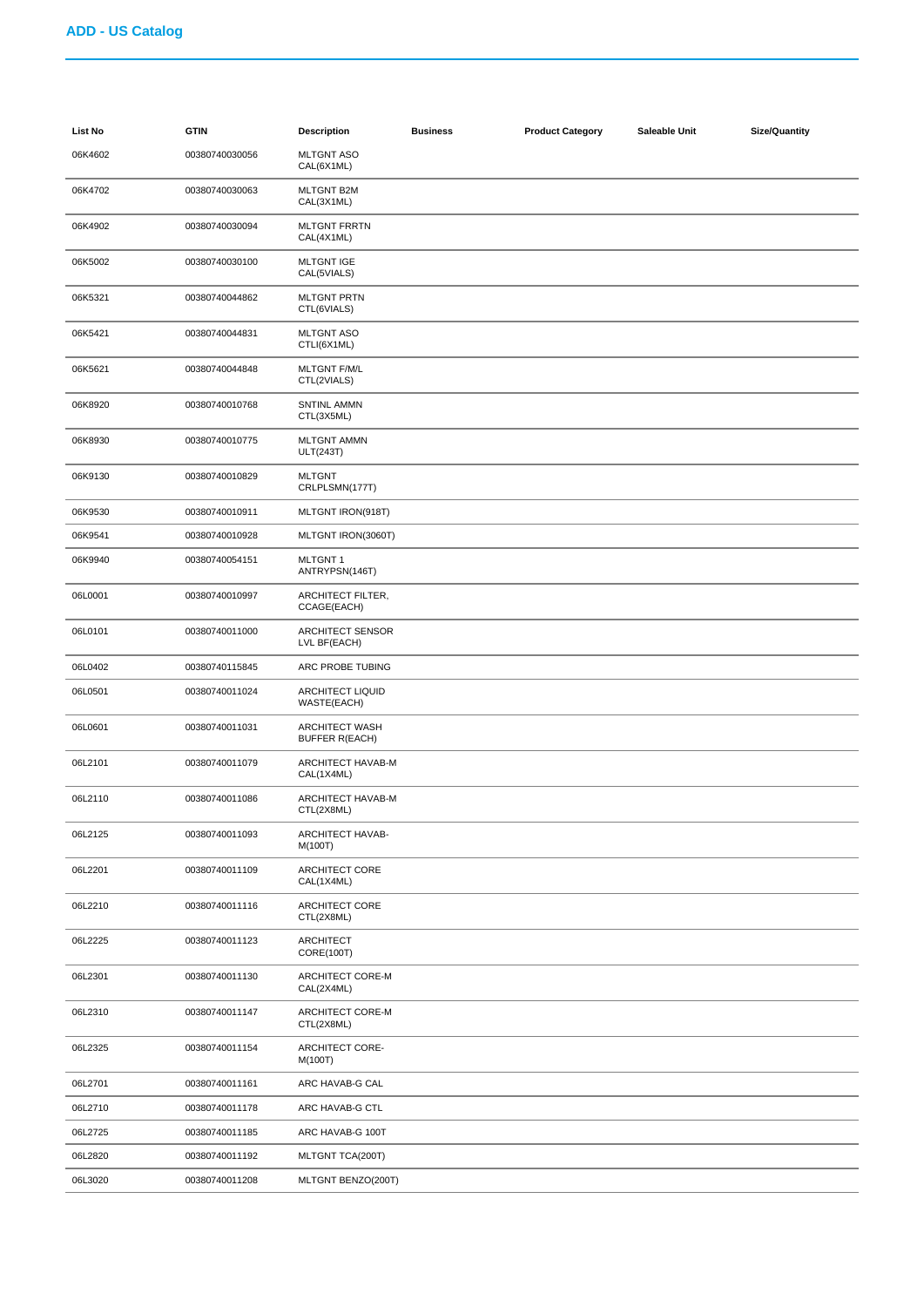| List No | GTIN | Description | Business | Product Category | Saleable Unit | Size/Quantity |
|---|---|---|---|---|---|---|
| 06K4602 | 00380740030056 | MLTGNT ASO CAL(6X1ML) | | | | |
| 06K4702 | 00380740030063 | MLTGNT B2M CAL(3X1ML) | | | | |
| 06K4902 | 00380740030094 | MLTGNT FRRTN CAL(4X1ML) | | | | |
| 06K5002 | 00380740030100 | MLTGNT IGE CAL(5VIALS) | | | | |
| 06K5321 | 00380740044862 | MLTGNT PRTN CTL(6VIALS) | | | | |
| 06K5421 | 00380740044831 | MLTGNT ASO CTLI(6X1ML) | | | | |
| 06K5621 | 00380740044848 | MLTGNT F/M/L CTL(2VIALS) | | | | |
| 06K8920 | 00380740010768 | SNTINL AMMN CTL(3X5ML) | | | | |
| 06K8930 | 00380740010775 | MLTGNT AMMN ULT(243T) | | | | |
| 06K9130 | 00380740010829 | MLTGNT CRLPLSMN(177T) | | | | |
| 06K9530 | 00380740010911 | MLTGNT IRON(918T) | | | | |
| 06K9541 | 00380740010928 | MLTGNT IRON(3060T) | | | | |
| 06K9940 | 00380740054151 | MLTGNT 1 ANTRYPSN(146T) | | | | |
| 06L0001 | 00380740010997 | ARCHITECT FILTER, CCAGE(EACH) | | | | |
| 06L0101 | 00380740011000 | ARCHITECT SENSOR LVL BF(EACH) | | | | |
| 06L0402 | 00380740115845 | ARC PROBE TUBING | | | | |
| 06L0501 | 00380740011024 | ARCHITECT LIQUID WASTE(EACH) | | | | |
| 06L0601 | 00380740011031 | ARCHITECT WASH BUFFER R(EACH) | | | | |
| 06L2101 | 00380740011079 | ARCHITECT HAVAB-M CAL(1X4ML) | | | | |
| 06L2110 | 00380740011086 | ARCHITECT HAVAB-M CTL(2X8ML) | | | | |
| 06L2125 | 00380740011093 | ARCHITECT HAVAB-M(100T) | | | | |
| 06L2201 | 00380740011109 | ARCHITECT CORE CAL(1X4ML) | | | | |
| 06L2210 | 00380740011116 | ARCHITECT CORE CTL(2X8ML) | | | | |
| 06L2225 | 00380740011123 | ARCHITECT CORE(100T) | | | | |
| 06L2301 | 00380740011130 | ARCHITECT CORE-M CAL(2X4ML) | | | | |
| 06L2310 | 00380740011147 | ARCHITECT CORE-M CTL(2X8ML) | | | | |
| 06L2325 | 00380740011154 | ARCHITECT CORE-M(100T) | | | | |
| 06L2701 | 00380740011161 | ARC HAVAB-G CAL | | | | |
| 06L2710 | 00380740011178 | ARC HAVAB-G CTL | | | | |
| 06L2725 | 00380740011185 | ARC HAVAB-G 100T | | | | |
| 06L2820 | 00380740011192 | MLTGNT TCA(200T) | | | | |
| 06L3020 | 00380740011208 | MLTGNT BENZO(200T) | | | | |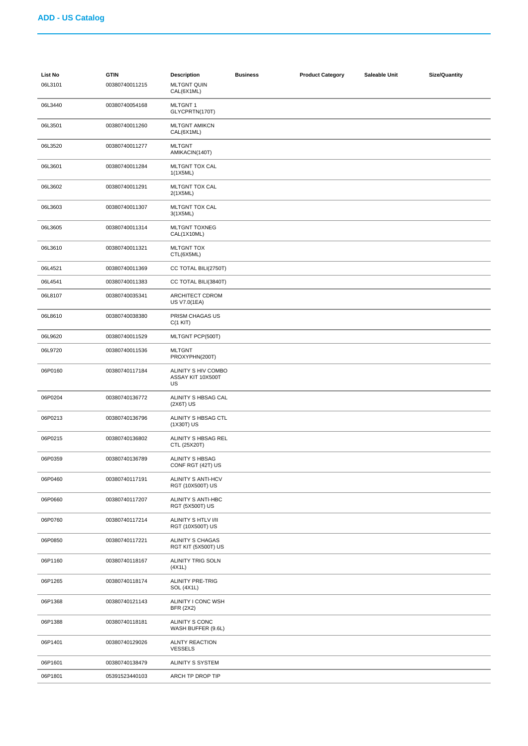## ADD - US Catalog

| List No | GTIN | Description | Business | Product Category | Saleable Unit | Size/Quantity |
|---|---|---|---|---|---|---|
| 06L3101 | 00380740011215 | MLTGNT QUIN CAL(6X1ML) | | | | |
| 06L3440 | 00380740054168 | MLTGNT 1 GLYCPRTN(170T) | | | | |
| 06L3501 | 00380740011260 | MLTGNT AMIKCN CAL(6X1ML) | | | | |
| 06L3520 | 00380740011277 | MLTGNT AMIKACIN(140T) | | | | |
| 06L3601 | 00380740011284 | MLTGNT TOX CAL 1(1X5ML) | | | | |
| 06L3602 | 00380740011291 | MLTGNT TOX CAL 2(1X5ML) | | | | |
| 06L3603 | 00380740011307 | MLTGNT TOX CAL 3(1X5ML) | | | | |
| 06L3605 | 00380740011314 | MLTGNT TOXNEG CAL(1X10ML) | | | | |
| 06L3610 | 00380740011321 | MLTGNT TOX CTL(6X5ML) | | | | |
| 06L4521 | 00380740011369 | CC TOTAL BILI(2750T) | | | | |
| 06L4541 | 00380740011383 | CC TOTAL BILI(3840T) | | | | |
| 06L8107 | 00380740035341 | ARCHITECT CDROM US V7.0(1EA) | | | | |
| 06L8610 | 00380740038380 | PRISM CHAGAS US C(1 KIT) | | | | |
| 06L9620 | 00380740011529 | MLTGNT PCP(500T) | | | | |
| 06L9720 | 00380740011536 | MLTGNT PROXYPHN(200T) | | | | |
| 06P0160 | 00380740117184 | ALINITY S HIV COMBO ASSAY KIT 10X500T US | | | | |
| 06P0204 | 00380740136772 | ALINITY S HBSAG CAL (2X6T) US | | | | |
| 06P0213 | 00380740136796 | ALINITY S HBSAG CTL (1X30T) US | | | | |
| 06P0215 | 00380740136802 | ALINITY S HBSAG REL CTL (25X20T) | | | | |
| 06P0359 | 00380740136789 | ALINITY S HBSAG CONF RGT (42T) US | | | | |
| 06P0460 | 00380740117191 | ALINITY S ANTI-HCV RGT (10X500T) US | | | | |
| 06P0660 | 00380740117207 | ALINITY S ANTI-HBC RGT (5X500T) US | | | | |
| 06P0760 | 00380740117214 | ALINITY S HTLV I/II RGT (10X500T) US | | | | |
| 06P0850 | 00380740117221 | ALINITY S CHAGAS RGT KIT (5X500T) US | | | | |
| 06P1160 | 00380740118167 | ALINITY TRIG SOLN (4X1L) | | | | |
| 06P1265 | 00380740118174 | ALINITY PRE-TRIG SOL (4X1L) | | | | |
| 06P1368 | 00380740121143 | ALINITY I CONC WSH BFR (2X2) | | | | |
| 06P1388 | 00380740118181 | ALINITY S CONC WASH BUFFER (9.6L) | | | | |
| 06P1401 | 00380740129026 | ALNTY REACTION VESSELS | | | | |
| 06P1601 | 00380740138479 | ALINITY S SYSTEM | | | | |
| 06P1801 | 05391523440103 | ARCH TP DROP TIP | | | | |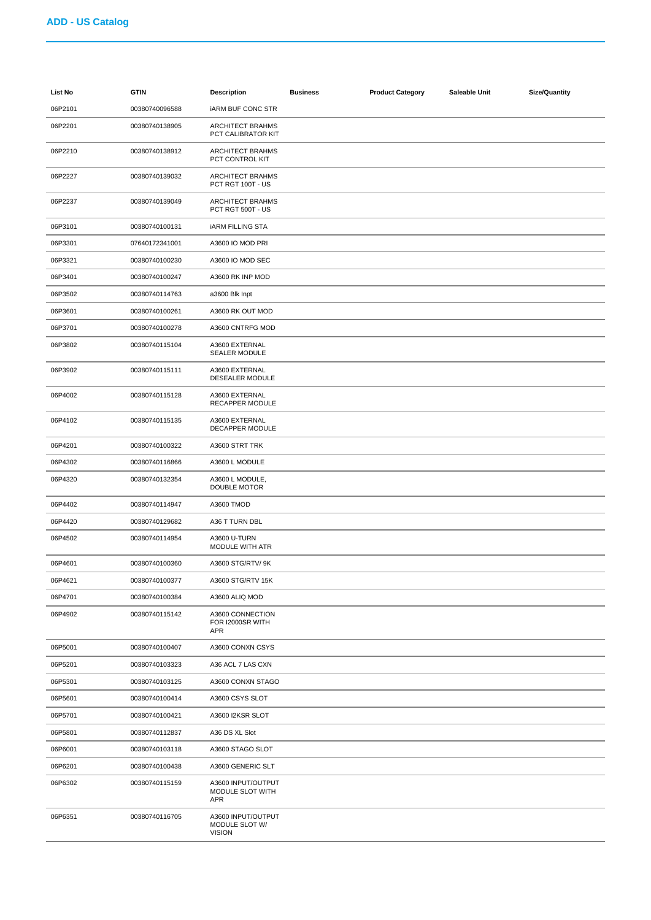## ADD - US Catalog

| List No | GTIN | Description | Business | Product Category | Saleable Unit | Size/Quantity |
|---|---|---|---|---|---|---|
| 06P2101 | 00380740096588 | iARM BUF CONC STR | | | | |
| 06P2201 | 00380740138905 | ARCHITECT BRAHMS PCT CALIBRATOR KIT | | | | |
| 06P2210 | 00380740138912 | ARCHITECT BRAHMS PCT CONTROL KIT | | | | |
| 06P2227 | 00380740139032 | ARCHITECT BRAHMS PCT RGT 100T - US | | | | |
| 06P2237 | 00380740139049 | ARCHITECT BRAHMS PCT RGT 500T - US | | | | |
| 06P3101 | 00380740100131 | iARM FILLING STA | | | | |
| 06P3301 | 07640172341001 | A3600 IO MOD PRI | | | | |
| 06P3321 | 00380740100230 | A3600 IO MOD SEC | | | | |
| 06P3401 | 00380740100247 | A3600 RK INP MOD | | | | |
| 06P3502 | 00380740114763 | a3600 Blk Inpt | | | | |
| 06P3601 | 00380740100261 | A3600 RK OUT MOD | | | | |
| 06P3701 | 00380740100278 | A3600 CNTRFG MOD | | | | |
| 06P3802 | 00380740115104 | A3600 EXTERNAL SEALER MODULE | | | | |
| 06P3902 | 00380740115111 | A3600 EXTERNAL DESEALER MODULE | | | | |
| 06P4002 | 00380740115128 | A3600 EXTERNAL RECAPPER MODULE | | | | |
| 06P4102 | 00380740115135 | A3600 EXTERNAL DECAPPER MODULE | | | | |
| 06P4201 | 00380740100322 | A3600 STRT TRK | | | | |
| 06P4302 | 00380740116866 | A3600 L MODULE | | | | |
| 06P4320 | 00380740132354 | A3600 L MODULE, DOUBLE MOTOR | | | | |
| 06P4402 | 00380740114947 | A3600 TMOD | | | | |
| 06P4420 | 00380740129682 | A36 T TURN DBL | | | | |
| 06P4502 | 00380740114954 | A3600 U-TURN MODULE WITH ATR | | | | |
| 06P4601 | 00380740100360 | A3600 STG/RTV/ 9K | | | | |
| 06P4621 | 00380740100377 | A3600 STG/RTV 15K | | | | |
| 06P4701 | 00380740100384 | A3600 ALIQ MOD | | | | |
| 06P4902 | 00380740115142 | A3600 CONNECTION FOR I2000SR WITH APR | | | | |
| 06P5001 | 00380740100407 | A3600 CONXN CSYS | | | | |
| 06P5201 | 00380740103323 | A36 ACL 7 LAS CXN | | | | |
| 06P5301 | 00380740103125 | A3600 CONXN STAGO | | | | |
| 06P5601 | 00380740100414 | A3600 CSYS SLOT | | | | |
| 06P5701 | 00380740100421 | A3600 I2KSR SLOT | | | | |
| 06P5801 | 00380740112837 | A36 DS XL Slot | | | | |
| 06P6001 | 00380740103118 | A3600 STAGO SLOT | | | | |
| 06P6201 | 00380740100438 | A3600 GENERIC SLT | | | | |
| 06P6302 | 00380740115159 | A3600 INPUT/OUTPUT MODULE SLOT WITH APR | | | | |
| 06P6351 | 00380740116705 | A3600 INPUT/OUTPUT MODULE SLOT W/ VISION | | | | |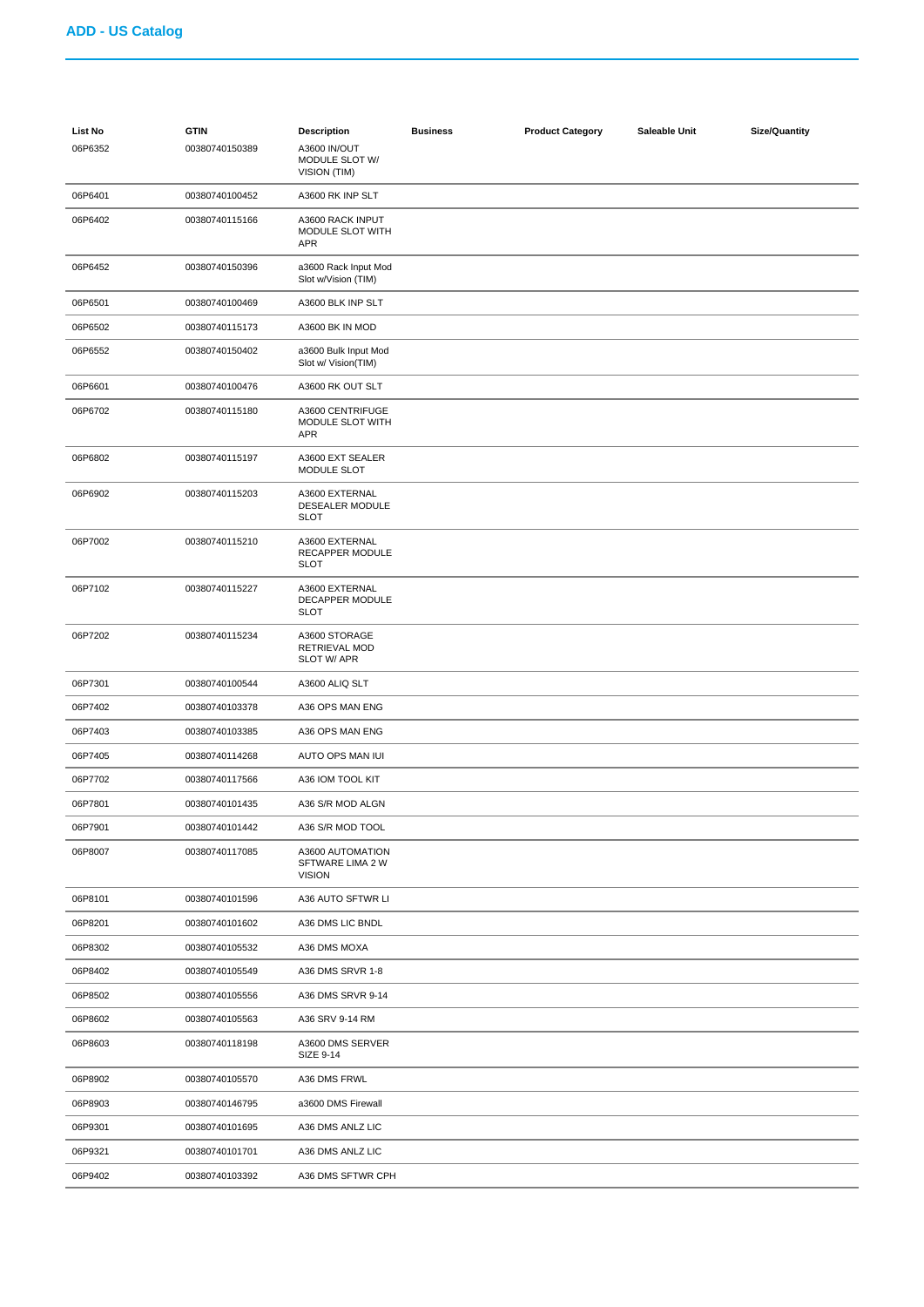## ADD - US Catalog

| List No | GTIN | Description | Business | Product Category | Saleable Unit | Size/Quantity |
|---|---|---|---|---|---|---|
| 06P6352 | 00380740150389 | A3600 IN/OUT MODULE SLOT W/ VISION (TIM) | | | | |
| 06P6401 | 00380740100452 | A3600 RK INP SLT | | | | |
| 06P6402 | 00380740115166 | A3600 RACK INPUT MODULE SLOT WITH APR | | | | |
| 06P6452 | 00380740150396 | a3600 Rack Input Mod Slot w/Vision (TIM) | | | | |
| 06P6501 | 00380740100469 | A3600 BLK INP SLT | | | | |
| 06P6502 | 00380740115173 | A3600 BK IN MOD | | | | |
| 06P6552 | 00380740150402 | a3600 Bulk Input Mod Slot w/ Vision(TIM) | | | | |
| 06P6601 | 00380740100476 | A3600 RK OUT SLT | | | | |
| 06P6702 | 00380740115180 | A3600 CENTRIFUGE MODULE SLOT WITH APR | | | | |
| 06P6802 | 00380740115197 | A3600 EXT SEALER MODULE SLOT | | | | |
| 06P6902 | 00380740115203 | A3600 EXTERNAL DESEALER MODULE SLOT | | | | |
| 06P7002 | 00380740115210 | A3600 EXTERNAL RECAPPER MODULE SLOT | | | | |
| 06P7102 | 00380740115227 | A3600 EXTERNAL DECAPPER MODULE SLOT | | | | |
| 06P7202 | 00380740115234 | A3600 STORAGE RETRIEVAL MOD SLOT W/ APR | | | | |
| 06P7301 | 00380740100544 | A3600 ALIQ SLT | | | | |
| 06P7402 | 00380740103378 | A36 OPS MAN ENG | | | | |
| 06P7403 | 00380740103385 | A36 OPS MAN ENG | | | | |
| 06P7405 | 00380740114268 | AUTO OPS MAN IUI | | | | |
| 06P7702 | 00380740117566 | A36 IOM TOOL KIT | | | | |
| 06P7801 | 00380740101435 | A36 S/R MOD ALGN | | | | |
| 06P7901 | 00380740101442 | A36 S/R MOD TOOL | | | | |
| 06P8007 | 00380740117085 | A3600 AUTOMATION SFTWARE LIMA 2 W VISION | | | | |
| 06P8101 | 00380740101596 | A36 AUTO SFTWR LI | | | | |
| 06P8201 | 00380740101602 | A36 DMS LIC BNDL | | | | |
| 06P8302 | 00380740105532 | A36 DMS MOXA | | | | |
| 06P8402 | 00380740105549 | A36 DMS SRVR 1-8 | | | | |
| 06P8502 | 00380740105556 | A36 DMS SRVR 9-14 | | | | |
| 06P8602 | 00380740105563 | A36 SRV 9-14 RM | | | | |
| 06P8603 | 00380740118198 | A3600 DMS SERVER SIZE 9-14 | | | | |
| 06P8902 | 00380740105570 | A36 DMS FRWL | | | | |
| 06P8903 | 00380740146795 | a3600 DMS Firewall | | | | |
| 06P9301 | 00380740101695 | A36 DMS ANLZ LIC | | | | |
| 06P9321 | 00380740101701 | A36 DMS ANLZ LIC | | | | |
| 06P9402 | 00380740103392 | A36 DMS SFTWR CPH | | | | |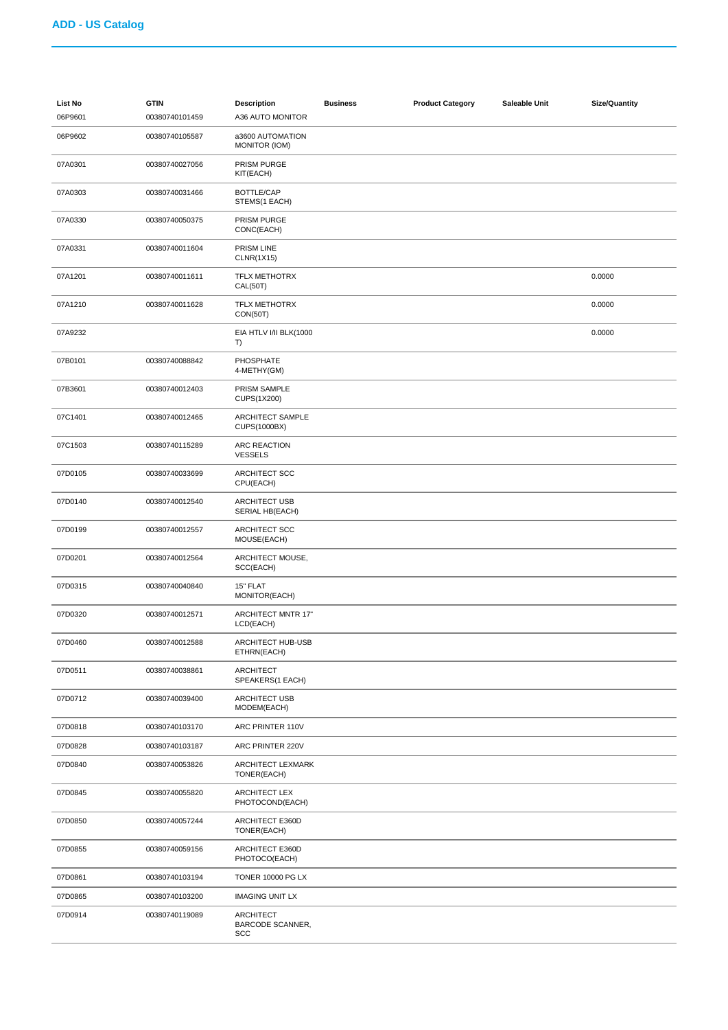## ADD - US Catalog

| List No | GTIN | Description | Business | Product Category | Saleable Unit | Size/Quantity |
|---|---|---|---|---|---|---|
| 06P9601 | 00380740101459 | A36 AUTO MONITOR | | | | |
| 06P9602 | 00380740105587 | a3600 AUTOMATION MONITOR (IOM) | | | | |
| 07A0301 | 00380740027056 | PRISM PURGE KIT(EACH) | | | | |
| 07A0303 | 00380740031466 | BOTTLE/CAP STEMS(1 EACH) | | | | |
| 07A0330 | 00380740050375 | PRISM PURGE CONC(EACH) | | | | |
| 07A0331 | 00380740011604 | PRISM LINE CLNR(1X15) | | | | |
| 07A1201 | 00380740011611 | TFLX METHOTRX CAL(50T) | | | | 0.0000 |
| 07A1210 | 00380740011628 | TFLX METHOTRX CON(50T) | | | | 0.0000 |
| 07A9232 | | EIA HTLV I/II BLK(1000 T) | | | | 0.0000 |
| 07B0101 | 00380740088842 | PHOSPHATE 4-METHY(GM) | | | | |
| 07B3601 | 00380740012403 | PRISM SAMPLE CUPS(1X200) | | | | |
| 07C1401 | 00380740012465 | ARCHITECT SAMPLE CUPS(1000BX) | | | | |
| 07C1503 | 00380740115289 | ARC REACTION VESSELS | | | | |
| 07D0105 | 00380740033699 | ARCHITECT SCC CPU(EACH) | | | | |
| 07D0140 | 00380740012540 | ARCHITECT USB SERIAL HB(EACH) | | | | |
| 07D0199 | 00380740012557 | ARCHITECT SCC MOUSE(EACH) | | | | |
| 07D0201 | 00380740012564 | ARCHITECT MOUSE, SCC(EACH) | | | | |
| 07D0315 | 00380740040840 | 15" FLAT MONITOR(EACH) | | | | |
| 07D0320 | 00380740012571 | ARCHITECT MNTR 17" LCD(EACH) | | | | |
| 07D0460 | 00380740012588 | ARCHITECT HUB-USB ETHRN(EACH) | | | | |
| 07D0511 | 00380740038861 | ARCHITECT SPEAKERS(1 EACH) | | | | |
| 07D0712 | 00380740039400 | ARCHITECT USB MODEM(EACH) | | | | |
| 07D0818 | 00380740103170 | ARC PRINTER 110V | | | | |
| 07D0828 | 00380740103187 | ARC PRINTER 220V | | | | |
| 07D0840 | 00380740053826 | ARCHITECT LEXMARK TONER(EACH) | | | | |
| 07D0845 | 00380740055820 | ARCHITECT LEX PHOTOCOND(EACH) | | | | |
| 07D0850 | 00380740057244 | ARCHITECT E360D TONER(EACH) | | | | |
| 07D0855 | 00380740059156 | ARCHITECT E360D PHOTOCO(EACH) | | | | |
| 07D0861 | 00380740103194 | TONER 10000 PG LX | | | | |
| 07D0865 | 00380740103200 | IMAGING UNIT LX | | | | |
| 07D0914 | 00380740119089 | ARCHITECT BARCODE SCANNER, SCC | | | | |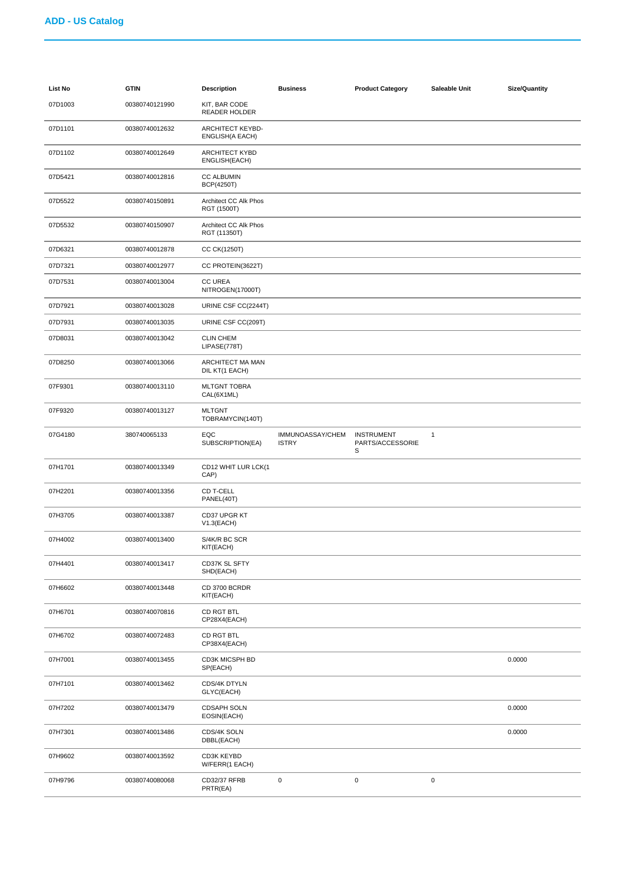## ADD - US Catalog

| List No | GTIN | Description | Business | Product Category | Saleable Unit | Size/Quantity |
|---|---|---|---|---|---|---|
| 07D1003 | 00380740121990 | KIT, BAR CODE READER HOLDER | | | | |
| 07D1101 | 00380740012632 | ARCHITECT KEYBD-ENGLISH(A EACH) | | | | |
| 07D1102 | 00380740012649 | ARCHITECT KYBD ENGLISH(EACH) | | | | |
| 07D5421 | 00380740012816 | CC ALBUMIN BCP(4250T) | | | | |
| 07D5522 | 00380740150891 | Architect CC Alk Phos RGT (1500T) | | | | |
| 07D5532 | 00380740150907 | Architect CC Alk Phos RGT (11350T) | | | | |
| 07D6321 | 00380740012878 | CC CK(1250T) | | | | |
| 07D7321 | 00380740012977 | CC PROTEIN(3622T) | | | | |
| 07D7531 | 00380740013004 | CC UREA NITROGEN(17000T) | | | | |
| 07D7921 | 00380740013028 | URINE CSF CC(2244T) | | | | |
| 07D7931 | 00380740013035 | URINE CSF CC(209T) | | | | |
| 07D8031 | 00380740013042 | CLIN CHEM LIPASE(778T) | | | | |
| 07D8250 | 00380740013066 | ARCHITECT MA MAN DIL KT(1 EACH) | | | | |
| 07F9301 | 00380740013110 | MLTGNT TOBRA CAL(6X1ML) | | | | |
| 07F9320 | 00380740013127 | MLTGNT TOBRAMYCIN(140T) | | | | |
| 07G4180 | 380740065133 | EQC SUBSCRIPTION(EA) | IMMUNOASSAY/CHEMISTRY | INSTRUMENT PARTS/ACCESSORIES | 1 | |
| 07H1701 | 00380740013349 | CD12 WHIT LUR LCK(1 CAP) | | | | |
| 07H2201 | 00380740013356 | CD T-CELL PANEL(40T) | | | | |
| 07H3705 | 00380740013387 | CD37 UPGR KT V1.3(EACH) | | | | |
| 07H4002 | 00380740013400 | S/4K/R BC SCR KIT(EACH) | | | | |
| 07H4401 | 00380740013417 | CD37K SL SFTY SHD(EACH) | | | | |
| 07H6602 | 00380740013448 | CD 3700 BCRDR KIT(EACH) | | | | |
| 07H6701 | 00380740070816 | CD RGT BTL CP28X4(EACH) | | | | |
| 07H6702 | 00380740072483 | CD RGT BTL CP38X4(EACH) | | | | |
| 07H7001 | 00380740013455 | CD3K MICSPH BD SP(EACH) | | | | 0.0000 |
| 07H7101 | 00380740013462 | CDS/4K DTYLN GLYC(EACH) | | | | |
| 07H7202 | 00380740013479 | CDSAPH SOLN EOSIN(EACH) | | | | 0.0000 |
| 07H7301 | 00380740013486 | CDS/4K SOLN DBBL(EACH) | | | | 0.0000 |
| 07H9602 | 00380740013592 | CD3K KEYBD W/FERR(1 EACH) | | | | |
| 07H9796 | 00380740080068 | CD32/37 RFRB PRTR(EA) | 0 | 0 | 0 | |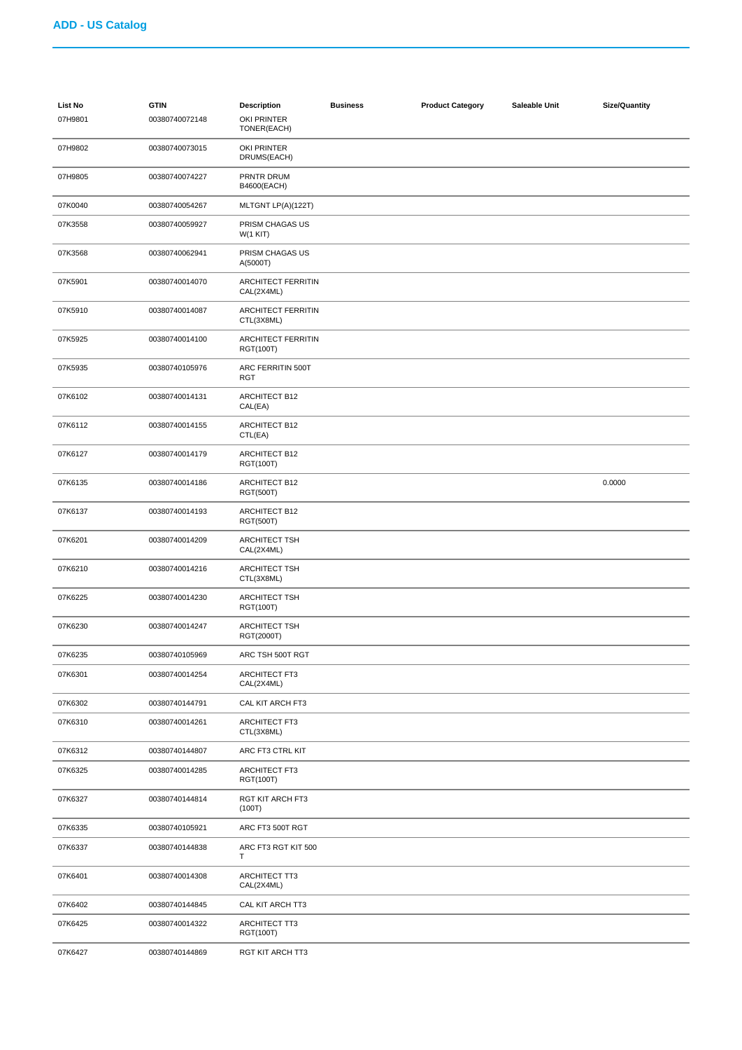## ADD - US Catalog

| List No | GTIN | Description | Business | Product Category | Saleable Unit | Size/Quantity |
|---|---|---|---|---|---|---|
| 07H9801 | 00380740072148 | OKI PRINTER TONER(EACH) | | | | |
| 07H9802 | 00380740073015 | OKI PRINTER DRUMS(EACH) | | | | |
| 07H9805 | 00380740074227 | PRNTR DRUM B4600(EACH) | | | | |
| 07K0040 | 00380740054267 | MLTGNT LP(A)(122T) | | | | |
| 07K3558 | 00380740059927 | PRISM CHAGAS US W(1 KIT) | | | | |
| 07K3568 | 00380740062941 | PRISM CHAGAS US A(5000T) | | | | |
| 07K5901 | 00380740014070 | ARCHITECT FERRITIN CAL(2X4ML) | | | | |
| 07K5910 | 00380740014087 | ARCHITECT FERRITIN CTL(3X8ML) | | | | |
| 07K5925 | 00380740014100 | ARCHITECT FERRITIN RGT(100T) | | | | |
| 07K5935 | 00380740105976 | ARC FERRITIN 500T RGT | | | | |
| 07K6102 | 00380740014131 | ARCHITECT B12 CAL(EA) | | | | |
| 07K6112 | 00380740014155 | ARCHITECT B12 CTL(EA) | | | | |
| 07K6127 | 00380740014179 | ARCHITECT B12 RGT(100T) | | | | |
| 07K6135 | 00380740014186 | ARCHITECT B12 RGT(500T) | | | | 0.0000 |
| 07K6137 | 00380740014193 | ARCHITECT B12 RGT(500T) | | | | |
| 07K6201 | 00380740014209 | ARCHITECT TSH CAL(2X4ML) | | | | |
| 07K6210 | 00380740014216 | ARCHITECT TSH CTL(3X8ML) | | | | |
| 07K6225 | 00380740014230 | ARCHITECT TSH RGT(100T) | | | | |
| 07K6230 | 00380740014247 | ARCHITECT TSH RGT(2000T) | | | | |
| 07K6235 | 00380740105969 | ARC TSH 500T RGT | | | | |
| 07K6301 | 00380740014254 | ARCHITECT FT3 CAL(2X4ML) | | | | |
| 07K6302 | 00380740144791 | CAL KIT ARCH FT3 | | | | |
| 07K6310 | 00380740014261 | ARCHITECT FT3 CTL(3X8ML) | | | | |
| 07K6312 | 00380740144807 | ARC FT3 CTRL KIT | | | | |
| 07K6325 | 00380740014285 | ARCHITECT FT3 RGT(100T) | | | | |
| 07K6327 | 00380740144814 | RGT KIT ARCH FT3 (100T) | | | | |
| 07K6335 | 00380740105921 | ARC FT3 500T RGT | | | | |
| 07K6337 | 00380740144838 | ARC FT3 RGT KIT 500 T | | | | |
| 07K6401 | 00380740014308 | ARCHITECT TT3 CAL(2X4ML) | | | | |
| 07K6402 | 00380740144845 | CAL KIT ARCH TT3 | | | | |
| 07K6425 | 00380740014322 | ARCHITECT TT3 RGT(100T) | | | | |
| 07K6427 | 00380740144869 | RGT KIT ARCH TT3 | | | | |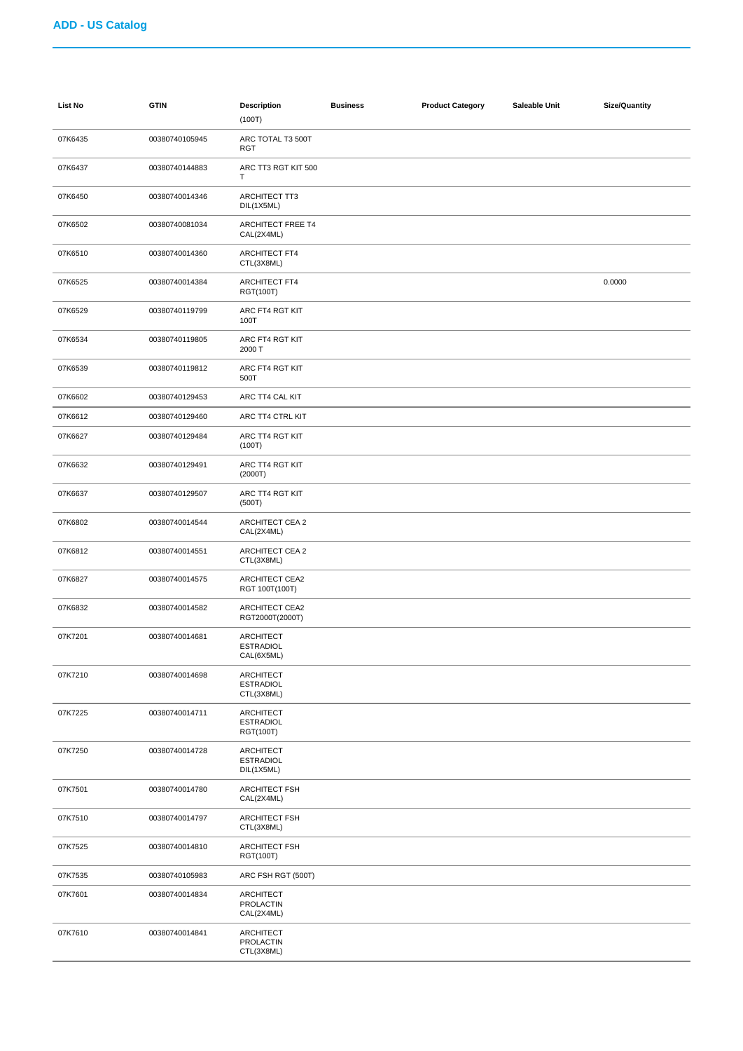## ADD - US Catalog

| List No | GTIN | Description | Business | Product Category | Saleable Unit | Size/Quantity |
|---|---|---|---|---|---|---|
| | | (100T) | | | | |
| 07K6435 | 00380740105945 | ARC TOTAL T3 500T RGT | | | | |
| 07K6437 | 00380740144883 | ARC TT3 RGT KIT 500 T | | | | |
| 07K6450 | 00380740014346 | ARCHITECT TT3 DIL(1X5ML) | | | | |
| 07K6502 | 00380740081034 | ARCHITECT FREE T4 CAL(2X4ML) | | | | |
| 07K6510 | 00380740014360 | ARCHITECT FT4 CTL(3X8ML) | | | | |
| 07K6525 | 00380740014384 | ARCHITECT FT4 RGT(100T) | | | | 0.0000 |
| 07K6529 | 00380740119799 | ARC FT4 RGT KIT 100T | | | | |
| 07K6534 | 00380740119805 | ARC FT4 RGT KIT 2000 T | | | | |
| 07K6539 | 00380740119812 | ARC FT4 RGT KIT 500T | | | | |
| 07K6602 | 00380740129453 | ARC TT4 CAL KIT | | | | |
| 07K6612 | 00380740129460 | ARC TT4 CTRL KIT | | | | |
| 07K6627 | 00380740129484 | ARC TT4 RGT KIT (100T) | | | | |
| 07K6632 | 00380740129491 | ARC TT4 RGT KIT (2000T) | | | | |
| 07K6637 | 00380740129507 | ARC TT4 RGT KIT (500T) | | | | |
| 07K6802 | 00380740014544 | ARCHITECT CEA 2 CAL(2X4ML) | | | | |
| 07K6812 | 00380740014551 | ARCHITECT CEA 2 CTL(3X8ML) | | | | |
| 07K6827 | 00380740014575 | ARCHITECT CEA2 RGT 100T(100T) | | | | |
| 07K6832 | 00380740014582 | ARCHITECT CEA2 RGT2000T(2000T) | | | | |
| 07K7201 | 00380740014681 | ARCHITECT ESTRADIOL CAL(6X5ML) | | | | |
| 07K7210 | 00380740014698 | ARCHITECT ESTRADIOL CTL(3X8ML) | | | | |
| 07K7225 | 00380740014711 | ARCHITECT ESTRADIOL RGT(100T) | | | | |
| 07K7250 | 00380740014728 | ARCHITECT ESTRADIOL DIL(1X5ML) | | | | |
| 07K7501 | 00380740014780 | ARCHITECT FSH CAL(2X4ML) | | | | |
| 07K7510 | 00380740014797 | ARCHITECT FSH CTL(3X8ML) | | | | |
| 07K7525 | 00380740014810 | ARCHITECT FSH RGT(100T) | | | | |
| 07K7535 | 00380740105983 | ARC FSH RGT (500T) | | | | |
| 07K7601 | 00380740014834 | ARCHITECT PROLACTIN CAL(2X4ML) | | | | |
| 07K7610 | 00380740014841 | ARCHITECT PROLACTIN CTL(3X8ML) | | | | |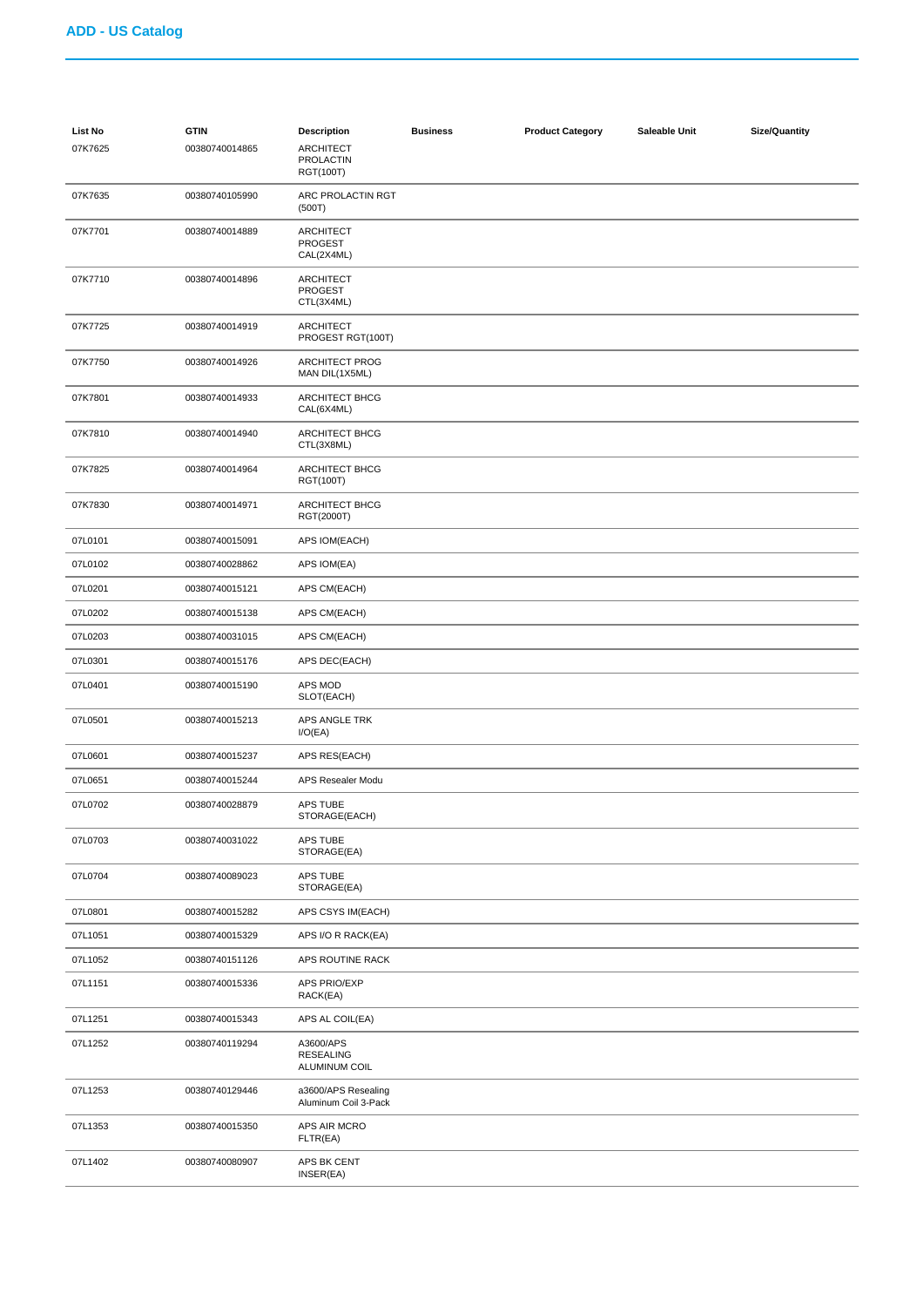## ADD - US Catalog

| List No | GTIN | Description | Business | Product Category | Saleable Unit | Size/Quantity |
|---|---|---|---|---|---|---|
| 07K7625 | 00380740014865 | ARCHITECT PROLACTIN RGT(100T) | | | | |
| 07K7635 | 00380740105990 | ARC PROLACTIN RGT (500T) | | | | |
| 07K7701 | 00380740014889 | ARCHITECT PROGEST CAL(2X4ML) | | | | |
| 07K7710 | 00380740014896 | ARCHITECT PROGEST CTL(3X4ML) | | | | |
| 07K7725 | 00380740014919 | ARCHITECT PROGEST RGT(100T) | | | | |
| 07K7750 | 00380740014926 | ARCHITECT PROG MAN DIL(1X5ML) | | | | |
| 07K7801 | 00380740014933 | ARCHITECT BHCG CAL(6X4ML) | | | | |
| 07K7810 | 00380740014940 | ARCHITECT BHCG CTL(3X8ML) | | | | |
| 07K7825 | 00380740014964 | ARCHITECT BHCG RGT(100T) | | | | |
| 07K7830 | 00380740014971 | ARCHITECT BHCG RGT(2000T) | | | | |
| 07L0101 | 00380740015091 | APS IOM(EACH) | | | | |
| 07L0102 | 00380740028862 | APS IOM(EA) | | | | |
| 07L0201 | 00380740015121 | APS CM(EACH) | | | | |
| 07L0202 | 00380740015138 | APS CM(EACH) | | | | |
| 07L0203 | 00380740031015 | APS CM(EACH) | | | | |
| 07L0301 | 00380740015176 | APS DEC(EACH) | | | | |
| 07L0401 | 00380740015190 | APS MOD SLOT(EACH) | | | | |
| 07L0501 | 00380740015213 | APS ANGLE TRK I/O(EA) | | | | |
| 07L0601 | 00380740015237 | APS RES(EACH) | | | | |
| 07L0651 | 00380740015244 | APS Resealer Modu | | | | |
| 07L0702 | 00380740028879 | APS TUBE STORAGE(EACH) | | | | |
| 07L0703 | 00380740031022 | APS TUBE STORAGE(EA) | | | | |
| 07L0704 | 00380740089023 | APS TUBE STORAGE(EA) | | | | |
| 07L0801 | 00380740015282 | APS CSYS IM(EACH) | | | | |
| 07L1051 | 00380740015329 | APS I/O R RACK(EA) | | | | |
| 07L1052 | 00380740151126 | APS ROUTINE RACK | | | | |
| 07L1151 | 00380740015336 | APS PRIO/EXP RACK(EA) | | | | |
| 07L1251 | 00380740015343 | APS AL COIL(EA) | | | | |
| 07L1252 | 00380740119294 | A3600/APS RESEALING ALUMINUM COIL | | | | |
| 07L1253 | 00380740129446 | a3600/APS Resealing Aluminum Coil 3-Pack | | | | |
| 07L1353 | 00380740015350 | APS AIR MCRO FLTR(EA) | | | | |
| 07L1402 | 00380740080907 | APS BK CENT INSER(EA) | | | | |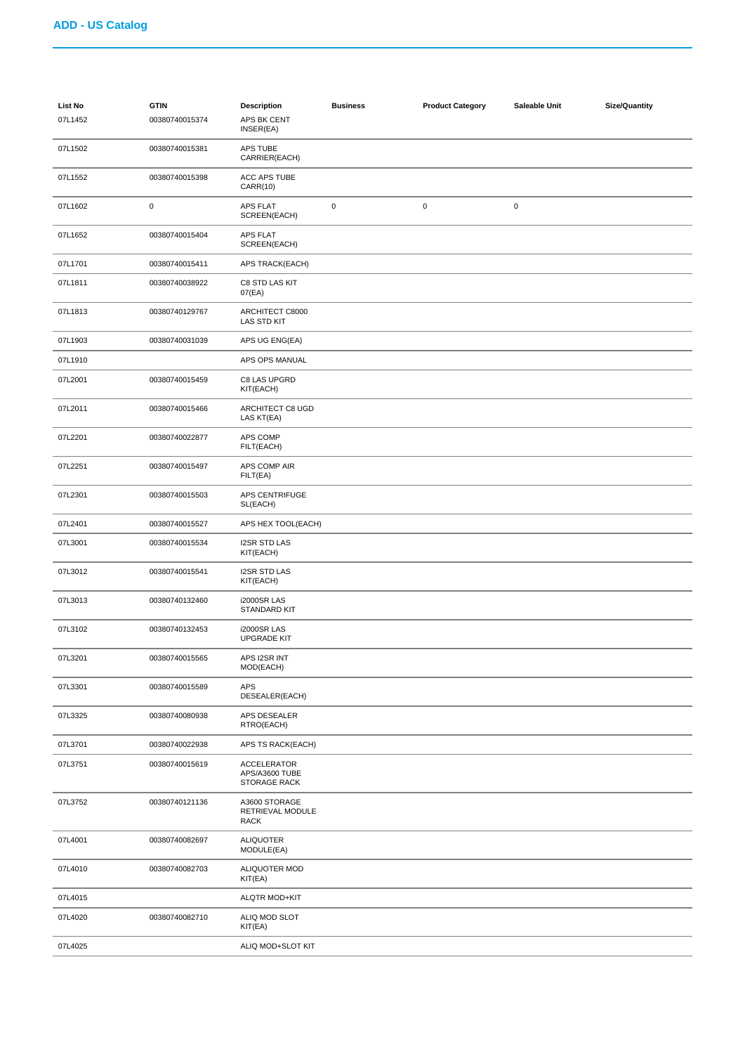## ADD - US Catalog

| List No | GTIN | Description | Business | Product Category | Saleable Unit | Size/Quantity |
|---|---|---|---|---|---|---|
| 07L1452 | 00380740015374 | APS BK CENT INSER(EA) | | | | |
| 07L1502 | 00380740015381 | APS TUBE CARRIER(EACH) | | | | |
| 07L1552 | 00380740015398 | ACC APS TUBE CARR(10) | | | | |
| 07L1602 | 0 | APS FLAT SCREEN(EACH) | 0 | 0 | 0 | |
| 07L1652 | 00380740015404 | APS FLAT SCREEN(EACH) | | | | |
| 07L1701 | 00380740015411 | APS TRACK(EACH) | | | | |
| 07L1811 | 00380740038922 | C8 STD LAS KIT 07(EA) | | | | |
| 07L1813 | 00380740129767 | ARCHITECT C8000 LAS STD KIT | | | | |
| 07L1903 | 00380740031039 | APS UG ENG(EA) | | | | |
| 07L1910 | | APS OPS MANUAL | | | | |
| 07L2001 | 00380740015459 | C8 LAS UPGRD KIT(EACH) | | | | |
| 07L2011 | 00380740015466 | ARCHITECT C8 UGD LAS KT(EA) | | | | |
| 07L2201 | 00380740022877 | APS COMP FILT(EACH) | | | | |
| 07L2251 | 00380740015497 | APS COMP AIR FILT(EA) | | | | |
| 07L2301 | 00380740015503 | APS CENTRIFUGE SL(EACH) | | | | |
| 07L2401 | 00380740015527 | APS HEX TOOL(EACH) | | | | |
| 07L3001 | 00380740015534 | I2SR STD LAS KIT(EACH) | | | | |
| 07L3012 | 00380740015541 | I2SR STD LAS KIT(EACH) | | | | |
| 07L3013 | 00380740132460 | i2000SR LAS STANDARD KIT | | | | |
| 07L3102 | 00380740132453 | i2000SR LAS UPGRADE KIT | | | | |
| 07L3201 | 00380740015565 | APS I2SR INT MOD(EACH) | | | | |
| 07L3301 | 00380740015589 | APS DESEALER(EACH) | | | | |
| 07L3325 | 00380740080938 | APS DESEALER RTRO(EACH) | | | | |
| 07L3701 | 00380740022938 | APS TS RACK(EACH) | | | | |
| 07L3751 | 00380740015619 | ACCELERATOR APS/A3600 TUBE STORAGE RACK | | | | |
| 07L3752 | 00380740121136 | A3600 STORAGE RETRIEVAL MODULE RACK | | | | |
| 07L4001 | 00380740082697 | ALIQUOTER MODULE(EA) | | | | |
| 07L4010 | 00380740082703 | ALIQUOTER MOD KIT(EA) | | | | |
| 07L4015 | | ALQTR MOD+KIT | | | | |
| 07L4020 | 00380740082710 | ALIQ MOD SLOT KIT(EA) | | | | |
| 07L4025 | | ALIQ MOD+SLOT KIT | | | | |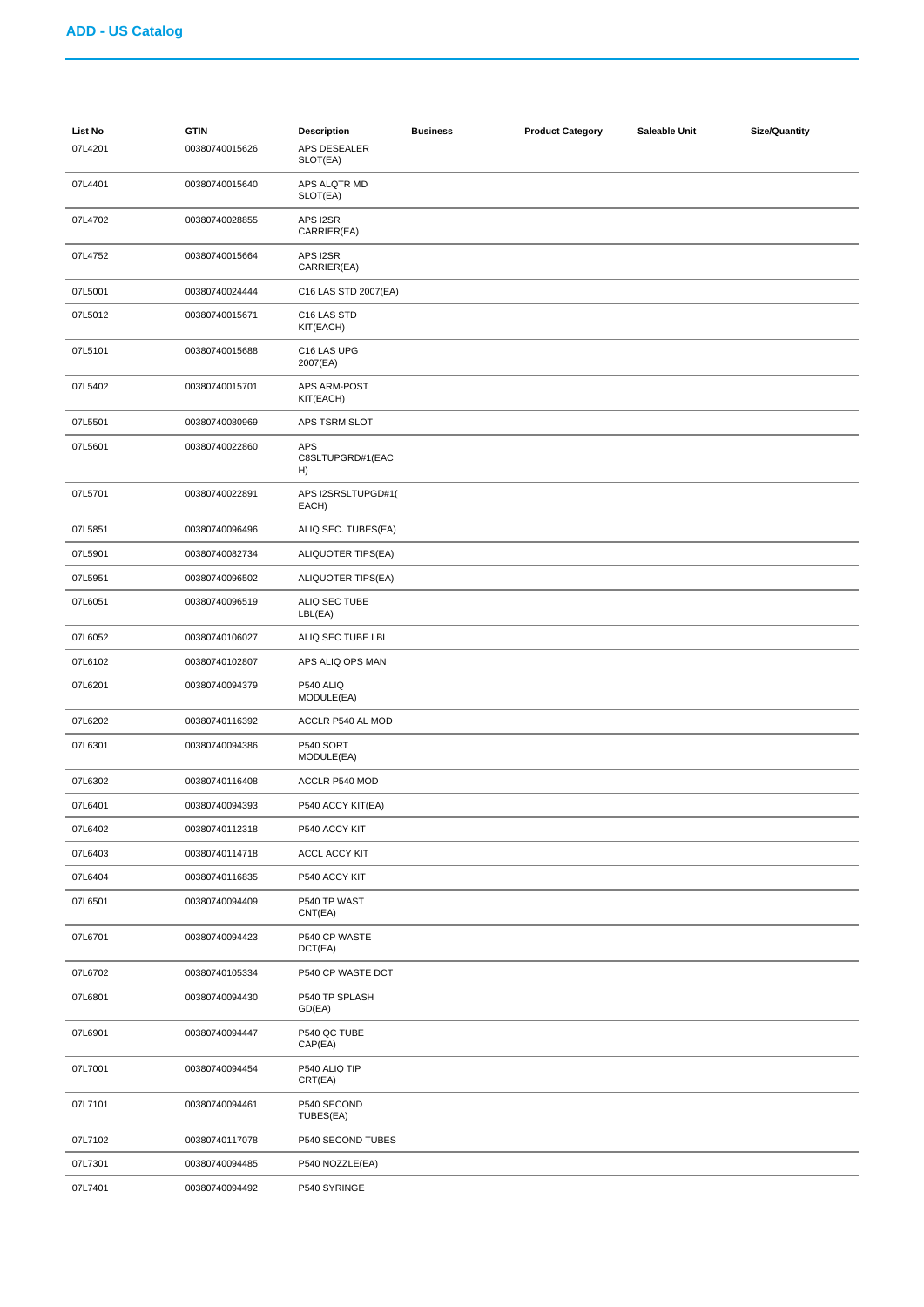## ADD - US Catalog

| List No | GTIN | Description | Business | Product Category | Saleable Unit | Size/Quantity |
|---|---|---|---|---|---|---|
| 07L4201 | 00380740015626 | APS DESEALER SLOT(EA) | | | | |
| 07L4401 | 00380740015640 | APS ALQTR MD SLOT(EA) | | | | |
| 07L4702 | 00380740028855 | APS I2SR CARRIER(EA) | | | | |
| 07L4752 | 00380740015664 | APS I2SR CARRIER(EA) | | | | |
| 07L5001 | 00380740024444 | C16 LAS STD 2007(EA) | | | | |
| 07L5012 | 00380740015671 | C16 LAS STD KIT(EACH) | | | | |
| 07L5101 | 00380740015688 | C16 LAS UPG 2007(EA) | | | | |
| 07L5402 | 00380740015701 | APS ARM-POST KIT(EACH) | | | | |
| 07L5501 | 00380740080969 | APS TSRM SLOT | | | | |
| 07L5601 | 00380740022860 | APS C8SLTUPGRD#1(EACH) | | | | |
| 07L5701 | 00380740022891 | APS I2SRSLTUPGD#1(EACH) | | | | |
| 07L5851 | 00380740096496 | ALIQ SEC. TUBES(EA) | | | | |
| 07L5901 | 00380740082734 | ALIQUOTER TIPS(EA) | | | | |
| 07L5951 | 00380740096502 | ALIQUOTER TIPS(EA) | | | | |
| 07L6051 | 00380740096519 | ALIQ SEC TUBE LBL(EA) | | | | |
| 07L6052 | 00380740106027 | ALIQ SEC TUBE LBL | | | | |
| 07L6102 | 00380740102807 | APS ALIQ OPS MAN | | | | |
| 07L6201 | 00380740094379 | P540 ALIQ MODULE(EA) | | | | |
| 07L6202 | 00380740116392 | ACCLR P540 AL MOD | | | | |
| 07L6301 | 00380740094386 | P540 SORT MODULE(EA) | | | | |
| 07L6302 | 00380740116408 | ACCLR P540 MOD | | | | |
| 07L6401 | 00380740094393 | P540 ACCY KIT(EA) | | | | |
| 07L6402 | 00380740112318 | P540 ACCY KIT | | | | |
| 07L6403 | 00380740114718 | ACCL ACCY KIT | | | | |
| 07L6404 | 00380740116835 | P540 ACCY KIT | | | | |
| 07L6501 | 00380740094409 | P540 TP WAST CNT(EA) | | | | |
| 07L6701 | 00380740094423 | P540 CP WASTE DCT(EA) | | | | |
| 07L6702 | 00380740105334 | P540 CP WASTE DCT | | | | |
| 07L6801 | 00380740094430 | P540 TP SPLASH GD(EA) | | | | |
| 07L6901 | 00380740094447 | P540 QC TUBE CAP(EA) | | | | |
| 07L7001 | 00380740094454 | P540 ALIQ TIP CRT(EA) | | | | |
| 07L7101 | 00380740094461 | P540 SECOND TUBES(EA) | | | | |
| 07L7102 | 00380740117078 | P540 SECOND TUBES | | | | |
| 07L7301 | 00380740094485 | P540 NOZZLE(EA) | | | | |
| 07L7401 | 00380740094492 | P540 SYRINGE | | | | |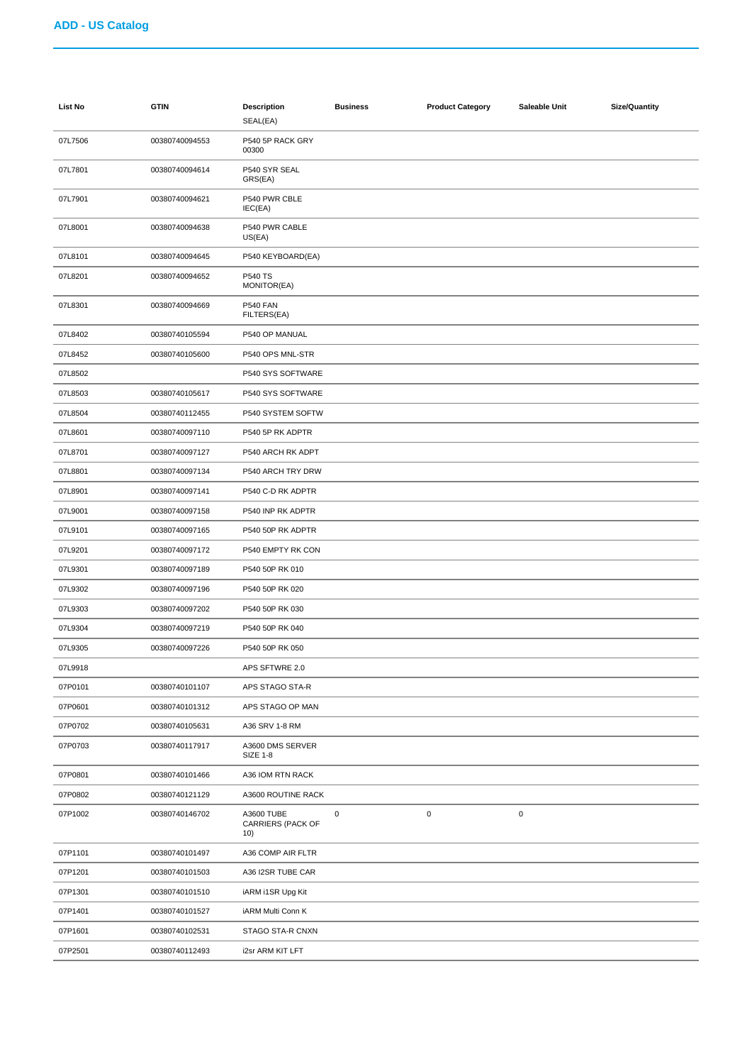## ADD - US Catalog

| List No | GTIN | Description | Business | Product Category | Saleable Unit | Size/Quantity |
|---|---|---|---|---|---|---|
| | | SEAL(EA) | | | | |
| 07L7506 | 00380740094553 | P540 5P RACK GRY 00300 | | | | |
| 07L7801 | 00380740094614 | P540 SYR SEAL GRS(EA) | | | | |
| 07L7901 | 00380740094621 | P540 PWR CBLE IEC(EA) | | | | |
| 07L8001 | 00380740094638 | P540 PWR CABLE US(EA) | | | | |
| 07L8101 | 00380740094645 | P540 KEYBOARD(EA) | | | | |
| 07L8201 | 00380740094652 | P540 TS MONITOR(EA) | | | | |
| 07L8301 | 00380740094669 | P540 FAN FILTERS(EA) | | | | |
| 07L8402 | 00380740105594 | P540 OP MANUAL | | | | |
| 07L8452 | 00380740105600 | P540 OPS MNL-STR | | | | |
| 07L8502 | | P540 SYS SOFTWARE | | | | |
| 07L8503 | 00380740105617 | P540 SYS SOFTWARE | | | | |
| 07L8504 | 00380740112455 | P540 SYSTEM SOFTW | | | | |
| 07L8601 | 00380740097110 | P540 5P RK ADPTR | | | | |
| 07L8701 | 00380740097127 | P540 ARCH RK ADPT | | | | |
| 07L8801 | 00380740097134 | P540 ARCH TRY DRW | | | | |
| 07L8901 | 00380740097141 | P540 C-D RK ADPTR | | | | |
| 07L9001 | 00380740097158 | P540 INP RK ADPTR | | | | |
| 07L9101 | 00380740097165 | P540 50P RK ADPTR | | | | |
| 07L9201 | 00380740097172 | P540 EMPTY RK CON | | | | |
| 07L9301 | 00380740097189 | P540 50P RK 010 | | | | |
| 07L9302 | 00380740097196 | P540 50P RK 020 | | | | |
| 07L9303 | 00380740097202 | P540 50P RK 030 | | | | |
| 07L9304 | 00380740097219 | P540 50P RK 040 | | | | |
| 07L9305 | 00380740097226 | P540 50P RK 050 | | | | |
| 07L9918 | | APS SFTWRE 2.0 | | | | |
| 07P0101 | 00380740101107 | APS STAGO STA-R | | | | |
| 07P0601 | 00380740101312 | APS STAGO OP MAN | | | | |
| 07P0702 | 00380740105631 | A36 SRV 1-8 RM | | | | |
| 07P0703 | 00380740117917 | A3600 DMS SERVER SIZE 1-8 | | | | |
| 07P0801 | 00380740101466 | A36 IOM RTN RACK | | | | |
| 07P0802 | 00380740121129 | A3600 ROUTINE RACK | | | | |
| 07P1002 | 00380740146702 | A3600 TUBE CARRIERS (PACK OF 10) | 0 | 0 | 0 | |
| 07P1101 | 00380740101497 | A36 COMP AIR FLTR | | | | |
| 07P1201 | 00380740101503 | A36 I2SR TUBE CAR | | | | |
| 07P1301 | 00380740101510 | iARM i1SR Upg Kit | | | | |
| 07P1401 | 00380740101527 | iARM Multi Conn K | | | | |
| 07P1601 | 00380740102531 | STAGO STA-R CNXN | | | | |
| 07P2501 | 00380740112493 | i2sr ARM KIT LFT | | | | |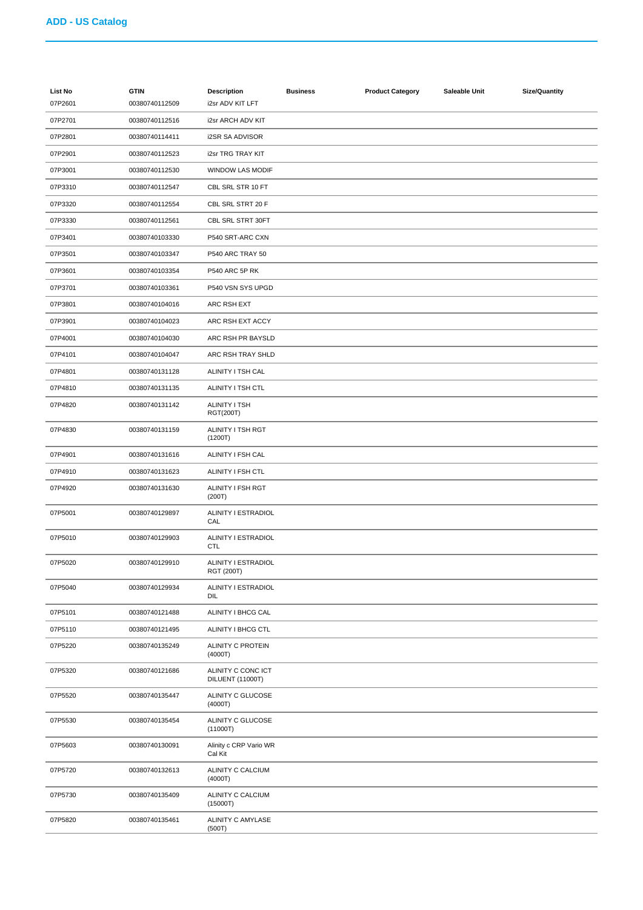## ADD - US Catalog

| List No | GTIN | Description | Business | Product Category | Saleable Unit | Size/Quantity |
|---|---|---|---|---|---|---|
| 07P2601 | 00380740112509 | i2sr ADV KIT LFT | | | | |
| 07P2701 | 00380740112516 | i2sr ARCH ADV KIT | | | | |
| 07P2801 | 00380740114411 | i2SR SA ADVISOR | | | | |
| 07P2901 | 00380740112523 | i2sr TRG TRAY KIT | | | | |
| 07P3001 | 00380740112530 | WINDOW LAS MODIF | | | | |
| 07P3310 | 00380740112547 | CBL SRL STR 10 FT | | | | |
| 07P3320 | 00380740112554 | CBL SRL STRT 20 F | | | | |
| 07P3330 | 00380740112561 | CBL SRL STRT 30FT | | | | |
| 07P3401 | 00380740103330 | P540 SRT-ARC CXN | | | | |
| 07P3501 | 00380740103347 | P540 ARC TRAY 50 | | | | |
| 07P3601 | 00380740103354 | P540 ARC 5P RK | | | | |
| 07P3701 | 00380740103361 | P540 VSN SYS UPGD | | | | |
| 07P3801 | 00380740104016 | ARC RSH EXT | | | | |
| 07P3901 | 00380740104023 | ARC RSH EXT ACCY | | | | |
| 07P4001 | 00380740104030 | ARC RSH PR BAYSLD | | | | |
| 07P4101 | 00380740104047 | ARC RSH TRAY SHLD | | | | |
| 07P4801 | 00380740131128 | ALINITY I TSH CAL | | | | |
| 07P4810 | 00380740131135 | ALINITY I TSH CTL | | | | |
| 07P4820 | 00380740131142 | ALINITY I TSH RGT(200T) | | | | |
| 07P4830 | 00380740131159 | ALINITY I TSH RGT (1200T) | | | | |
| 07P4901 | 00380740131616 | ALINITY I FSH CAL | | | | |
| 07P4910 | 00380740131623 | ALINITY I FSH CTL | | | | |
| 07P4920 | 00380740131630 | ALINITY I FSH RGT (200T) | | | | |
| 07P5001 | 00380740129897 | ALINITY I ESTRADIOL CAL | | | | |
| 07P5010 | 00380740129903 | ALINITY I ESTRADIOL CTL | | | | |
| 07P5020 | 00380740129910 | ALINITY I ESTRADIOL RGT (200T) | | | | |
| 07P5040 | 00380740129934 | ALINITY I ESTRADIOL DIL | | | | |
| 07P5101 | 00380740121488 | ALINITY I BHCG CAL | | | | |
| 07P5110 | 00380740121495 | ALINITY I BHCG CTL | | | | |
| 07P5220 | 00380740135249 | ALINITY C PROTEIN (4000T) | | | | |
| 07P5320 | 00380740121686 | ALINITY C CONC ICT DILUENT (11000T) | | | | |
| 07P5520 | 00380740135447 | ALINITY C GLUCOSE (4000T) | | | | |
| 07P5530 | 00380740135454 | ALINITY C GLUCOSE (11000T) | | | | |
| 07P5603 | 00380740130091 | Alinity c CRP Vario WR Cal Kit | | | | |
| 07P5720 | 00380740132613 | ALINITY C CALCIUM (4000T) | | | | |
| 07P5730 | 00380740135409 | ALINITY C CALCIUM (15000T) | | | | |
| 07P5820 | 00380740135461 | ALINITY C AMYLASE (500T) | | | | |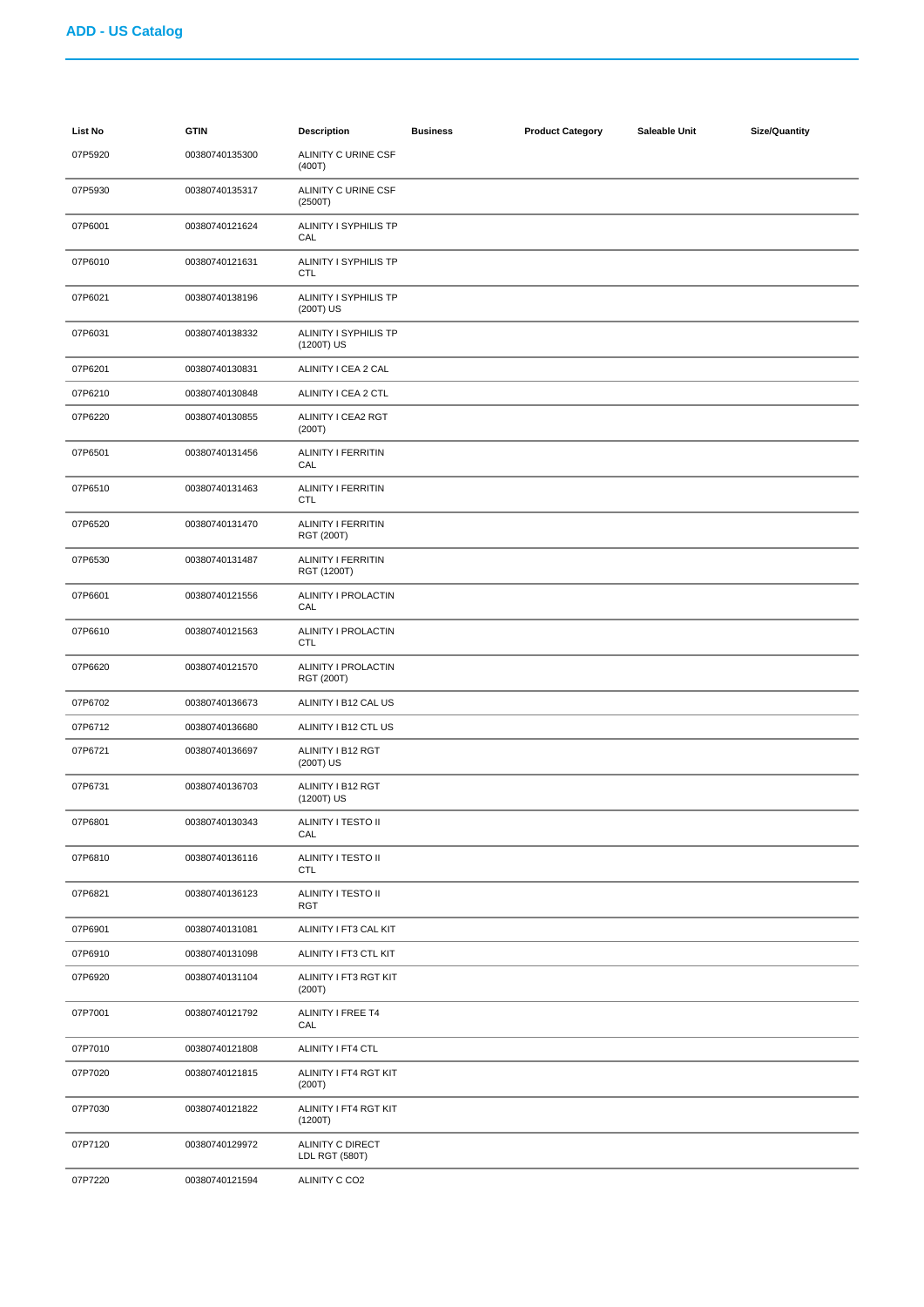## ADD - US Catalog

| List No | GTIN | Description | Business | Product Category | Saleable Unit | Size/Quantity |
|---|---|---|---|---|---|---|
| 07P5920 | 00380740135300 | ALINITY C URINE CSF (400T) | | | | |
| 07P5930 | 00380740135317 | ALINITY C URINE CSF (2500T) | | | | |
| 07P6001 | 00380740121624 | ALINITY I SYPHILIS TP CAL | | | | |
| 07P6010 | 00380740121631 | ALINITY I SYPHILIS TP CTL | | | | |
| 07P6021 | 00380740138196 | ALINITY I SYPHILIS TP (200T) US | | | | |
| 07P6031 | 00380740138332 | ALINITY I SYPHILIS TP (1200T) US | | | | |
| 07P6201 | 00380740130831 | ALINITY I CEA 2 CAL | | | | |
| 07P6210 | 00380740130848 | ALINITY I CEA 2 CTL | | | | |
| 07P6220 | 00380740130855 | ALINITY I CEA2 RGT (200T) | | | | |
| 07P6501 | 00380740131456 | ALINITY I FERRITIN CAL | | | | |
| 07P6510 | 00380740131463 | ALINITY I FERRITIN CTL | | | | |
| 07P6520 | 00380740131470 | ALINITY I FERRITIN RGT (200T) | | | | |
| 07P6530 | 00380740131487 | ALINITY I FERRITIN RGT (1200T) | | | | |
| 07P6601 | 00380740121556 | ALINITY I PROLACTIN CAL | | | | |
| 07P6610 | 00380740121563 | ALINITY I PROLACTIN CTL | | | | |
| 07P6620 | 00380740121570 | ALINITY I PROLACTIN RGT (200T) | | | | |
| 07P6702 | 00380740136673 | ALINITY I B12 CAL US | | | | |
| 07P6712 | 00380740136680 | ALINITY I B12 CTL US | | | | |
| 07P6721 | 00380740136697 | ALINITY I B12 RGT (200T) US | | | | |
| 07P6731 | 00380740136703 | ALINITY I B12 RGT (1200T) US | | | | |
| 07P6801 | 00380740130343 | ALINITY I TESTO II CAL | | | | |
| 07P6810 | 00380740136116 | ALINITY I TESTO II CTL | | | | |
| 07P6821 | 00380740136123 | ALINITY I TESTO II RGT | | | | |
| 07P6901 | 00380740131081 | ALINITY I FT3 CAL KIT | | | | |
| 07P6910 | 00380740131098 | ALINITY I FT3 CTL KIT | | | | |
| 07P6920 | 00380740131104 | ALINITY I FT3 RGT KIT (200T) | | | | |
| 07P7001 | 00380740121792 | ALINITY I FREE T4 CAL | | | | |
| 07P7010 | 00380740121808 | ALINITY I FT4 CTL | | | | |
| 07P7020 | 00380740121815 | ALINITY I FT4 RGT KIT (200T) | | | | |
| 07P7030 | 00380740121822 | ALINITY I FT4 RGT KIT (1200T) | | | | |
| 07P7120 | 00380740129972 | ALINITY C DIRECT LDL RGT (580T) | | | | |
| 07P7220 | 00380740121594 | ALINITY C CO2 | | | | |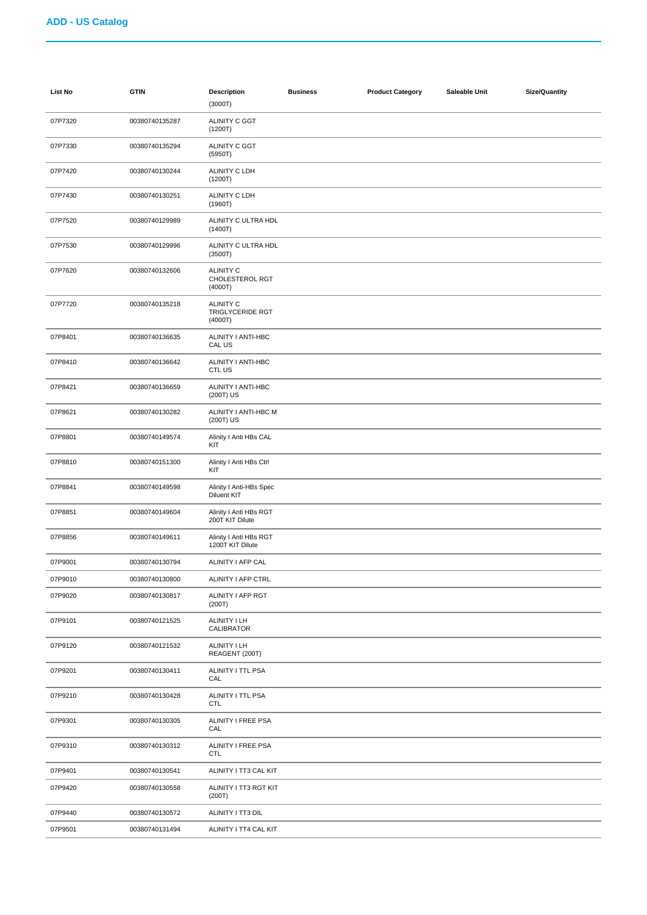## ADD - US Catalog

| List No | GTIN | Description | Business | Product Category | Saleable Unit | Size/Quantity |
|---|---|---|---|---|---|---|
| | | (3000T) | | | | |
| 07P7320 | 00380740135287 | ALINITY C GGT (1200T) | | | | |
| 07P7330 | 00380740135294 | ALINITY C GGT (5950T) | | | | |
| 07P7420 | 00380740130244 | ALINITY C LDH (1200T) | | | | |
| 07P7430 | 00380740130251 | ALINITY C LDH (1960T) | | | | |
| 07P7520 | 00380740129989 | ALINITY C ULTRA HDL (1400T) | | | | |
| 07P7530 | 00380740129996 | ALINITY C ULTRA HDL (3500T) | | | | |
| 07P7620 | 00380740132606 | ALINITY C CHOLESTEROL RGT (4000T) | | | | |
| 07P7720 | 00380740135218 | ALINITY C TRIGLYCERIDE RGT (4000T) | | | | |
| 07P8401 | 00380740136635 | ALINITY I ANTI-HBC CAL US | | | | |
| 07P8410 | 00380740136642 | ALINITY I ANTI-HBC CTL US | | | | |
| 07P8421 | 00380740136659 | ALINITY I ANTI-HBC (200T) US | | | | |
| 07P8621 | 00380740130282 | ALINITY I ANTI-HBC M (200T) US | | | | |
| 07P8801 | 00380740149574 | Alinity I Anti HBs CAL KIT | | | | |
| 07P8810 | 00380740151300 | Alinity I Anti HBs Ctrl KIT | | | | |
| 07P8841 | 00380740149598 | Alinity I Anti-HBs Spec Diluent KIT | | | | |
| 07P8851 | 00380740149604 | Alinity I Anti HBs RGT 200T KIT Dilute | | | | |
| 07P8856 | 00380740149611 | Alinity I Anti HBs RGT 1200T KIT Dilute | | | | |
| 07P9001 | 00380740130794 | ALINITY I AFP CAL | | | | |
| 07P9010 | 00380740130800 | ALINITY I AFP CTRL | | | | |
| 07P9020 | 00380740130817 | ALINITY I AFP RGT (200T) | | | | |
| 07P9101 | 00380740121525 | ALINITY I LH CALIBRATOR | | | | |
| 07P9120 | 00380740121532 | ALINITY I LH REAGENT (200T) | | | | |
| 07P9201 | 00380740130411 | ALINITY I TTL PSA CAL | | | | |
| 07P9210 | 00380740130428 | ALINITY I TTL PSA CTL | | | | |
| 07P9301 | 00380740130305 | ALINITY I FREE PSA CAL | | | | |
| 07P9310 | 00380740130312 | ALINITY I FREE PSA CTL | | | | |
| 07P9401 | 00380740130541 | ALINITY I TT3 CAL KIT | | | | |
| 07P9420 | 00380740130558 | ALINITY I TT3 RGT KIT (200T) | | | | |
| 07P9440 | 00380740130572 | ALINITY I TT3 DIL | | | | |
| 07P9501 | 00380740131494 | ALINITY I TT4 CAL KIT | | | | |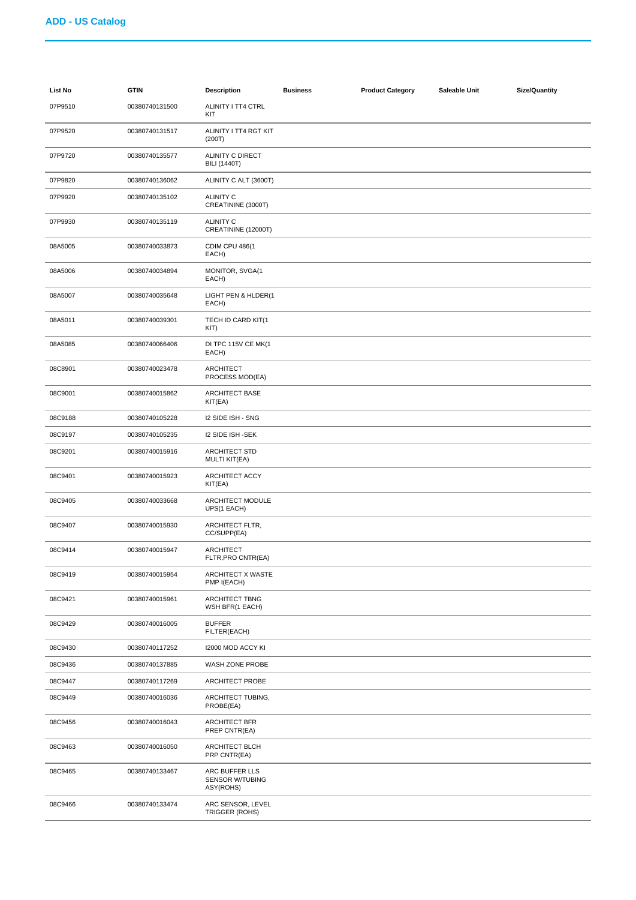## ADD - US Catalog

| List No | GTIN | Description | Business | Product Category | Saleable Unit | Size/Quantity |
|---|---|---|---|---|---|---|
| 07P9510 | 00380740131500 | ALINITY I TT4 CTRL KIT | | | | |
| 07P9520 | 00380740131517 | ALINITY I TT4 RGT KIT (200T) | | | | |
| 07P9720 | 00380740135577 | ALINITY C DIRECT BILI (1440T) | | | | |
| 07P9820 | 00380740136062 | ALINITY C ALT (3600T) | | | | |
| 07P9920 | 00380740135102 | ALINITY C CREATININE (3000T) | | | | |
| 07P9930 | 00380740135119 | ALINITY C CREATININE (12000T) | | | | |
| 08A5005 | 00380740033873 | CDIM CPU 486(1 EACH) | | | | |
| 08A5006 | 00380740034894 | MONITOR, SVGA(1 EACH) | | | | |
| 08A5007 | 00380740035648 | LIGHT PEN & HLDER(1 EACH) | | | | |
| 08A5011 | 00380740039301 | TECH ID CARD KIT(1 KIT) | | | | |
| 08A5085 | 00380740066406 | DI TPC 115V CE MK(1 EACH) | | | | |
| 08C8901 | 00380740023478 | ARCHITECT PROCESS MOD(EA) | | | | |
| 08C9001 | 00380740015862 | ARCHITECT BASE KIT(EA) | | | | |
| 08C9188 | 00380740105228 | I2 SIDE ISH - SNG | | | | |
| 08C9197 | 00380740105235 | I2 SIDE ISH -SEK | | | | |
| 08C9201 | 00380740015916 | ARCHITECT STD MULTI KIT(EA) | | | | |
| 08C9401 | 00380740015923 | ARCHITECT ACCY KIT(EA) | | | | |
| 08C9405 | 00380740033668 | ARCHITECT MODULE UPS(1 EACH) | | | | |
| 08C9407 | 00380740015930 | ARCHITECT FLTR, CC/SUPP(EA) | | | | |
| 08C9414 | 00380740015947 | ARCHITECT FLTR,PRO CNTR(EA) | | | | |
| 08C9419 | 00380740015954 | ARCHITECT X WASTE PMP I(EACH) | | | | |
| 08C9421 | 00380740015961 | ARCHITECT TBNG WSH BFR(1 EACH) | | | | |
| 08C9429 | 00380740016005 | BUFFER FILTER(EACH) | | | | |
| 08C9430 | 00380740117252 | I2000 MOD ACCY KI | | | | |
| 08C9436 | 00380740137885 | WASH ZONE PROBE | | | | |
| 08C9447 | 00380740117269 | ARCHITECT PROBE | | | | |
| 08C9449 | 00380740016036 | ARCHITECT TUBING, PROBE(EA) | | | | |
| 08C9456 | 00380740016043 | ARCHITECT BFR PREP CNTR(EA) | | | | |
| 08C9463 | 00380740016050 | ARCHITECT BLCH PRP CNTR(EA) | | | | |
| 08C9465 | 00380740133467 | ARC BUFFER LLS SENSOR W/TUBING ASY(ROHS) | | | | |
| 08C9466 | 00380740133474 | ARC SENSOR, LEVEL TRIGGER (ROHS) | | | | |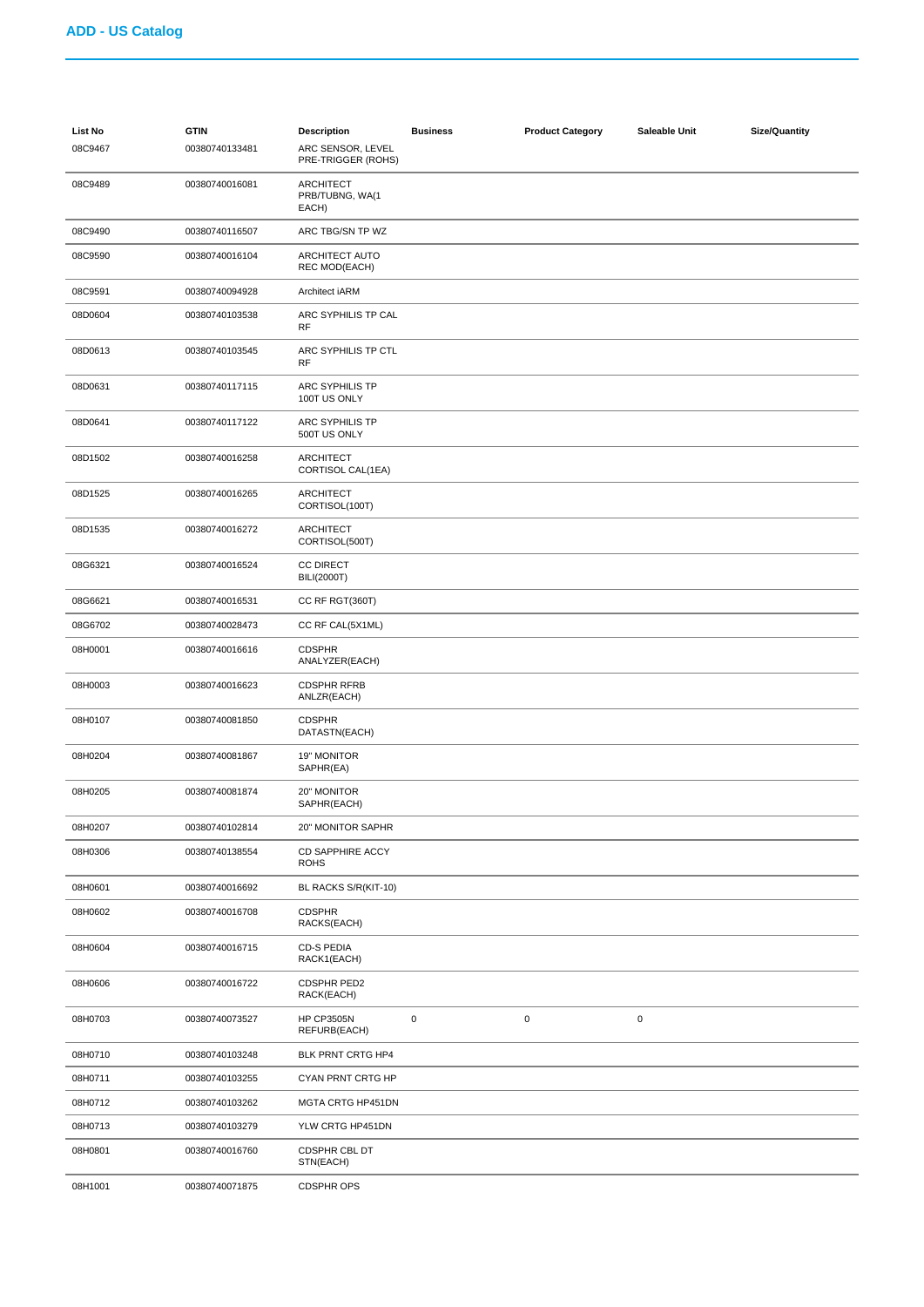## ADD - US Catalog

| List No | GTIN | Description | Business | Product Category | Saleable Unit | Size/Quantity |
|---|---|---|---|---|---|---|
| 08C9467 | 00380740133481 | ARC SENSOR, LEVEL PRE-TRIGGER (ROHS) | | | | |
| 08C9489 | 00380740016081 | ARCHITECT PRB/TUBNG, WA(1 EACH) | | | | |
| 08C9490 | 00380740116507 | ARC TBG/SN TP WZ | | | | |
| 08C9590 | 00380740016104 | ARCHITECT AUTO REC MOD(EACH) | | | | |
| 08C9591 | 00380740094928 | Architect iARM | | | | |
| 08D0604 | 00380740103538 | ARC SYPHILIS TP CAL RF | | | | |
| 08D0613 | 00380740103545 | ARC SYPHILIS TP CTL RF | | | | |
| 08D0631 | 00380740117115 | ARC SYPHILIS TP 100T US ONLY | | | | |
| 08D0641 | 00380740117122 | ARC SYPHILIS TP 500T US ONLY | | | | |
| 08D1502 | 00380740016258 | ARCHITECT CORTISOL CAL(1EA) | | | | |
| 08D1525 | 00380740016265 | ARCHITECT CORTISOL(100T) | | | | |
| 08D1535 | 00380740016272 | ARCHITECT CORTISOL(500T) | | | | |
| 08G6321 | 00380740016524 | CC DIRECT BILI(2000T) | | | | |
| 08G6621 | 00380740016531 | CC RF RGT(360T) | | | | |
| 08G6702 | 00380740028473 | CC RF CAL(5X1ML) | | | | |
| 08H0001 | 00380740016616 | CDSPHR ANALYZER(EACH) | | | | |
| 08H0003 | 00380740016623 | CDSPHR RFRB ANLZR(EACH) | | | | |
| 08H0107 | 00380740081850 | CDSPHR DATASTN(EACH) | | | | |
| 08H0204 | 00380740081867 | 19" MONITOR SAPHR(EA) | | | | |
| 08H0205 | 00380740081874 | 20" MONITOR SAPHR(EACH) | | | | |
| 08H0207 | 00380740102814 | 20" MONITOR SAPHR | | | | |
| 08H0306 | 00380740138554 | CD SAPPHIRE ACCY ROHS | | | | |
| 08H0601 | 00380740016692 | BL RACKS S/R(KIT-10) | | | | |
| 08H0602 | 00380740016708 | CDSPHR RACKS(EACH) | | | | |
| 08H0604 | 00380740016715 | CD-S PEDIA RACK1(EACH) | | | | |
| 08H0606 | 00380740016722 | CDSPHR PED2 RACK(EACH) | | | | |
| 08H0703 | 00380740073527 | HP CP3505N REFURB(EACH) | 0 | 0 | 0 | |
| 08H0710 | 00380740103248 | BLK PRNT CRTG HP4 | | | | |
| 08H0711 | 00380740103255 | CYAN PRNT CRTG HP | | | | |
| 08H0712 | 00380740103262 | MGTA CRTG HP451DN | | | | |
| 08H0713 | 00380740103279 | YLW CRTG HP451DN | | | | |
| 08H0801 | 00380740016760 | CDSPHR CBL DT STN(EACH) | | | | |
| 08H1001 | 00380740071875 | CDSPHR OPS | | | | |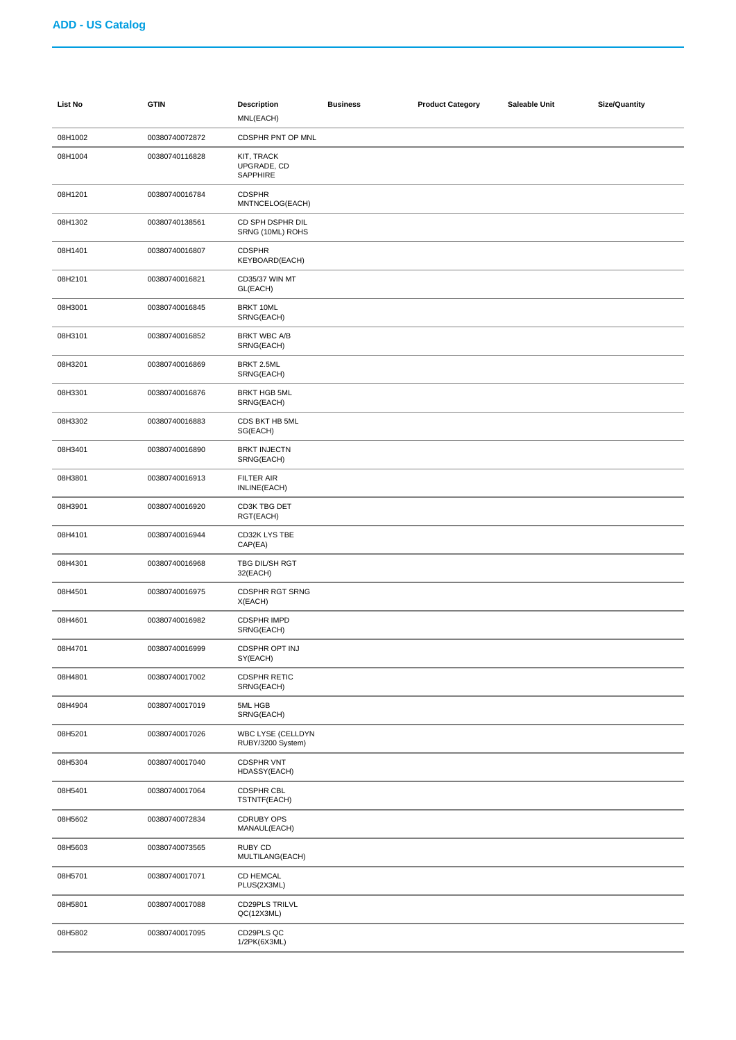## ADD - US Catalog

| List No | GTIN | Description | Business | Product Category | Saleable Unit | Size/Quantity |
|---|---|---|---|---|---|---|
| | | MNL(EACH) | | | | |
| 08H1002 | 00380740072872 | CDSPHR PNT OP MNL | | | | |
| 08H1004 | 00380740116828 | KIT, TRACK UPGRADE, CD SAPPHIRE | | | | |
| 08H1201 | 00380740016784 | CDSPHR MNTNCELOG(EACH) | | | | |
| 08H1302 | 00380740138561 | CD SPH DSPHR DIL SRNG (10ML) ROHS | | | | |
| 08H1401 | 00380740016807 | CDSPHR KEYBOARD(EACH) | | | | |
| 08H2101 | 00380740016821 | CD35/37 WIN MT GL(EACH) | | | | |
| 08H3001 | 00380740016845 | BRKT 10ML SRNG(EACH) | | | | |
| 08H3101 | 00380740016852 | BRKT WBC A/B SRNG(EACH) | | | | |
| 08H3201 | 00380740016869 | BRKT 2.5ML SRNG(EACH) | | | | |
| 08H3301 | 00380740016876 | BRKT HGB 5ML SRNG(EACH) | | | | |
| 08H3302 | 00380740016883 | CDS BKT HB 5ML SG(EACH) | | | | |
| 08H3401 | 00380740016890 | BRKT INJECTN SRNG(EACH) | | | | |
| 08H3801 | 00380740016913 | FILTER AIR INLINE(EACH) | | | | |
| 08H3901 | 00380740016920 | CD3K TBG DET RGT(EACH) | | | | |
| 08H4101 | 00380740016944 | CD32K LYS TBE CAP(EA) | | | | |
| 08H4301 | 00380740016968 | TBG DIL/SH RGT 32(EACH) | | | | |
| 08H4501 | 00380740016975 | CDSPHR RGT SRNG X(EACH) | | | | |
| 08H4601 | 00380740016982 | CDSPHR IMPD SRNG(EACH) | | | | |
| 08H4701 | 00380740016999 | CDSPHR OPT INJ SY(EACH) | | | | |
| 08H4801 | 00380740017002 | CDSPHR RETIC SRNG(EACH) | | | | |
| 08H4904 | 00380740017019 | 5ML HGB SRNG(EACH) | | | | |
| 08H5201 | 00380740017026 | WBC LYSE (CELLDYN RUBY/3200 System) | | | | |
| 08H5304 | 00380740017040 | CDSPHR VNT HDASSY(EACH) | | | | |
| 08H5401 | 00380740017064 | CDSPHR CBL TSTNTF(EACH) | | | | |
| 08H5602 | 00380740072834 | CDRUBY OPS MANAUL(EACH) | | | | |
| 08H5603 | 00380740073565 | RUBY CD MULTILANG(EACH) | | | | |
| 08H5701 | 00380740017071 | CD HEMCAL PLUS(2X3ML) | | | | |
| 08H5801 | 00380740017088 | CD29PLS TRILVL QC(12X3ML) | | | | |
| 08H5802 | 00380740017095 | CD29PLS QC 1/2PK(6X3ML) | | | | |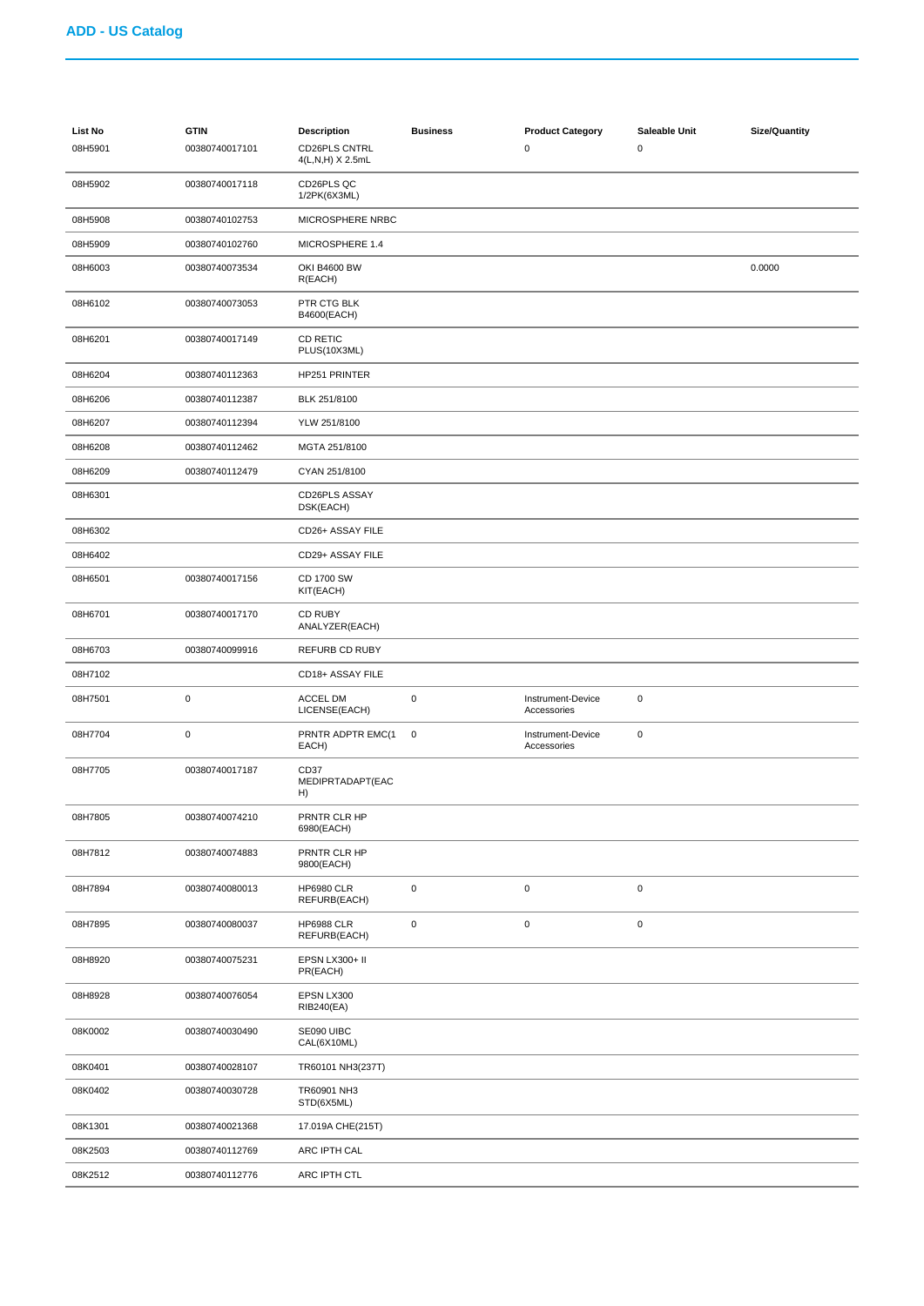## ADD - US Catalog

| List No | GTIN | Description | Business | Product Category | Saleable Unit | Size/Quantity |
|---|---|---|---|---|---|---|
| 08H5901 | 00380740017101 | CD26PLS CNTRL 4(L,N,H) X 2.5mL | | 0 | 0 | |
| 08H5902 | 00380740017118 | CD26PLS QC 1/2PK(6X3ML) | | | | |
| 08H5908 | 00380740102753 | MICROSPHERE NRBC | | | | |
| 08H5909 | 00380740102760 | MICROSPHERE 1.4 | | | | |
| 08H6003 | 00380740073534 | OKI B4600 BW R(EACH) | | | | 0.0000 |
| 08H6102 | 00380740073053 | PTR CTG BLK B4600(EACH) | | | | |
| 08H6201 | 00380740017149 | CD RETIC PLUS(10X3ML) | | | | |
| 08H6204 | 00380740112363 | HP251 PRINTER | | | | |
| 08H6206 | 00380740112387 | BLK 251/8100 | | | | |
| 08H6207 | 00380740112394 | YLW 251/8100 | | | | |
| 08H6208 | 00380740112462 | MGTA 251/8100 | | | | |
| 08H6209 | 00380740112479 | CYAN 251/8100 | | | | |
| 08H6301 | | CD26PLS ASSAY DSK(EACH) | | | | |
| 08H6302 | | CD26+ ASSAY FILE | | | | |
| 08H6402 | | CD29+ ASSAY FILE | | | | |
| 08H6501 | 00380740017156 | CD 1700 SW KIT(EACH) | | | | |
| 08H6701 | 00380740017170 | CD RUBY ANALYZER(EACH) | | | | |
| 08H6703 | 00380740099916 | REFURB CD RUBY | | | | |
| 08H7102 | | CD18+ ASSAY FILE | | | | |
| 08H7501 | 0 | ACCEL DM LICENSE(EACH) | 0 | Instrument-Device Accessories | 0 | |
| 08H7704 | 0 | PRNTR ADPTR EMC(1 EACH) | 0 | Instrument-Device Accessories | 0 | |
| 08H7705 | 00380740017187 | CD37 MEDIPRTADAPT(EACH) | | | | |
| 08H7805 | 00380740074210 | PRNTR CLR HP 6980(EACH) | | | | |
| 08H7812 | 00380740074883 | PRNTR CLR HP 9800(EACH) | | | | |
| 08H7894 | 00380740080013 | HP6980 CLR REFURB(EACH) | 0 | 0 | 0 | |
| 08H7895 | 00380740080037 | HP6988 CLR REFURB(EACH) | 0 | 0 | 0 | |
| 08H8920 | 00380740075231 | EPSN LX300+ II PR(EACH) | | | | |
| 08H8928 | 00380740076054 | EPSN LX300 RIB240(EA) | | | | |
| 08K0002 | 00380740030490 | SE090 UIBC CAL(6X10ML) | | | | |
| 08K0401 | 00380740028107 | TR60101 NH3(237T) | | | | |
| 08K0402 | 00380740030728 | TR60901 NH3 STD(6X5ML) | | | | |
| 08K1301 | 00380740021368 | 17.019A CHE(215T) | | | | |
| 08K2503 | 00380740112769 | ARC IPTH CAL | | | | |
| 08K2512 | 00380740112776 | ARC IPTH CTL | | | | |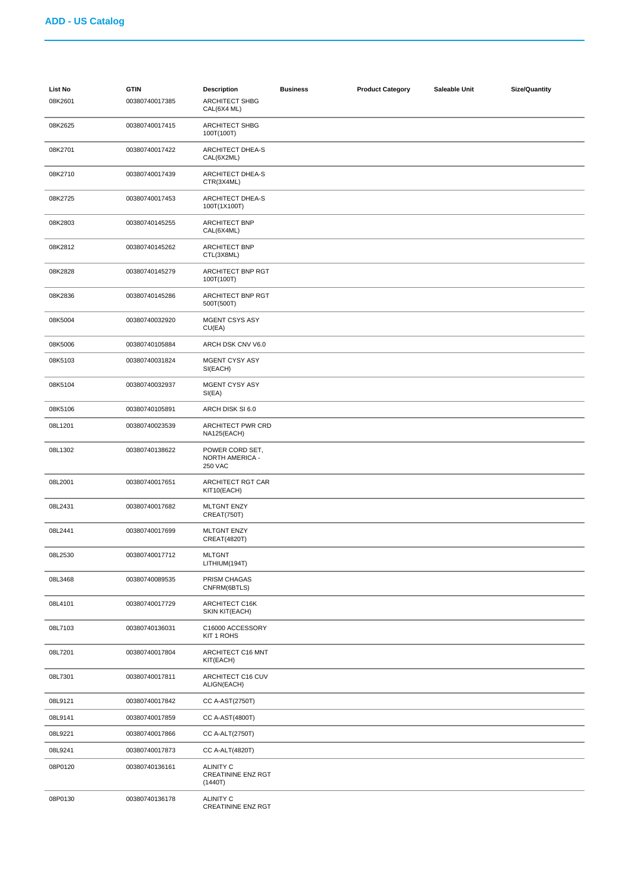## ADD - US Catalog

| List No | GTIN | Description | Business | Product Category | Saleable Unit | Size/Quantity |
|---|---|---|---|---|---|---|
| 08K2601 | 00380740017385 | ARCHITECT SHBG CAL(6X4 ML) | | | | |
| 08K2625 | 00380740017415 | ARCHITECT SHBG 100T(100T) | | | | |
| 08K2701 | 00380740017422 | ARCHITECT DHEA-S CAL(6X2ML) | | | | |
| 08K2710 | 00380740017439 | ARCHITECT DHEA-S CTR(3X4ML) | | | | |
| 08K2725 | 00380740017453 | ARCHITECT DHEA-S 100T(1X100T) | | | | |
| 08K2803 | 00380740145255 | ARCHITECT BNP CAL(6X4ML) | | | | |
| 08K2812 | 00380740145262 | ARCHITECT BNP CTL(3X8ML) | | | | |
| 08K2828 | 00380740145279 | ARCHITECT BNP RGT 100T(100T) | | | | |
| 08K2836 | 00380740145286 | ARCHITECT BNP RGT 500T(500T) | | | | |
| 08K5004 | 00380740032920 | MGENT CSYS ASY CU(EA) | | | | |
| 08K5006 | 00380740105884 | ARCH DSK CNV V6.0 | | | | |
| 08K5103 | 00380740031824 | MGENT CYSY ASY SI(EACH) | | | | |
| 08K5104 | 00380740032937 | MGENT CYSY ASY SI(EA) | | | | |
| 08K5106 | 00380740105891 | ARCH DISK SI 6.0 | | | | |
| 08L1201 | 00380740023539 | ARCHITECT PWR CRD NA125(EACH) | | | | |
| 08L1302 | 00380740138622 | POWER CORD SET, NORTH AMERICA - 250 VAC | | | | |
| 08L2001 | 00380740017651 | ARCHITECT RGT CAR KIT10(EACH) | | | | |
| 08L2431 | 00380740017682 | MLTGNT ENZY CREAT(750T) | | | | |
| 08L2441 | 00380740017699 | MLTGNT ENZY CREAT(4820T) | | | | |
| 08L2530 | 00380740017712 | MLTGNT LITHIUM(194T) | | | | |
| 08L3468 | 00380740089535 | PRISM CHAGAS CNFRM(6BTLS) | | | | |
| 08L4101 | 00380740017729 | ARCHITECT C16K SKIN KIT(EACH) | | | | |
| 08L7103 | 00380740136031 | C16000 ACCESSORY KIT 1 ROHS | | | | |
| 08L7201 | 00380740017804 | ARCHITECT C16 MNT KIT(EACH) | | | | |
| 08L7301 | 00380740017811 | ARCHITECT C16 CUV ALIGN(EACH) | | | | |
| 08L9121 | 00380740017842 | CC A-AST(2750T) | | | | |
| 08L9141 | 00380740017859 | CC A-AST(4800T) | | | | |
| 08L9221 | 00380740017866 | CC A-ALT(2750T) | | | | |
| 08L9241 | 00380740017873 | CC A-ALT(4820T) | | | | |
| 08P0120 | 00380740136161 | ALINITY C CREATININE ENZ RGT (1440T) | | | | |
| 08P0130 | 00380740136178 | ALINITY C CREATININE ENZ RGT | | | | |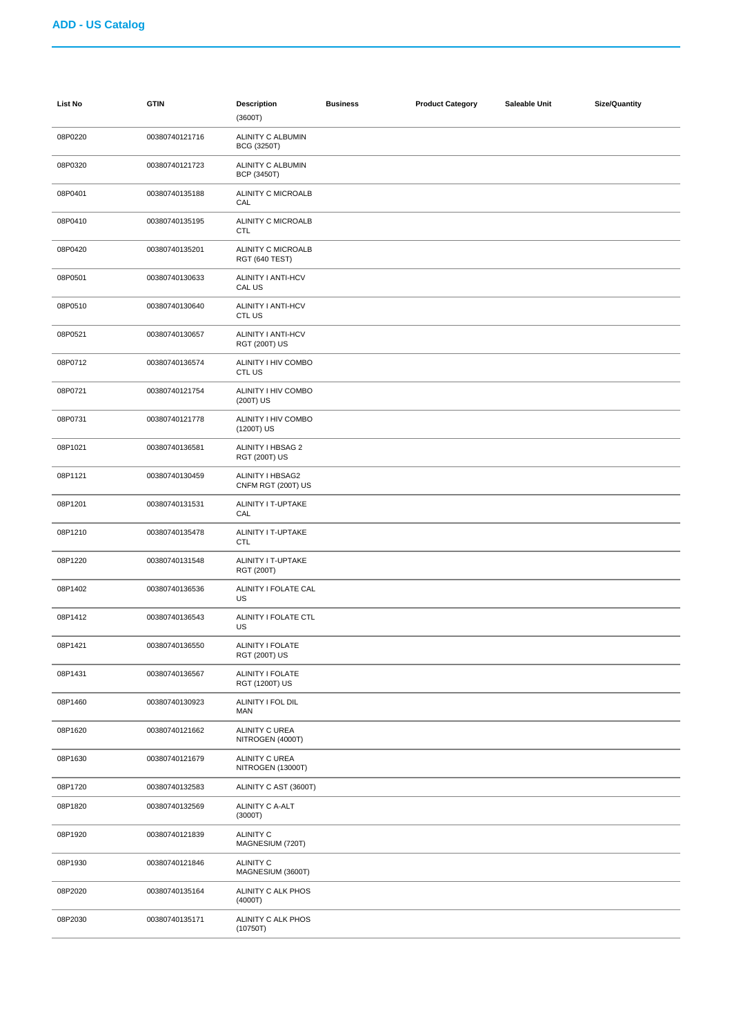## ADD - US Catalog

| List No | GTIN | Description | Business | Product Category | Saleable Unit | Size/Quantity |
|---|---|---|---|---|---|---|
| | | (3600T) | | | | |
| 08P0220 | 00380740121716 | ALINITY C ALBUMIN BCG (3250T) | | | | |
| 08P0320 | 00380740121723 | ALINITY C ALBUMIN BCP (3450T) | | | | |
| 08P0401 | 00380740135188 | ALINITY C MICROALB CAL | | | | |
| 08P0410 | 00380740135195 | ALINITY C MICROALB CTL | | | | |
| 08P0420 | 00380740135201 | ALINITY C MICROALB RGT (640 TEST) | | | | |
| 08P0501 | 00380740130633 | ALINITY I ANTI-HCV CAL US | | | | |
| 08P0510 | 00380740130640 | ALINITY I ANTI-HCV CTL US | | | | |
| 08P0521 | 00380740130657 | ALINITY I ANTI-HCV RGT (200T) US | | | | |
| 08P0712 | 00380740136574 | ALINITY I HIV COMBO CTL US | | | | |
| 08P0721 | 00380740121754 | ALINITY I HIV COMBO (200T) US | | | | |
| 08P0731 | 00380740121778 | ALINITY I HIV COMBO (1200T) US | | | | |
| 08P1021 | 00380740136581 | ALINITY I HBSAG 2 RGT (200T) US | | | | |
| 08P1121 | 00380740130459 | ALINITY I HBSAG2 CNFM RGT (200T) US | | | | |
| 08P1201 | 00380740131531 | ALINITY I T-UPTAKE CAL | | | | |
| 08P1210 | 00380740135478 | ALINITY I T-UPTAKE CTL | | | | |
| 08P1220 | 00380740131548 | ALINITY I T-UPTAKE RGT (200T) | | | | |
| 08P1402 | 00380740136536 | ALINITY I FOLATE CAL US | | | | |
| 08P1412 | 00380740136543 | ALINITY I FOLATE CTL US | | | | |
| 08P1421 | 00380740136550 | ALINITY I FOLATE RGT (200T) US | | | | |
| 08P1431 | 00380740136567 | ALINITY I FOLATE RGT (1200T) US | | | | |
| 08P1460 | 00380740130923 | ALINITY I FOL DIL MAN | | | | |
| 08P1620 | 00380740121662 | ALINITY C UREA NITROGEN (4000T) | | | | |
| 08P1630 | 00380740121679 | ALINITY C UREA NITROGEN (13000T) | | | | |
| 08P1720 | 00380740132583 | ALINITY C AST (3600T) | | | | |
| 08P1820 | 00380740132569 | ALINITY C A-ALT (3000T) | | | | |
| 08P1920 | 00380740121839 | ALINITY C MAGNESIUM (720T) | | | | |
| 08P1930 | 00380740121846 | ALINITY C MAGNESIUM (3600T) | | | | |
| 08P2020 | 00380740135164 | ALINITY C ALK PHOS (4000T) | | | | |
| 08P2030 | 00380740135171 | ALINITY C ALK PHOS (10750T) | | | | |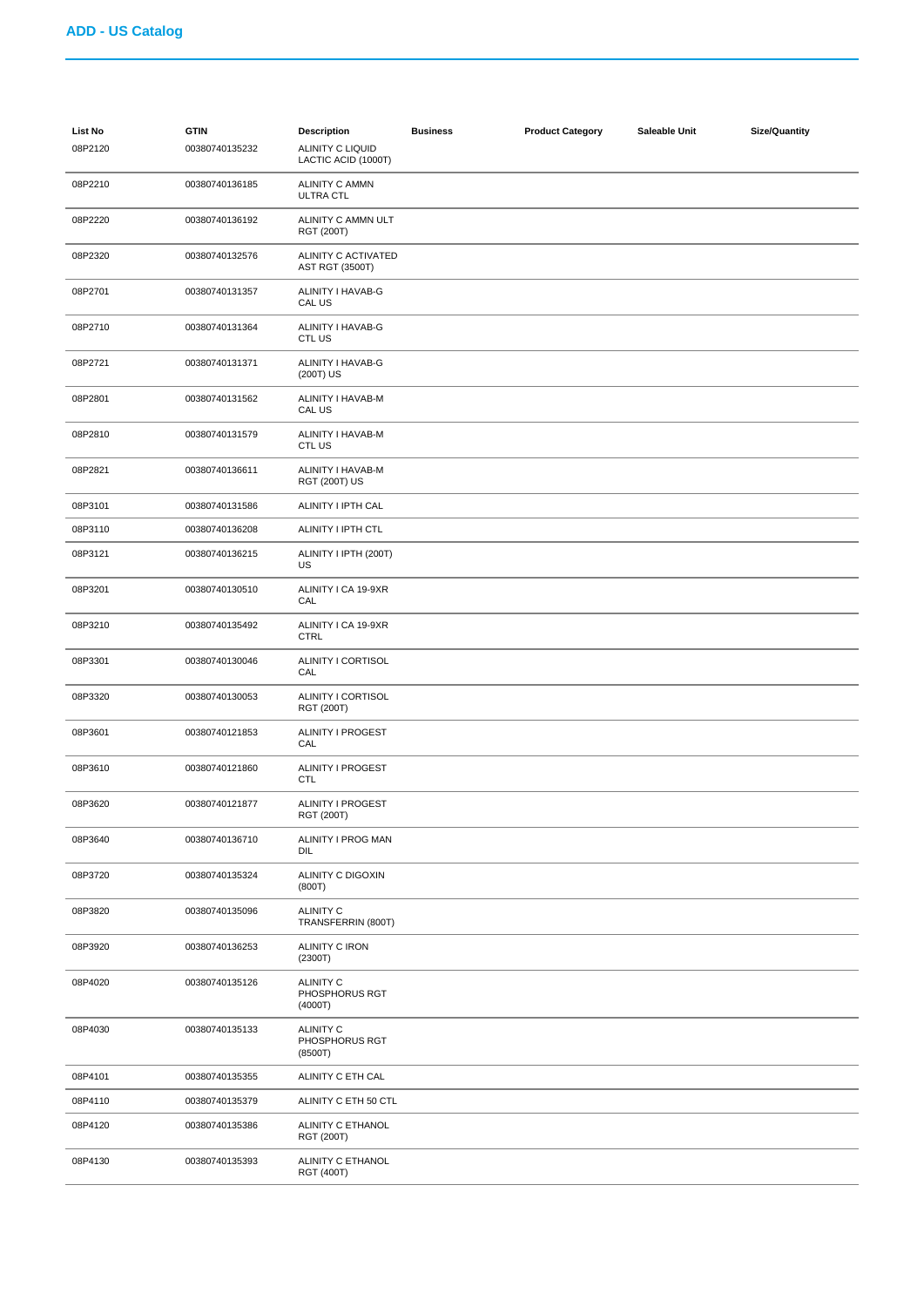## ADD - US Catalog

| List No | GTIN | Description | Business | Product Category | Saleable Unit | Size/Quantity |
|---|---|---|---|---|---|---|
| 08P2120 | 00380740135232 | ALINITY C LIQUID LACTIC ACID (1000T) | | | | |
| 08P2210 | 00380740136185 | ALINITY C AMMN ULTRA CTL | | | | |
| 08P2220 | 00380740136192 | ALINITY C AMMN ULT RGT (200T) | | | | |
| 08P2320 | 00380740132576 | ALINITY C ACTIVATED AST RGT (3500T) | | | | |
| 08P2701 | 00380740131357 | ALINITY I HAVAB-G CAL US | | | | |
| 08P2710 | 00380740131364 | ALINITY I HAVAB-G CTL US | | | | |
| 08P2721 | 00380740131371 | ALINITY I HAVAB-G (200T) US | | | | |
| 08P2801 | 00380740131562 | ALINITY I HAVAB-M CAL US | | | | |
| 08P2810 | 00380740131579 | ALINITY I HAVAB-M CTL US | | | | |
| 08P2821 | 00380740136611 | ALINITY I HAVAB-M RGT (200T) US | | | | |
| 08P3101 | 00380740131586 | ALINITY I IPTH CAL | | | | |
| 08P3110 | 00380740136208 | ALINITY I IPTH CTL | | | | |
| 08P3121 | 00380740136215 | ALINITY I IPTH (200T) US | | | | |
| 08P3201 | 00380740130510 | ALINITY I CA 19-9XR CAL | | | | |
| 08P3210 | 00380740135492 | ALINITY I CA 19-9XR CTRL | | | | |
| 08P3301 | 00380740130046 | ALINITY I CORTISOL CAL | | | | |
| 08P3320 | 00380740130053 | ALINITY I CORTISOL RGT (200T) | | | | |
| 08P3601 | 00380740121853 | ALINITY I PROGEST CAL | | | | |
| 08P3610 | 00380740121860 | ALINITY I PROGEST CTL | | | | |
| 08P3620 | 00380740121877 | ALINITY I PROGEST RGT (200T) | | | | |
| 08P3640 | 00380740136710 | ALINITY I PROG MAN DIL | | | | |
| 08P3720 | 00380740135324 | ALINITY C DIGOXIN (800T) | | | | |
| 08P3820 | 00380740135096 | ALINITY C TRANSFERRIN (800T) | | | | |
| 08P3920 | 00380740136253 | ALINITY C IRON (2300T) | | | | |
| 08P4020 | 00380740135126 | ALINITY C PHOSPHORUS RGT (4000T) | | | | |
| 08P4030 | 00380740135133 | ALINITY C PHOSPHORUS RGT (8500T) | | | | |
| 08P4101 | 00380740135355 | ALINITY C ETH CAL | | | | |
| 08P4110 | 00380740135379 | ALINITY C ETH 50 CTL | | | | |
| 08P4120 | 00380740135386 | ALINITY C ETHANOL RGT (200T) | | | | |
| 08P4130 | 00380740135393 | ALINITY C ETHANOL RGT (400T) | | | | |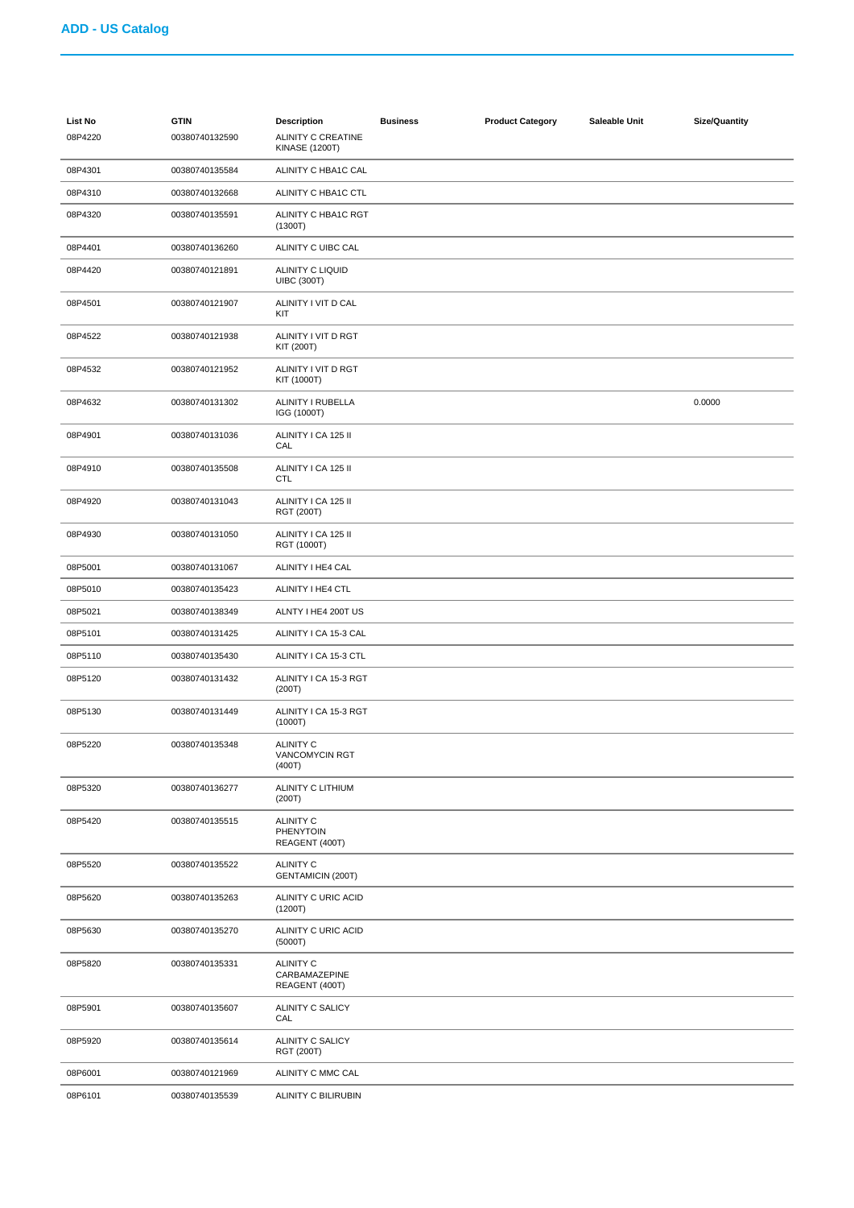## ADD - US Catalog

| List No | GTIN | Description | Business | Product Category | Saleable Unit | Size/Quantity |
|---|---|---|---|---|---|---|
| 08P4220 | 00380740132590 | ALINITY C CREATINE KINASE (1200T) | | | | |
| 08P4301 | 00380740135584 | ALINITY C HBA1C CAL | | | | |
| 08P4310 | 00380740132668 | ALINITY C HBA1C CTL | | | | |
| 08P4320 | 00380740135591 | ALINITY C HBA1C RGT (1300T) | | | | |
| 08P4401 | 00380740136260 | ALINITY C UIBC CAL | | | | |
| 08P4420 | 00380740121891 | ALINITY C LIQUID UIBC (300T) | | | | |
| 08P4501 | 00380740121907 | ALINITY I VIT D CAL KIT | | | | |
| 08P4522 | 00380740121938 | ALINITY I VIT D RGT KIT (200T) | | | | |
| 08P4532 | 00380740121952 | ALINITY I VIT D RGT KIT (1000T) | | | | |
| 08P4632 | 00380740131302 | ALINITY I RUBELLA IGG (1000T) | | | | 0.0000 |
| 08P4901 | 00380740131036 | ALINITY I CA 125 II CAL | | | | |
| 08P4910 | 00380740135508 | ALINITY I CA 125 II CTL | | | | |
| 08P4920 | 00380740131043 | ALINITY I CA 125 II RGT (200T) | | | | |
| 08P4930 | 00380740131050 | ALINITY I CA 125 II RGT (1000T) | | | | |
| 08P5001 | 00380740131067 | ALINITY I HE4 CAL | | | | |
| 08P5010 | 00380740135423 | ALINITY I HE4 CTL | | | | |
| 08P5021 | 00380740138349 | ALNTY I HE4 200T US | | | | |
| 08P5101 | 00380740131425 | ALINITY I CA 15-3 CAL | | | | |
| 08P5110 | 00380740135430 | ALINITY I CA 15-3 CTL | | | | |
| 08P5120 | 00380740131432 | ALINITY I CA 15-3 RGT (200T) | | | | |
| 08P5130 | 00380740131449 | ALINITY I CA 15-3 RGT (1000T) | | | | |
| 08P5220 | 00380740135348 | ALINITY C VANCOMYCIN RGT (400T) | | | | |
| 08P5320 | 00380740136277 | ALINITY C LITHIUM (200T) | | | | |
| 08P5420 | 00380740135515 | ALINITY C PHENYTOIN REAGENT (400T) | | | | |
| 08P5520 | 00380740135522 | ALINITY C GENTAMICIN (200T) | | | | |
| 08P5620 | 00380740135263 | ALINITY C URIC ACID (1200T) | | | | |
| 08P5630 | 00380740135270 | ALINITY C URIC ACID (5000T) | | | | |
| 08P5820 | 00380740135331 | ALINITY C CARBAMAZEPINE REAGENT (400T) | | | | |
| 08P5901 | 00380740135607 | ALINITY C SALICY CAL | | | | |
| 08P5920 | 00380740135614 | ALINITY C SALICY RGT (200T) | | | | |
| 08P6001 | 00380740121969 | ALINITY C MMC CAL | | | | |
| 08P6101 | 00380740135539 | ALINITY C BILIRUBIN | | | | |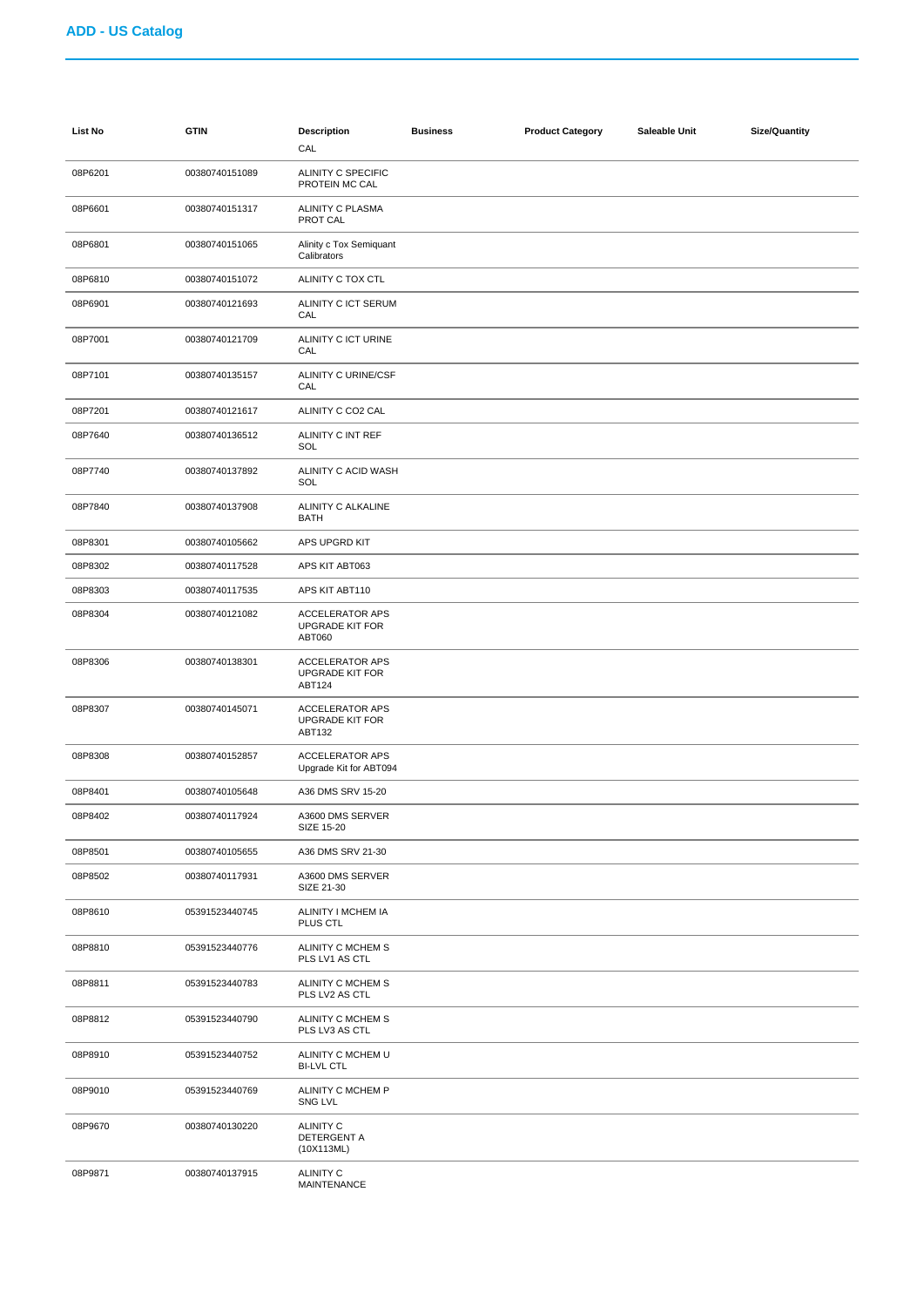## ADD - US Catalog

| List No | GTIN | Description | Business | Product Category | Saleable Unit | Size/Quantity |
|---|---|---|---|---|---|---|
| | | CAL | | | | |
| 08P6201 | 00380740151089 | ALINITY C SPECIFIC PROTEIN MC CAL | | | | |
| 08P6601 | 00380740151317 | ALINITY C PLASMA PROT CAL | | | | |
| 08P6801 | 00380740151065 | Alinity c Tox Semiquant Calibrators | | | | |
| 08P6810 | 00380740151072 | ALINITY C TOX CTL | | | | |
| 08P6901 | 00380740121693 | ALINITY C ICT SERUM CAL | | | | |
| 08P7001 | 00380740121709 | ALINITY C ICT URINE CAL | | | | |
| 08P7101 | 00380740135157 | ALINITY C URINE/CSF CAL | | | | |
| 08P7201 | 00380740121617 | ALINITY C CO2 CAL | | | | |
| 08P7640 | 00380740136512 | ALINITY C INT REF SOL | | | | |
| 08P7740 | 00380740137892 | ALINITY C ACID WASH SOL | | | | |
| 08P7840 | 00380740137908 | ALINITY C ALKALINE BATH | | | | |
| 08P8301 | 00380740105662 | APS UPGRD KIT | | | | |
| 08P8302 | 00380740117528 | APS KIT ABT063 | | | | |
| 08P8303 | 00380740117535 | APS KIT ABT110 | | | | |
| 08P8304 | 00380740121082 | ACCELERATOR APS UPGRADE KIT FOR ABT060 | | | | |
| 08P8306 | 00380740138301 | ACCELERATOR APS UPGRADE KIT FOR ABT124 | | | | |
| 08P8307 | 00380740145071 | ACCELERATOR APS UPGRADE KIT FOR ABT132 | | | | |
| 08P8308 | 00380740152857 | ACCELERATOR APS Upgrade Kit for ABT094 | | | | |
| 08P8401 | 00380740105648 | A36 DMS SRV 15-20 | | | | |
| 08P8402 | 00380740117924 | A3600 DMS SERVER SIZE 15-20 | | | | |
| 08P8501 | 00380740105655 | A36 DMS SRV 21-30 | | | | |
| 08P8502 | 00380740117931 | A3600 DMS SERVER SIZE 21-30 | | | | |
| 08P8610 | 05391523440745 | ALINITY I MCHEM IA PLUS CTL | | | | |
| 08P8810 | 05391523440776 | ALINITY C MCHEM S PLS LV1 AS CTL | | | | |
| 08P8811 | 05391523440783 | ALINITY C MCHEM S PLS LV2 AS CTL | | | | |
| 08P8812 | 05391523440790 | ALINITY C MCHEM S PLS LV3 AS CTL | | | | |
| 08P8910 | 05391523440752 | ALINITY C MCHEM U BI-LVL CTL | | | | |
| 08P9010 | 05391523440769 | ALINITY C MCHEM P SNG LVL | | | | |
| 08P9670 | 00380740130220 | ALINITY C DETERGENT A (10X113ML) | | | | |
| 08P9871 | 00380740137915 | ALINITY C MAINTENANCE | | | | |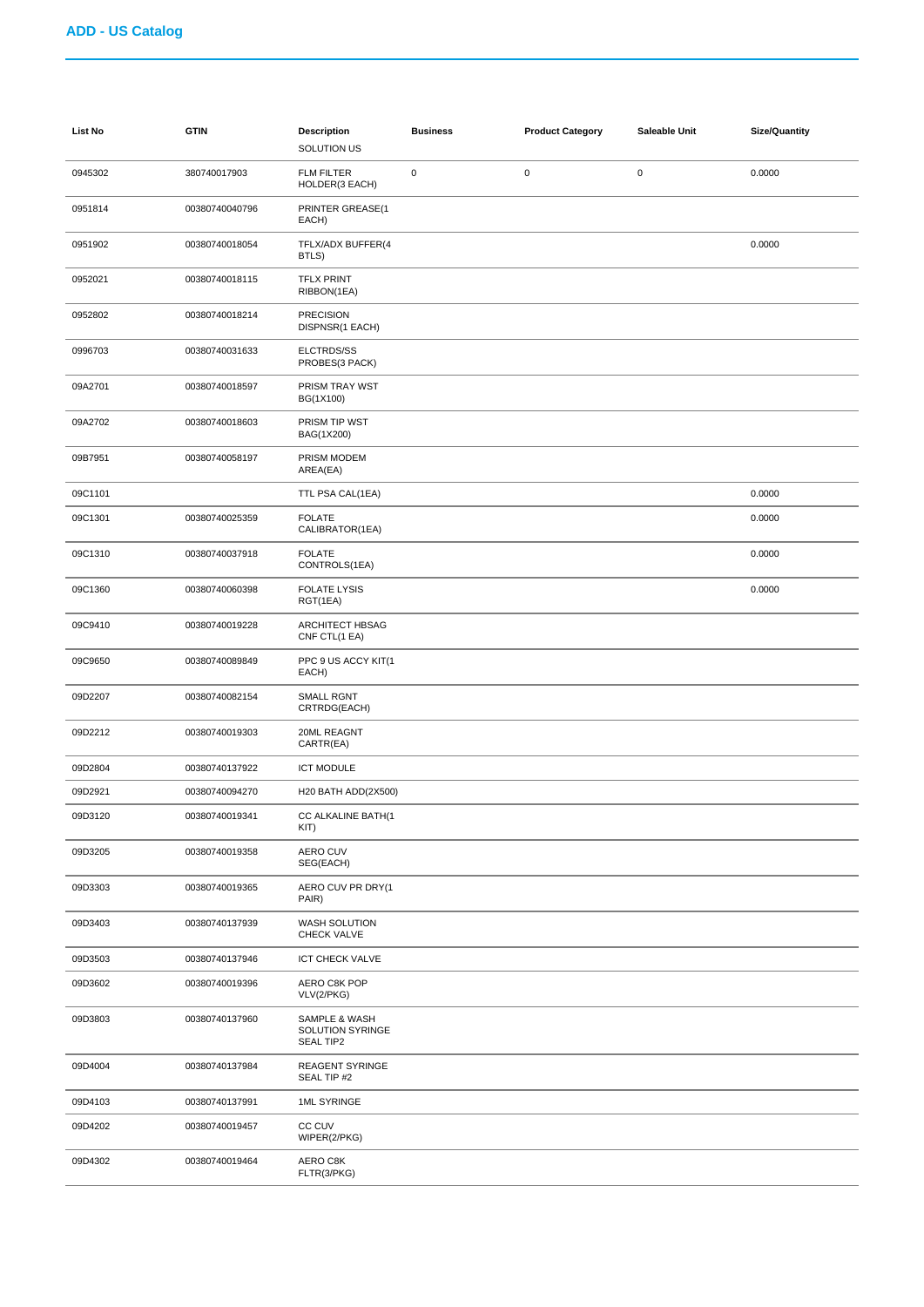## ADD - US Catalog

| List No | GTIN | Description | Business | Product Category | Saleable Unit | Size/Quantity |
|---|---|---|---|---|---|---|
| | | SOLUTION US | | | | |
| 0945302 | 380740017903 | FLM FILTER HOLDER(3 EACH) | 0 | 0 | 0 | 0.0000 |
| 0951814 | 00380740040796 | PRINTER GREASE(1 EACH) | | | | |
| 0951902 | 00380740018054 | TFLX/ADX BUFFER(4 BTLS) | | | | 0.0000 |
| 0952021 | 00380740018115 | TFLX PRINT RIBBON(1EA) | | | | |
| 0952802 | 00380740018214 | PRECISION DISPNSR(1 EACH) | | | | |
| 0996703 | 00380740031633 | ELCTRDS/SS PROBES(3 PACK) | | | | |
| 09A2701 | 00380740018597 | PRISM TRAY WST BG(1X100) | | | | |
| 09A2702 | 00380740018603 | PRISM TIP WST BAG(1X200) | | | | |
| 09B7951 | 00380740058197 | PRISM MODEM AREA(EA) | | | | |
| 09C1101 | | TTL PSA CAL(1EA) | | | | 0.0000 |
| 09C1301 | 00380740025359 | FOLATE CALIBRATOR(1EA) | | | | 0.0000 |
| 09C1310 | 00380740037918 | FOLATE CONTROLS(1EA) | | | | 0.0000 |
| 09C1360 | 00380740060398 | FOLATE LYSIS RGT(1EA) | | | | 0.0000 |
| 09C9410 | 00380740019228 | ARCHITECT HBSAG CNF CTL(1 EA) | | | | |
| 09C9650 | 00380740089849 | PPC 9 US ACCY KIT(1 EACH) | | | | |
| 09D2207 | 00380740082154 | SMALL RGNT CRTRDG(EACH) | | | | |
| 09D2212 | 00380740019303 | 20ML REAGNT CARTR(EA) | | | | |
| 09D2804 | 00380740137922 | ICT MODULE | | | | |
| 09D2921 | 00380740094270 | H20 BATH ADD(2X500) | | | | |
| 09D3120 | 00380740019341 | CC ALKALINE BATH(1 KIT) | | | | |
| 09D3205 | 00380740019358 | AERO CUV SEG(EACH) | | | | |
| 09D3303 | 00380740019365 | AERO CUV PR DRY(1 PAIR) | | | | |
| 09D3403 | 00380740137939 | WASH SOLUTION CHECK VALVE | | | | |
| 09D3503 | 00380740137946 | ICT CHECK VALVE | | | | |
| 09D3602 | 00380740019396 | AERO C8K POP VLV(2/PKG) | | | | |
| 09D3803 | 00380740137960 | SAMPLE & WASH SOLUTION SYRINGE SEAL TIP2 | | | | |
| 09D4004 | 00380740137984 | REAGENT SYRINGE SEAL TIP #2 | | | | |
| 09D4103 | 00380740137991 | 1ML SYRINGE | | | | |
| 09D4202 | 00380740019457 | CC CUV WIPER(2/PKG) | | | | |
| 09D4302 | 00380740019464 | AERO C8K FLTR(3/PKG) | | | | |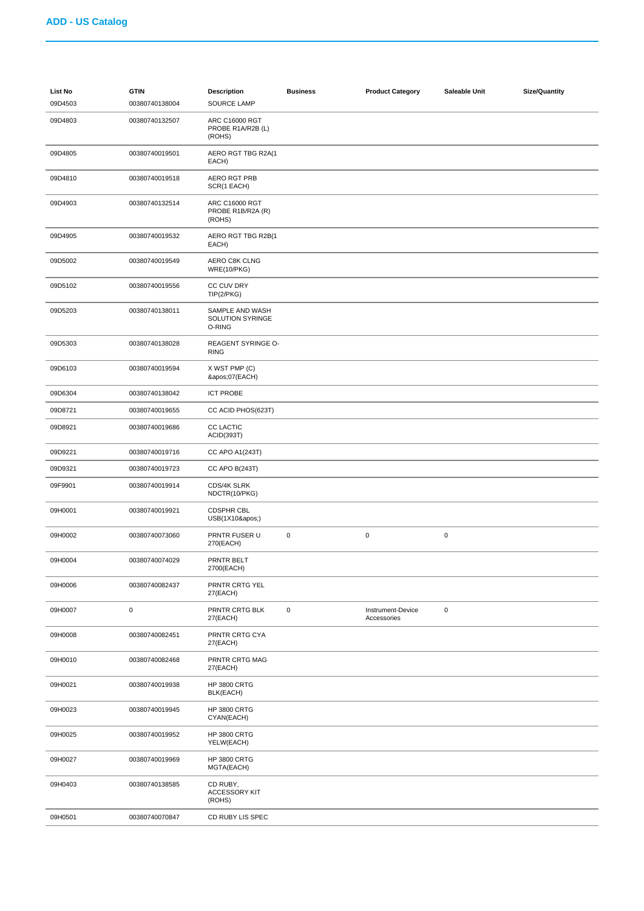## ADD - US Catalog

| List No | GTIN | Description | Business | Product Category | Saleable Unit | Size/Quantity |
|---|---|---|---|---|---|---|
| 09D4503 | 00380740138004 | SOURCE LAMP | | | | |
| 09D4803 | 00380740132507 | ARC C16000 RGT PROBE R1A/R2B (L) (ROHS) | | | | |
| 09D4805 | 00380740019501 | AERO RGT TBG R2A(1 EACH) | | | | |
| 09D4810 | 00380740019518 | AERO RGT PRB SCR(1 EACH) | | | | |
| 09D4903 | 00380740132514 | ARC C16000 RGT PROBE R1B/R2A (R) (ROHS) | | | | |
| 09D4905 | 00380740019532 | AERO RGT TBG R2B(1 EACH) | | | | |
| 09D5002 | 00380740019549 | AERO C8K CLNG WRE(10/PKG) | | | | |
| 09D5102 | 00380740019556 | CC CUV DRY TIP(2/PKG) | | | | |
| 09D5203 | 00380740138011 | SAMPLE AND WASH SOLUTION SYRINGE O-RING | | | | |
| 09D5303 | 00380740138028 | REAGENT SYRINGE O-RING | | | | |
| 09D6103 | 00380740019594 | X WST PMP (C) &apos;07(EACH) | | | | |
| 09D6304 | 00380740138042 | ICT PROBE | | | | |
| 09D8721 | 00380740019655 | CC ACID PHOS(623T) | | | | |
| 09D8921 | 00380740019686 | CC LACTIC ACID(393T) | | | | |
| 09D9221 | 00380740019716 | CC APO A1(243T) | | | | |
| 09D9321 | 00380740019723 | CC APO B(243T) | | | | |
| 09F9901 | 00380740019914 | CDS/4K SLRK NDCTR(10/PKG) | | | | |
| 09H0001 | 00380740019921 | CDSPHR CBL USB(1X10&apos;) | | | | |
| 09H0002 | 00380740073060 | PRNTR FUSER U 270(EACH) | 0 | 0 | 0 | |
| 09H0004 | 00380740074029 | PRNTR BELT 2700(EACH) | | | | |
| 09H0006 | 00380740082437 | PRNTR CRTG YEL 27(EACH) | | | | |
| 09H0007 | 0 | PRNTR CRTG BLK 27(EACH) | 0 | Instrument-Device Accessories | 0 | |
| 09H0008 | 00380740082451 | PRNTR CRTG CYA 27(EACH) | | | | |
| 09H0010 | 00380740082468 | PRNTR CRTG MAG 27(EACH) | | | | |
| 09H0021 | 00380740019938 | HP 3800 CRTG BLK(EACH) | | | | |
| 09H0023 | 00380740019945 | HP 3800 CRTG CYAN(EACH) | | | | |
| 09H0025 | 00380740019952 | HP 3800 CRTG YELW(EACH) | | | | |
| 09H0027 | 00380740019969 | HP 3800 CRTG MGTA(EACH) | | | | |
| 09H0403 | 00380740138585 | CD RUBY, ACCESSORY KIT (ROHS) | | | | |
| 09H0501 | 00380740070847 | CD RUBY LIS SPEC | | | | |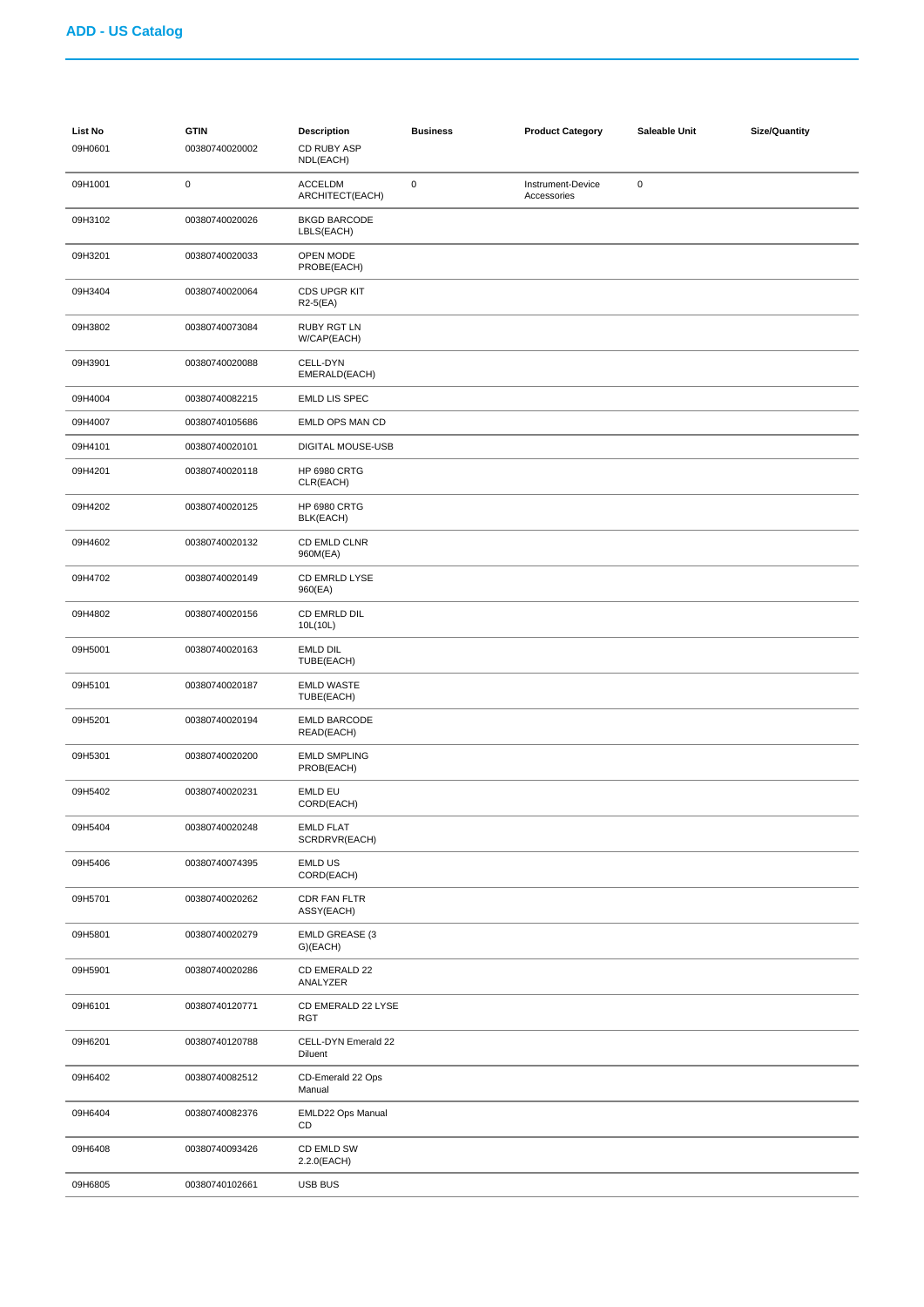## ADD - US Catalog

| List No | GTIN | Description | Business | Product Category | Saleable Unit | Size/Quantity |
|---|---|---|---|---|---|---|
| 09H0601 | 00380740020002 | CD RUBY ASP NDL(EACH) | | | | |
| 09H1001 | 0 | ACCELDM ARCHITECT(EACH) | 0 | Instrument-Device Accessories | 0 | |
| 09H3102 | 00380740020026 | BKGD BARCODE LBLS(EACH) | | | | |
| 09H3201 | 00380740020033 | OPEN MODE PROBE(EACH) | | | | |
| 09H3404 | 00380740020064 | CDS UPGR KIT R2-5(EA) | | | | |
| 09H3802 | 00380740073084 | RUBY RGT LN W/CAP(EACH) | | | | |
| 09H3901 | 00380740020088 | CELL-DYN EMERALD(EACH) | | | | |
| 09H4004 | 00380740082215 | EMLD LIS SPEC | | | | |
| 09H4007 | 00380740105686 | EMLD OPS MAN CD | | | | |
| 09H4101 | 00380740020101 | DIGITAL MOUSE-USB | | | | |
| 09H4201 | 00380740020118 | HP 6980 CRTG CLR(EACH) | | | | |
| 09H4202 | 00380740020125 | HP 6980 CRTG BLK(EACH) | | | | |
| 09H4602 | 00380740020132 | CD EMLD CLNR 960M(EA) | | | | |
| 09H4702 | 00380740020149 | CD EMRLD LYSE 960(EA) | | | | |
| 09H4802 | 00380740020156 | CD EMRLD DIL 10L(10L) | | | | |
| 09H5001 | 00380740020163 | EMLD DIL TUBE(EACH) | | | | |
| 09H5101 | 00380740020187 | EMLD WASTE TUBE(EACH) | | | | |
| 09H5201 | 00380740020194 | EMLD BARCODE READ(EACH) | | | | |
| 09H5301 | 00380740020200 | EMLD SMPLING PROB(EACH) | | | | |
| 09H5402 | 00380740020231 | EMLD EU CORD(EACH) | | | | |
| 09H5404 | 00380740020248 | EMLD FLAT SCRDRVR(EACH) | | | | |
| 09H5406 | 00380740074395 | EMLD US CORD(EACH) | | | | |
| 09H5701 | 00380740020262 | CDR FAN FLTR ASSY(EACH) | | | | |
| 09H5801 | 00380740020279 | EMLD GREASE (3 G)(EACH) | | | | |
| 09H5901 | 00380740020286 | CD EMERALD 22 ANALYZER | | | | |
| 09H6101 | 00380740120771 | CD EMERALD 22 LYSE RGT | | | | |
| 09H6201 | 00380740120788 | CELL-DYN Emerald 22 Diluent | | | | |
| 09H6402 | 00380740082512 | CD-Emerald 22 Ops Manual | | | | |
| 09H6404 | 00380740082376 | EMLD22 Ops Manual CD | | | | |
| 09H6408 | 00380740093426 | CD EMLD SW 2.2.0(EACH) | | | | |
| 09H6805 | 00380740102661 | USB BUS | | | | |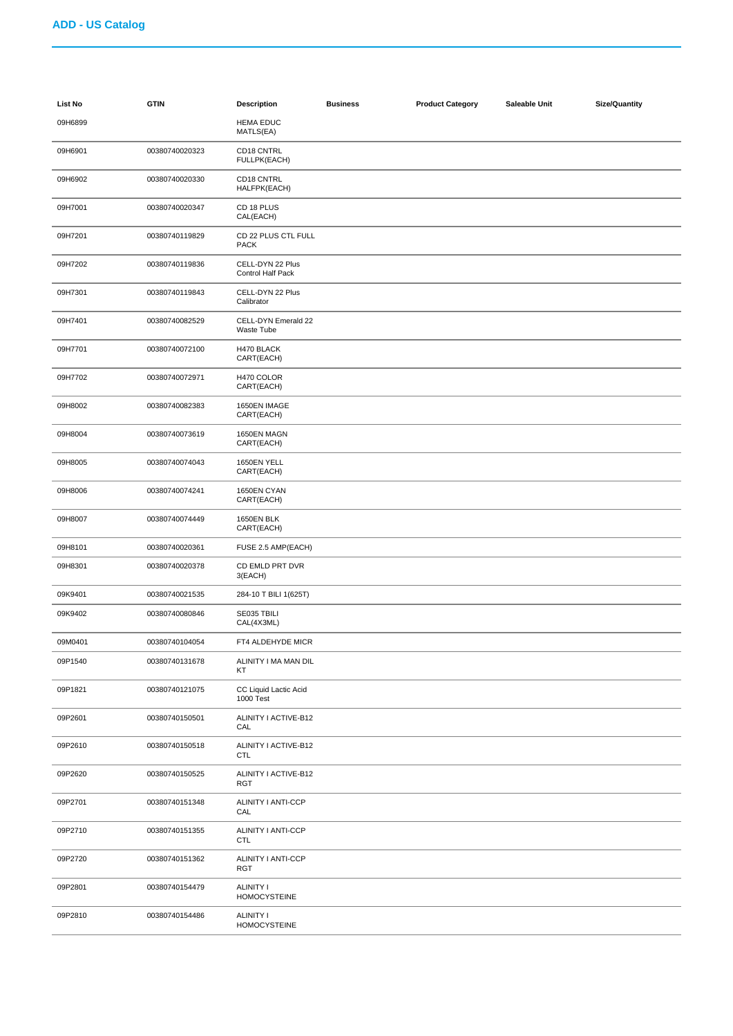## ADD - US Catalog

| List No | GTIN | Description | Business | Product Category | Saleable Unit | Size/Quantity |
|---|---|---|---|---|---|---|
| 09H6899 | | HEMA EDUC MATLS(EA) | | | | |
| 09H6901 | 00380740020323 | CD18 CNTRL FULLPK(EACH) | | | | |
| 09H6902 | 00380740020330 | CD18 CNTRL HALFPK(EACH) | | | | |
| 09H7001 | 00380740020347 | CD 18 PLUS CAL(EACH) | | | | |
| 09H7201 | 00380740119829 | CD 22 PLUS CTL FULL PACK | | | | |
| 09H7202 | 00380740119836 | CELL-DYN 22 Plus Control Half Pack | | | | |
| 09H7301 | 00380740119843 | CELL-DYN 22 Plus Calibrator | | | | |
| 09H7401 | 00380740082529 | CELL-DYN Emerald 22 Waste Tube | | | | |
| 09H7701 | 00380740072100 | H470 BLACK CART(EACH) | | | | |
| 09H7702 | 00380740072971 | H470 COLOR CART(EACH) | | | | |
| 09H8002 | 00380740082383 | 1650EN IMAGE CART(EACH) | | | | |
| 09H8004 | 00380740073619 | 1650EN MAGN CART(EACH) | | | | |
| 09H8005 | 00380740074043 | 1650EN YELL CART(EACH) | | | | |
| 09H8006 | 00380740074241 | 1650EN CYAN CART(EACH) | | | | |
| 09H8007 | 00380740074449 | 1650EN BLK CART(EACH) | | | | |
| 09H8101 | 00380740020361 | FUSE 2.5 AMP(EACH) | | | | |
| 09H8301 | 00380740020378 | CD EMLD PRT DVR 3(EACH) | | | | |
| 09K9401 | 00380740021535 | 284-10 T BILI 1(625T) | | | | |
| 09K9402 | 00380740080846 | SE035 TBILI CAL(4X3ML) | | | | |
| 09M0401 | 00380740104054 | FT4 ALDEHYDE MICR | | | | |
| 09P1540 | 00380740131678 | ALINITY I MA MAN DIL KT | | | | |
| 09P1821 | 00380740121075 | CC Liquid Lactic Acid 1000 Test | | | | |
| 09P2601 | 00380740150501 | ALINITY I ACTIVE-B12 CAL | | | | |
| 09P2610 | 00380740150518 | ALINITY I ACTIVE-B12 CTL | | | | |
| 09P2620 | 00380740150525 | ALINITY I ACTIVE-B12 RGT | | | | |
| 09P2701 | 00380740151348 | ALINITY I ANTI-CCP CAL | | | | |
| 09P2710 | 00380740151355 | ALINITY I ANTI-CCP CTL | | | | |
| 09P2720 | 00380740151362 | ALINITY I ANTI-CCP RGT | | | | |
| 09P2801 | 00380740154479 | ALINITY I HOMOCYSTEINE | | | | |
| 09P2810 | 00380740154486 | ALINITY I HOMOCYSTEINE | | | | |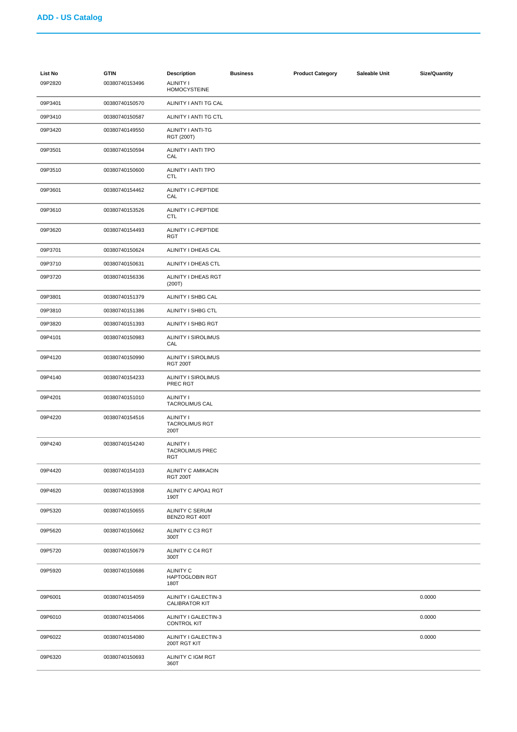## ADD - US Catalog

| List No | GTIN | Description | Business | Product Category | Saleable Unit | Size/Quantity |
|---|---|---|---|---|---|---|
| 09P2820 | 00380740153496 | ALINITY I HOMOCYSTEINE | | | | |
| 09P3401 | 00380740150570 | ALINITY I ANTI TG CAL | | | | |
| 09P3410 | 00380740150587 | ALINITY I ANTI TG CTL | | | | |
| 09P3420 | 00380740149550 | ALINITY I ANTI-TG RGT (200T) | | | | |
| 09P3501 | 00380740150594 | ALINITY I ANTI TPO CAL | | | | |
| 09P3510 | 00380740150600 | ALINITY I ANTI TPO CTL | | | | |
| 09P3601 | 00380740154462 | ALINITY I C-PEPTIDE CAL | | | | |
| 09P3610 | 00380740153526 | ALINITY I C-PEPTIDE CTL | | | | |
| 09P3620 | 00380740154493 | ALINITY I C-PEPTIDE RGT | | | | |
| 09P3701 | 00380740150624 | ALINITY I DHEAS CAL | | | | |
| 09P3710 | 00380740150631 | ALINITY I DHEAS CTL | | | | |
| 09P3720 | 00380740156336 | ALINITY I DHEAS RGT (200T) | | | | |
| 09P3801 | 00380740151379 | ALINITY I SHBG CAL | | | | |
| 09P3810 | 00380740151386 | ALINITY I SHBG CTL | | | | |
| 09P3820 | 00380740151393 | ALINITY I SHBG RGT | | | | |
| 09P4101 | 00380740150983 | ALINITY I SIROLIMUS CAL | | | | |
| 09P4120 | 00380740150990 | ALINITY I SIROLIMUS RGT 200T | | | | |
| 09P4140 | 00380740154233 | ALINITY I SIROLIMUS PREC RGT | | | | |
| 09P4201 | 00380740151010 | ALINITY I TACROLIMUS CAL | | | | |
| 09P4220 | 00380740154516 | ALINITY I TACROLIMUS RGT 200T | | | | |
| 09P4240 | 00380740154240 | ALINITY I TACROLIMUS PREC RGT | | | | |
| 09P4420 | 00380740154103 | ALINITY C AMIKACIN RGT 200T | | | | |
| 09P4620 | 00380740153908 | ALINITY C APOA1 RGT 190T | | | | |
| 09P5320 | 00380740150655 | ALINITY C SERUM BENZO RGT 400T | | | | |
| 09P5620 | 00380740150662 | ALINITY C C3 RGT 300T | | | | |
| 09P5720 | 00380740150679 | ALINITY C C4 RGT 300T | | | | |
| 09P5920 | 00380740150686 | ALINITY C HAPTOGLOBIN RGT 180T | | | | |
| 09P6001 | 00380740154059 | ALINITY I GALECTIN-3 CALIBRATOR KIT | | | | 0.0000 |
| 09P6010 | 00380740154066 | ALINITY I GALECTIN-3 CONTROL KIT | | | | 0.0000 |
| 09P6022 | 00380740154080 | ALINITY I GALECTIN-3 200T RGT KIT | | | | 0.0000 |
| 09P6320 | 00380740150693 | ALINITY C IGM RGT 360T | | | | |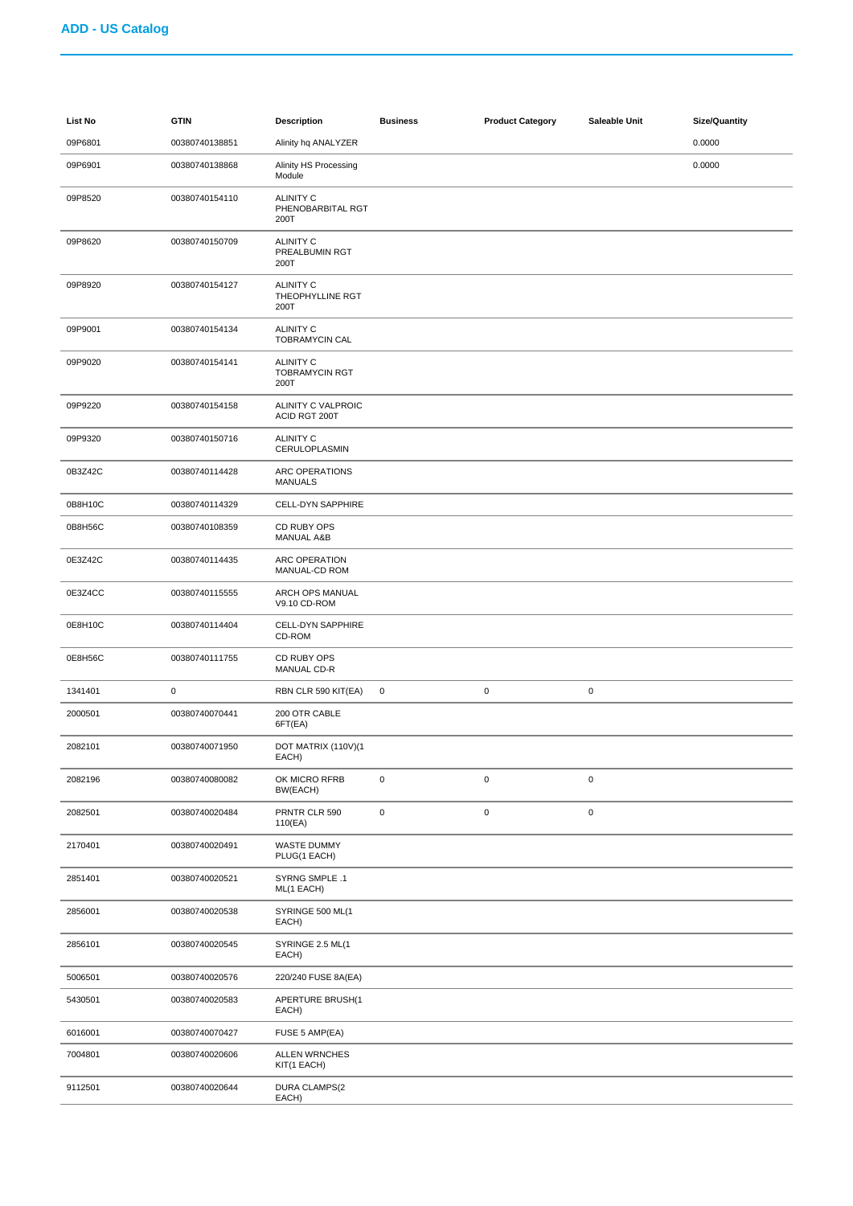## ADD - US Catalog

| List No | GTIN | Description | Business | Product Category | Saleable Unit | Size/Quantity |
|---|---|---|---|---|---|---|
| 09P6801 | 00380740138851 | Alinity hq ANALYZER | | | | 0.0000 |
| 09P6901 | 00380740138868 | Alinity HS Processing Module | | | | 0.0000 |
| 09P8520 | 00380740154110 | ALINITY C PHENOBARBITAL RGT 200T | | | | |
| 09P8620 | 00380740150709 | ALINITY C PREALBUMIN RGT 200T | | | | |
| 09P8920 | 00380740154127 | ALINITY C THEOPHYLLINE RGT 200T | | | | |
| 09P9001 | 00380740154134 | ALINITY C TOBRAMYCIN CAL | | | | |
| 09P9020 | 00380740154141 | ALINITY C TOBRAMYCIN RGT 200T | | | | |
| 09P9220 | 00380740154158 | ALINITY C VALPROIC ACID RGT 200T | | | | |
| 09P9320 | 00380740150716 | ALINITY C CERULOPLASMIN | | | | |
| 0B3Z42C | 00380740114428 | ARC OPERATIONS MANUALS | | | | |
| 0B8H10C | 00380740114329 | CELL-DYN SAPPHIRE | | | | |
| 0B8H56C | 00380740108359 | CD RUBY OPS MANUAL A&B | | | | |
| 0E3Z42C | 00380740114435 | ARC OPERATION MANUAL-CD ROM | | | | |
| 0E3Z4CC | 00380740115555 | ARCH OPS MANUAL V9.10 CD-ROM | | | | |
| 0E8H10C | 00380740114404 | CELL-DYN SAPPHIRE CD-ROM | | | | |
| 0E8H56C | 00380740111755 | CD RUBY OPS MANUAL CD-R | | | | |
| 1341401 | 0 | RBN CLR 590 KIT(EA) | 0 | 0 | 0 | |
| 2000501 | 00380740070441 | 200 OTR CABLE 6FT(EA) | | | | |
| 2082101 | 00380740071950 | DOT MATRIX (110V)(1 EACH) | | | | |
| 2082196 | 00380740080082 | OK MICRO RFRB BW(EACH) | 0 | 0 | 0 | |
| 2082501 | 00380740020484 | PRNTR CLR 590 110(EA) | 0 | 0 | 0 | |
| 2170401 | 00380740020491 | WASTE DUMMY PLUG(1 EACH) | | | | |
| 2851401 | 00380740020521 | SYRNG SMPLE .1 ML(1 EACH) | | | | |
| 2856001 | 00380740020538 | SYRINGE 500 ML(1 EACH) | | | | |
| 2856101 | 00380740020545 | SYRINGE 2.5 ML(1 EACH) | | | | |
| 5006501 | 00380740020576 | 220/240 FUSE 8A(EA) | | | | |
| 5430501 | 00380740020583 | APERTURE BRUSH(1 EACH) | | | | |
| 6016001 | 00380740070427 | FUSE 5 AMP(EA) | | | | |
| 7004801 | 00380740020606 | ALLEN WRNCHES KIT(1 EACH) | | | | |
| 9112501 | 00380740020644 | DURA CLAMPS(2 EACH) | | | | |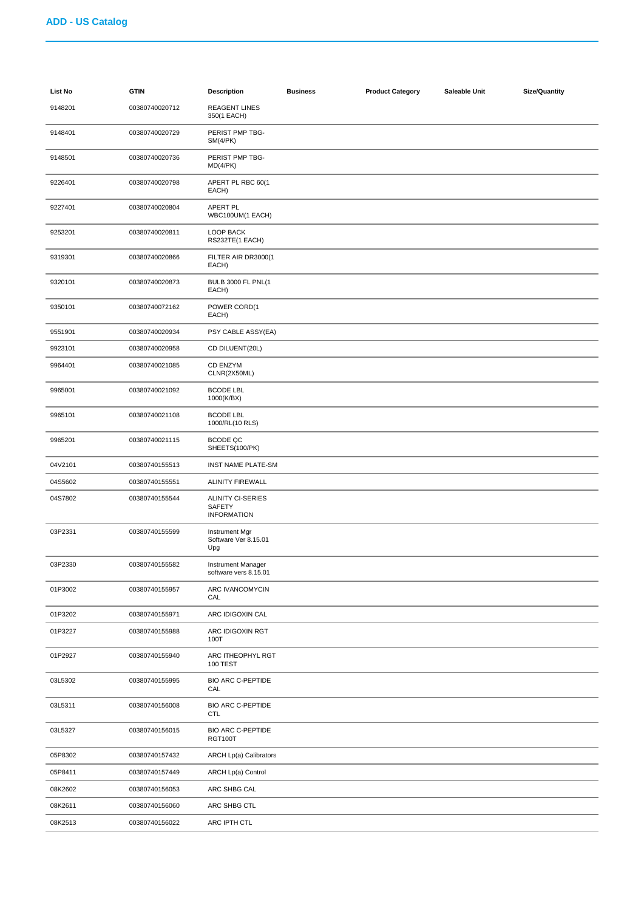## ADD - US Catalog

| List No | GTIN | Description | Business | Product Category | Saleable Unit | Size/Quantity |
|---|---|---|---|---|---|---|
| 9148201 | 00380740020712 | REAGENT LINES 350(1 EACH) | | | | |
| 9148401 | 00380740020729 | PERIST PMP TBG-SM(4/PK) | | | | |
| 9148501 | 00380740020736 | PERIST PMP TBG-MD(4/PK) | | | | |
| 9226401 | 00380740020798 | APERT PL RBC 60(1 EACH) | | | | |
| 9227401 | 00380740020804 | APERT PL WBC100UM(1 EACH) | | | | |
| 9253201 | 00380740020811 | LOOP BACK RS232TE(1 EACH) | | | | |
| 9319301 | 00380740020866 | FILTER AIR DR3000(1 EACH) | | | | |
| 9320101 | 00380740020873 | BULB 3000 FL PNL(1 EACH) | | | | |
| 9350101 | 00380740072162 | POWER CORD(1 EACH) | | | | |
| 9551901 | 00380740020934 | PSY CABLE ASSY(EA) | | | | |
| 9923101 | 00380740020958 | CD DILUENT(20L) | | | | |
| 9964401 | 00380740021085 | CD ENZYM CLNR(2X50ML) | | | | |
| 9965001 | 00380740021092 | BCODE LBL 1000(K/BX) | | | | |
| 9965101 | 00380740021108 | BCODE LBL 1000/RL(10 RLS) | | | | |
| 9965201 | 00380740021115 | BCODE QC SHEETS(100/PK) | | | | |
| 04V2101 | 00380740155513 | INST NAME PLATE-SM | | | | |
| 04S5602 | 00380740155551 | ALINITY FIREWALL | | | | |
| 04S7802 | 00380740155544 | ALINITY CI-SERIES SAFETY INFORMATION | | | | |
| 03P2331 | 00380740155599 | Instrument Mgr Software Ver 8.15.01 Upg | | | | |
| 03P2330 | 00380740155582 | Instrument Manager software vers 8.15.01 | | | | |
| 01P3002 | 00380740155957 | ARC IVANCOMYCIN CAL | | | | |
| 01P3202 | 00380740155971 | ARC IDIGOXIN CAL | | | | |
| 01P3227 | 00380740155988 | ARC IDIGOXIN RGT 100T | | | | |
| 01P2927 | 00380740155940 | ARC ITHEOPHYL RGT 100 TEST | | | | |
| 03L5302 | 00380740155995 | BIO ARC C-PEPTIDE CAL | | | | |
| 03L5311 | 00380740156008 | BIO ARC C-PEPTIDE CTL | | | | |
| 03L5327 | 00380740156015 | BIO ARC C-PEPTIDE RGT100T | | | | |
| 05P8302 | 00380740157432 | ARCH Lp(a) Calibrators | | | | |
| 05P8411 | 00380740157449 | ARCH Lp(a) Control | | | | |
| 08K2602 | 00380740156053 | ARC SHBG CAL | | | | |
| 08K2611 | 00380740156060 | ARC SHBG CTL | | | | |
| 08K2513 | 00380740156022 | ARC IPTH CTL | | | | |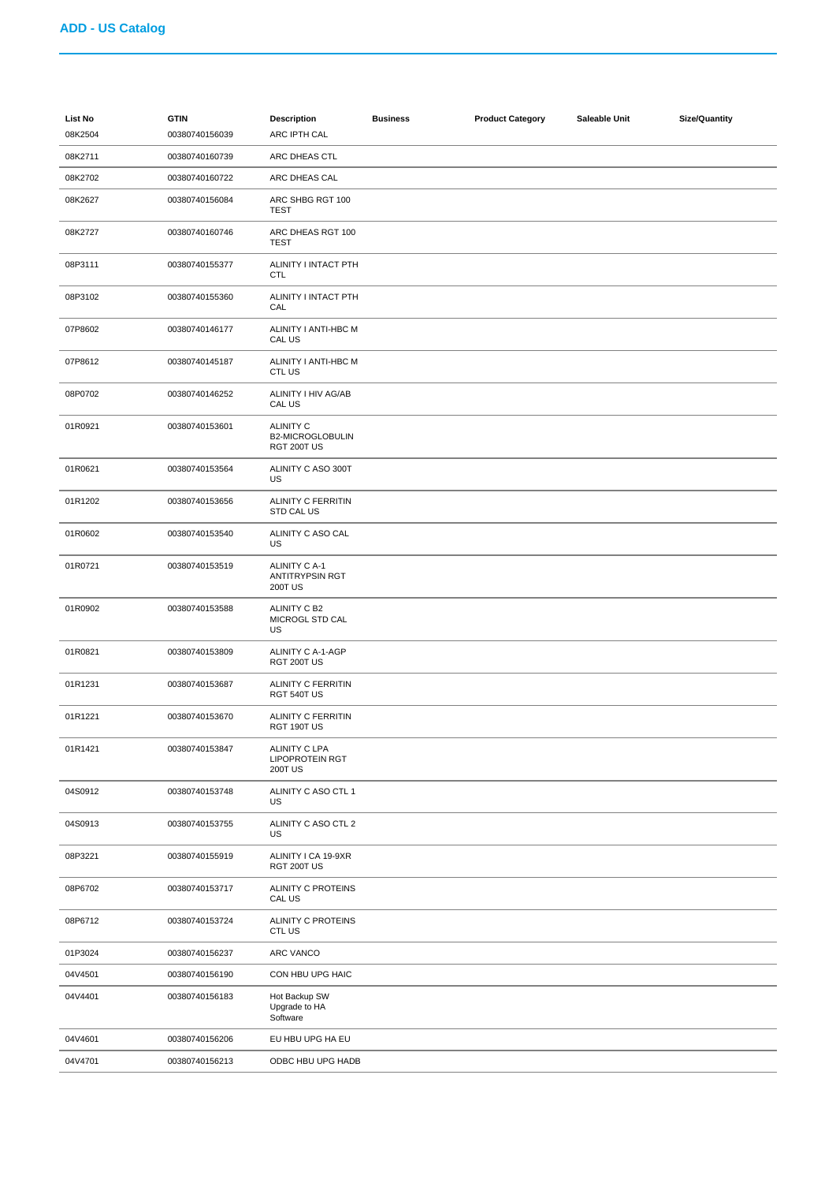## ADD - US Catalog

| List No | GTIN | Description | Business | Product Category | Saleable Unit | Size/Quantity |
|---|---|---|---|---|---|---|
| 08K2504 | 00380740156039 | ARC IPTH CAL | | | | |
| 08K2711 | 00380740160739 | ARC DHEAS CTL | | | | |
| 08K2702 | 00380740160722 | ARC DHEAS CAL | | | | |
| 08K2627 | 00380740156084 | ARC SHBG RGT 100 TEST | | | | |
| 08K2727 | 00380740160746 | ARC DHEAS RGT 100 TEST | | | | |
| 08P3111 | 00380740155377 | ALINITY I INTACT PTH CTL | | | | |
| 08P3102 | 00380740155360 | ALINITY I INTACT PTH CAL | | | | |
| 07P8602 | 00380740146177 | ALINITY I ANTI-HBC M CAL US | | | | |
| 07P8612 | 00380740145187 | ALINITY I ANTI-HBC M CTL US | | | | |
| 08P0702 | 00380740146252 | ALINITY I HIV AG/AB CAL US | | | | |
| 01R0921 | 00380740153601 | ALINITY C B2-MICROGLOBULIN RGT 200T US | | | | |
| 01R0621 | 00380740153564 | ALINITY C ASO 300T US | | | | |
| 01R1202 | 00380740153656 | ALINITY C FERRITIN STD CAL US | | | | |
| 01R0602 | 00380740153540 | ALINITY C ASO CAL US | | | | |
| 01R0721 | 00380740153519 | ALINITY C A-1 ANTITRYPSIN RGT 200T US | | | | |
| 01R0902 | 00380740153588 | ALINITY C B2 MICROGL STD CAL US | | | | |
| 01R0821 | 00380740153809 | ALINITY C A-1-AGP RGT 200T US | | | | |
| 01R1231 | 00380740153687 | ALINITY C FERRITIN RGT 540T US | | | | |
| 01R1221 | 00380740153670 | ALINITY C FERRITIN RGT 190T US | | | | |
| 01R1421 | 00380740153847 | ALINITY C LPA LIPOPROTEIN RGT 200T US | | | | |
| 04S0912 | 00380740153748 | ALINITY C ASO CTL 1 US | | | | |
| 04S0913 | 00380740153755 | ALINITY C ASO CTL 2 US | | | | |
| 08P3221 | 00380740155919 | ALINITY I CA 19-9XR RGT 200T US | | | | |
| 08P6702 | 00380740153717 | ALINITY C PROTEINS CAL US | | | | |
| 08P6712 | 00380740153724 | ALINITY C PROTEINS CTL US | | | | |
| 01P3024 | 00380740156237 | ARC VANCO | | | | |
| 04V4501 | 00380740156190 | CON HBU UPG HAIC | | | | |
| 04V4401 | 00380740156183 | Hot Backup SW Upgrade to HA Software | | | | |
| 04V4601 | 00380740156206 | EU HBU UPG HA EU | | | | |
| 04V4701 | 00380740156213 | ODBC HBU UPG HADB | | | | |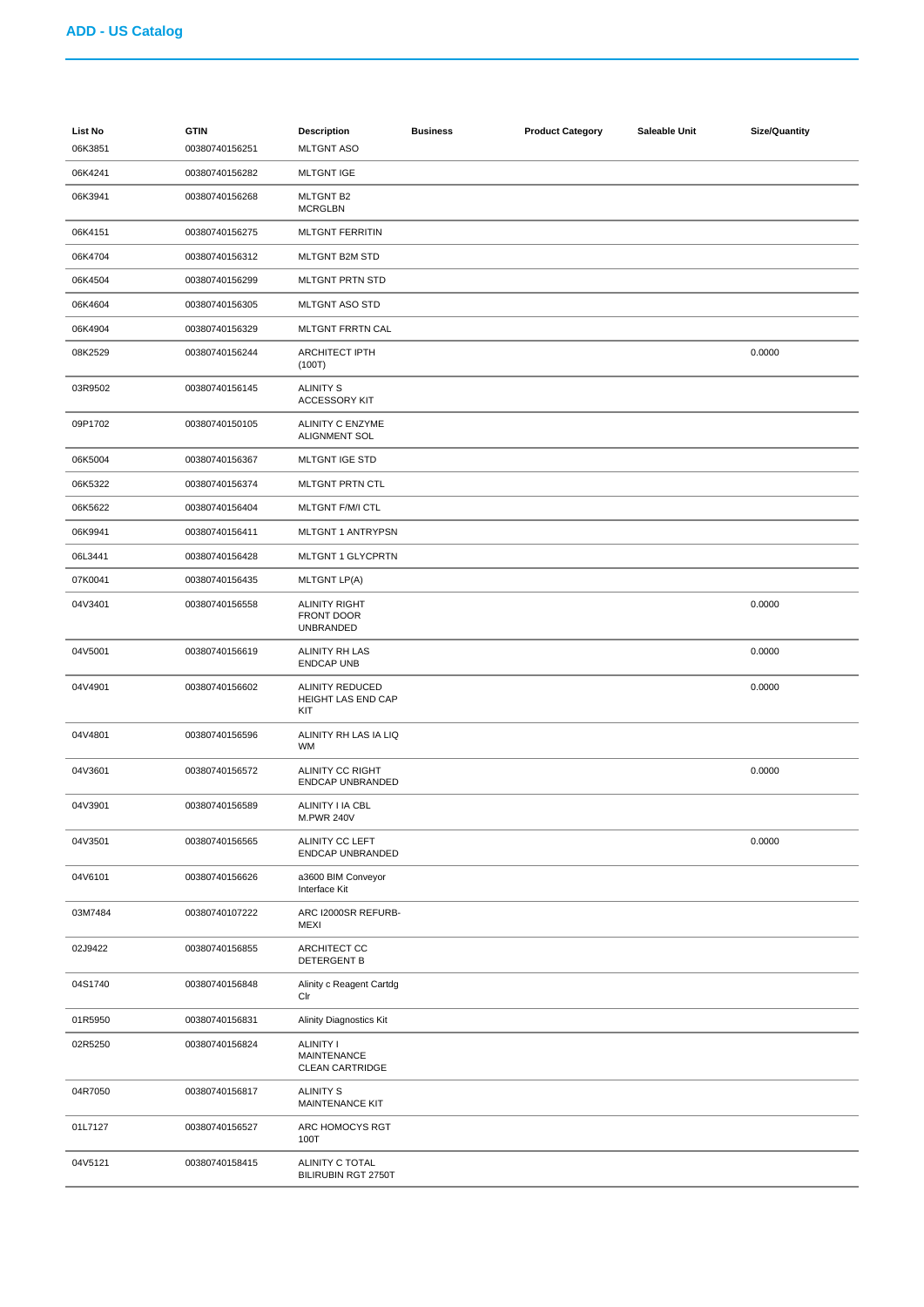## ADD - US Catalog

| List No | GTIN | Description | Business | Product Category | Saleable Unit | Size/Quantity |
|---|---|---|---|---|---|---|
| 06K3851 | 00380740156251 | MLTGNT ASO | | | | |
| 06K4241 | 00380740156282 | MLTGNT IGE | | | | |
| 06K3941 | 00380740156268 | MLTGNT B2 MCRGLBN | | | | |
| 06K4151 | 00380740156275 | MLTGNT FERRITIN | | | | |
| 06K4704 | 00380740156312 | MLTGNT B2M STD | | | | |
| 06K4504 | 00380740156299 | MLTGNT PRTN STD | | | | |
| 06K4604 | 00380740156305 | MLTGNT ASO STD | | | | |
| 06K4904 | 00380740156329 | MLTGNT FRRTN CAL | | | | |
| 08K2529 | 00380740156244 | ARCHITECT IPTH (100T) | | | | 0.0000 |
| 03R9502 | 00380740156145 | ALINITY S ACCESSORY KIT | | | | |
| 09P1702 | 00380740150105 | ALINITY C ENZYME ALIGNMENT SOL | | | | |
| 06K5004 | 00380740156367 | MLTGNT IGE STD | | | | |
| 06K5322 | 00380740156374 | MLTGNT PRTN CTL | | | | |
| 06K5622 | 00380740156404 | MLTGNT F/M/I CTL | | | | |
| 06K9941 | 00380740156411 | MLTGNT 1 ANTRYPSN | | | | |
| 06L3441 | 00380740156428 | MLTGNT 1 GLYCPRTN | | | | |
| 07K0041 | 00380740156435 | MLTGNT LP(A) | | | | |
| 04V3401 | 00380740156558 | ALINITY RIGHT FRONT DOOR UNBRANDED | | | | 0.0000 |
| 04V5001 | 00380740156619 | ALINITY RH LAS ENDCAP UNB | | | | 0.0000 |
| 04V4901 | 00380740156602 | ALINITY REDUCED HEIGHT LAS END CAP KIT | | | | 0.0000 |
| 04V4801 | 00380740156596 | ALINITY RH LAS IA LIQ WM | | | | |
| 04V3601 | 00380740156572 | ALINITY CC RIGHT ENDCAP UNBRANDED | | | | 0.0000 |
| 04V3901 | 00380740156589 | ALINITY I IA CBL M.PWR 240V | | | | |
| 04V3501 | 00380740156565 | ALINITY CC LEFT ENDCAP UNBRANDED | | | | 0.0000 |
| 04V6101 | 00380740156626 | a3600 BIM Conveyor Interface Kit | | | | |
| 03M7484 | 00380740107222 | ARC I2000SR REFURB-MEXI | | | | |
| 02J9422 | 00380740156855 | ARCHITECT CC DETERGENT B | | | | |
| 04S1740 | 00380740156848 | Alinity c Reagent Cartdg Clr | | | | |
| 01R5950 | 00380740156831 | Alinity Diagnostics Kit | | | | |
| 02R5250 | 00380740156824 | ALINITY I MAINTENANCE CLEAN CARTRIDGE | | | | |
| 04R7050 | 00380740156817 | ALINITY S MAINTENANCE KIT | | | | |
| 01L7127 | 00380740156527 | ARC HOMOCYS RGT 100T | | | | |
| 04V5121 | 00380740158415 | ALINITY C TOTAL BILIRUBIN RGT 2750T | | | | |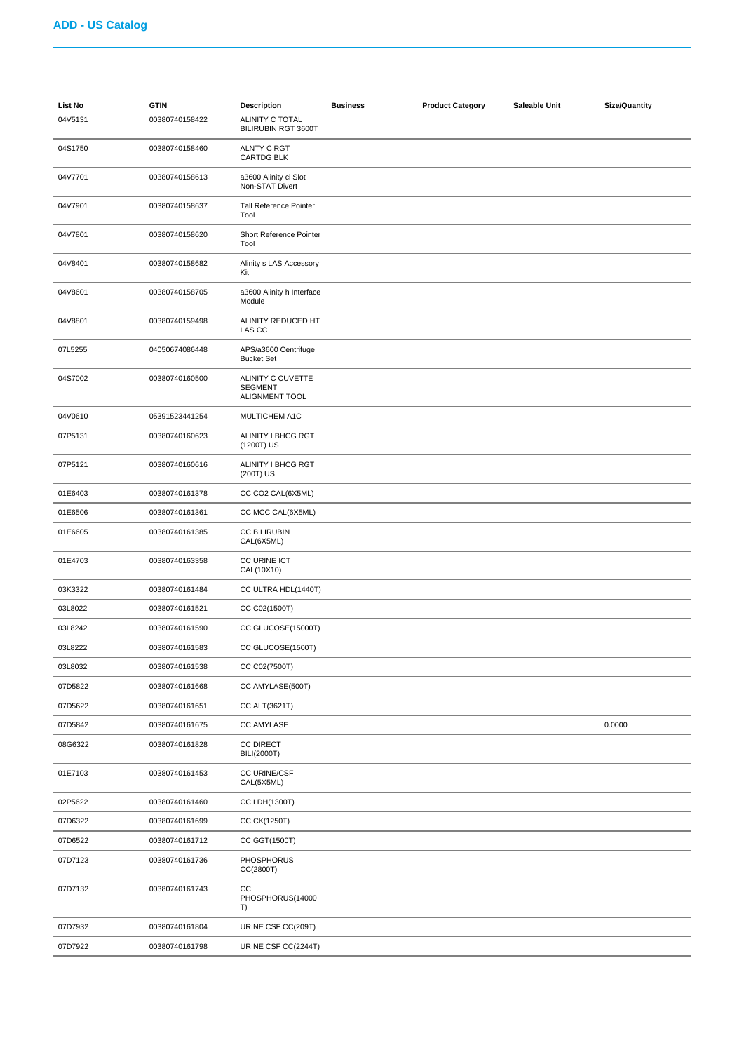## ADD - US Catalog

| List No | GTIN | Description | Business | Product Category | Saleable Unit | Size/Quantity |
|---|---|---|---|---|---|---|
| 04V5131 | 00380740158422 | ALINITY C TOTAL BILIRUBIN RGT 3600T | | | | |
| 04S1750 | 00380740158460 | ALNTY C RGT CARTDG BLK | | | | |
| 04V7701 | 00380740158613 | a3600 Alinity ci Slot Non-STAT Divert | | | | |
| 04V7901 | 00380740158637 | Tall Reference Pointer Tool | | | | |
| 04V7801 | 00380740158620 | Short Reference Pointer Tool | | | | |
| 04V8401 | 00380740158682 | Alinity s LAS Accessory Kit | | | | |
| 04V8601 | 00380740158705 | a3600 Alinity h Interface Module | | | | |
| 04V8801 | 00380740159498 | ALINITY REDUCED HT LAS CC | | | | |
| 07L5255 | 04050674086448 | APS/a3600 Centrifuge Bucket Set | | | | |
| 04S7002 | 00380740160500 | ALINITY C CUVETTE SEGMENT ALIGNMENT TOOL | | | | |
| 04V0610 | 05391523441254 | MULTICHEM A1C | | | | |
| 07P5131 | 00380740160623 | ALINITY I BHCG RGT (1200T) US | | | | |
| 07P5121 | 00380740160616 | ALINITY I BHCG RGT (200T) US | | | | |
| 01E6403 | 00380740161378 | CC CO2 CAL(6X5ML) | | | | |
| 01E6506 | 00380740161361 | CC MCC CAL(6X5ML) | | | | |
| 01E6605 | 00380740161385 | CC BILIRUBIN CAL(6X5ML) | | | | |
| 01E4703 | 00380740163358 | CC URINE ICT CAL(10X10) | | | | |
| 03K3322 | 00380740161484 | CC ULTRA HDL(1440T) | | | | |
| 03L8022 | 00380740161521 | CC C02(1500T) | | | | |
| 03L8242 | 00380740161590 | CC GLUCOSE(15000T) | | | | |
| 03L8222 | 00380740161583 | CC GLUCOSE(1500T) | | | | |
| 03L8032 | 00380740161538 | CC C02(7500T) | | | | |
| 07D5822 | 00380740161668 | CC AMYLASE(500T) | | | | |
| 07D5622 | 00380740161651 | CC ALT(3621T) | | | | |
| 07D5842 | 00380740161675 | CC AMYLASE | | | | 0.0000 |
| 08G6322 | 00380740161828 | CC DIRECT BILI(2000T) | | | | |
| 01E7103 | 00380740161453 | CC URINE/CSF CAL(5X5ML) | | | | |
| 02P5622 | 00380740161460 | CC LDH(1300T) | | | | |
| 07D6322 | 00380740161699 | CC CK(1250T) | | | | |
| 07D6522 | 00380740161712 | CC GGT(1500T) | | | | |
| 07D7123 | 00380740161736 | PHOSPHORUS CC(2800T) | | | | |
| 07D7132 | 00380740161743 | CC PHOSPHORUS(14000 T) | | | | |
| 07D7932 | 00380740161804 | URINE CSF CC(209T) | | | | |
| 07D7922 | 00380740161798 | URINE CSF CC(2244T) | | | | |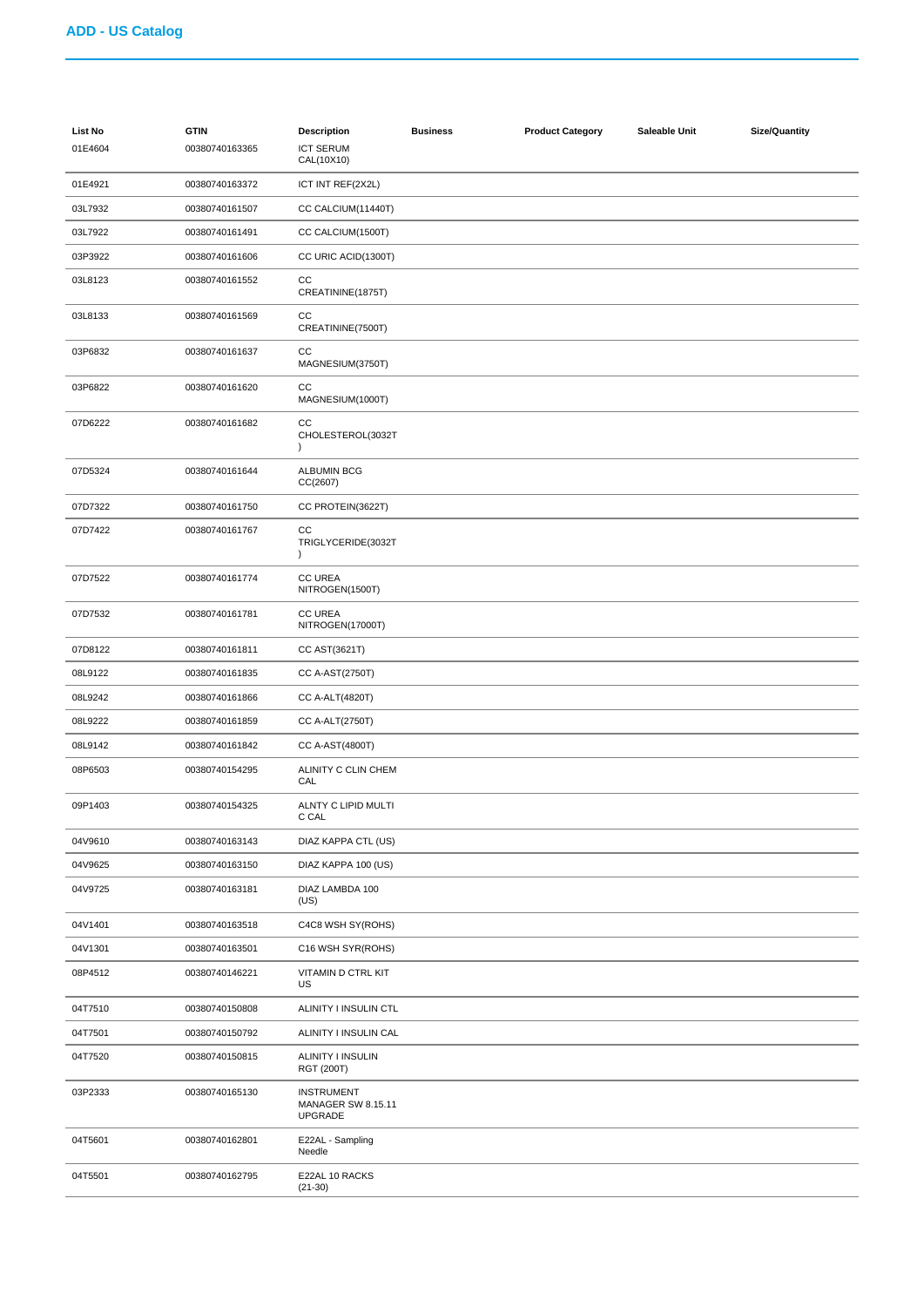## ADD - US Catalog

| List No | GTIN | Description | Business | Product Category | Saleable Unit | Size/Quantity |
|---|---|---|---|---|---|---|
| 01E4604 | 00380740163365 | ICT SERUM CAL(10X10) | | | | |
| 01E4921 | 00380740163372 | ICT INT REF(2X2L) | | | | |
| 03L7932 | 00380740161507 | CC CALCIUM(11440T) | | | | |
| 03L7922 | 00380740161491 | CC CALCIUM(1500T) | | | | |
| 03P3922 | 00380740161606 | CC URIC ACID(1300T) | | | | |
| 03L8123 | 00380740161552 | CC CREATININE(1875T) | | | | |
| 03L8133 | 00380740161569 | CC CREATININE(7500T) | | | | |
| 03P6832 | 00380740161637 | CC MAGNESIUM(3750T) | | | | |
| 03P6822 | 00380740161620 | CC MAGNESIUM(1000T) | | | | |
| 07D6222 | 00380740161682 | CC CHOLESTEROL(3032T) | | | | |
| 07D5324 | 00380740161644 | ALBUMIN BCG CC(2607) | | | | |
| 07D7322 | 00380740161750 | CC PROTEIN(3622T) | | | | |
| 07D7422 | 00380740161767 | CC TRIGLYCERIDE(3032T) | | | | |
| 07D7522 | 00380740161774 | CC UREA NITROGEN(1500T) | | | | |
| 07D7532 | 00380740161781 | CC UREA NITROGEN(17000T) | | | | |
| 07D8122 | 00380740161811 | CC AST(3621T) | | | | |
| 08L9122 | 00380740161835 | CC A-AST(2750T) | | | | |
| 08L9242 | 00380740161866 | CC A-ALT(4820T) | | | | |
| 08L9222 | 00380740161859 | CC A-ALT(2750T) | | | | |
| 08L9142 | 00380740161842 | CC A-AST(4800T) | | | | |
| 08P6503 | 00380740154295 | ALINITY C CLIN CHEM CAL | | | | |
| 09P1403 | 00380740154325 | ALNTY C LIPID MULTI C CAL | | | | |
| 04V9610 | 00380740163143 | DIAZ KAPPA CTL (US) | | | | |
| 04V9625 | 00380740163150 | DIAZ KAPPA 100 (US) | | | | |
| 04V9725 | 00380740163181 | DIAZ LAMBDA 100 (US) | | | | |
| 04V1401 | 00380740163518 | C4C8 WSH SY(ROHS) | | | | |
| 04V1301 | 00380740163501 | C16 WSH SYR(ROHS) | | | | |
| 08P4512 | 00380740146221 | VITAMIN D CTRL KIT US | | | | |
| 04T7510 | 00380740150808 | ALINITY I INSULIN CTL | | | | |
| 04T7501 | 00380740150792 | ALINITY I INSULIN CAL | | | | |
| 04T7520 | 00380740150815 | ALINITY I INSULIN RGT (200T) | | | | |
| 03P2333 | 00380740165130 | INSTRUMENT MANAGER SW 8.15.11 UPGRADE | | | | |
| 04T5601 | 00380740162801 | E22AL - Sampling Needle | | | | |
| 04T5501 | 00380740162795 | E22AL 10 RACKS (21-30) | | | | |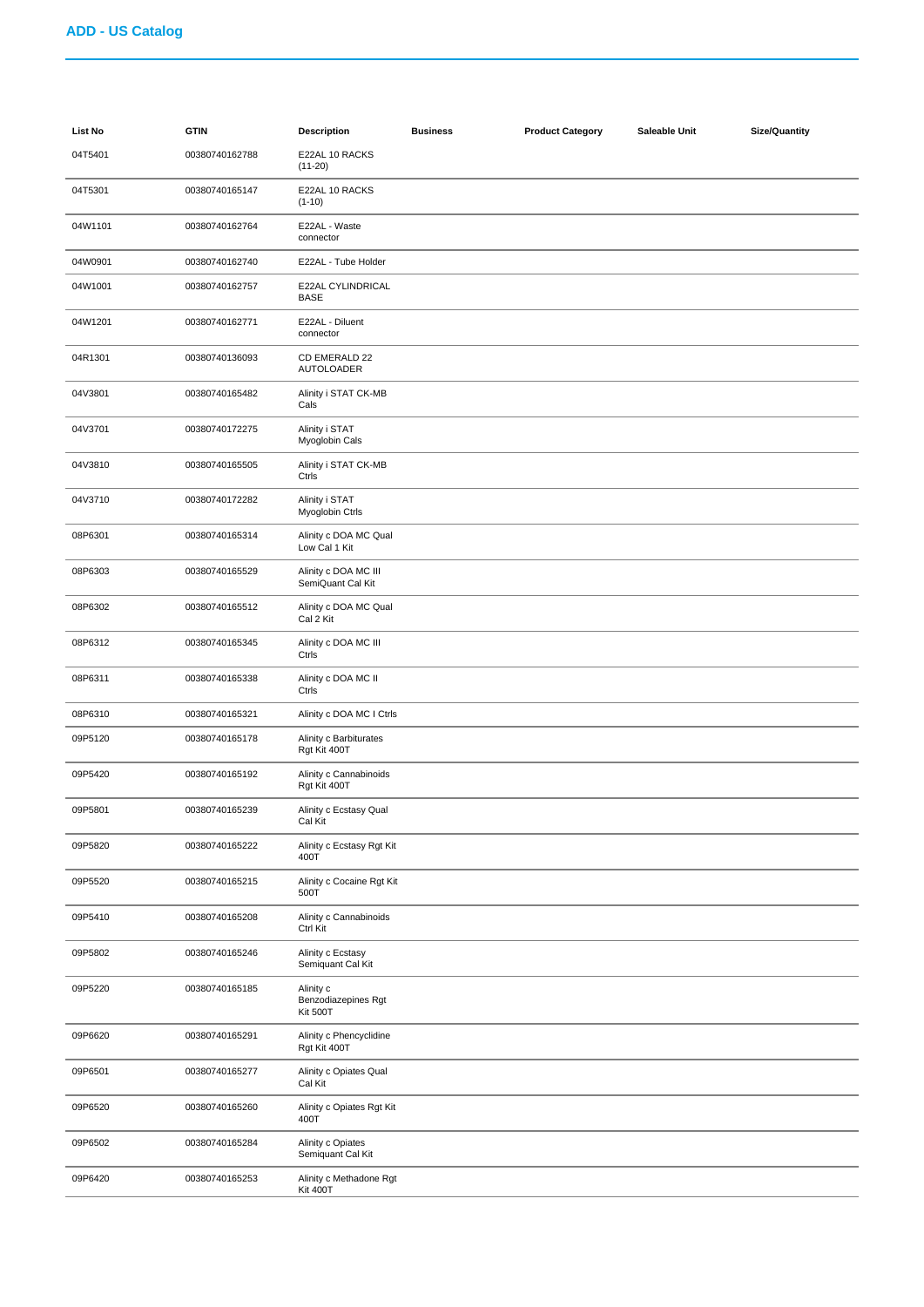## ADD - US Catalog

| List No | GTIN | Description | Business | Product Category | Saleable Unit | Size/Quantity |
|---|---|---|---|---|---|---|
| 04T5401 | 00380740162788 | E22AL 10 RACKS (11-20) | | | | |
| 04T5301 | 00380740165147 | E22AL 10 RACKS (1-10) | | | | |
| 04W1101 | 00380740162764 | E22AL - Waste connector | | | | |
| 04W0901 | 00380740162740 | E22AL - Tube Holder | | | | |
| 04W1001 | 00380740162757 | E22AL CYLINDRICAL BASE | | | | |
| 04W1201 | 00380740162771 | E22AL - Diluent connector | | | | |
| 04R1301 | 00380740136093 | CD EMERALD 22 AUTOLOADER | | | | |
| 04V3801 | 00380740165482 | Alinity i STAT CK-MB Cals | | | | |
| 04V3701 | 00380740172275 | Alinity i STAT Myoglobin Cals | | | | |
| 04V3810 | 00380740165505 | Alinity i STAT CK-MB Ctrls | | | | |
| 04V3710 | 00380740172282 | Alinity i STAT Myoglobin Ctrls | | | | |
| 08P6301 | 00380740165314 | Alinity c DOA MC Qual Low Cal 1 Kit | | | | |
| 08P6303 | 00380740165529 | Alinity c DOA MC III SemiQuant Cal Kit | | | | |
| 08P6302 | 00380740165512 | Alinity c DOA MC Qual Cal 2 Kit | | | | |
| 08P6312 | 00380740165345 | Alinity c DOA MC III Ctrls | | | | |
| 08P6311 | 00380740165338 | Alinity c DOA MC II Ctrls | | | | |
| 08P6310 | 00380740165321 | Alinity c DOA MC I Ctrls | | | | |
| 09P5120 | 00380740165178 | Alinity c Barbiturates Rgt Kit 400T | | | | |
| 09P5420 | 00380740165192 | Alinity c Cannabinoids Rgt Kit 400T | | | | |
| 09P5801 | 00380740165239 | Alinity c Ecstasy Qual Cal Kit | | | | |
| 09P5820 | 00380740165222 | Alinity c Ecstasy Rgt Kit 400T | | | | |
| 09P5520 | 00380740165215 | Alinity c Cocaine Rgt Kit 500T | | | | |
| 09P5410 | 00380740165208 | Alinity c Cannabinoids Ctrl Kit | | | | |
| 09P5802 | 00380740165246 | Alinity c Ecstasy Semiquant Cal Kit | | | | |
| 09P5220 | 00380740165185 | Alinity c Benzodiazepines Rgt Kit 500T | | | | |
| 09P6620 | 00380740165291 | Alinity c Phencyclidine Rgt Kit 400T | | | | |
| 09P6501 | 00380740165277 | Alinity c Opiates Qual Cal Kit | | | | |
| 09P6520 | 00380740165260 | Alinity c Opiates Rgt Kit 400T | | | | |
| 09P6502 | 00380740165284 | Alinity c Opiates Semiquant Cal Kit | | | | |
| 09P6420 | 00380740165253 | Alinity c Methadone Rgt Kit 400T | | | | |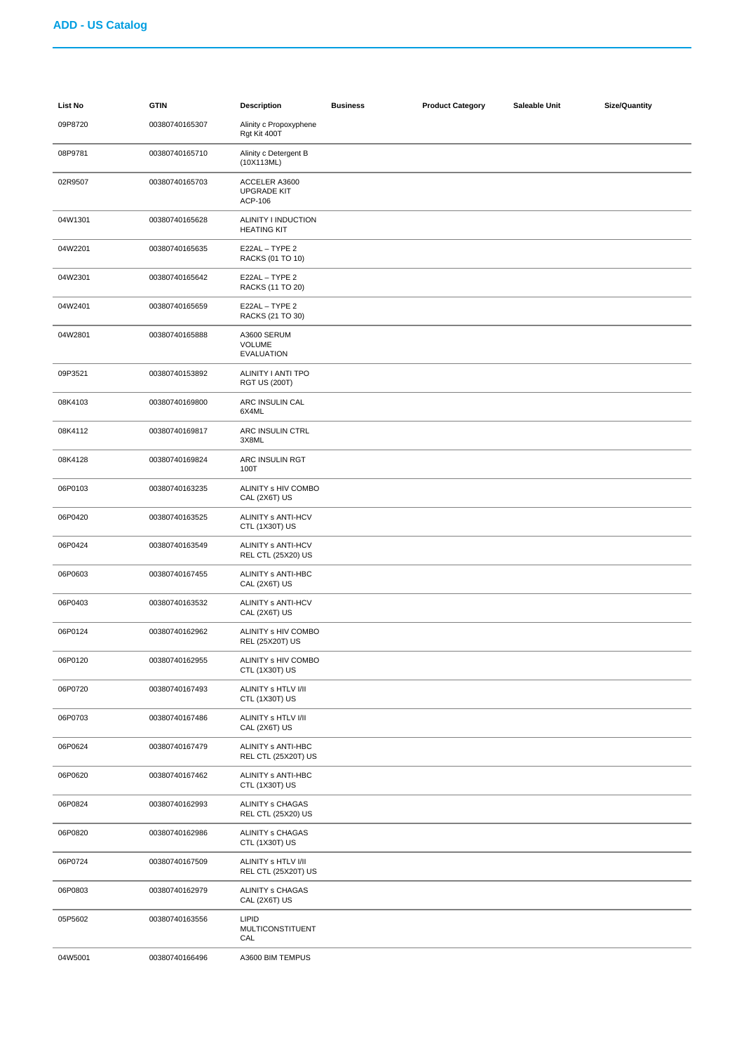## ADD - US Catalog

| List No | GTIN | Description | Business | Product Category | Saleable Unit | Size/Quantity |
|---|---|---|---|---|---|---|
| 09P8720 | 00380740165307 | Alinity c Propoxyphene Rgt Kit 400T | | | | |
| 08P9781 | 00380740165710 | Alinity c Detergent B (10X113ML) | | | | |
| 02R9507 | 00380740165703 | ACCELER A3600 UPGRADE KIT ACP-106 | | | | |
| 04W1301 | 00380740165628 | ALINITY I INDUCTION HEATING KIT | | | | |
| 04W2201 | 00380740165635 | E22AL – TYPE 2 RACKS (01 TO 10) | | | | |
| 04W2301 | 00380740165642 | E22AL – TYPE 2 RACKS (11 TO 20) | | | | |
| 04W2401 | 00380740165659 | E22AL – TYPE 2 RACKS (21 TO 30) | | | | |
| 04W2801 | 00380740165888 | A3600 SERUM VOLUME EVALUATION | | | | |
| 09P3521 | 00380740153892 | ALINITY I ANTI TPO RGT US (200T) | | | | |
| 08K4103 | 00380740169800 | ARC INSULIN CAL 6X4ML | | | | |
| 08K4112 | 00380740169817 | ARC INSULIN CTRL 3X8ML | | | | |
| 08K4128 | 00380740169824 | ARC INSULIN RGT 100T | | | | |
| 06P0103 | 00380740163235 | ALINITY s HIV COMBO CAL (2X6T) US | | | | |
| 06P0420 | 00380740163525 | ALINITY s ANTI-HCV CTL (1X30T) US | | | | |
| 06P0424 | 00380740163549 | ALINITY s ANTI-HCV REL CTL (25X20) US | | | | |
| 06P0603 | 00380740167455 | ALINITY s ANTI-HBC CAL (2X6T) US | | | | |
| 06P0403 | 00380740163532 | ALINITY s ANTI-HCV CAL (2X6T) US | | | | |
| 06P0124 | 00380740162962 | ALINITY s HIV COMBO REL (25X20T) US | | | | |
| 06P0120 | 00380740162955 | ALINITY s HIV COMBO CTL (1X30T) US | | | | |
| 06P0720 | 00380740167493 | ALINITY s HTLV I/II CTL (1X30T) US | | | | |
| 06P0703 | 00380740167486 | ALINITY s HTLV I/II CAL (2X6T) US | | | | |
| 06P0624 | 00380740167479 | ALINITY s ANTI-HBC REL CTL (25X20T) US | | | | |
| 06P0620 | 00380740167462 | ALINITY s ANTI-HBC CTL (1X30T) US | | | | |
| 06P0824 | 00380740162993 | ALINITY s CHAGAS REL CTL (25X20) US | | | | |
| 06P0820 | 00380740162986 | ALINITY s CHAGAS CTL (1X30T) US | | | | |
| 06P0724 | 00380740167509 | ALINITY s HTLV I/II REL CTL (25X20T) US | | | | |
| 06P0803 | 00380740162979 | ALINITY s CHAGAS CAL (2X6T) US | | | | |
| 05P5602 | 00380740163556 | LIPID MULTICONSTITUENT CAL | | | | |
| 04W5001 | 00380740166496 | A3600 BIM TEMPUS | | | | |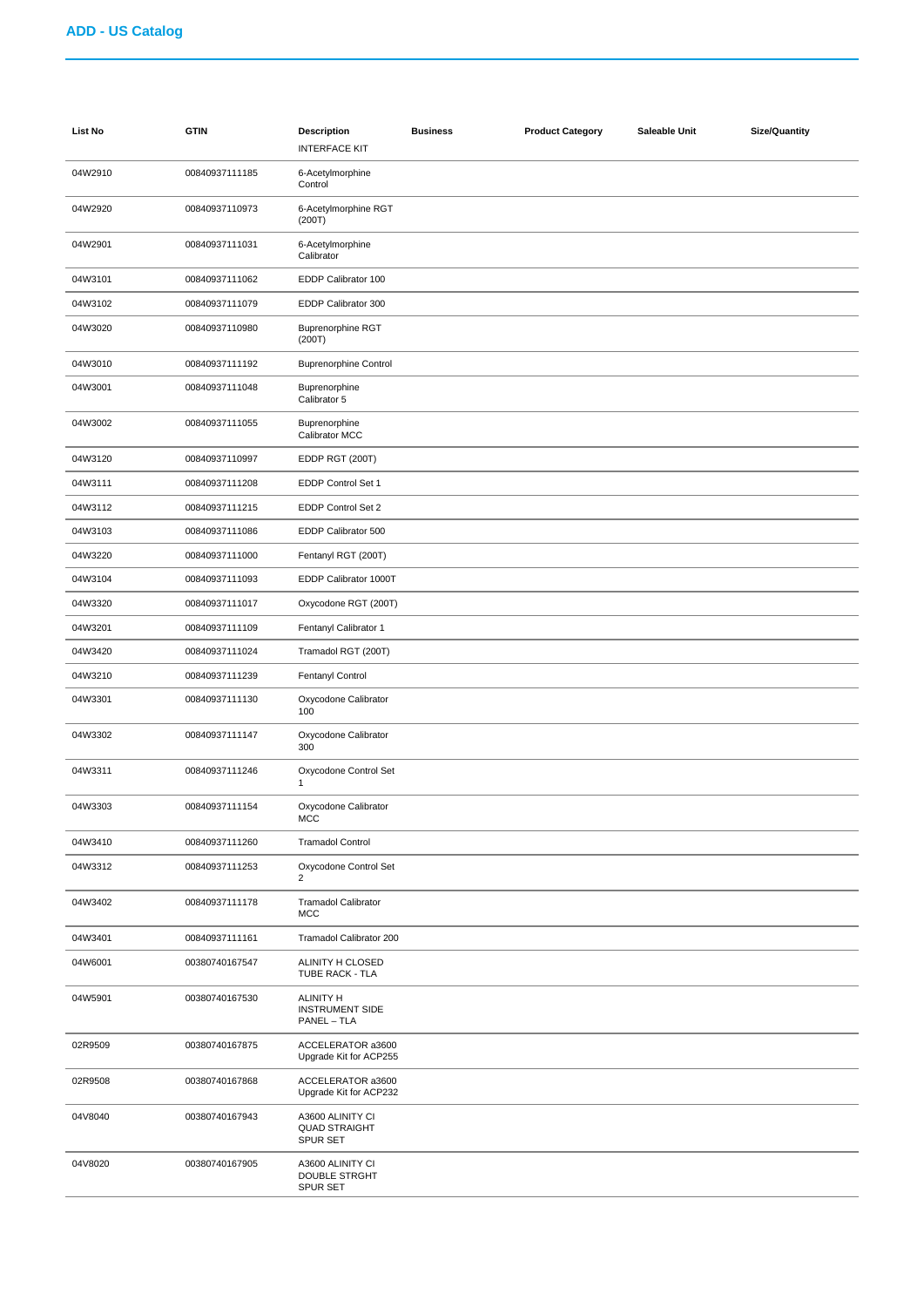## ADD - US Catalog

| List No | GTIN | Description | Business | Product Category | Saleable Unit | Size/Quantity |
|---|---|---|---|---|---|---|
| | | INTERFACE KIT | | | | |
| 04W2910 | 00840937111185 | 6-Acetylmorphine Control | | | | |
| 04W2920 | 00840937110973 | 6-Acetylmorphine RGT (200T) | | | | |
| 04W2901 | 00840937111031 | 6-Acetylmorphine Calibrator | | | | |
| 04W3101 | 00840937111062 | EDDP Calibrator 100 | | | | |
| 04W3102 | 00840937111079 | EDDP Calibrator 300 | | | | |
| 04W3020 | 00840937110980 | Buprenorphine RGT (200T) | | | | |
| 04W3010 | 00840937111192 | Buprenorphine Control | | | | |
| 04W3001 | 00840937111048 | Buprenorphine Calibrator 5 | | | | |
| 04W3002 | 00840937111055 | Buprenorphine Calibrator MCC | | | | |
| 04W3120 | 00840937110997 | EDDP RGT (200T) | | | | |
| 04W3111 | 00840937111208 | EDDP Control Set 1 | | | | |
| 04W3112 | 00840937111215 | EDDP Control Set 2 | | | | |
| 04W3103 | 00840937111086 | EDDP Calibrator 500 | | | | |
| 04W3220 | 00840937111000 | Fentanyl RGT (200T) | | | | |
| 04W3104 | 00840937111093 | EDDP Calibrator 1000T | | | | |
| 04W3320 | 00840937111017 | Oxycodone RGT (200T) | | | | |
| 04W3201 | 00840937111109 | Fentanyl Calibrator 1 | | | | |
| 04W3420 | 00840937111024 | Tramadol RGT (200T) | | | | |
| 04W3210 | 00840937111239 | Fentanyl Control | | | | |
| 04W3301 | 00840937111130 | Oxycodone Calibrator 100 | | | | |
| 04W3302 | 00840937111147 | Oxycodone Calibrator 300 | | | | |
| 04W3311 | 00840937111246 | Oxycodone Control Set 1 | | | | |
| 04W3303 | 00840937111154 | Oxycodone Calibrator MCC | | | | |
| 04W3410 | 00840937111260 | Tramadol Control | | | | |
| 04W3312 | 00840937111253 | Oxycodone Control Set 2 | | | | |
| 04W3402 | 00840937111178 | Tramadol Calibrator MCC | | | | |
| 04W3401 | 00840937111161 | Tramadol Calibrator 200 | | | | |
| 04W6001 | 00380740167547 | ALINITY H CLOSED TUBE RACK - TLA | | | | |
| 04W5901 | 00380740167530 | ALINITY H INSTRUMENT SIDE PANEL – TLA | | | | |
| 02R9509 | 00380740167875 | ACCELERATOR a3600 Upgrade Kit for ACP255 | | | | |
| 02R9508 | 00380740167868 | ACCELERATOR a3600 Upgrade Kit for ACP232 | | | | |
| 04V8040 | 00380740167943 | A3600 ALINITY CI QUAD STRAIGHT SPUR SET | | | | |
| 04V8020 | 00380740167905 | A3600 ALINITY CI DOUBLE STRGHT SPUR SET | | | | |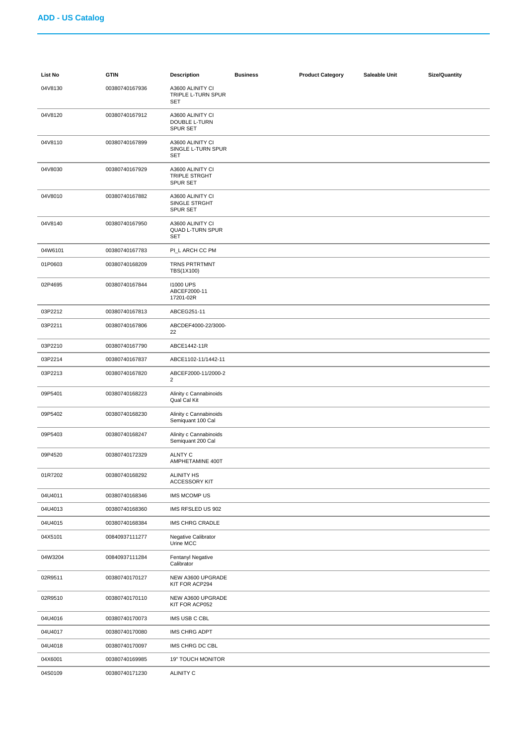## ADD - US Catalog

| List No | GTIN | Description | Business | Product Category | Saleable Unit | Size/Quantity |
|---|---|---|---|---|---|---|
| 04V8130 | 00380740167936 | A3600 ALINITY CI TRIPLE L-TURN SPUR SET | | | | |
| 04V8120 | 00380740167912 | A3600 ALINITY CI DOUBLE L-TURN SPUR SET | | | | |
| 04V8110 | 00380740167899 | A3600 ALINITY CI SINGLE L-TURN SPUR SET | | | | |
| 04V8030 | 00380740167929 | A3600 ALINITY CI TRIPLE STRGHT SPUR SET | | | | |
| 04V8010 | 00380740167882 | A3600 ALINITY CI SINGLE STRGHT SPUR SET | | | | |
| 04V8140 | 00380740167950 | A3600 ALINITY CI QUAD L-TURN SPUR SET | | | | |
| 04W6101 | 00380740167783 | PI_L ARCH CC PM | | | | |
| 01P0603 | 00380740168209 | TRNS PRTRTMNT TBS(1X100) | | | | |
| 02P4695 | 00380740167844 | I1000 UPS ABCEF2000-11 17201-02R | | | | |
| 03P2212 | 00380740167813 | ABCEG251-11 | | | | |
| 03P2211 | 00380740167806 | ABCDEF4000-22/3000-22 | | | | |
| 03P2210 | 00380740167790 | ABCE1442-11R | | | | |
| 03P2214 | 00380740167837 | ABCE1102-11/1442-11 | | | | |
| 03P2213 | 00380740167820 | ABCEF2000-11/2000-2 2 | | | | |
| 09P5401 | 00380740168223 | Alinity c Cannabinoids Qual Cal Kit | | | | |
| 09P5402 | 00380740168230 | Alinity c Cannabinoids Semiquant 100 Cal | | | | |
| 09P5403 | 00380740168247 | Alinity c Cannabinoids Semiquant 200 Cal | | | | |
| 09P4520 | 00380740172329 | ALNTY C AMPHETAMINE 400T | | | | |
| 01R7202 | 00380740168292 | ALINITY HS ACCESSORY KIT | | | | |
| 04U4011 | 00380740168346 | IMS MCOMP US | | | | |
| 04U4013 | 00380740168360 | IMS RFSLED US 902 | | | | |
| 04U4015 | 00380740168384 | IMS CHRG CRADLE | | | | |
| 04X5101 | 00840937111277 | Negative Calibrator Urine MCC | | | | |
| 04W3204 | 00840937111284 | Fentanyl Negative Calibrator | | | | |
| 02R9511 | 00380740170127 | NEW A3600 UPGRADE KIT FOR ACP294 | | | | |
| 02R9510 | 00380740170110 | NEW A3600 UPGRADE KIT FOR ACP052 | | | | |
| 04U4016 | 00380740170073 | IMS USB C CBL | | | | |
| 04U4017 | 00380740170080 | IMS CHRG ADPT | | | | |
| 04U4018 | 00380740170097 | IMS CHRG DC CBL | | | | |
| 04X6001 | 00380740169985 | 19" TOUCH MONITOR | | | | |
| 04S0109 | 00380740171230 | ALINITY C | | | | |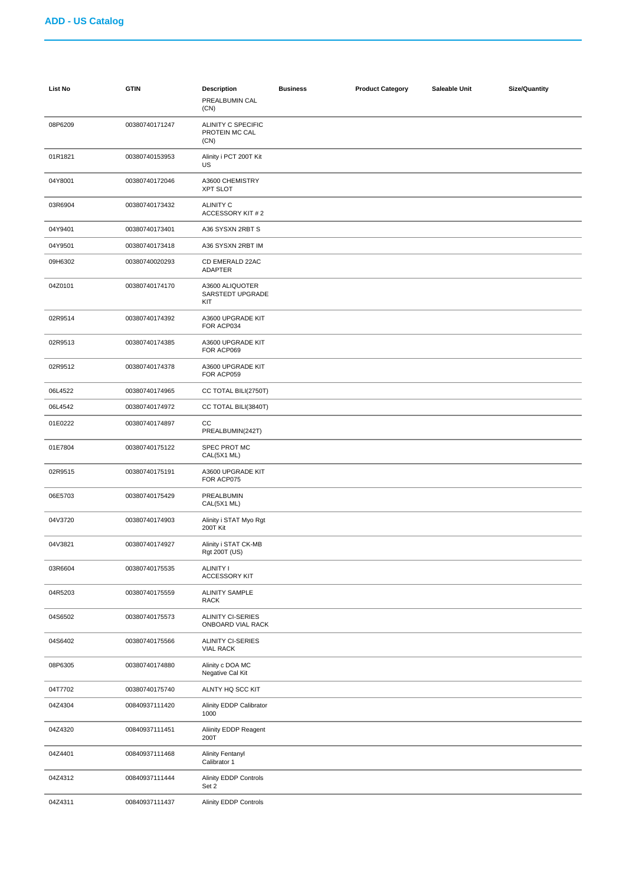## ADD - US Catalog

| List No | GTIN | Description | Business | Product Category | Saleable Unit | Size/Quantity |
|---|---|---|---|---|---|---|
| | | PREALBUMIN CAL (CN) | | | | |
| 08P6209 | 00380740171247 | ALINITY C SPECIFIC PROTEIN MC CAL (CN) | | | | |
| 01R1821 | 00380740153953 | Alinity i PCT 200T Kit US | | | | |
| 04Y8001 | 00380740172046 | A3600 CHEMISTRY XPT SLOT | | | | |
| 03R6904 | 00380740173432 | ALINITY C ACCESSORY KIT # 2 | | | | |
| 04Y9401 | 00380740173401 | A36 SYSXN 2RBT S | | | | |
| 04Y9501 | 00380740173418 | A36 SYSXN 2RBT IM | | | | |
| 09H6302 | 00380740020293 | CD EMERALD 22AC ADAPTER | | | | |
| 04Z0101 | 00380740174170 | A3600 ALIQUOTER SARSTEDT UPGRADE KIT | | | | |
| 02R9514 | 00380740174392 | A3600 UPGRADE KIT FOR ACP034 | | | | |
| 02R9513 | 00380740174385 | A3600 UPGRADE KIT FOR ACP069 | | | | |
| 02R9512 | 00380740174378 | A3600 UPGRADE KIT FOR ACP059 | | | | |
| 06L4522 | 00380740174965 | CC TOTAL BILI(2750T) | | | | |
| 06L4542 | 00380740174972 | CC TOTAL BILI(3840T) | | | | |
| 01E0222 | 00380740174897 | CC PREALBUMIN(242T) | | | | |
| 01E7804 | 00380740175122 | SPEC PROT MC CAL(5X1 ML) | | | | |
| 02R9515 | 00380740175191 | A3600 UPGRADE KIT FOR ACP075 | | | | |
| 06E5703 | 00380740175429 | PREALBUMIN CAL(5X1 ML) | | | | |
| 04V3720 | 00380740174903 | Alinity i STAT Myo Rgt 200T Kit | | | | |
| 04V3821 | 00380740174927 | Alinity i STAT CK-MB Rgt 200T (US) | | | | |
| 03R6604 | 00380740175535 | ALINITY I ACCESSORY KIT | | | | |
| 04R5203 | 00380740175559 | ALINITY SAMPLE RACK | | | | |
| 04S6502 | 00380740175573 | ALINITY CI-SERIES ONBOARD VIAL RACK | | | | |
| 04S6402 | 00380740175566 | ALINITY CI-SERIES VIAL RACK | | | | |
| 08P6305 | 00380740174880 | Alinity c DOA MC Negative Cal Kit | | | | |
| 04T7702 | 00380740175740 | ALNTY HQ SCC KIT | | | | |
| 04Z4304 | 00840937111420 | Alinity EDDP Calibrator 1000 | | | | |
| 04Z4320 | 00840937111451 | Aliinity EDDP Reagent 200T | | | | |
| 04Z4401 | 00840937111468 | Alinity Fentanyl Calibrator 1 | | | | |
| 04Z4312 | 00840937111444 | Alinity EDDP Controls Set 2 | | | | |
| 04Z4311 | 00840937111437 | Alinity EDDP Controls | | | | |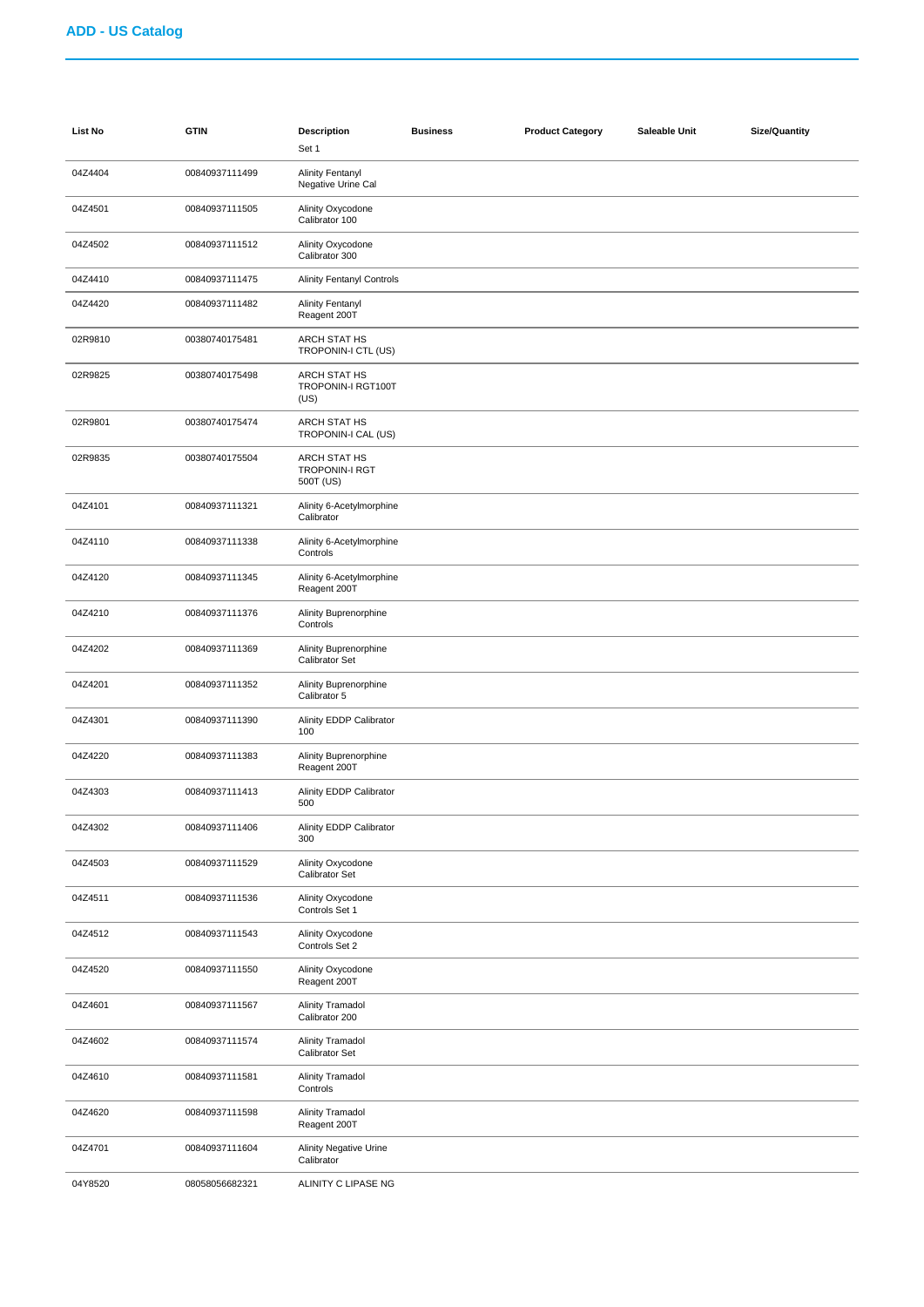## ADD - US Catalog

| List No | GTIN | Description | Business | Product Category | Saleable Unit | Size/Quantity |
|---|---|---|---|---|---|---|
| | | Set 1 | | | | |
| 04Z4404 | 00840937111499 | Alinity Fentanyl Negative Urine Cal | | | | |
| 04Z4501 | 00840937111505 | Alinity Oxycodone Calibrator 100 | | | | |
| 04Z4502 | 00840937111512 | Alinity Oxycodone Calibrator 300 | | | | |
| 04Z4410 | 00840937111475 | Alinity Fentanyl Controls | | | | |
| 04Z4420 | 00840937111482 | Alinity Fentanyl Reagent 200T | | | | |
| 02R9810 | 00380740175481 | ARCH STAT HS TROPONIN-I CTL (US) | | | | |
| 02R9825 | 00380740175498 | ARCH STAT HS TROPONIN-I RGT100T (US) | | | | |
| 02R9801 | 00380740175474 | ARCH STAT HS TROPONIN-I CAL (US) | | | | |
| 02R9835 | 00380740175504 | ARCH STAT HS TROPONIN-I RGT 500T (US) | | | | |
| 04Z4101 | 00840937111321 | Alinity 6-Acetylmorphine Calibrator | | | | |
| 04Z4110 | 00840937111338 | Alinity 6-Acetylmorphine Controls | | | | |
| 04Z4120 | 00840937111345 | Alinity 6-Acetylmorphine Reagent 200T | | | | |
| 04Z4210 | 00840937111376 | Alinity Buprenorphine Controls | | | | |
| 04Z4202 | 00840937111369 | Alinity Buprenorphine Calibrator Set | | | | |
| 04Z4201 | 00840937111352 | Alinity Buprenorphine Calibrator 5 | | | | |
| 04Z4301 | 00840937111390 | Alinity EDDP Calibrator 100 | | | | |
| 04Z4220 | 00840937111383 | Alinity Buprenorphine Reagent 200T | | | | |
| 04Z4303 | 00840937111413 | Alinity EDDP Calibrator 500 | | | | |
| 04Z4302 | 00840937111406 | Alinity EDDP Calibrator 300 | | | | |
| 04Z4503 | 00840937111529 | Alinity Oxycodone Calibrator Set | | | | |
| 04Z4511 | 00840937111536 | Alinity Oxycodone Controls Set 1 | | | | |
| 04Z4512 | 00840937111543 | Alinity Oxycodone Controls Set 2 | | | | |
| 04Z4520 | 00840937111550 | Alinity Oxycodone Reagent 200T | | | | |
| 04Z4601 | 00840937111567 | Alinity Tramadol Calibrator 200 | | | | |
| 04Z4602 | 00840937111574 | Alinity Tramadol Calibrator Set | | | | |
| 04Z4610 | 00840937111581 | Alinity Tramadol Controls | | | | |
| 04Z4620 | 00840937111598 | Alinity Tramadol Reagent 200T | | | | |
| 04Z4701 | 00840937111604 | Alinity Negative Urine Calibrator | | | | |
| 04Y8520 | 08058056682321 | ALINITY C LIPASE NG | | | | |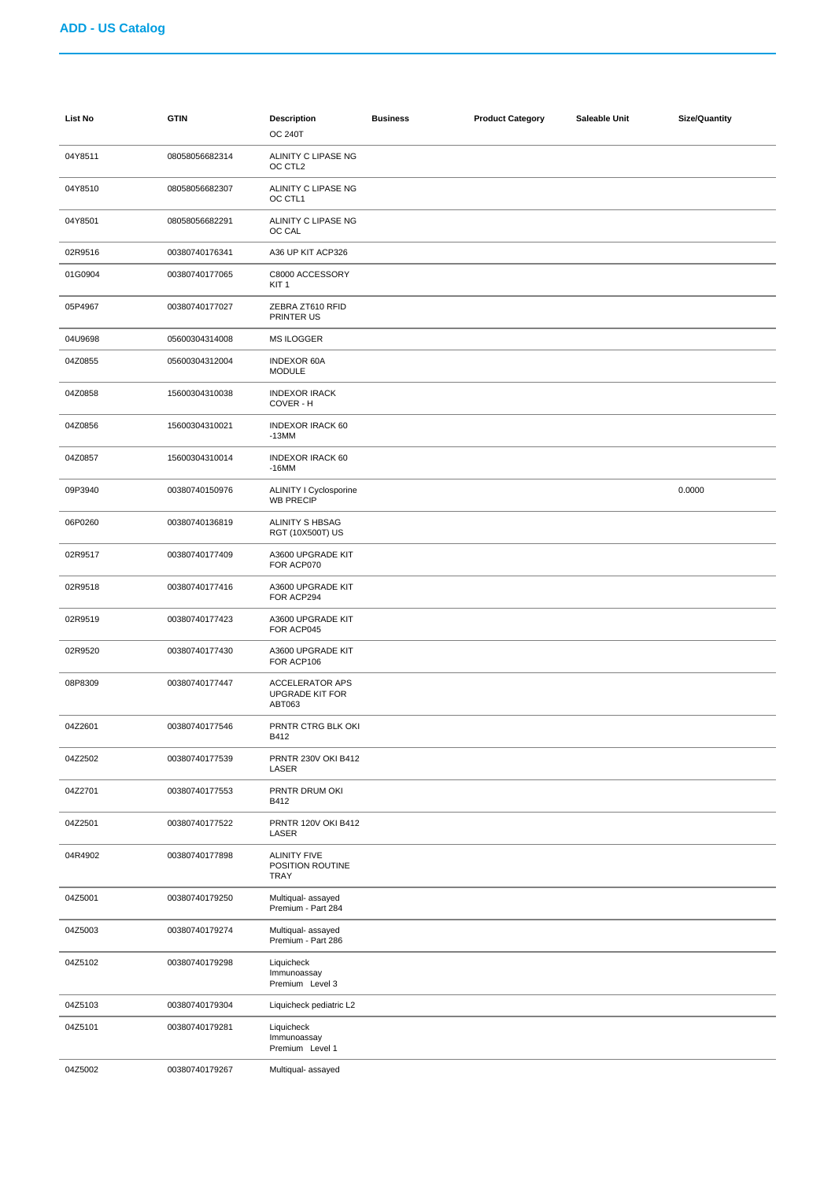## ADD - US Catalog

| List No | GTIN | Description | Business | Product Category | Saleable Unit | Size/Quantity |
|---|---|---|---|---|---|---|
| | | OC 240T | | | | |
| 04Y8511 | 08058056682314 | ALINITY C LIPASE NG OC CTL2 | | | | |
| 04Y8510 | 08058056682307 | ALINITY C LIPASE NG OC CTL1 | | | | |
| 04Y8501 | 08058056682291 | ALINITY C LIPASE NG OC CAL | | | | |
| 02R9516 | 00380740176341 | A36 UP KIT ACP326 | | | | |
| 01G0904 | 00380740177065 | C8000 ACCESSORY KIT 1 | | | | |
| 05P4967 | 00380740177027 | ZEBRA ZT610 RFID PRINTER US | | | | |
| 04U9698 | 05600304314008 | MS ILOGGER | | | | |
| 04Z0855 | 05600304312004 | INDEXOR 60A MODULE | | | | |
| 04Z0858 | 15600304310038 | INDEXOR IRACK COVER - H | | | | |
| 04Z0856 | 15600304310021 | INDEXOR IRACK 60 -13MM | | | | |
| 04Z0857 | 15600304310014 | INDEXOR IRACK 60 -16MM | | | | |
| 09P3940 | 00380740150976 | ALINITY I Cyclosporine WB PRECIP | | | | 0.0000 |
| 06P0260 | 00380740136819 | ALINITY S HBSAG RGT (10X500T) US | | | | |
| 02R9517 | 00380740177409 | A3600 UPGRADE KIT FOR ACP070 | | | | |
| 02R9518 | 00380740177416 | A3600 UPGRADE KIT FOR ACP294 | | | | |
| 02R9519 | 00380740177423 | A3600 UPGRADE KIT FOR ACP045 | | | | |
| 02R9520 | 00380740177430 | A3600 UPGRADE KIT FOR ACP106 | | | | |
| 08P8309 | 00380740177447 | ACCELERATOR APS UPGRADE KIT FOR ABT063 | | | | |
| 04Z2601 | 00380740177546 | PRNTR CTRG BLK OKI B412 | | | | |
| 04Z2502 | 00380740177539 | PRNTR 230V OKI B412 LASER | | | | |
| 04Z2701 | 00380740177553 | PRNTR DRUM OKI B412 | | | | |
| 04Z2501 | 00380740177522 | PRNTR 120V OKI B412 LASER | | | | |
| 04R4902 | 00380740177898 | ALINITY FIVE POSITION ROUTINE TRAY | | | | |
| 04Z5001 | 00380740179250 | Multiqual- assayed Premium - Part 284 | | | | |
| 04Z5003 | 00380740179274 | Multiqual- assayed Premium - Part 286 | | | | |
| 04Z5102 | 00380740179298 | Liquicheck Immunoassay Premium Level 3 | | | | |
| 04Z5103 | 00380740179304 | Liquicheck pediatric L2 | | | | |
| 04Z5101 | 00380740179281 | Liquicheck Immunoassay Premium Level 1 | | | | |
| 04Z5002 | 00380740179267 | Multiqual- assayed | | | | |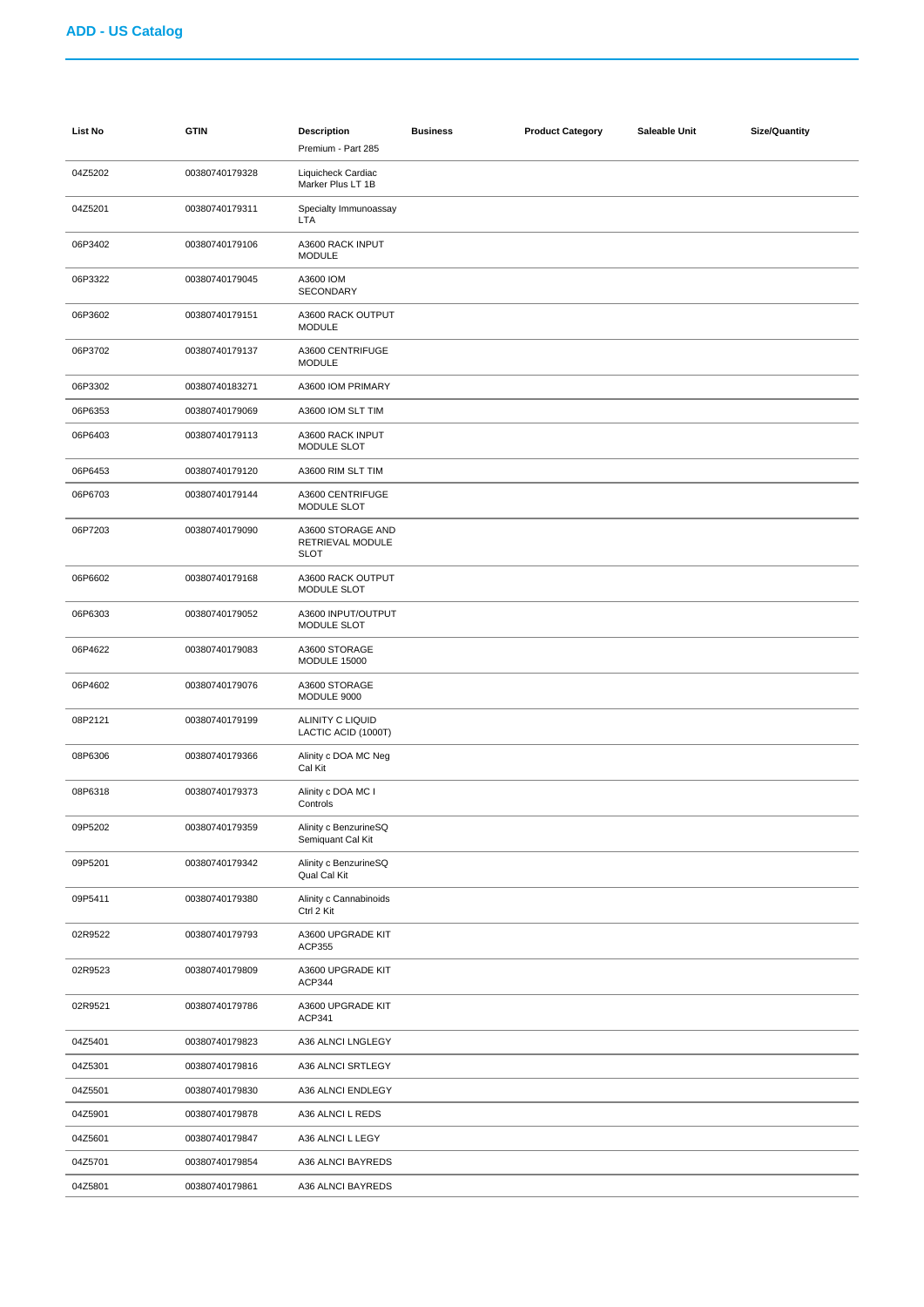## ADD - US Catalog

| List No | GTIN | Description | Business | Product Category | Saleable Unit | Size/Quantity |
|---|---|---|---|---|---|---|
| | | Premium - Part 285 | | | | |
| 04Z5202 | 00380740179328 | Liquicheck Cardiac Marker Plus LT 1B | | | | |
| 04Z5201 | 00380740179311 | Specialty Immunoassay LTA | | | | |
| 06P3402 | 00380740179106 | A3600 RACK INPUT MODULE | | | | |
| 06P3322 | 00380740179045 | A3600 IOM SECONDARY | | | | |
| 06P3602 | 00380740179151 | A3600 RACK OUTPUT MODULE | | | | |
| 06P3702 | 00380740179137 | A3600 CENTRIFUGE MODULE | | | | |
| 06P3302 | 00380740183271 | A3600 IOM PRIMARY | | | | |
| 06P6353 | 00380740179069 | A3600 IOM SLT TIM | | | | |
| 06P6403 | 00380740179113 | A3600 RACK INPUT MODULE SLOT | | | | |
| 06P6453 | 00380740179120 | A3600 RIM SLT TIM | | | | |
| 06P6703 | 00380740179144 | A3600 CENTRIFUGE MODULE SLOT | | | | |
| 06P7203 | 00380740179090 | A3600 STORAGE AND RETRIEVAL MODULE SLOT | | | | |
| 06P6602 | 00380740179168 | A3600 RACK OUTPUT MODULE SLOT | | | | |
| 06P6303 | 00380740179052 | A3600 INPUT/OUTPUT MODULE SLOT | | | | |
| 06P4622 | 00380740179083 | A3600 STORAGE MODULE 15000 | | | | |
| 06P4602 | 00380740179076 | A3600 STORAGE MODULE 9000 | | | | |
| 08P2121 | 00380740179199 | ALINITY C LIQUID LACTIC ACID (1000T) | | | | |
| 08P6306 | 00380740179366 | Alinity c DOA MC Neg Cal Kit | | | | |
| 08P6318 | 00380740179373 | Alinity c DOA MC I Controls | | | | |
| 09P5202 | 00380740179359 | Alinity c BenzurineSQ Semiquant Cal Kit | | | | |
| 09P5201 | 00380740179342 | Alinity c BenzurineSQ Qual Cal Kit | | | | |
| 09P5411 | 00380740179380 | Alinity c Cannabinoids Ctrl 2 Kit | | | | |
| 02R9522 | 00380740179793 | A3600 UPGRADE KIT ACP355 | | | | |
| 02R9523 | 00380740179809 | A3600 UPGRADE KIT ACP344 | | | | |
| 02R9521 | 00380740179786 | A3600 UPGRADE KIT ACP341 | | | | |
| 04Z5401 | 00380740179823 | A36 ALNCI LNGLEGY | | | | |
| 04Z5301 | 00380740179816 | A36 ALNCI SRTLEGY | | | | |
| 04Z5501 | 00380740179830 | A36 ALNCI ENDLEGY | | | | |
| 04Z5901 | 00380740179878 | A36 ALNCI L REDS | | | | |
| 04Z5601 | 00380740179847 | A36 ALNCI L LEGY | | | | |
| 04Z5701 | 00380740179854 | A36 ALNCI BAYREDS | | | | |
| 04Z5801 | 00380740179861 | A36 ALNCI BAYREDS | | | | |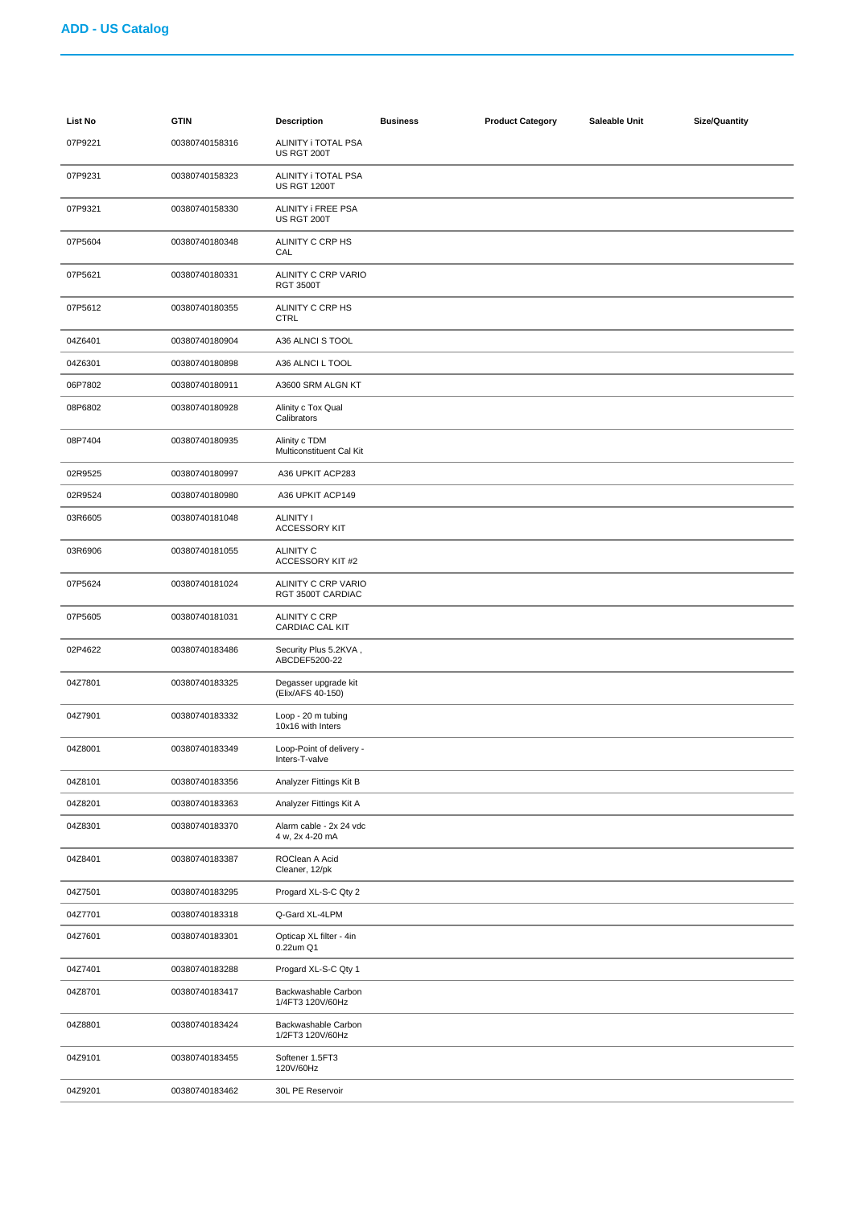## ADD - US Catalog

| List No | GTIN | Description | Business | Product Category | Saleable Unit | Size/Quantity |
|---|---|---|---|---|---|---|
| 07P9221 | 00380740158316 | ALINITY i TOTAL PSA US RGT 200T | | | | |
| 07P9231 | 00380740158323 | ALINITY i TOTAL PSA US RGT 1200T | | | | |
| 07P9321 | 00380740158330 | ALINITY i FREE PSA US RGT 200T | | | | |
| 07P5604 | 00380740180348 | ALINITY C CRP HS CAL | | | | |
| 07P5621 | 00380740180331 | ALINITY C CRP VARIO RGT 3500T | | | | |
| 07P5612 | 00380740180355 | ALINITY C CRP HS CTRL | | | | |
| 04Z6401 | 00380740180904 | A36 ALNCI S TOOL | | | | |
| 04Z6301 | 00380740180898 | A36 ALNCI L TOOL | | | | |
| 06P7802 | 00380740180911 | A3600 SRM ALGN KT | | | | |
| 08P6802 | 00380740180928 | Alinity c Tox Qual Calibrators | | | | |
| 08P7404 | 00380740180935 | Alinity c TDM Multiconstituent Cal Kit | | | | |
| 02R9525 | 00380740180997 | A36 UPKIT ACP283 | | | | |
| 02R9524 | 00380740180980 | A36 UPKIT ACP149 | | | | |
| 03R6605 | 00380740181048 | ALINITY I ACCESSORY KIT | | | | |
| 03R6906 | 00380740181055 | ALINITY C ACCESSORY KIT #2 | | | | |
| 07P5624 | 00380740181024 | ALINITY C CRP VARIO RGT 3500T CARDIAC | | | | |
| 07P5605 | 00380740181031 | ALINITY C CRP CARDIAC CAL KIT | | | | |
| 02P4622 | 00380740183486 | Security Plus 5.2KVA , ABCDEF5200-22 | | | | |
| 04Z7801 | 00380740183325 | Degasser upgrade kit (Elix/AFS 40-150) | | | | |
| 04Z7901 | 00380740183332 | Loop - 20 m tubing 10x16 with Inters | | | | |
| 04Z8001 | 00380740183349 | Loop-Point of delivery - Inters-T-valve | | | | |
| 04Z8101 | 00380740183356 | Analyzer Fittings Kit B | | | | |
| 04Z8201 | 00380740183363 | Analyzer Fittings Kit A | | | | |
| 04Z8301 | 00380740183370 | Alarm cable - 2x 24 vdc 4 w, 2x 4-20 mA | | | | |
| 04Z8401 | 00380740183387 | ROClean A Acid Cleaner, 12/pk | | | | |
| 04Z7501 | 00380740183295 | Progard XL-S-C Qty 2 | | | | |
| 04Z7701 | 00380740183318 | Q-Gard XL-4LPM | | | | |
| 04Z7601 | 00380740183301 | Opticap XL filter - 4in 0.22um Q1 | | | | |
| 04Z7401 | 00380740183288 | Progard XL-S-C Qty 1 | | | | |
| 04Z8701 | 00380740183417 | Backwashable Carbon 1/4FT3 120V/60Hz | | | | |
| 04Z8801 | 00380740183424 | Backwashable Carbon 1/2FT3 120V/60Hz | | | | |
| 04Z9101 | 00380740183455 | Softener 1.5FT3 120V/60Hz | | | | |
| 04Z9201 | 00380740183462 | 30L PE Reservoir | | | | |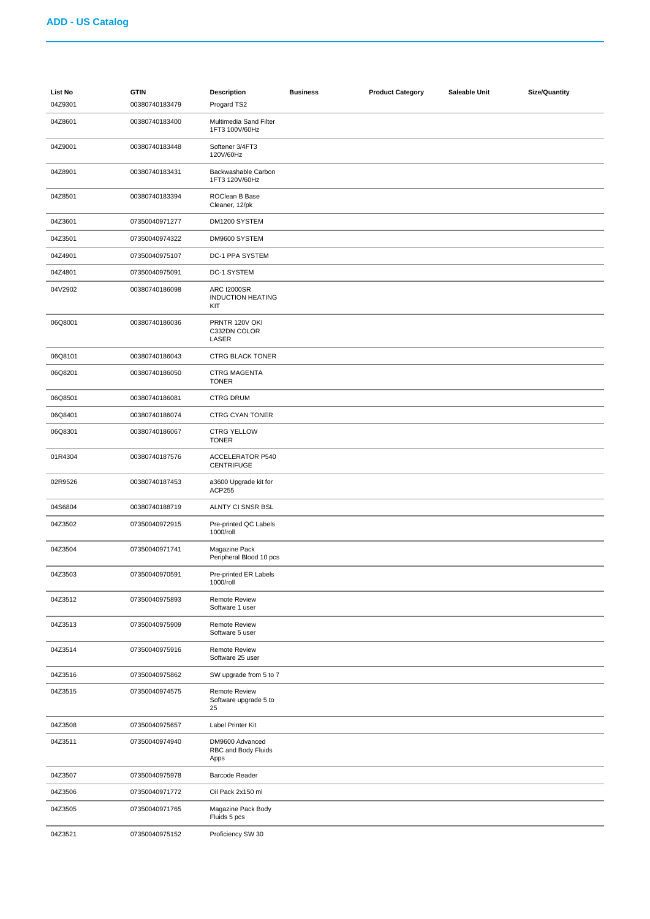## ADD - US Catalog

| List No | GTIN | Description | Business | Product Category | Saleable Unit | Size/Quantity |
|---|---|---|---|---|---|---|
| 04Z9301 | 00380740183479 | Progard TS2 | | | | |
| 04Z8601 | 00380740183400 | Multimedia Sand Filter 1FT3 100V/60Hz | | | | |
| 04Z9001 | 00380740183448 | Softener 3/4FT3 120V/60Hz | | | | |
| 04Z8901 | 00380740183431 | Backwashable Carbon 1FT3 120V/60Hz | | | | |
| 04Z8501 | 00380740183394 | ROClean B Base Cleaner, 12/pk | | | | |
| 04Z3601 | 07350040971277 | DM1200 SYSTEM | | | | |
| 04Z3501 | 07350040974322 | DM9600 SYSTEM | | | | |
| 04Z4901 | 07350040975107 | DC-1 PPA SYSTEM | | | | |
| 04Z4801 | 07350040975091 | DC-1 SYSTEM | | | | |
| 04V2902 | 00380740186098 | ARC I2000SR INDUCTION HEATING KIT | | | | |
| 06Q8001 | 00380740186036 | PRNTR 120V OKI C332DN COLOR LASER | | | | |
| 06Q8101 | 00380740186043 | CTRG BLACK TONER | | | | |
| 06Q8201 | 00380740186050 | CTRG MAGENTA TONER | | | | |
| 06Q8501 | 00380740186081 | CTRG DRUM | | | | |
| 06Q8401 | 00380740186074 | CTRG CYAN TONER | | | | |
| 06Q8301 | 00380740186067 | CTRG YELLOW TONER | | | | |
| 01R4304 | 00380740187576 | ACCELERATOR P540 CENTRIFUGE | | | | |
| 02R9526 | 00380740187453 | a3600 Upgrade kit for ACP255 | | | | |
| 04S6804 | 00380740188719 | ALNTY CI SNSR BSL | | | | |
| 04Z3502 | 07350040972915 | Pre-printed QC Labels 1000/roll | | | | |
| 04Z3504 | 07350040971741 | Magazine Pack Peripheral Blood 10 pcs | | | | |
| 04Z3503 | 07350040970591 | Pre-printed ER Labels 1000/roll | | | | |
| 04Z3512 | 07350040975893 | Remote Review Software 1 user | | | | |
| 04Z3513 | 07350040975909 | Remote Review Software 5 user | | | | |
| 04Z3514 | 07350040975916 | Remote Review Software 25 user | | | | |
| 04Z3516 | 07350040975862 | SW upgrade from 5 to 7 | | | | |
| 04Z3515 | 07350040974575 | Remote Review Software upgrade 5 to 25 | | | | |
| 04Z3508 | 07350040975657 | Label Printer Kit | | | | |
| 04Z3511 | 07350040974940 | DM9600 Advanced RBC and Body Fluids Apps | | | | |
| 04Z3507 | 07350040975978 | Barcode Reader | | | | |
| 04Z3506 | 07350040971772 | Oil Pack 2x150 ml | | | | |
| 04Z3505 | 07350040971765 | Magazine Pack Body Fluids 5 pcs | | | | |
| 04Z3521 | 07350040975152 | Proficiency SW 30 | | | | |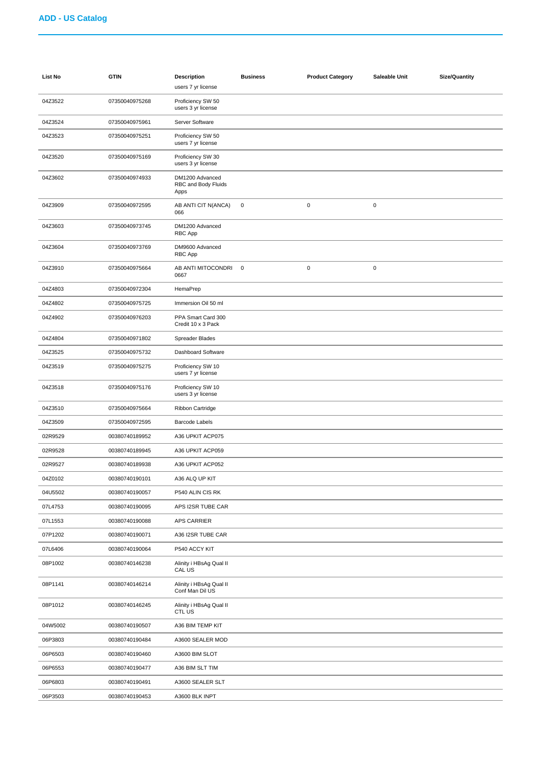## ADD - US Catalog

| List No | GTIN | Description | Business | Product Category | Saleable Unit | Size/Quantity |
|---|---|---|---|---|---|---|
| | | users 7 yr license | | | | |
| 04Z3522 | 07350040975268 | Proficiency SW 50 users 3 yr license | | | | |
| 04Z3524 | 07350040975961 | Server Software | | | | |
| 04Z3523 | 07350040975251 | Proficiency SW 50 users 7 yr license | | | | |
| 04Z3520 | 07350040975169 | Proficiency SW 30 users 3 yr license | | | | |
| 04Z3602 | 07350040974933 | DM1200 Advanced RBC and Body Fluids Apps | | | | |
| 04Z3909 | 07350040972595 | AB ANTI CIT N(ANCA) 066 | 0 | 0 | 0 | |
| 04Z3603 | 07350040973745 | DM1200 Advanced RBC App | | | | |
| 04Z3604 | 07350040973769 | DM9600 Advanced RBC App | | | | |
| 04Z3910 | 07350040975664 | AB ANTI MITOCONDRI 0667 | 0 | 0 | 0 | |
| 04Z4803 | 07350040972304 | HemaPrep | | | | |
| 04Z4802 | 07350040975725 | Immersion Oil 50 ml | | | | |
| 04Z4902 | 07350040976203 | PPA Smart Card 300 Credit 10 x 3 Pack | | | | |
| 04Z4804 | 07350040971802 | Spreader Blades | | | | |
| 04Z3525 | 07350040975732 | Dashboard Software | | | | |
| 04Z3519 | 07350040975275 | Proficiency SW 10 users 7 yr license | | | | |
| 04Z3518 | 07350040975176 | Proficiency SW 10 users 3 yr license | | | | |
| 04Z3510 | 07350040975664 | Ribbon Cartridge | | | | |
| 04Z3509 | 07350040972595 | Barcode Labels | | | | |
| 02R9529 | 00380740189952 | A36 UPKIT ACP075 | | | | |
| 02R9528 | 00380740189945 | A36 UPKIT ACP059 | | | | |
| 02R9527 | 00380740189938 | A36 UPKIT ACP052 | | | | |
| 04Z0102 | 00380740190101 | A36 ALQ UP KIT | | | | |
| 04U5502 | 00380740190057 | P540 ALIN CIS RK | | | | |
| 07L4753 | 00380740190095 | APS I2SR TUBE CAR | | | | |
| 07L1553 | 00380740190088 | APS CARRIER | | | | |
| 07P1202 | 00380740190071 | A36 I2SR TUBE CAR | | | | |
| 07L6406 | 00380740190064 | P540 ACCY KIT | | | | |
| 08P1002 | 00380740146238 | Alinity i HBsAg Qual II CAL US | | | | |
| 08P1141 | 00380740146214 | Alinity i HBsAg Qual II Conf Man Dil US | | | | |
| 08P1012 | 00380740146245 | Alinity i HBsAg Qual II CTL US | | | | |
| 04W5002 | 00380740190507 | A36 BIM TEMP KIT | | | | |
| 06P3803 | 00380740190484 | A3600 SEALER MOD | | | | |
| 06P6503 | 00380740190460 | A3600 BIM SLOT | | | | |
| 06P6553 | 00380740190477 | A36 BIM SLT TIM | | | | |
| 06P6803 | 00380740190491 | A3600 SEALER SLT | | | | |
| 06P3503 | 00380740190453 | A3600 BLK INPT | | | | |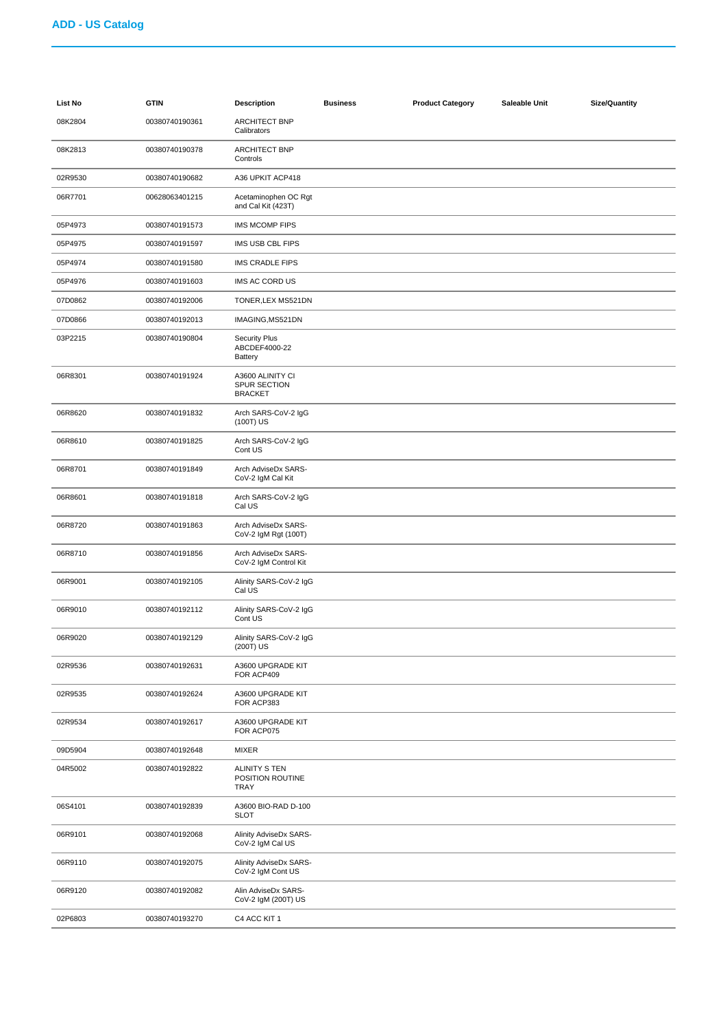## ADD - US Catalog

| List No | GTIN | Description | Business | Product Category | Saleable Unit | Size/Quantity |
|---|---|---|---|---|---|---|
| 08K2804 | 00380740190361 | ARCHITECT BNP Calibrators | | | | |
| 08K2813 | 00380740190378 | ARCHITECT BNP Controls | | | | |
| 02R9530 | 00380740190682 | A36 UPKIT ACP418 | | | | |
| 06R7701 | 00628063401215 | Acetaminophen OC Rgt and Cal Kit (423T) | | | | |
| 05P4973 | 00380740191573 | IMS MCOMP FIPS | | | | |
| 05P4975 | 00380740191597 | IMS USB CBL FIPS | | | | |
| 05P4974 | 00380740191580 | IMS CRADLE FIPS | | | | |
| 05P4976 | 00380740191603 | IMS AC CORD US | | | | |
| 07D0862 | 00380740192006 | TONER,LEX MS521DN | | | | |
| 07D0866 | 00380740192013 | IMAGING,MS521DN | | | | |
| 03P2215 | 00380740190804 | Security Plus ABCDEF4000-22 Battery | | | | |
| 06R8301 | 00380740191924 | A3600 ALINITY CI SPUR SECTION BRACKET | | | | |
| 06R8620 | 00380740191832 | Arch SARS-CoV-2 IgG (100T) US | | | | |
| 06R8610 | 00380740191825 | Arch SARS-CoV-2 IgG Cont US | | | | |
| 06R8701 | 00380740191849 | Arch AdviseDx SARS-CoV-2 IgM Cal Kit | | | | |
| 06R8601 | 00380740191818 | Arch SARS-CoV-2 IgG Cal US | | | | |
| 06R8720 | 00380740191863 | Arch AdviseDx SARS-CoV-2 IgM Rgt (100T) | | | | |
| 06R8710 | 00380740191856 | Arch AdviseDx SARS-CoV-2 IgM Control Kit | | | | |
| 06R9001 | 00380740192105 | Alinity SARS-CoV-2 IgG Cal US | | | | |
| 06R9010 | 00380740192112 | Alinity SARS-CoV-2 IgG Cont US | | | | |
| 06R9020 | 00380740192129 | Alinity SARS-CoV-2 IgG (200T) US | | | | |
| 02R9536 | 00380740192631 | A3600 UPGRADE KIT FOR ACP409 | | | | |
| 02R9535 | 00380740192624 | A3600 UPGRADE KIT FOR ACP383 | | | | |
| 02R9534 | 00380740192617 | A3600 UPGRADE KIT FOR ACP075 | | | | |
| 09D5904 | 00380740192648 | MIXER | | | | |
| 04R5002 | 00380740192822 | ALINITY S TEN POSITION ROUTINE TRAY | | | | |
| 06S4101 | 00380740192839 | A3600 BIO-RAD D-100 SLOT | | | | |
| 06R9101 | 00380740192068 | Alinity AdviseDx SARS-CoV-2 IgM Cal US | | | | |
| 06R9110 | 00380740192075 | Alinity AdviseDx SARS-CoV-2 IgM Cont US | | | | |
| 06R9120 | 00380740192082 | Alin AdviseDx SARS-CoV-2 IgM (200T) US | | | | |
| 02P6803 | 00380740193270 | C4 ACC KIT 1 | | | | |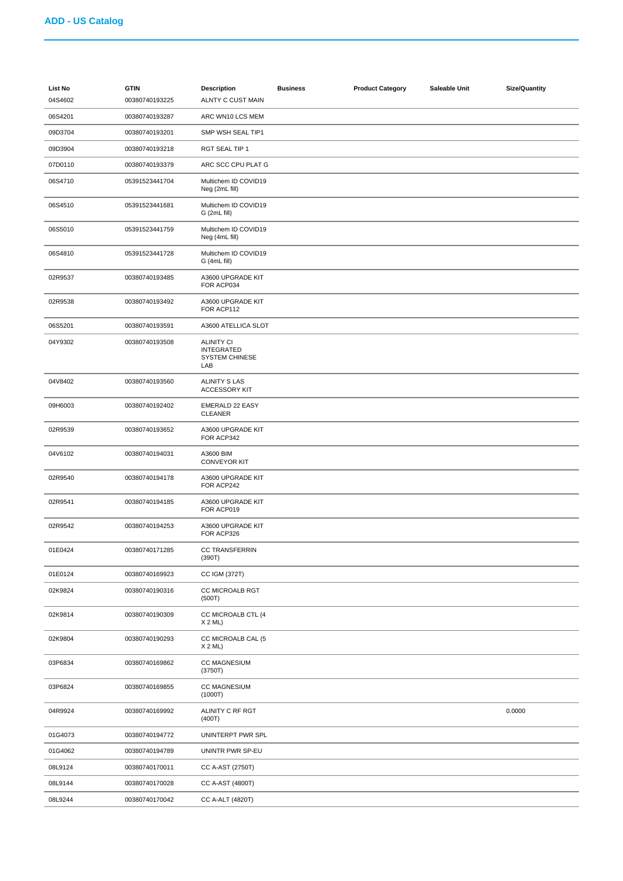## ADD - US Catalog

| List No | GTIN | Description | Business | Product Category | Saleable Unit | Size/Quantity |
|---|---|---|---|---|---|---|
| 04S4602 | 00380740193225 | ALNTY C CUST MAIN | | | | |
| 06S4201 | 00380740193287 | ARC WN10 LCS MEM | | | | |
| 09D3704 | 00380740193201 | SMP WSH SEAL TIP1 | | | | |
| 09D3904 | 00380740193218 | RGT SEAL TIP 1 | | | | |
| 07D0110 | 00380740193379 | ARC SCC CPU PLAT G | | | | |
| 06S4710 | 05391523441704 | Multichem ID COVID19 Neg (2mL fill) | | | | |
| 06S4510 | 05391523441681 | Multichem ID COVID19 G (2mL fill) | | | | |
| 06S5010 | 05391523441759 | Multichem ID COVID19 Neg (4mL fill) | | | | |
| 06S4810 | 05391523441728 | Multichem ID COVID19 G (4mL fill) | | | | |
| 02R9537 | 00380740193485 | A3600 UPGRADE KIT FOR ACP034 | | | | |
| 02R9538 | 00380740193492 | A3600 UPGRADE KIT FOR ACP112 | | | | |
| 06S5201 | 00380740193591 | A3600 ATELLICA SLOT | | | | |
| 04Y9302 | 00380740193508 | ALINITY CI INTEGRATED SYSTEM CHINESE LAB | | | | |
| 04V8402 | 00380740193560 | ALINITY S LAS ACCESSORY KIT | | | | |
| 09H6003 | 00380740192402 | EMERALD 22 EASY CLEANER | | | | |
| 02R9539 | 00380740193652 | A3600 UPGRADE KIT FOR ACP342 | | | | |
| 04V6102 | 00380740194031 | A3600 BIM CONVEYOR KIT | | | | |
| 02R9540 | 00380740194178 | A3600 UPGRADE KIT FOR ACP242 | | | | |
| 02R9541 | 00380740194185 | A3600 UPGRADE KIT FOR ACP019 | | | | |
| 02R9542 | 00380740194253 | A3600 UPGRADE KIT FOR ACP326 | | | | |
| 01E0424 | 00380740171285 | CC TRANSFERRIN (390T) | | | | |
| 01E0124 | 00380740169923 | CC IGM (372T) | | | | |
| 02K9824 | 00380740190316 | CC MICROALB RGT (500T) | | | | |
| 02K9814 | 00380740190309 | CC MICROALB CTL (4 X 2 ML) | | | | |
| 02K9804 | 00380740190293 | CC MICROALB CAL (5 X 2 ML) | | | | |
| 03P6834 | 00380740169862 | CC MAGNESIUM (3750T) | | | | |
| 03P6824 | 00380740169855 | CC MAGNESIUM (1000T) | | | | |
| 04R9924 | 00380740169992 | ALINITY C RF RGT (400T) | | | | 0.0000 |
| 01G4073 | 00380740194772 | UNINTERPT PWR SPL | | | | |
| 01G4062 | 00380740194789 | UNINTR PWR SP-EU | | | | |
| 08L9124 | 00380740170011 | CC A-AST (2750T) | | | | |
| 08L9144 | 00380740170028 | CC A-AST (4800T) | | | | |
| 08L9244 | 00380740170042 | CC A-ALT (4820T) | | | | |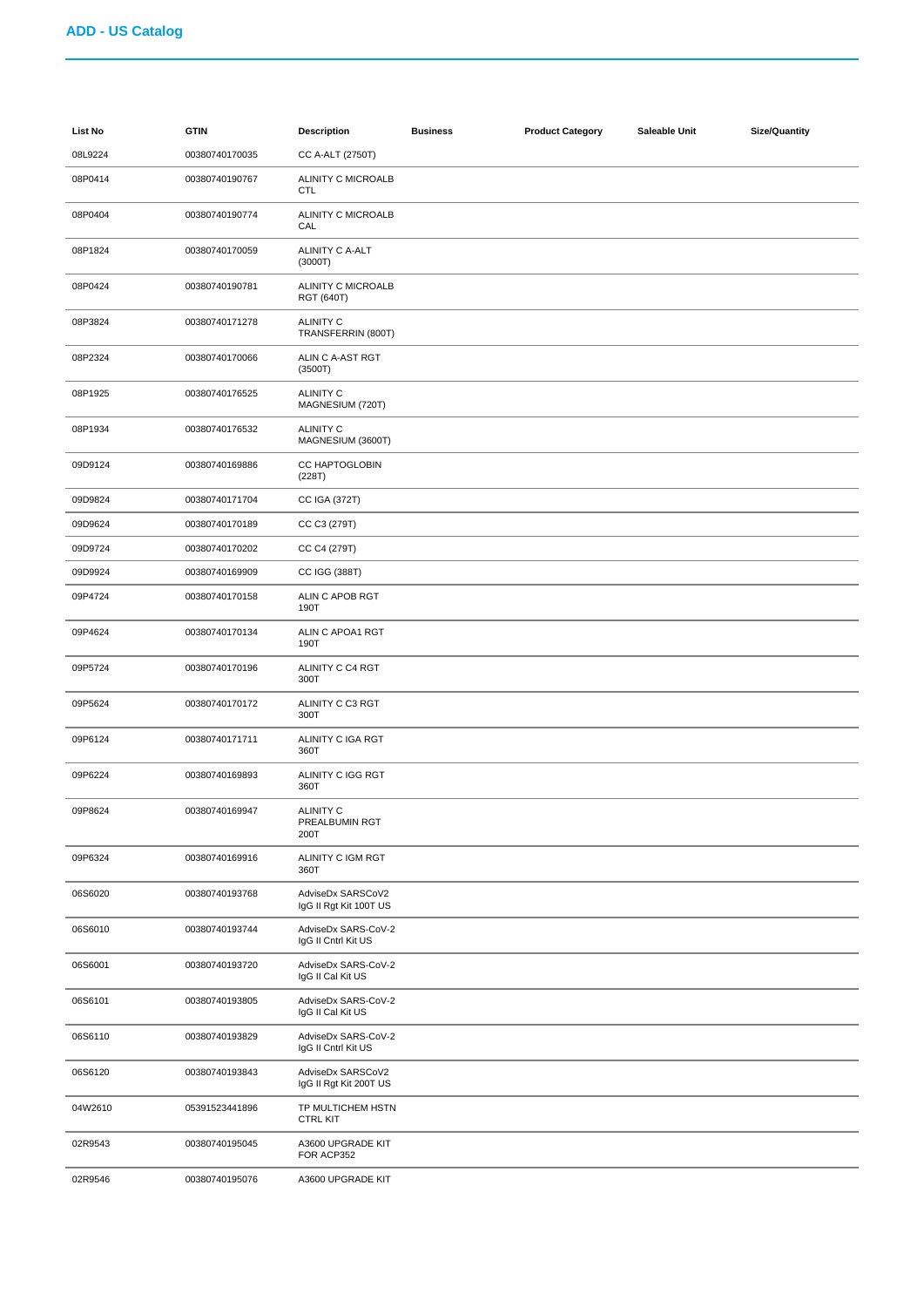## ADD - US Catalog

| List No | GTIN | Description | Business | Product Category | Saleable Unit | Size/Quantity |
|---|---|---|---|---|---|---|
| 08L9224 | 00380740170035 | CC A-ALT (2750T) | | | | |
| 08P0414 | 00380740190767 | ALINITY C MICROALB CTL | | | | |
| 08P0404 | 00380740190774 | ALINITY C MICROALB CAL | | | | |
| 08P1824 | 00380740170059 | ALINITY C A-ALT (3000T) | | | | |
| 08P0424 | 00380740190781 | ALINITY C MICROALB RGT (640T) | | | | |
| 08P3824 | 00380740171278 | ALINITY C TRANSFERRIN (800T) | | | | |
| 08P2324 | 00380740170066 | ALIN C A-AST RGT (3500T) | | | | |
| 08P1925 | 00380740176525 | ALINITY C MAGNESIUM (720T) | | | | |
| 08P1934 | 00380740176532 | ALINITY C MAGNESIUM (3600T) | | | | |
| 09D9124 | 00380740169886 | CC HAPTOGLOBIN (228T) | | | | |
| 09D9824 | 00380740171704 | CC IGA (372T) | | | | |
| 09D9624 | 00380740170189 | CC C3 (279T) | | | | |
| 09D9724 | 00380740170202 | CC C4 (279T) | | | | |
| 09D9924 | 00380740169909 | CC IGG (388T) | | | | |
| 09P4724 | 00380740170158 | ALIN C APOB RGT 190T | | | | |
| 09P4624 | 00380740170134 | ALIN C APOA1 RGT 190T | | | | |
| 09P5724 | 00380740170196 | ALINITY C C4 RGT 300T | | | | |
| 09P5624 | 00380740170172 | ALINITY C C3 RGT 300T | | | | |
| 09P6124 | 00380740171711 | ALINITY C IGA RGT 360T | | | | |
| 09P6224 | 00380740169893 | ALINITY C IGG RGT 360T | | | | |
| 09P8624 | 00380740169947 | ALINITY C PREALBUMIN RGT 200T | | | | |
| 09P6324 | 00380740169916 | ALINITY C IGM RGT 360T | | | | |
| 06S6020 | 00380740193768 | AdviseDx SARSCoV2 IgG II Rgt Kit 100T US | | | | |
| 06S6010 | 00380740193744 | AdviseDx SARS-CoV-2 IgG II Cntrl Kit US | | | | |
| 06S6001 | 00380740193720 | AdviseDx SARS-CoV-2 IgG II Cal Kit US | | | | |
| 06S6101 | 00380740193805 | AdviseDx SARS-CoV-2 IgG II Cal Kit US | | | | |
| 06S6110 | 00380740193829 | AdviseDx SARS-CoV-2 IgG II Cntrl Kit US | | | | |
| 06S6120 | 00380740193843 | AdviseDx SARSCoV2 IgG II Rgt Kit 200T US | | | | |
| 04W2610 | 05391523441896 | TP MULTICHEM HSTN CTRL KIT | | | | |
| 02R9543 | 00380740195045 | A3600 UPGRADE KIT FOR ACP352 | | | | |
| 02R9546 | 00380740195076 | A3600 UPGRADE KIT | | | | |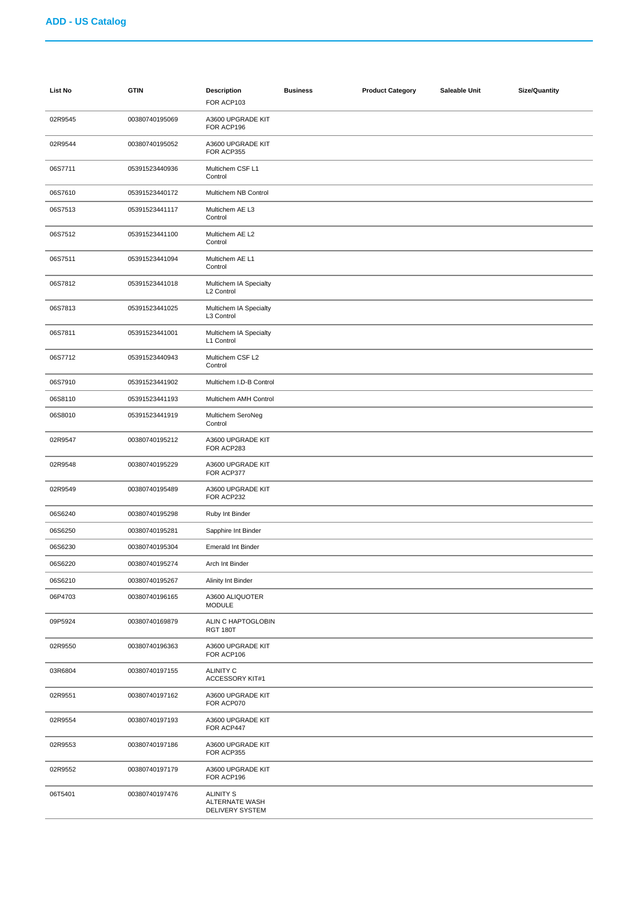## ADD - US Catalog

| List No | GTIN | Description | Business | Product Category | Saleable Unit | Size/Quantity |
|---|---|---|---|---|---|---|
| | | FOR ACP103 | | | | |
| 02R9545 | 00380740195069 | A3600 UPGRADE KIT FOR ACP196 | | | | |
| 02R9544 | 00380740195052 | A3600 UPGRADE KIT FOR ACP355 | | | | |
| 06S7711 | 05391523440936 | Multichem CSF L1 Control | | | | |
| 06S7610 | 05391523440172 | Multichem NB Control | | | | |
| 06S7513 | 05391523441117 | Multichem AE L3 Control | | | | |
| 06S7512 | 05391523441100 | Multichem AE L2 Control | | | | |
| 06S7511 | 05391523441094 | Multichem AE L1 Control | | | | |
| 06S7812 | 05391523441018 | Multichem IA Specialty L2 Control | | | | |
| 06S7813 | 05391523441025 | Multichem IA Specialty L3 Control | | | | |
| 06S7811 | 05391523441001 | Multichem IA Specialty L1 Control | | | | |
| 06S7712 | 05391523440943 | Multichem CSF L2 Control | | | | |
| 06S7910 | 05391523441902 | Multichem I.D-B Control | | | | |
| 06S8110 | 05391523441193 | Multichem AMH Control | | | | |
| 06S8010 | 05391523441919 | Multichem SeroNeg Control | | | | |
| 02R9547 | 00380740195212 | A3600 UPGRADE KIT FOR ACP283 | | | | |
| 02R9548 | 00380740195229 | A3600 UPGRADE KIT FOR ACP377 | | | | |
| 02R9549 | 00380740195489 | A3600 UPGRADE KIT FOR ACP232 | | | | |
| 06S6240 | 00380740195298 | Ruby Int Binder | | | | |
| 06S6250 | 00380740195281 | Sapphire Int Binder | | | | |
| 06S6230 | 00380740195304 | Emerald Int Binder | | | | |
| 06S6220 | 00380740195274 | Arch Int Binder | | | | |
| 06S6210 | 00380740195267 | Alinity Int Binder | | | | |
| 06P4703 | 00380740196165 | A3600 ALIQUOTER MODULE | | | | |
| 09P5924 | 00380740169879 | ALIN C HAPTOGLOBIN RGT 180T | | | | |
| 02R9550 | 00380740196363 | A3600 UPGRADE KIT FOR ACP106 | | | | |
| 03R6804 | 00380740197155 | ALINITY C ACCESSORY KIT#1 | | | | |
| 02R9551 | 00380740197162 | A3600 UPGRADE KIT FOR ACP070 | | | | |
| 02R9554 | 00380740197193 | A3600 UPGRADE KIT FOR ACP447 | | | | |
| 02R9553 | 00380740197186 | A3600 UPGRADE KIT FOR ACP355 | | | | |
| 02R9552 | 00380740197179 | A3600 UPGRADE KIT FOR ACP196 | | | | |
| 06T5401 | 00380740197476 | ALINITY S ALTERNATE WASH DELIVERY SYSTEM | | | | |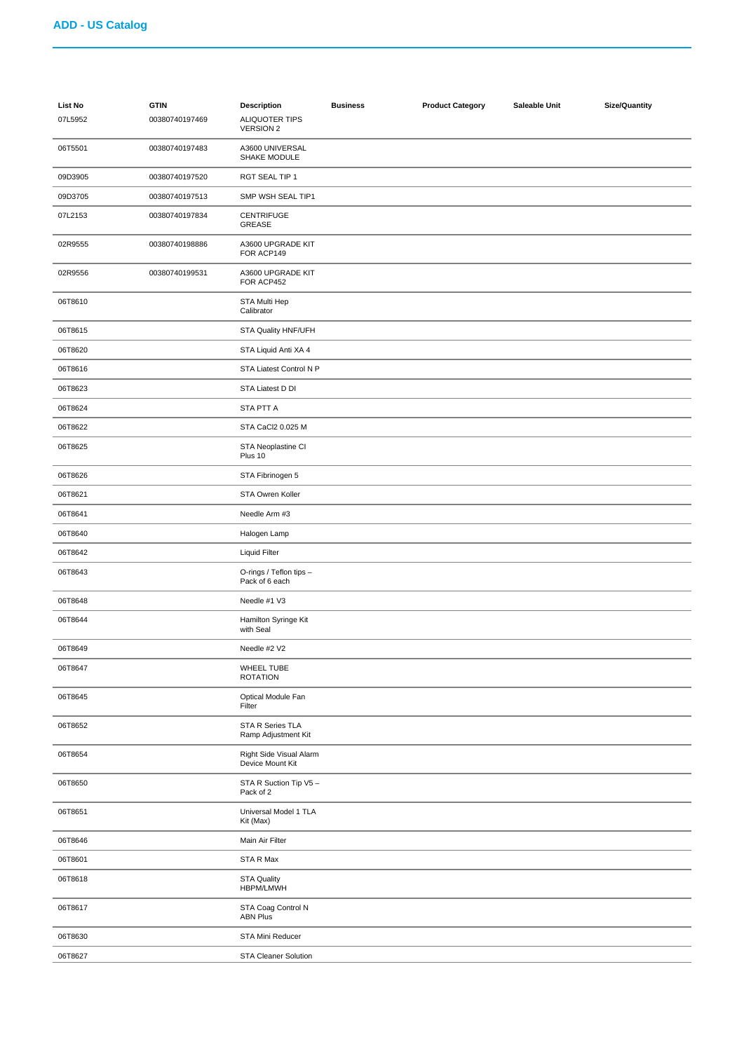## ADD - US Catalog

| List No | GTIN | Description | Business | Product Category | Saleable Unit | Size/Quantity |
|---|---|---|---|---|---|---|
| 07L5952 | 00380740197469 | ALIQUOTER TIPS VERSION 2 | | | | |
| 06T5501 | 00380740197483 | A3600 UNIVERSAL SHAKE MODULE | | | | |
| 09D3905 | 00380740197520 | RGT SEAL TIP 1 | | | | |
| 09D3705 | 00380740197513 | SMP WSH SEAL TIP1 | | | | |
| 07L2153 | 00380740197834 | CENTRIFUGE GREASE | | | | |
| 02R9555 | 00380740198886 | A3600 UPGRADE KIT FOR ACP149 | | | | |
| 02R9556 | 00380740199531 | A3600 UPGRADE KIT FOR ACP452 | | | | |
| 06T8610 | | STA Multi Hep Calibrator | | | | |
| 06T8615 | | STA Quality HNF/UFH | | | | |
| 06T8620 | | STA Liquid Anti XA 4 | | | | |
| 06T8616 | | STA Liatest Control N P | | | | |
| 06T8623 | | STA Liatest D DI | | | | |
| 06T8624 | | STA PTT A | | | | |
| 06T8622 | | STA CaCl2 0.025 M | | | | |
| 06T8625 | | STA Neoplastine CI Plus 10 | | | | |
| 06T8626 | | STA Fibrinogen 5 | | | | |
| 06T8621 | | STA Owren Koller | | | | |
| 06T8641 | | Needle Arm #3 | | | | |
| 06T8640 | | Halogen Lamp | | | | |
| 06T8642 | | Liquid Filter | | | | |
| 06T8643 | | O-rings / Teflon tips – Pack of 6 each | | | | |
| 06T8648 | | Needle #1 V3 | | | | |
| 06T8644 | | Hamilton Syringe Kit with Seal | | | | |
| 06T8649 | | Needle #2 V2 | | | | |
| 06T8647 | | WHEEL TUBE ROTATION | | | | |
| 06T8645 | | Optical Module Fan Filter | | | | |
| 06T8652 | | STA R Series TLA Ramp Adjustment Kit | | | | |
| 06T8654 | | Right Side Visual Alarm Device Mount Kit | | | | |
| 06T8650 | | STA R Suction Tip V5 – Pack of 2 | | | | |
| 06T8651 | | Universal Model 1 TLA Kit (Max) | | | | |
| 06T8646 | | Main Air Filter | | | | |
| 06T8601 | | STA R Max | | | | |
| 06T8618 | | STA Quality HBPM/LMWH | | | | |
| 06T8617 | | STA Coag Control N ABN Plus | | | | |
| 06T8630 | | STA Mini Reducer | | | | |
| 06T8627 | | STA Cleaner Solution | | | | |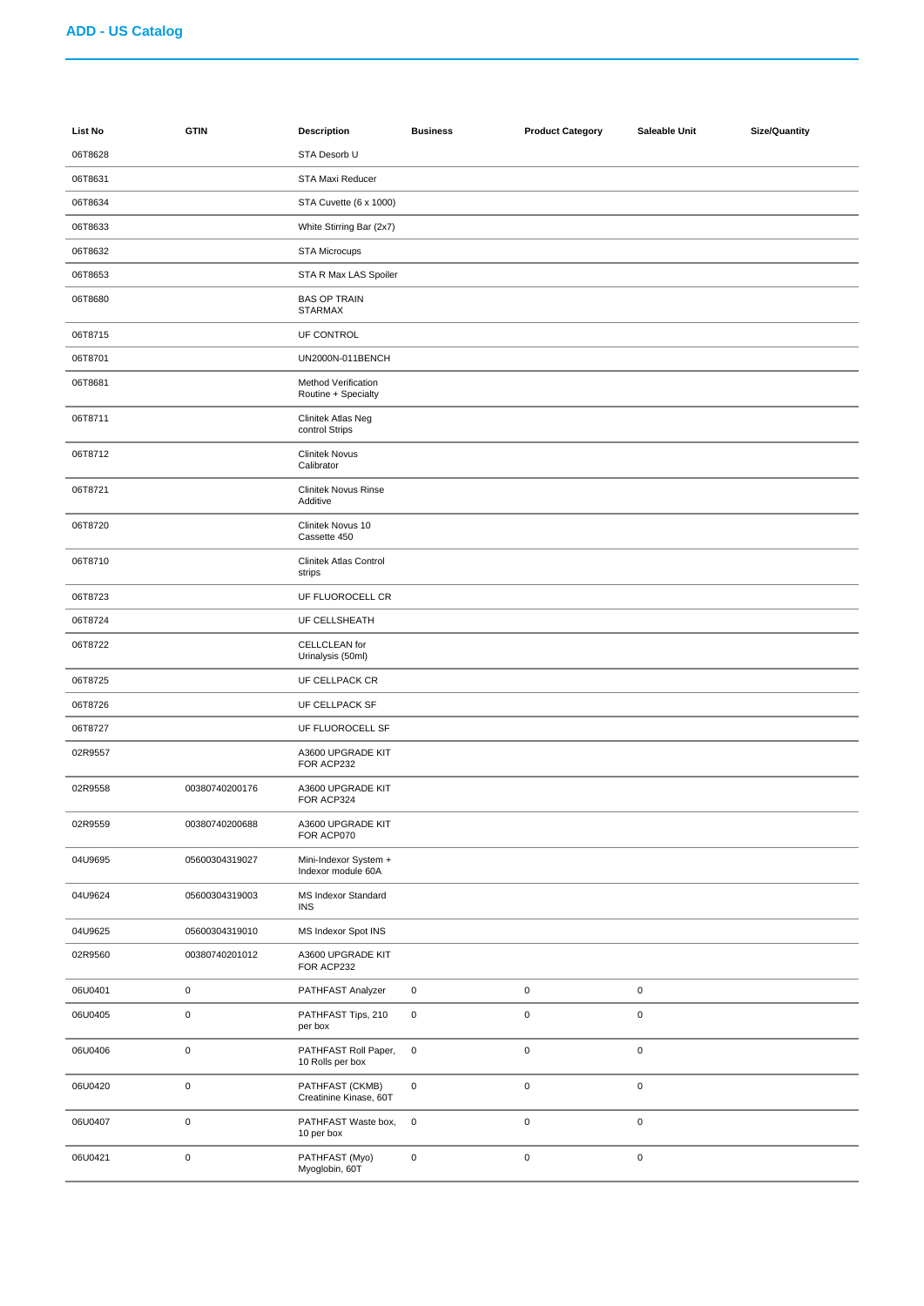## ADD - US Catalog

| List No | GTIN | Description | Business | Product Category | Saleable Unit | Size/Quantity |
|---|---|---|---|---|---|---|
| 06T8628 | | STA Desorb U | | | | |
| 06T8631 | | STA Maxi Reducer | | | | |
| 06T8634 | | STA Cuvette (6 x 1000) | | | | |
| 06T8633 | | White Stirring Bar (2x7) | | | | |
| 06T8632 | | STA Microcups | | | | |
| 06T8653 | | STA R Max LAS Spoiler | | | | |
| 06T8680 | | BAS OP TRAIN STARMAX | | | | |
| 06T8715 | | UF CONTROL | | | | |
| 06T8701 | | UN2000N-011BENCH | | | | |
| 06T8681 | | Method Verification Routine + Specialty | | | | |
| 06T8711 | | Clinitek Atlas Neg control Strips | | | | |
| 06T8712 | | Clinitek Novus Calibrator | | | | |
| 06T8721 | | Clinitek Novus Rinse Additive | | | | |
| 06T8720 | | Clinitek Novus 10 Cassette 450 | | | | |
| 06T8710 | | Clinitek Atlas Control strips | | | | |
| 06T8723 | | UF FLUOROCELL CR | | | | |
| 06T8724 | | UF CELLSHEATH | | | | |
| 06T8722 | | CELLCLEAN for Urinalysis (50ml) | | | | |
| 06T8725 | | UF CELLPACK CR | | | | |
| 06T8726 | | UF CELLPACK SF | | | | |
| 06T8727 | | UF FLUOROCELL SF | | | | |
| 02R9557 | | A3600 UPGRADE KIT FOR ACP232 | | | | |
| 02R9558 | 00380740200176 | A3600 UPGRADE KIT FOR ACP324 | | | | |
| 02R9559 | 00380740200688 | A3600 UPGRADE KIT FOR ACP070 | | | | |
| 04U9695 | 05600304319027 | Mini-Indexor System + Indexor module 60A | | | | |
| 04U9624 | 05600304319003 | MS Indexor Standard INS | | | | |
| 04U9625 | 05600304319010 | MS Indexor Spot INS | | | | |
| 02R9560 | 00380740201012 | A3600 UPGRADE KIT FOR ACP232 | | | | |
| 06U0401 | 0 | PATHFAST Analyzer | 0 | 0 | 0 | |
| 06U0405 | 0 | PATHFAST Tips, 210 per box | 0 | 0 | 0 | |
| 06U0406 | 0 | PATHFAST Roll Paper, 10 Rolls per box | 0 | 0 | 0 | |
| 06U0420 | 0 | PATHFAST (CKMB) Creatinine Kinase, 60T | 0 | 0 | 0 | |
| 06U0407 | 0 | PATHFAST Waste box, 10 per box | 0 | 0 | 0 | |
| 06U0421 | 0 | PATHFAST (Myo) Myoglobin, 60T | 0 | 0 | 0 | |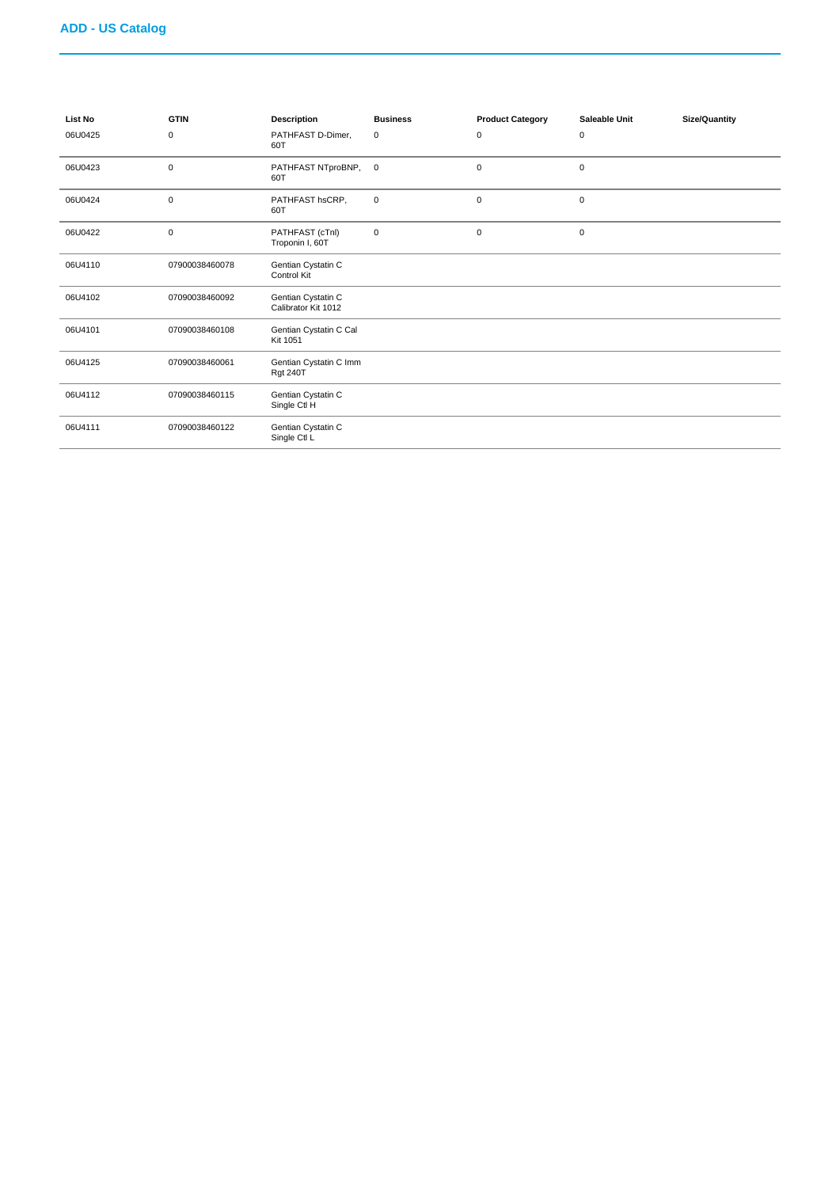| List No | GTIN | Description | Business | Product Category | Saleable Unit | Size/Quantity |
|---|---|---|---|---|---|---|
| 06U0425 | 0 | PATHFAST D-Dimer, 60T | 0 | 0 | 0 | |
| 06U0423 | 0 | PATHFAST NTproBNP, 60T | 0 | 0 | 0 | |
| 06U0424 | 0 | PATHFAST hsCRP, 60T | 0 | 0 | 0 | |
| 06U0422 | 0 | PATHFAST (cTnI) Troponin I, 60T | 0 | 0 | 0 | |
| 06U4110 | 07900038460078 | Gentian Cystatin C Control Kit | | | | |
| 06U4102 | 07090038460092 | Gentian Cystatin C Calibrator Kit 1012 | | | | |
| 06U4101 | 07090038460108 | Gentian Cystatin C Cal Kit 1051 | | | | |
| 06U4125 | 07090038460061 | Gentian Cystatin C Imm Rgt 240T | | | | |
| 06U4112 | 07090038460115 | Gentian Cystatin C Single Ctl H | | | | |
| 06U4111 | 07090038460122 | Gentian Cystatin C Single Ctl L | | | | |